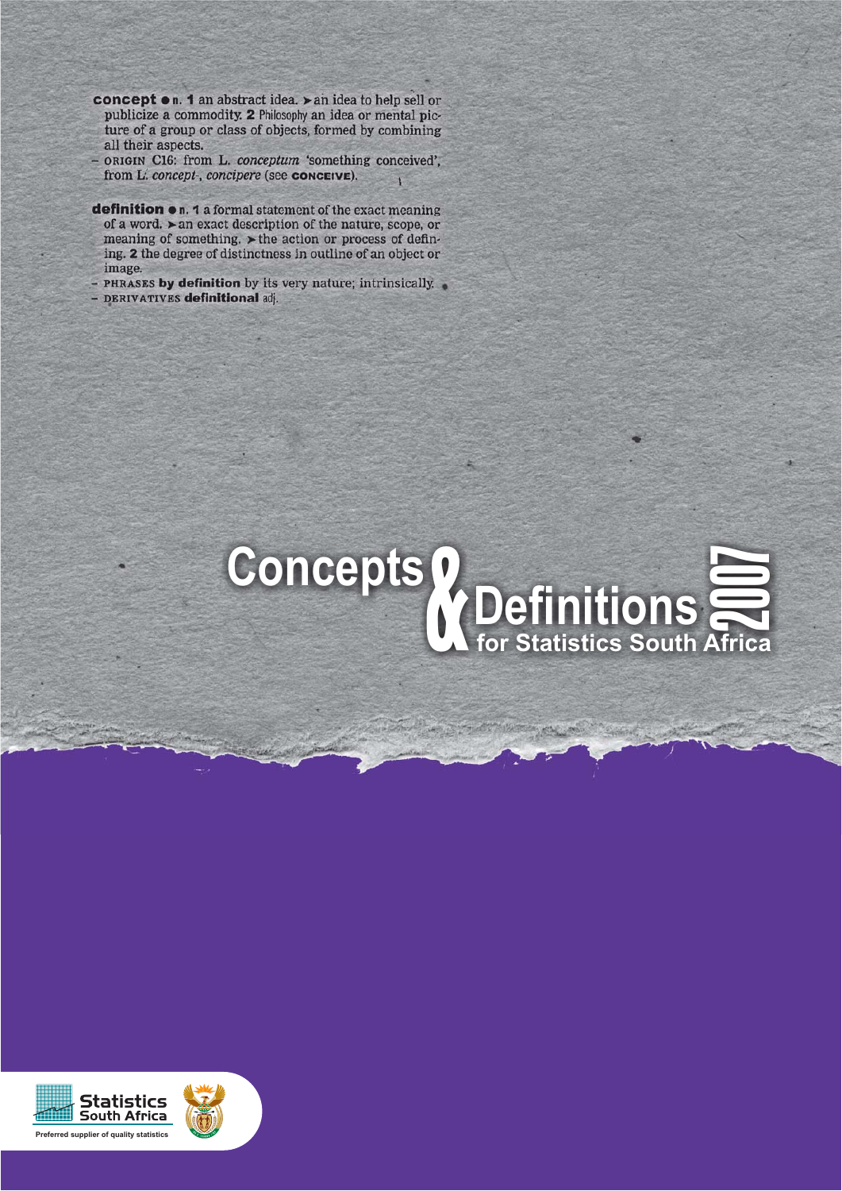**concept** • n. **1** an abstract idea. ➤ an idea to help sell or publicize a commodity. **2** Philosophy an idea or mental picture of a group or class of objects, formed by combining all their aspects.
– ORIGIN C16: from L. *conceptum* 'something conceived', from L. *concept-*, *concipere* (see **CONCEIVE**).

**definition** • n. **1** a formal statement of the exact meaning of a word. ➤ an exact description of the nature, scope, or meaning of something. ➤ the action or process of defining. **2** the degree of distinctness in outline of an object or image.
– PHRASES **by definition** by its very nature; intrinsically.
– DERIVATIVES **definitional** adj.

# Concepts & Definitions 2007

## for Statistics South Africa

Statistics South Africa

Preferred supplier of quality statistics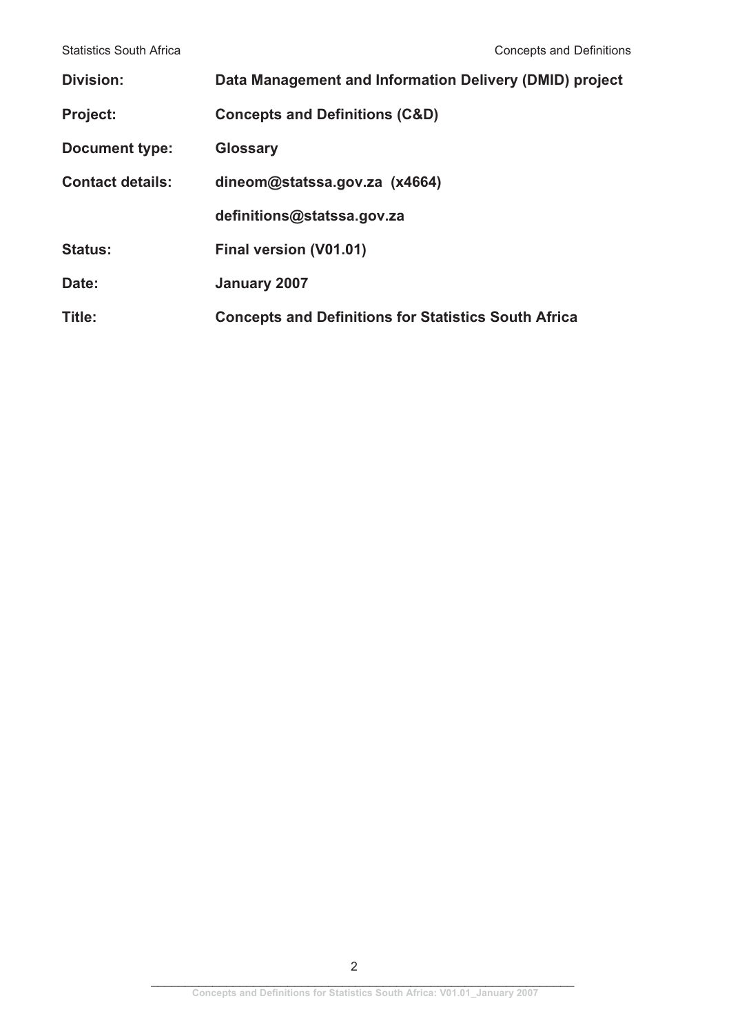**Division:** Data Management and Information Delivery (DMID) project

**Project:** Concepts and Definitions (C&D)

**Document type:** Glossary

**Contact details:** dineom@statssa.gov.za (x4664)

definitions@statssa.gov.za

**Status:** Final version (V01.01)

**Date:** January 2007

**Title:** Concepts and Definitions for Statistics South Africa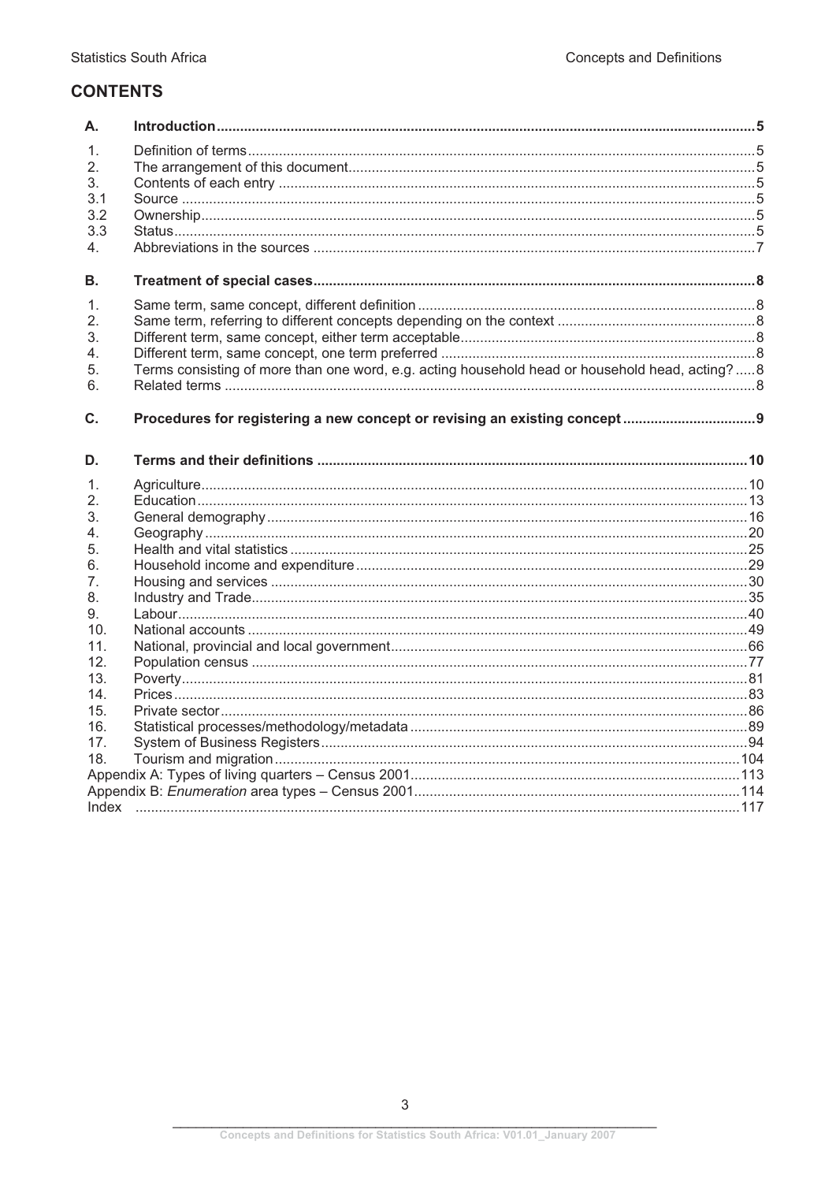## CONTENTS

| | | |
|---|---|---|
| **A.** | **Introduction** | **5** |
| 1. | Definition of terms | 5 |
| 2. | The arrangement of this document | 5 |
| 3. | Contents of each entry | 5 |
| 3.1 | Source | 5 |
| 3.2 | Ownership | 5 |
| 3.3 | Status | 5 |
| 4. | Abbreviations in the sources | 7 |
| **B.** | **Treatment of special cases** | **8** |
| 1. | Same term, same concept, different definition | 8 |
| 2. | Same term, referring to different concepts depending on the context | 8 |
| 3. | Different term, same concept, either term acceptable | 8 |
| 4. | Different term, same concept, one term preferred | 8 |
| 5. | Terms consisting of more than one word, e.g. acting household head or household head, acting? | 8 |
| 6. | Related terms | 8 |
| **C.** | **Procedures for registering a new concept or revising an existing concept** | **9** |
| **D.** | **Terms and their definitions** | **10** |
| 1. | Agriculture | 10 |
| 2. | Education | 13 |
| 3. | General demography | 16 |
| 4. | Geography | 20 |
| 5. | Health and vital statistics | 25 |
| 6. | Household income and expenditure | 29 |
| 7. | Housing and services | 30 |
| 8. | Industry and Trade | 35 |
| 9. | Labour | 40 |
| 10. | National accounts | 49 |
| 11. | National, provincial and local government | 66 |
| 12. | Population census | 77 |
| 13. | Poverty | 81 |
| 14. | Prices | 83 |
| 15. | Private sector | 86 |
| 16. | Statistical processes/methodology/metadata | 89 |
| 17. | System of Business Registers | 94 |
| 18. | Tourism and migration | 104 |
| | Appendix A: Types of living quarters – Census 2001 | 113 |
| | Appendix B: *Enumeration* area types – Census 2001 | 114 |
| | Index | 117 |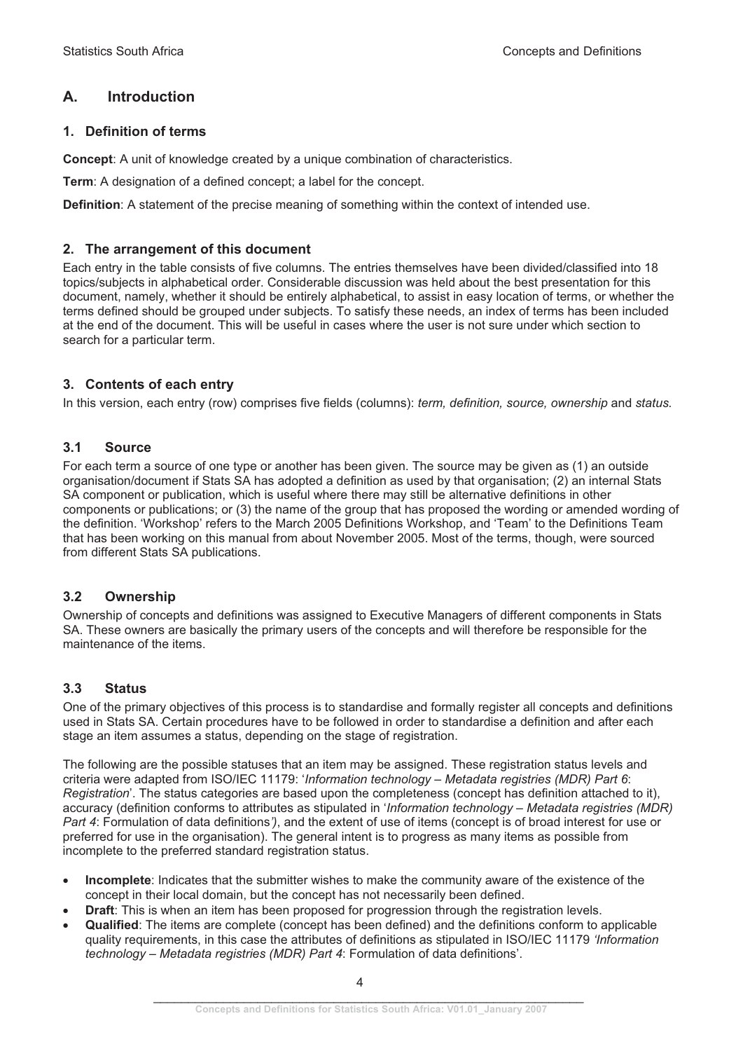## A. Introduction

### 1. Definition of terms

**Concept**: A unit of knowledge created by a unique combination of characteristics.

**Term**: A designation of a defined concept; a label for the concept.

**Definition**: A statement of the precise meaning of something within the context of intended use.

### 2. The arrangement of this document

Each entry in the table consists of five columns. The entries themselves have been divided/classified into 18 topics/subjects in alphabetical order. Considerable discussion was held about the best presentation for this document, namely, whether it should be entirely alphabetical, to assist in easy location of terms, or whether the terms defined should be grouped under subjects. To satisfy these needs, an index of terms has been included at the end of the document. This will be useful in cases where the user is not sure under which section to search for a particular term.

### 3. Contents of each entry

In this version, each entry (row) comprises five fields (columns): *term, definition, source, ownership* and *status.*

### 3.1 Source

For each term a source of one type or another has been given. The source may be given as (1) an outside organisation/document if Stats SA has adopted a definition as used by that organisation; (2) an internal Stats SA component or publication, which is useful where there may still be alternative definitions in other components or publications; or (3) the name of the group that has proposed the wording or amended wording of the definition. 'Workshop' refers to the March 2005 Definitions Workshop, and 'Team' to the Definitions Team that has been working on this manual from about November 2005. Most of the terms, though, were sourced from different Stats SA publications.

### 3.2 Ownership

Ownership of concepts and definitions was assigned to Executive Managers of different components in Stats SA. These owners are basically the primary users of the concepts and will therefore be responsible for the maintenance of the items.

### 3.3 Status

One of the primary objectives of this process is to standardise and formally register all concepts and definitions used in Stats SA. Certain procedures have to be followed in order to standardise a definition and after each stage an item assumes a status, depending on the stage of registration.

The following are the possible statuses that an item may be assigned. These registration status levels and criteria were adapted from ISO/IEC 11179: '*Information technology – Metadata registries (MDR) Part 6*: *Registration*'. The status categories are based upon the completeness (concept has definition attached to it), accuracy (definition conforms to attributes as stipulated in '*Information technology – Metadata registries (MDR) Part 4*: Formulation of data definitions*'*), and the extent of use of items (concept is of broad interest for use or preferred for use in the organisation). The general intent is to progress as many items as possible from incomplete to the preferred standard registration status.

- **Incomplete**: Indicates that the submitter wishes to make the community aware of the existence of the concept in their local domain, but the concept has not necessarily been defined.
- **Draft**: This is when an item has been proposed for progression through the registration levels.
- **Qualified**: The items are complete (concept has been defined) and the definitions conform to applicable quality requirements, in this case the attributes of definitions as stipulated in ISO/IEC 11179 *'Information technology – Metadata registries (MDR) Part 4*: Formulation of data definitions'.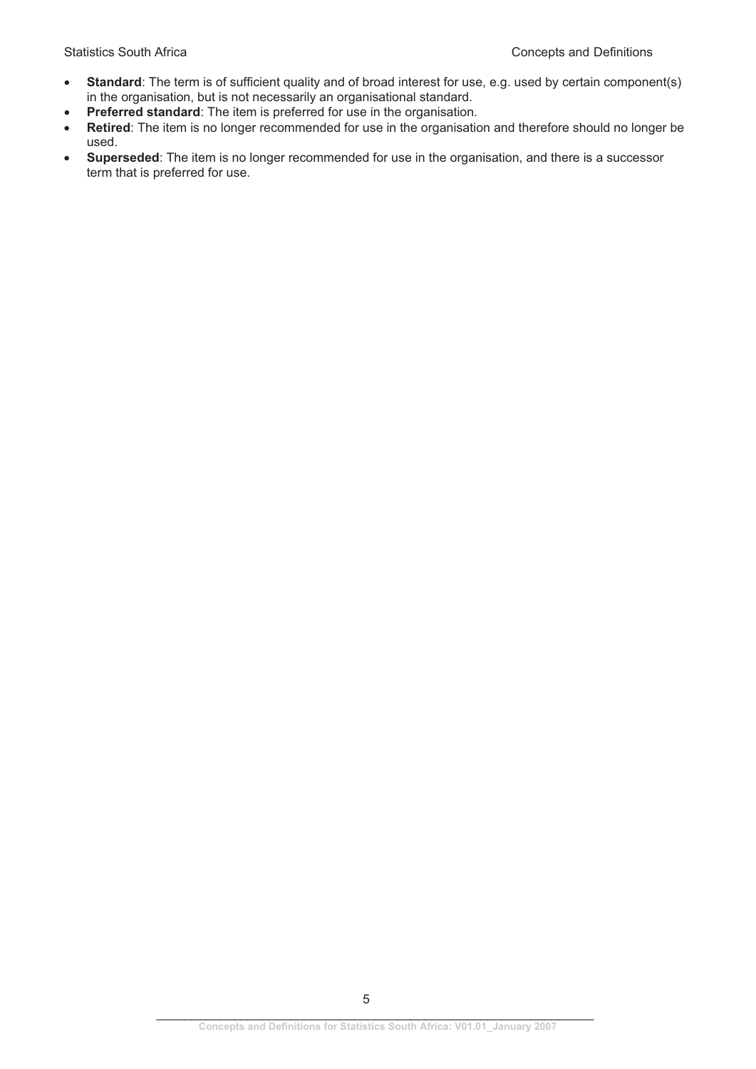- **Standard**: The term is of sufficient quality and of broad interest for use, e.g. used by certain component(s) in the organisation, but is not necessarily an organisational standard.
- **Preferred standard**: The item is preferred for use in the organisation.
- **Retired**: The item is no longer recommended for use in the organisation and therefore should no longer be used.
- **Superseded**: The item is no longer recommended for use in the organisation, and there is a successor term that is preferred for use.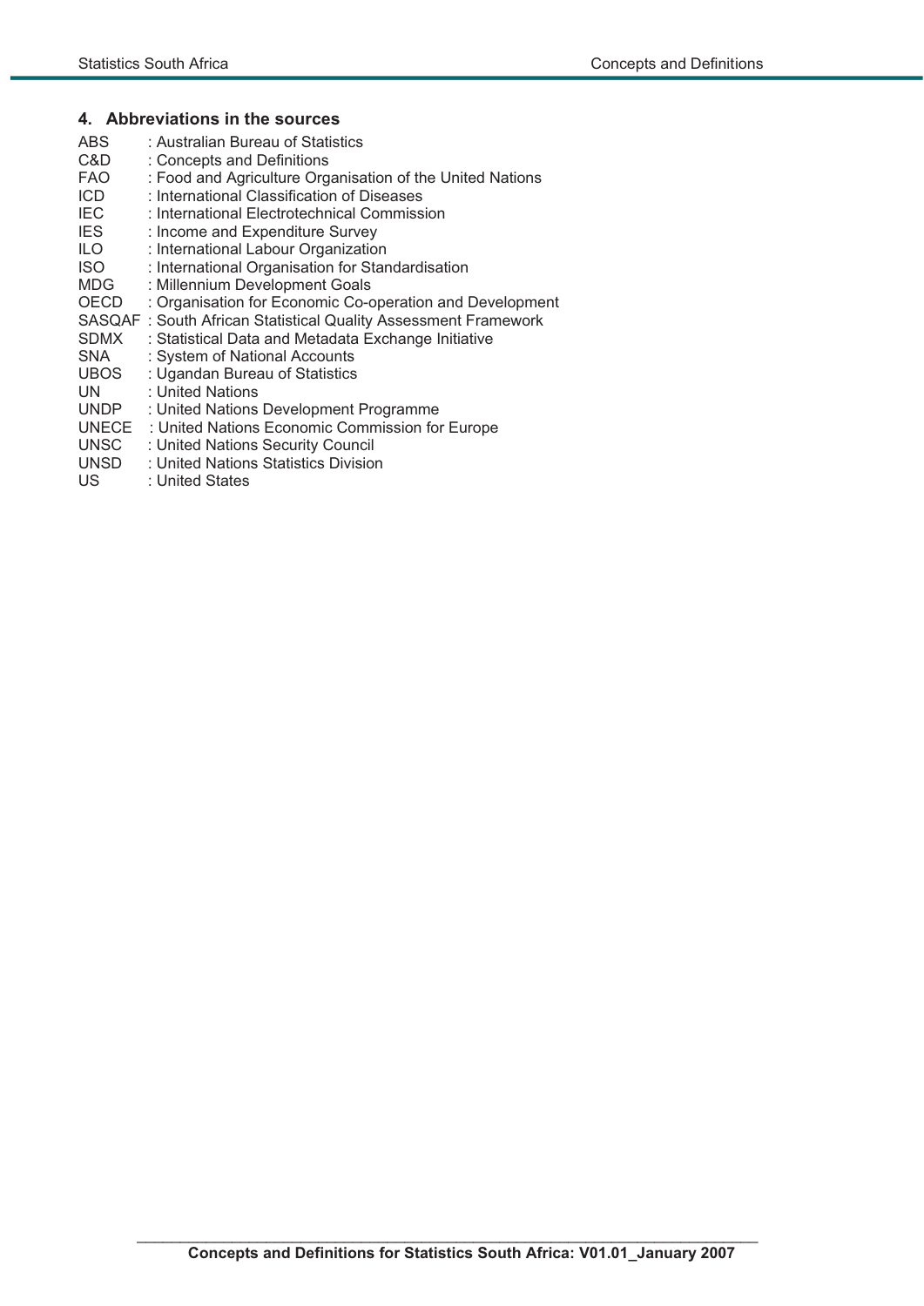## 4. Abbreviations in the sources

ABS : Australian Bureau of Statistics
C&D : Concepts and Definitions
FAO : Food and Agriculture Organisation of the United Nations
ICD : International Classification of Diseases
IEC : International Electrotechnical Commission
IES : Income and Expenditure Survey
ILO : International Labour Organization
ISO : International Organisation for Standardisation
MDG : Millennium Development Goals
OECD : Organisation for Economic Co-operation and Development
SASQAF : South African Statistical Quality Assessment Framework
SDMX : Statistical Data and Metadata Exchange Initiative
SNA : System of National Accounts
UBOS : Ugandan Bureau of Statistics
UN : United Nations
UNDP : United Nations Development Programme
UNECE : United Nations Economic Commission for Europe
UNSC : United Nations Security Council
UNSD : United Nations Statistics Division
US : United States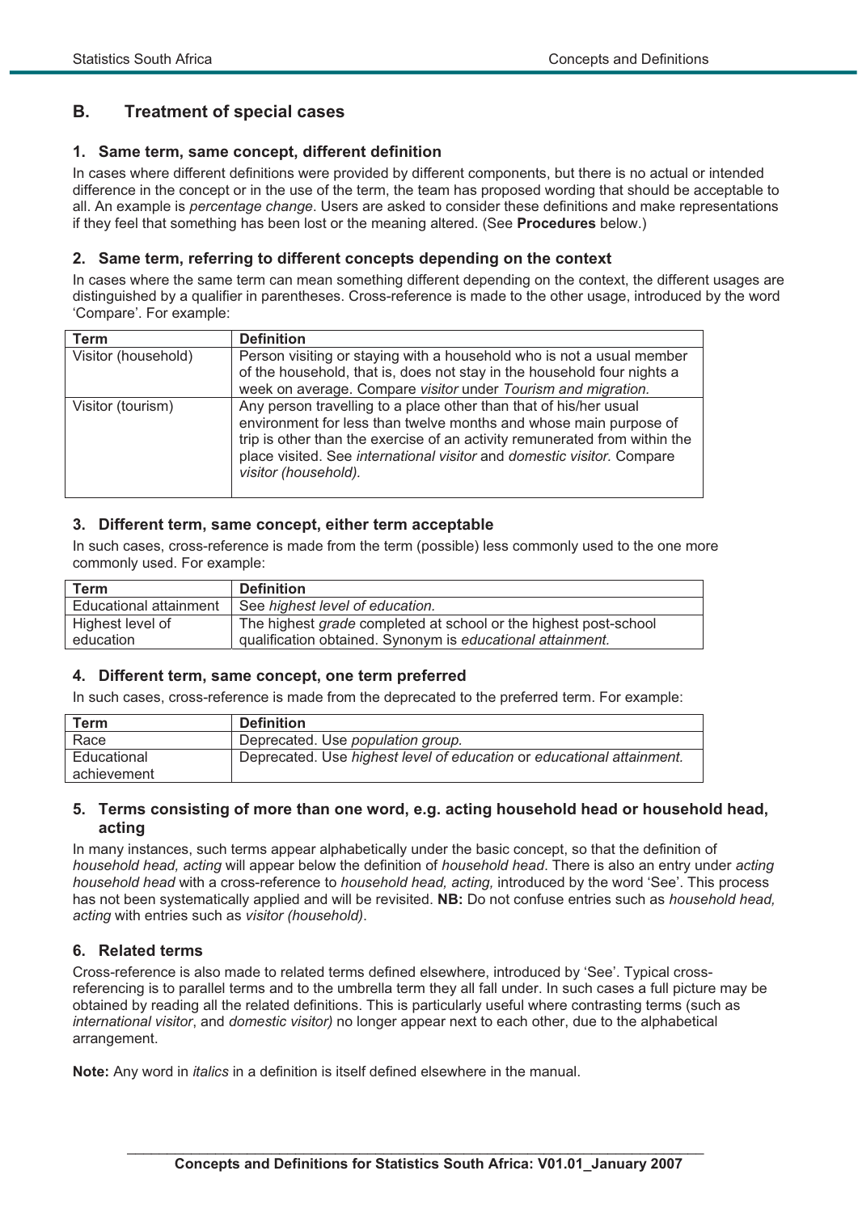## B. Treatment of special cases

### 1. Same term, same concept, different definition

In cases where different definitions were provided by different components, but there is no actual or intended difference in the concept or in the use of the term, the team has proposed wording that should be acceptable to all. An example is *percentage change*. Users are asked to consider these definitions and make representations if they feel that something has been lost or the meaning altered. (See **Procedures** below.)

### 2. Same term, referring to different concepts depending on the context

In cases where the same term can mean something different depending on the context, the different usages are distinguished by a qualifier in parentheses. Cross-reference is made to the other usage, introduced by the word 'Compare'. For example:

| Term | Definition |
|---|---|
| Visitor (household) | Person visiting or staying with a household who is not a usual member of the household, that is, does not stay in the household four nights a week on average. Compare *visitor* under *Tourism and migration.* |
| Visitor (tourism) | Any person travelling to a place other than that of his/her usual environment for less than twelve months and whose main purpose of trip is other than the exercise of an activity remunerated from within the place visited. See *international visitor* and *domestic visitor.* Compare *visitor (household).* |

### 3. Different term, same concept, either term acceptable

In such cases, cross-reference is made from the term (possible) less commonly used to the one more commonly used. For example:

| Term | Definition |
|---|---|
| Educational attainment | See *highest level of education.* |
| Highest level of education | The highest *grade* completed at school or the highest post-school qualification obtained. Synonym is *educational attainment.* |

### 4. Different term, same concept, one term preferred

In such cases, cross-reference is made from the deprecated to the preferred term. For example:

| Term | Definition |
|---|---|
| Race | Deprecated. Use *population group.* |
| Educational achievement | Deprecated. Use *highest level of education* or *educational attainment.* |

### 5. Terms consisting of more than one word, e.g. acting household head or household head, acting

In many instances, such terms appear alphabetically under the basic concept, so that the definition of *household head, acting* will appear below the definition of *household head*. There is also an entry under *acting household head* with a cross-reference to *household head, acting,* introduced by the word 'See'. This process has not been systematically applied and will be revisited. **NB:** Do not confuse entries such as *household head, acting* with entries such as *visitor (household)*.

### 6. Related terms

Cross-reference is also made to related terms defined elsewhere, introduced by 'See'. Typical cross-referencing is to parallel terms and to the umbrella term they all fall under. In such cases a full picture may be obtained by reading all the related definitions. This is particularly useful where contrasting terms (such as *international visitor*, and *domestic visitor)* no longer appear next to each other, due to the alphabetical arrangement.

**Note:** Any word in *italics* in a definition is itself defined elsewhere in the manual.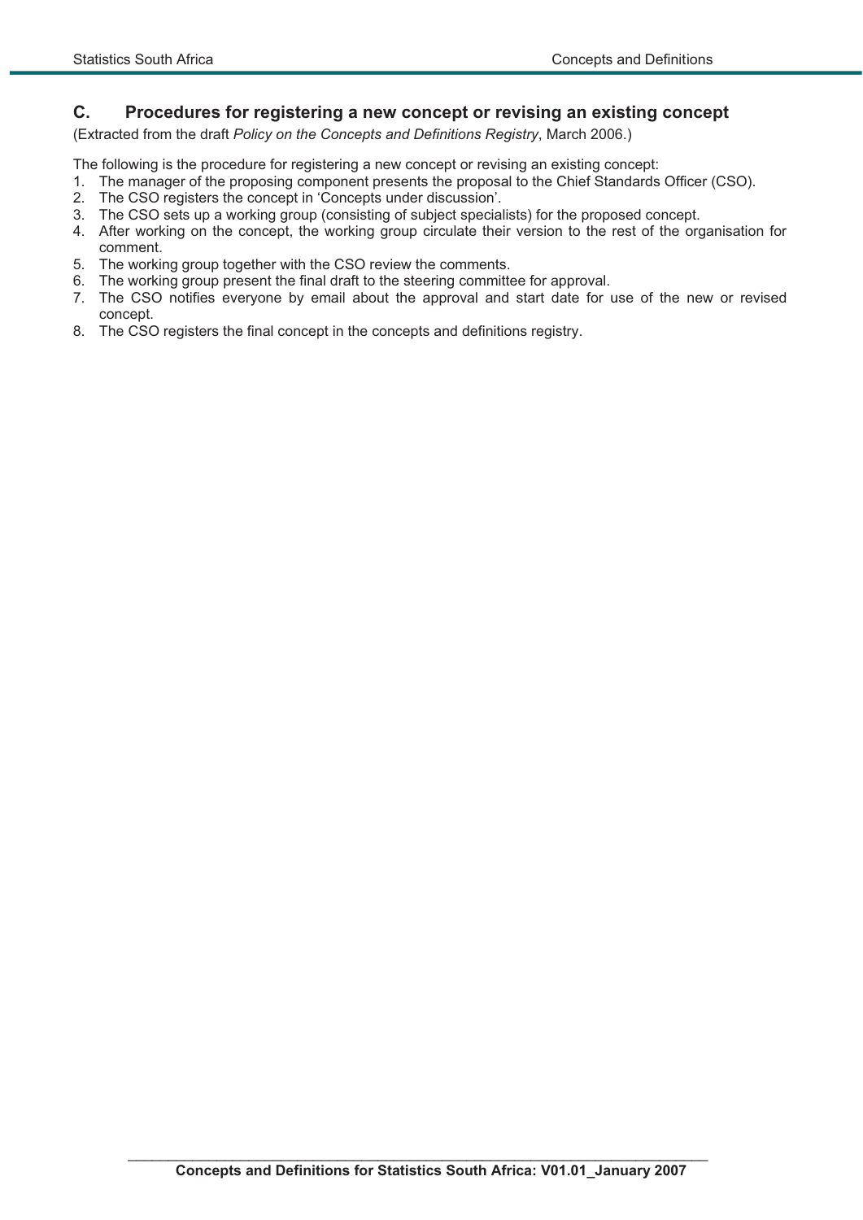## C. Procedures for registering a new concept or revising an existing concept

(Extracted from the draft *Policy on the Concepts and Definitions Registry*, March 2006.)

The following is the procedure for registering a new concept or revising an existing concept:

1. The manager of the proposing component presents the proposal to the Chief Standards Officer (CSO).
2. The CSO registers the concept in 'Concepts under discussion'.
3. The CSO sets up a working group (consisting of subject specialists) for the proposed concept.
4. After working on the concept, the working group circulate their version to the rest of the organisation for comment.
5. The working group together with the CSO review the comments.
6. The working group present the final draft to the steering committee for approval.
7. The CSO notifies everyone by email about the approval and start date for use of the new or revised concept.
8. The CSO registers the final concept in the concepts and definitions registry.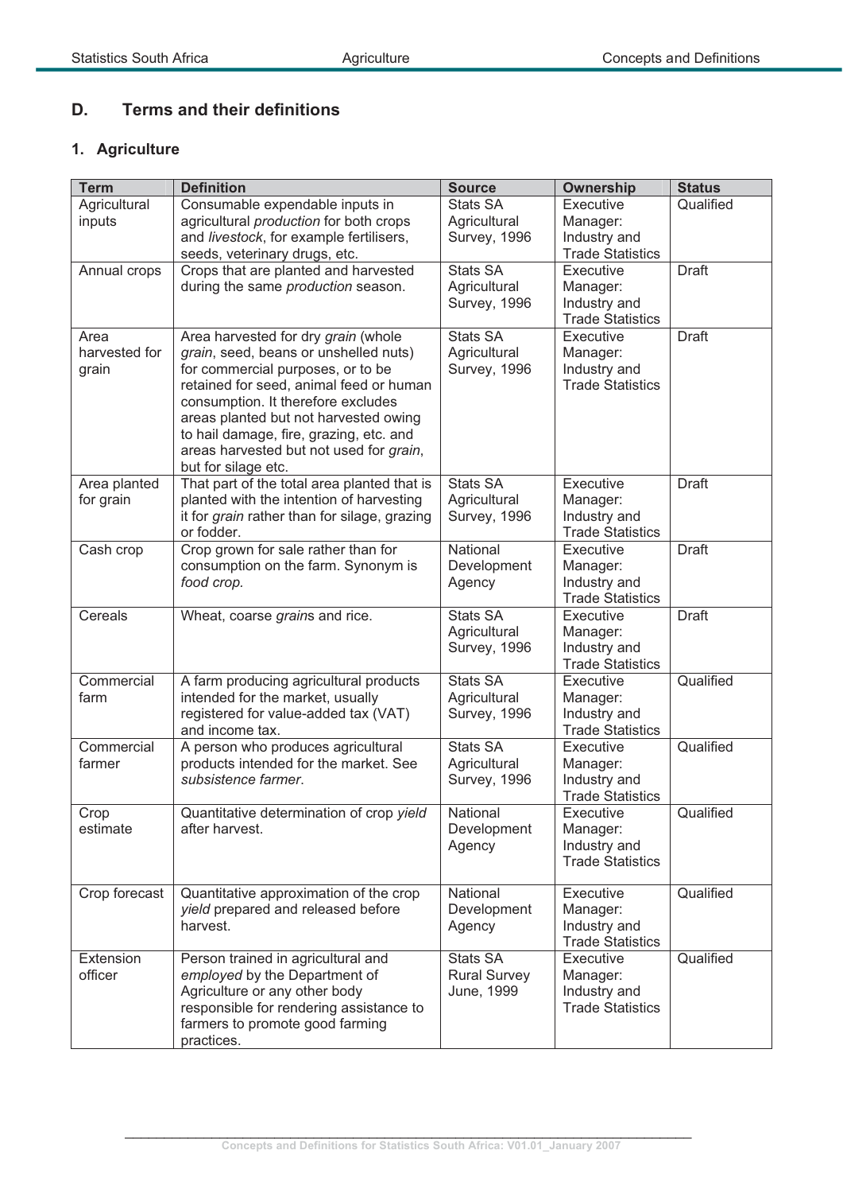## D. Terms and their definitions

### 1. Agriculture

| Term | Definition | Source | Ownership | Status |
|---|---|---|---|---|
| Agricultural inputs | Consumable expendable inputs in agricultural *production* for both crops and *livestock*, for example fertilisers, seeds, veterinary drugs, etc. | Stats SA Agricultural Survey, 1996 | Executive Manager: Industry and Trade Statistics | Qualified |
| Annual crops | Crops that are planted and harvested during the same *production* season. | Stats SA Agricultural Survey, 1996 | Executive Manager: Industry and Trade Statistics | Draft |
| Area harvested for grain | Area harvested for dry *grain* (whole *grain*, seed, beans or unshelled nuts) for commercial purposes, or to be retained for seed, animal feed or human consumption. It therefore excludes areas planted but not harvested owing to hail damage, fire, grazing, etc. and areas harvested but not used for *grain*, but for silage etc. | Stats SA Agricultural Survey, 1996 | Executive Manager: Industry and Trade Statistics | Draft |
| Area planted for grain | That part of the total area planted that is planted with the intention of harvesting it for *grain* rather than for silage, grazing or fodder. | Stats SA Agricultural Survey, 1996 | Executive Manager: Industry and Trade Statistics | Draft |
| Cash crop | Crop grown for sale rather than for consumption on the farm. Synonym is *food crop.* | National Development Agency | Executive Manager: Industry and Trade Statistics | Draft |
| Cereals | Wheat, coarse *grain*s and rice. | Stats SA Agricultural Survey, 1996 | Executive Manager: Industry and Trade Statistics | Draft |
| Commercial farm | A farm producing agricultural products intended for the market, usually registered for value-added tax (VAT) and income tax. | Stats SA Agricultural Survey, 1996 | Executive Manager: Industry and Trade Statistics | Qualified |
| Commercial farmer | A person who produces agricultural products intended for the market. See *subsistence farmer*. | Stats SA Agricultural Survey, 1996 | Executive Manager: Industry and Trade Statistics | Qualified |
| Crop estimate | Quantitative determination of crop *yield* after harvest. | National Development Agency | Executive Manager: Industry and Trade Statistics | Qualified |
| Crop forecast | Quantitative approximation of the crop *yield* prepared and released before harvest. | National Development Agency | Executive Manager: Industry and Trade Statistics | Qualified |
| Extension officer | Person trained in agricultural and *employed* by the Department of Agriculture or any other body responsible for rendering assistance to farmers to promote good farming practices. | Stats SA Rural Survey June, 1999 | Executive Manager: Industry and Trade Statistics | Qualified |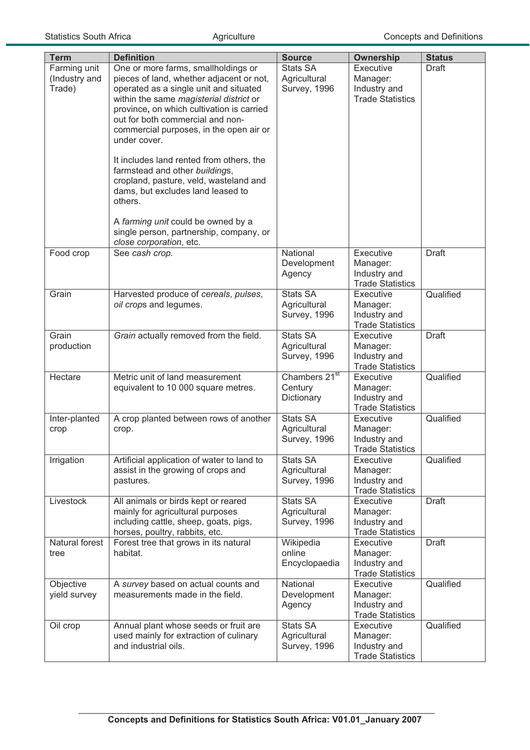| Term | Definition | Source | Ownership | Status |
|---|---|---|---|---|
| Farming unit (Industry and Trade) | One or more farms, smallholdings or pieces of land, whether adjacent or not, operated as a single unit and situated within the same *magisterial district* or province**,** on which cultivation is carried out for both commercial and non-commercial purposes, in the open air or under cover.<br><br>It includes land rented from others, the farmstead and other *building*s, cropland, pasture, veld, wasteland and dams, but excludes land leased to others.<br><br>A *farming unit* could be owned by a single person, partnership, company, or *close corporation*, etc. | Stats SA Agricultural Survey, 1996 | Executive Manager: Industry and Trade Statistics | Draft |
| Food crop | See *cash crop.* | National Development Agency | Executive Manager: Industry and Trade Statistics | Draft |
| Grain | Harvested produce of *cereals*, *pulses*, *oil crop*s and legumes. | Stats SA Agricultural Survey, 1996 | Executive Manager: Industry and Trade Statistics | Qualified |
| Grain production | *Grain* actually removed from the field. | Stats SA Agricultural Survey, 1996 | Executive Manager: Industry and Trade Statistics | Draft |
| Hectare | Metric unit of land measurement equivalent to 10 000 square metres. | Chambers 21st Century Dictionary | Executive Manager: Industry and Trade Statistics | Qualified |
| Inter-planted crop | A crop planted between rows of another crop. | Stats SA Agricultural Survey, 1996 | Executive Manager: Industry and Trade Statistics | Qualified |
| Irrigation | Artificial application of water to land to assist in the growing of crops and pastures. | Stats SA Agricultural Survey, 1996 | Executive Manager: Industry and Trade Statistics | Qualified |
| Livestock | All animals or birds kept or reared mainly for agricultural purposes including cattle, sheep, goats, pigs, horses, poultry, rabbits, etc. | Stats SA Agricultural Survey, 1996 | Executive Manager: Industry and Trade Statistics | Draft |
| Natural forest tree | Forest tree that grows in its natural habitat. | Wikipedia online Encyclopaedia | Executive Manager: Industry and Trade Statistics | Draft |
| Objective yield survey | A *survey* based on actual counts and measurements made in the field. | National Development Agency | Executive Manager: Industry and Trade Statistics | Qualified |
| Oil crop | Annual plant whose seeds or fruit are used mainly for extraction of culinary and industrial oils. | Stats SA Agricultural Survey, 1996 | Executive Manager: Industry and Trade Statistics | Qualified |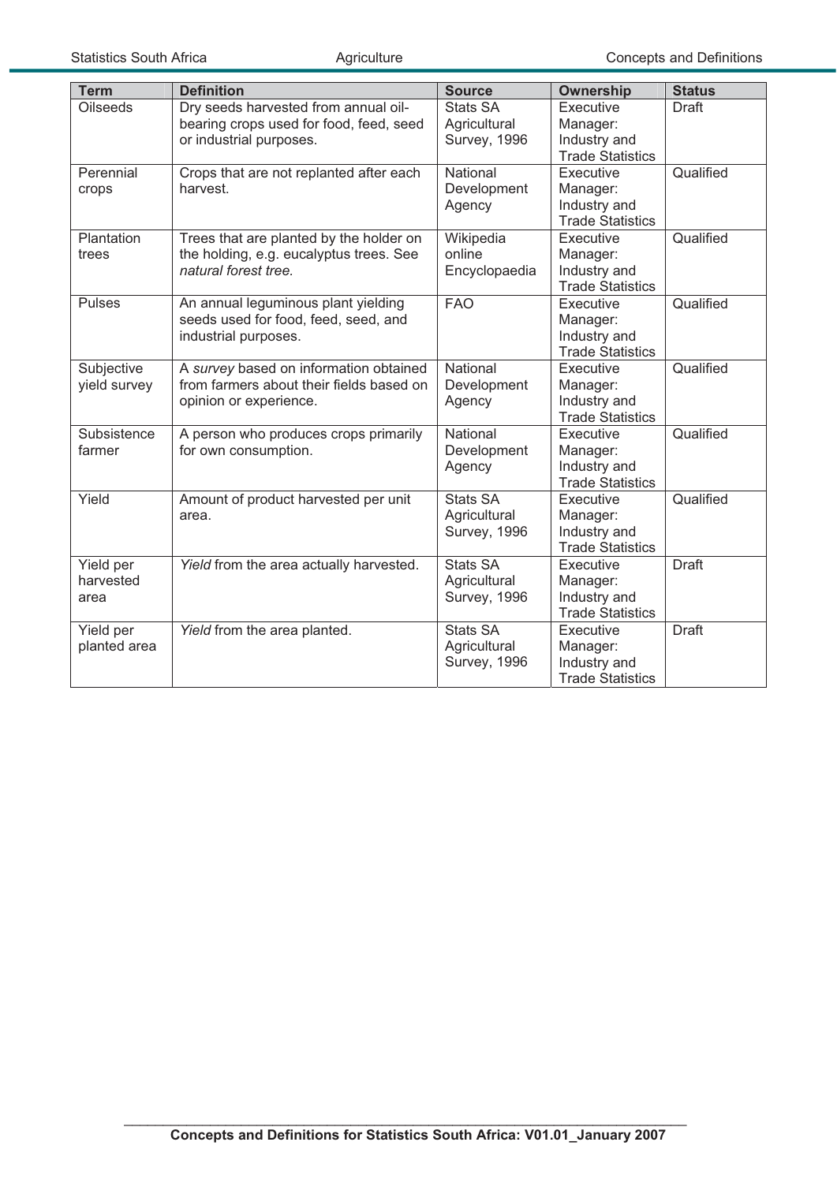| Term | Definition | Source | Ownership | Status |
|---|---|---|---|---|
| Oilseeds | Dry seeds harvested from annual oil-bearing crops used for food, feed, seed or industrial purposes. | Stats SA Agricultural Survey, 1996 | Executive Manager: Industry and Trade Statistics | Draft |
| Perennial crops | Crops that are not replanted after each harvest. | National Development Agency | Executive Manager: Industry and Trade Statistics | Qualified |
| Plantation trees | Trees that are planted by the holder on the holding, e.g. eucalyptus trees. See *natural forest tree.* | Wikipedia online Encyclopaedia | Executive Manager: Industry and Trade Statistics | Qualified |
| Pulses | An annual leguminous plant yielding seeds used for food, feed, seed, and industrial purposes. | FAO | Executive Manager: Industry and Trade Statistics | Qualified |
| Subjective yield survey | A *survey* based on information obtained from farmers about their fields based on opinion or experience. | National Development Agency | Executive Manager: Industry and Trade Statistics | Qualified |
| Subsistence farmer | A person who produces crops primarily for own consumption. | National Development Agency | Executive Manager: Industry and Trade Statistics | Qualified |
| Yield | Amount of product harvested per unit area. | Stats SA Agricultural Survey, 1996 | Executive Manager: Industry and Trade Statistics | Qualified |
| Yield per harvested area | *Yield* from the area actually harvested. | Stats SA Agricultural Survey, 1996 | Executive Manager: Industry and Trade Statistics | Draft |
| Yield per planted area | *Yield* from the area planted. | Stats SA Agricultural Survey, 1996 | Executive Manager: Industry and Trade Statistics | Draft |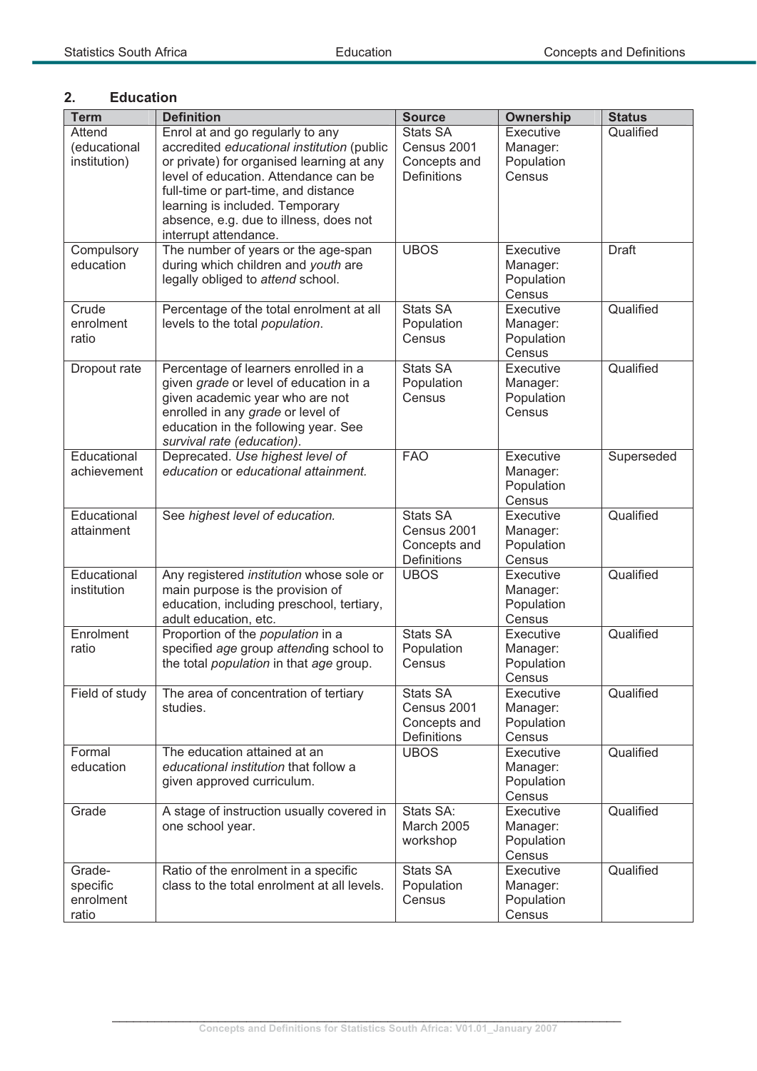## 2. Education

| Term | Definition | Source | Ownership | Status |
|---|---|---|---|---|
| Attend (educational institution) | Enrol at and go regularly to any accredited *educational institution* (public or private) for organised learning at any level of education. Attendance can be full-time or part-time, and distance learning is included. Temporary absence, e.g. due to illness, does not interrupt attendance. | Stats SA Census 2001 Concepts and Definitions | Executive Manager: Population Census | Qualified |
| Compulsory education | The number of years or the age-span during which children and *youth* are legally obliged to *attend* school. | UBOS | Executive Manager: Population Census | Draft |
| Crude enrolment ratio | Percentage of the total enrolment at all levels to the total *population*. | Stats SA Population Census | Executive Manager: Population Census | Qualified |
| Dropout rate | Percentage of learners enrolled in a given *grade* or level of education in a given academic year who are not enrolled in any *grade* or level of education in the following year. See *survival rate (education)*. | Stats SA Population Census | Executive Manager: Population Census | Qualified |
| Educational achievement | Deprecated. *Use highest level of education* or *educational attainment.* | FAO | Executive Manager: Population Census | Superseded |
| Educational attainment | See *highest level of education.* | Stats SA Census 2001 Concepts and Definitions | Executive Manager: Population Census | Qualified |
| Educational institution | Any registered *institution* whose sole or main purpose is the provision of education, including preschool, tertiary, adult education, etc. | UBOS | Executive Manager: Population Census | Qualified |
| Enrolment ratio | Proportion of the *population* in a specified *age* group *attend*ing school to the total *population* in that *age* group. | Stats SA Population Census | Executive Manager: Population Census | Qualified |
| Field of study | The area of concentration of tertiary studies. | Stats SA Census 2001 Concepts and Definitions | Executive Manager: Population Census | Qualified |
| Formal education | The education attained at an *educational institution* that follow a given approved curriculum. | UBOS | Executive Manager: Population Census | Qualified |
| Grade | A stage of instruction usually covered in one school year. | Stats SA: March 2005 workshop | Executive Manager: Population Census | Qualified |
| Grade-specific enrolment ratio | Ratio of the enrolment in a specific class to the total enrolment at all levels. | Stats SA Population Census | Executive Manager: Population Census | Qualified |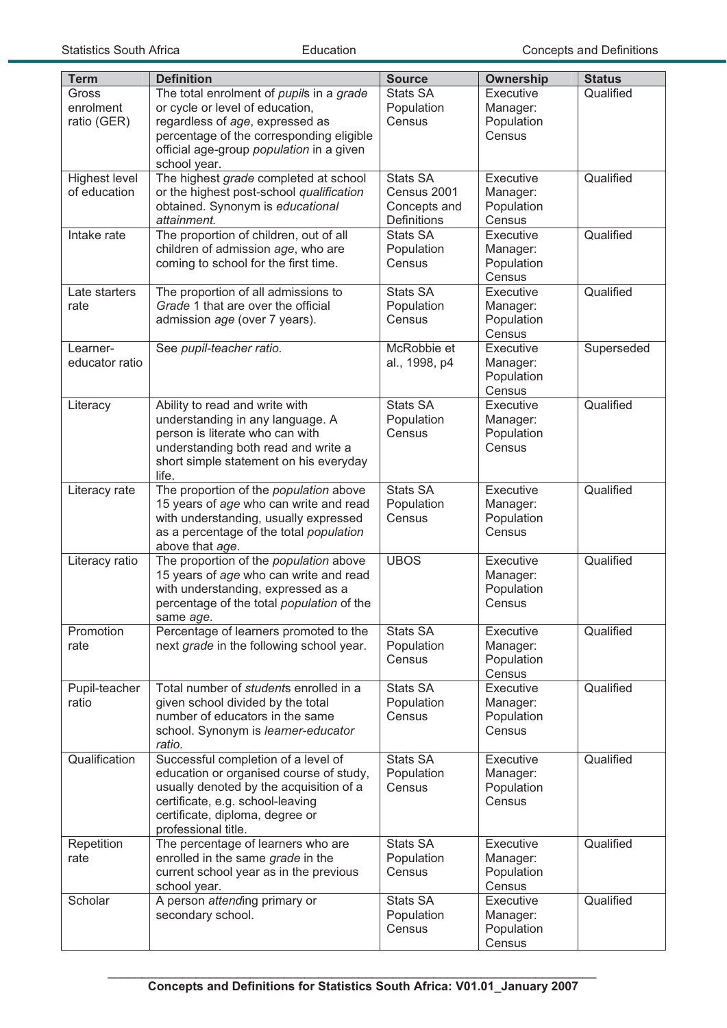| Term | Definition | Source | Ownership | Status |
|---|---|---|---|---|
| Gross enrolment ratio (GER) | The total enrolment of *pupil*s in a *grade* or cycle or level of education, regardless of *age*, expressed as percentage of the corresponding eligible official age-group *population* in a given school year. | Stats SA Population Census | Executive Manager: Population Census | Qualified |
| Highest level of education | The highest *grade* completed at school or the highest post-school *qualification* obtained. Synonym is *educational attainment*. | Stats SA Census 2001 Concepts and Definitions | Executive Manager: Population Census | Qualified |
| Intake rate | The proportion of children, out of all children of admission *age*, who are coming to school for the first time. | Stats SA Population Census | Executive Manager: Population Census | Qualified |
| Late starters rate | The proportion of all admissions to *Grade* 1 that are over the official admission *age* (over 7 years). | Stats SA Population Census | Executive Manager: Population Census | Qualified |
| Learner-educator ratio | See *pupil-teacher ratio*. | McRobbie et al., 1998, p4 | Executive Manager: Population Census | Superseded |
| Literacy | Ability to read and write with understanding in any language. A person is literate who can with understanding both read and write a short simple statement on his everyday life. | Stats SA Population Census | Executive Manager: Population Census | Qualified |
| Literacy rate | The proportion of the *population* above 15 years of *age* who can write and read with understanding, usually expressed as a percentage of the total *population* above that *age*. | Stats SA Population Census | Executive Manager: Population Census | Qualified |
| Literacy ratio | The proportion of the *population* above 15 years of *age* who can write and read with understanding, expressed as a percentage of the total *population* of the same *age*. | UBOS | Executive Manager: Population Census | Qualified |
| Promotion rate | Percentage of learners promoted to the next *grade* in the following school year. | Stats SA Population Census | Executive Manager: Population Census | Qualified |
| Pupil-teacher ratio | Total number of *student*s enrolled in a given school divided by the total number of educators in the same school. Synonym is *learner-educator ratio*. | Stats SA Population Census | Executive Manager: Population Census | Qualified |
| Qualification | Successful completion of a level of education or organised course of study, usually denoted by the acquisition of a certificate, e.g. school-leaving certificate, diploma, degree or professional title. | Stats SA Population Census | Executive Manager: Population Census | Qualified |
| Repetition rate | The percentage of learners who are enrolled in the same *grade* in the current school year as in the previous school year. | Stats SA Population Census | Executive Manager: Population Census | Qualified |
| Scholar | A person *attend*ing primary or secondary school. | Stats SA Population Census | Executive Manager: Population Census | Qualified |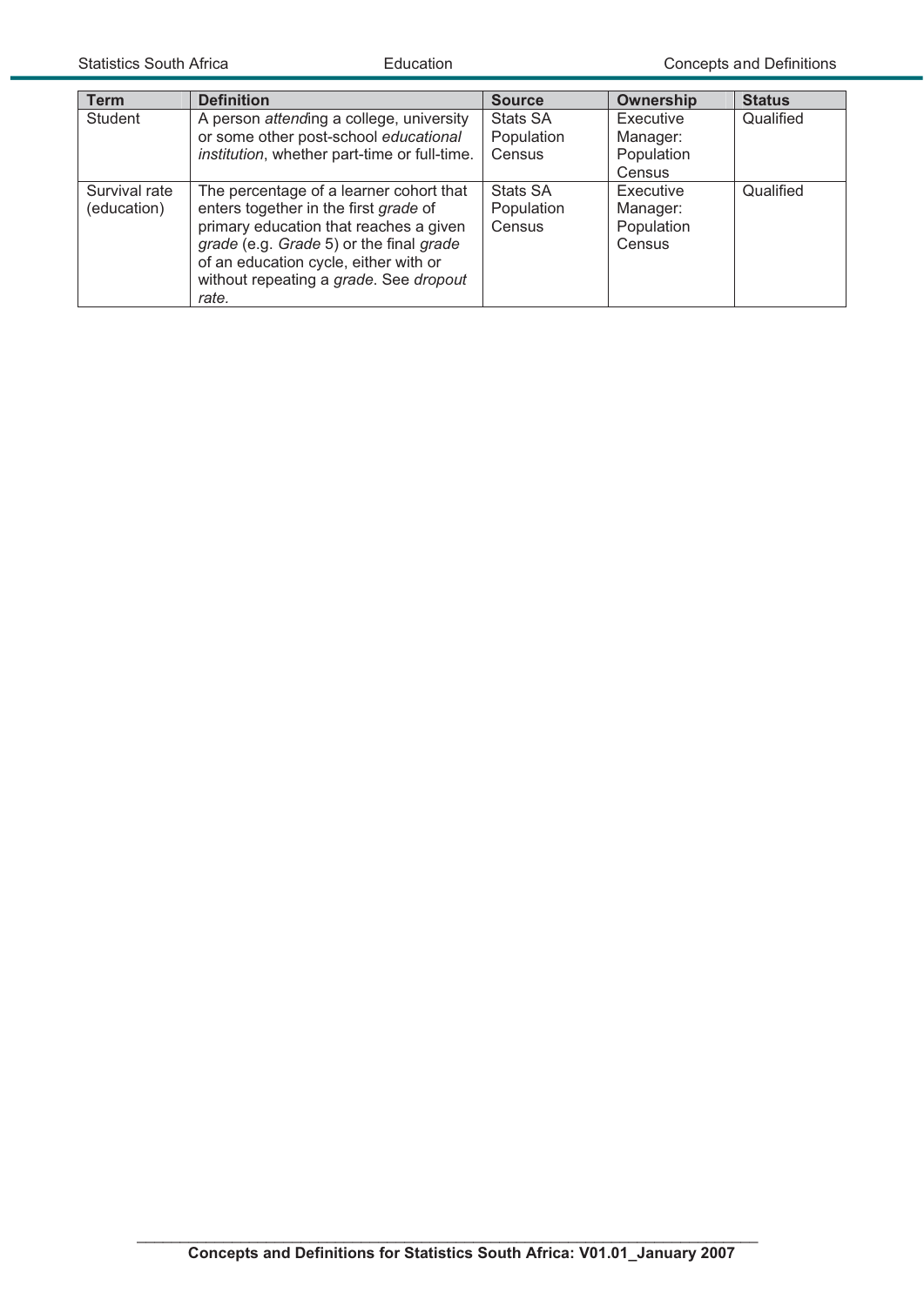| Term | Definition | Source | Ownership | Status |
| --- | --- | --- | --- | --- |
| Student | A person *attend*ing a college, university or some other post-school *educational institution*, whether part-time or full-time. | Stats SA Population Census | Executive Manager: Population Census | Qualified |
| Survival rate (education) | The percentage of a learner cohort that enters together in the first *grade* of primary education that reaches a given *grade* (e.g. *Grade* 5) or the final *grade* of an education cycle, either with or without repeating a *grade*. See *dropout rate.* | Stats SA Population Census | Executive Manager: Population Census | Qualified |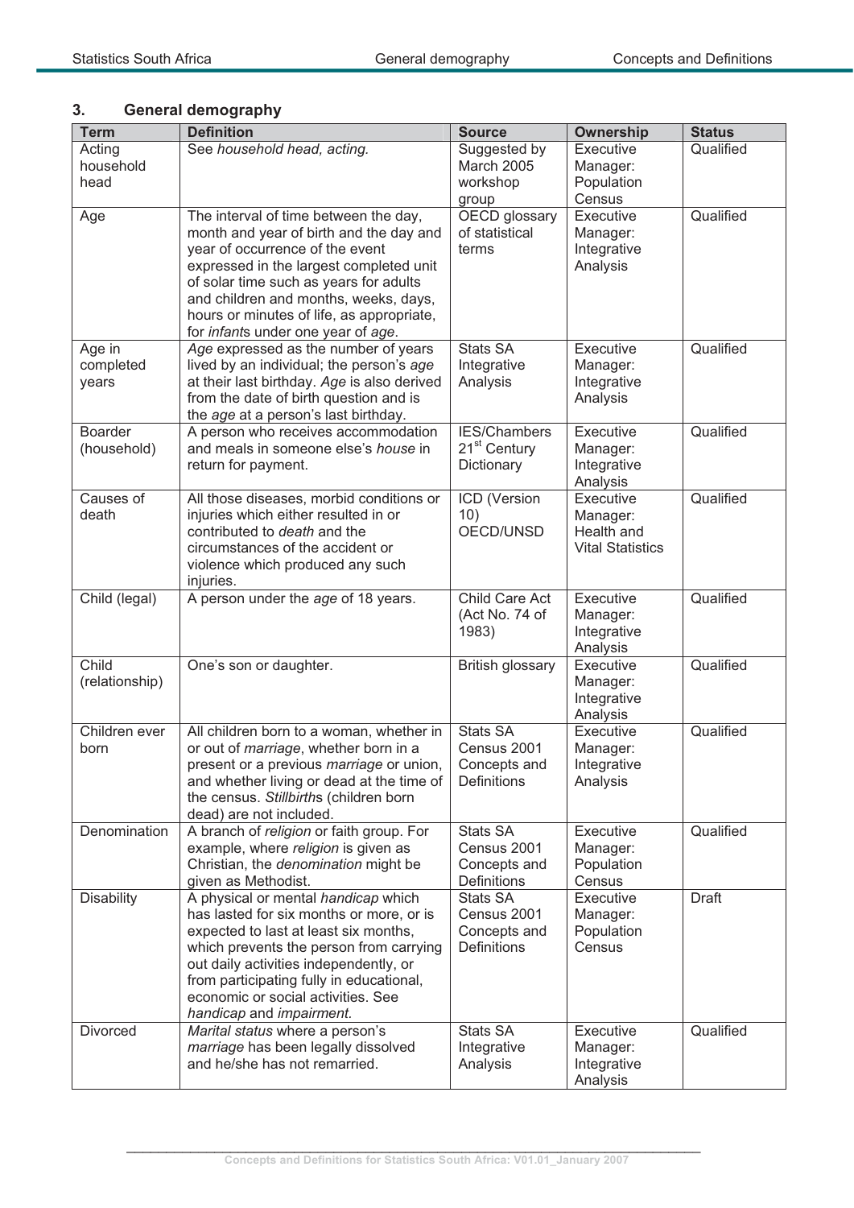## 3. General demography

| Term | Definition | Source | Ownership | Status |
|---|---|---|---|---|
| Acting household head | See *household head, acting.* | Suggested by March 2005 workshop group | Executive Manager: Population Census | Qualified |
| Age | The interval of time between the day, month and year of birth and the day and year of occurrence of the event expressed in the largest completed unit of solar time such as years for adults and children and months, weeks, days, hours or minutes of life, as appropriate, for *infant*s under one year of *age*. | OECD glossary of statistical terms | Executive Manager: Integrative Analysis | Qualified |
| Age in completed years | *Age* expressed as the number of years lived by an individual; the person's *age* at their last birthday. *Age* is also derived from the date of birth question and is the *age* at a person's last birthday. | Stats SA Integrative Analysis | Executive Manager: Integrative Analysis | Qualified |
| Boarder (household) | A person who receives accommodation and meals in someone else's *house* in return for payment. | IES/Chambers 21st Century Dictionary | Executive Manager: Integrative Analysis | Qualified |
| Causes of death | All those diseases, morbid conditions or injuries which either resulted in or contributed to *death* and the circumstances of the accident or violence which produced any such injuries. | ICD (Version 10) OECD/UNSD | Executive Manager: Health and Vital Statistics | Qualified |
| Child (legal) | A person under the *age* of 18 years. | Child Care Act (Act No. 74 of 1983) | Executive Manager: Integrative Analysis | Qualified |
| Child (relationship) | One's son or daughter. | British glossary | Executive Manager: Integrative Analysis | Qualified |
| Children ever born | All children born to a woman, whether in or out of *marriage*, whether born in a present or a previous *marriage* or union, and whether living or dead at the time of the census. *Stillbirth*s (children born dead) are not included. | Stats SA Census 2001 Concepts and Definitions | Executive Manager: Integrative Analysis | Qualified |
| Denomination | A branch of *religion* or faith group. For example, where *religion* is given as Christian, the *denomination* might be given as Methodist. | Stats SA Census 2001 Concepts and Definitions | Executive Manager: Population Census | Qualified |
| Disability | A physical or mental *handicap* which has lasted for six months or more, or is expected to last at least six months, which prevents the person from carrying out daily activities independently, or from participating fully in educational, economic or social activities. See *handicap* and *impairment*. | Stats SA Census 2001 Concepts and Definitions | Executive Manager: Population Census | Draft |
| Divorced | *Marital status* where a person's *marriage* has been legally dissolved and he/she has not remarried. | Stats SA Integrative Analysis | Executive Manager: Integrative Analysis | Qualified |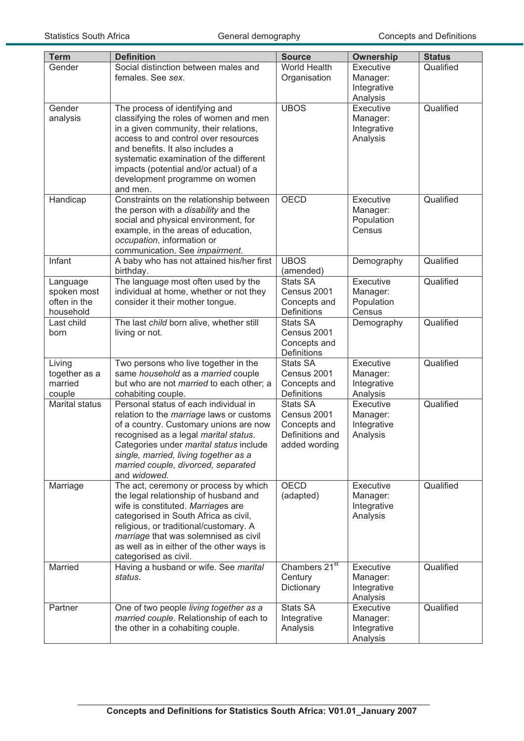| Term | Definition | Source | Ownership | Status |
|---|---|---|---|---|
| Gender | Social distinction between males and females. See *sex*. | World Health Organisation | Executive Manager: Integrative Analysis | Qualified |
| Gender analysis | The process of identifying and classifying the roles of women and men in a given community, their relations, access to and control over resources and benefits. It also includes a systematic examination of the different impacts (potential and/or actual) of a development programme on women and men. | UBOS | Executive Manager: Integrative Analysis | Qualified |
| Handicap | Constraints on the relationship between the person with a *disability* and the social and physical environment, for example, in the areas of education, *occupation*, information or communication. See *impairment*. | OECD | Executive Manager: Population Census | Qualified |
| Infant | A baby who has not attained his/her first birthday. | UBOS (amended) | Demography | Qualified |
| Language spoken most often in the household | The language most often used by the individual at home, whether or not they consider it their mother tongue. | Stats SA Census 2001 Concepts and Definitions | Executive Manager: Population Census | Qualified |
| Last child born | The last *child* born alive, whether still living or not. | Stats SA Census 2001 Concepts and Definitions | Demography | Qualified |
| Living together as a married couple | Two persons who live together in the same *household* as a *married* couple but who are not *married* to each other; a cohabiting couple. | Stats SA Census 2001 Concepts and Definitions | Executive Manager: Integrative Analysis | Qualified |
| Marital status | Personal status of each individual in relation to the *marriage* laws or customs of a country. Customary unions are now recognised as a legal *marital status*. Categories under *marital status* include *single, married, living together as a married couple, divorced, separated* and *widowed.* | Stats SA Census 2001 Concepts and Definitions and added wording | Executive Manager: Integrative Analysis | Qualified |
| Marriage | The act, ceremony or process by which the legal relationship of husband and wife is constituted. *Marriage*s are categorised in South Africa as civil, religious, or traditional/customary. A *marriage* that was solemnised as civil as well as in either of the other ways is categorised as civil. | OECD (adapted) | Executive Manager: Integrative Analysis | Qualified |
| Married | Having a husband or wife. See *marital status*. | Chambers 21st Century Dictionary | Executive Manager: Integrative Analysis | Qualified |
| Partner | One of two people *living together as a married couple*. Relationship of each to the other in a cohabiting couple. | Stats SA Integrative Analysis | Executive Manager: Integrative Analysis | Qualified |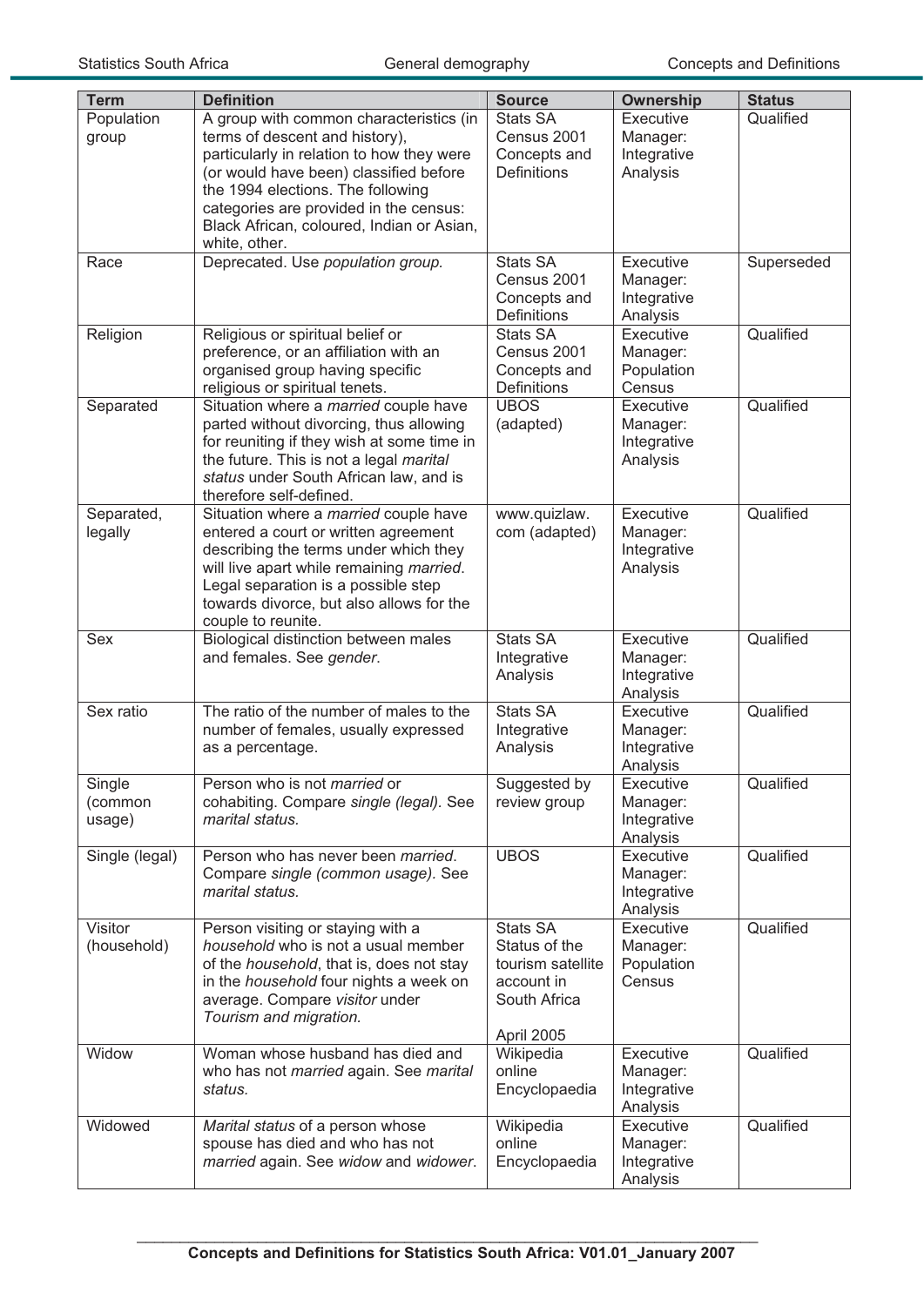| Term | Definition | Source | Ownership | Status |
|---|---|---|---|---|
| Population group | A group with common characteristics (in terms of descent and history), particularly in relation to how they were (or would have been) classified before the 1994 elections. The following categories are provided in the census: Black African, coloured, Indian or Asian, white, other. | Stats SA Census 2001 Concepts and Definitions | Executive Manager: Integrative Analysis | Qualified |
| Race | Deprecated. Use *population group.* | Stats SA Census 2001 Concepts and Definitions | Executive Manager: Integrative Analysis | Superseded |
| Religion | Religious or spiritual belief or preference, or an affiliation with an organised group having specific religious or spiritual tenets. | Stats SA Census 2001 Concepts and Definitions | Executive Manager: Population Census | Qualified |
| Separated | Situation where a *married* couple have parted without divorcing, thus allowing for reuniting if they wish at some time in the future. This is not a legal *marital status* under South African law, and is therefore self-defined. | UBOS (adapted) | Executive Manager: Integrative Analysis | Qualified |
| Separated, legally | Situation where a *married* couple have entered a court or written agreement describing the terms under which they will live apart while remaining *married*. Legal separation is a possible step towards divorce, but also allows for the couple to reunite. | www.quizlaw.com (adapted) | Executive Manager: Integrative Analysis | Qualified |
| Sex | Biological distinction between males and females. See *gender*. | Stats SA Integrative Analysis | Executive Manager: Integrative Analysis | Qualified |
| Sex ratio | The ratio of the number of males to the number of females, usually expressed as a percentage. | Stats SA Integrative Analysis | Executive Manager: Integrative Analysis | Qualified |
| Single (common usage) | Person who is not *married* or cohabiting. Compare *single (legal).* See *marital status.* | Suggested by review group | Executive Manager: Integrative Analysis | Qualified |
| Single (legal) | Person who has never been *married*. Compare *single (common usage).* See *marital status.* | UBOS | Executive Manager: Integrative Analysis | Qualified |
| Visitor (household) | Person visiting or staying with a *household* who is not a usual member of the *household*, that is, does not stay in the *household* four nights a week on average. Compare *visitor* under *Tourism and migration.* | Stats SA Status of the tourism satellite account in South Africa April 2005 | Executive Manager: Population Census | Qualified |
| Widow | Woman whose husband has died and who has not *married* again. See *marital status.* | Wikipedia online Encyclopaedia | Executive Manager: Integrative Analysis | Qualified |
| Widowed | *Marital status* of a person whose spouse has died and who has not *married* again. See *widow* and *widower*. | Wikipedia online Encyclopaedia | Executive Manager: Integrative Analysis | Qualified |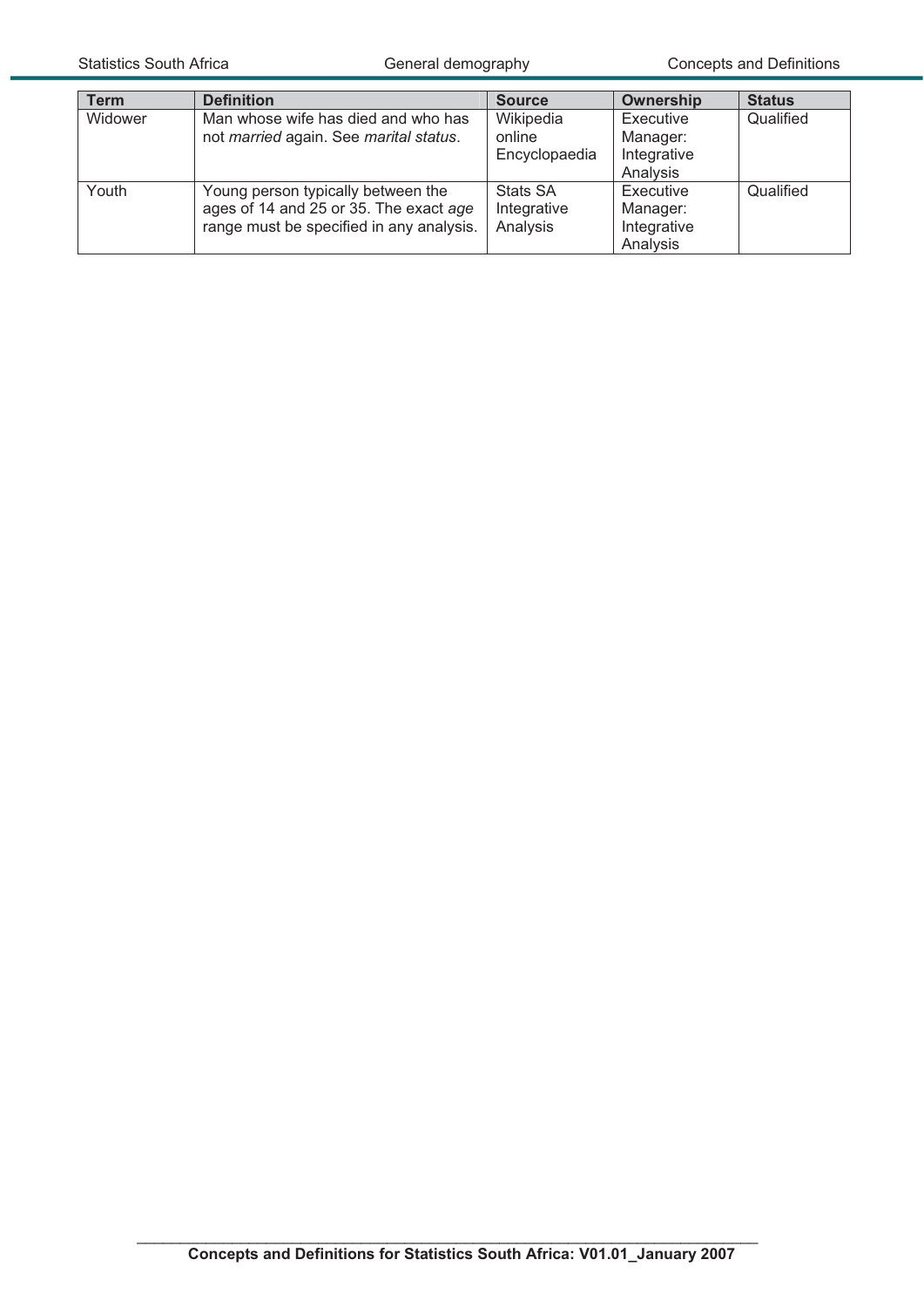| Term | Definition | Source | Ownership | Status |
| --- | --- | --- | --- | --- |
| Widower | Man whose wife has died and who has not *married* again. See *marital status*. | Wikipedia online Encyclopaedia | Executive Manager: Integrative Analysis | Qualified |
| Youth | Young person typically between the ages of 14 and 25 or 35. The exact *age* range must be specified in any analysis. | Stats SA Integrative Analysis | Executive Manager: Integrative Analysis | Qualified |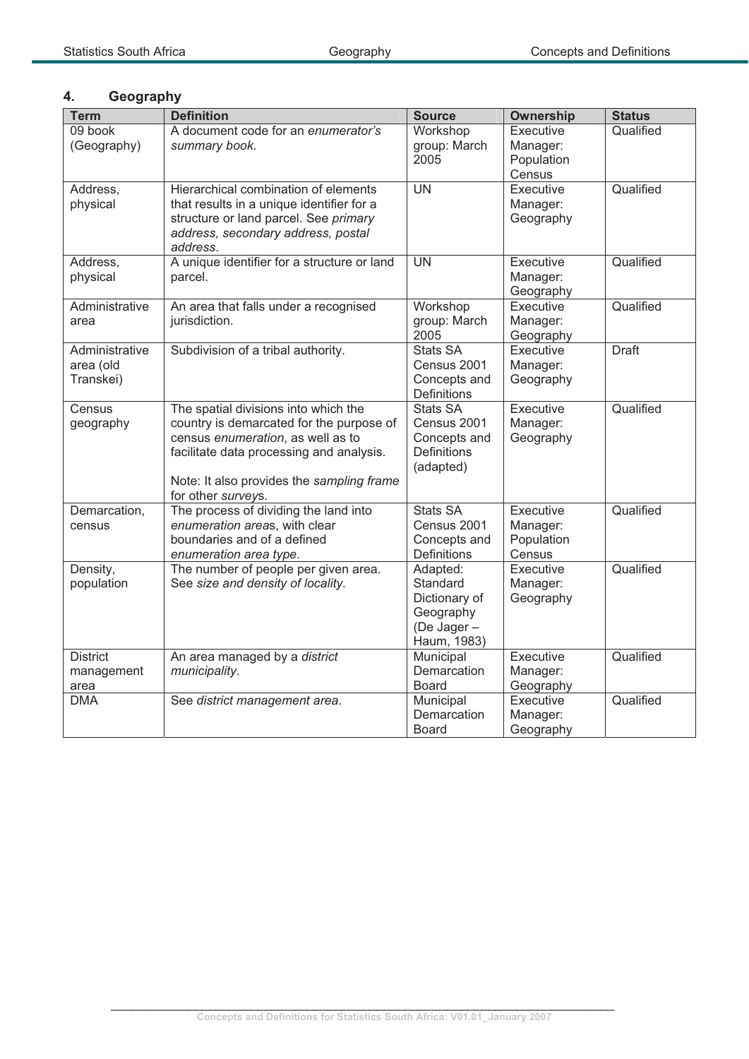## 4. Geography

| Term | Definition | Source | Ownership | Status |
|---|---|---|---|---|
| 09 book (Geography) | A document code for an *enumerator's summary book*. | Workshop group: March 2005 | Executive Manager: Population Census | Qualified |
| Address, physical | Hierarchical combination of elements that results in a unique identifier for a structure or land parcel. See *primary address, secondary address, postal address*. | UN | Executive Manager: Geography | Qualified |
| Address, physical | A unique identifier for a structure or land parcel. | UN | Executive Manager: Geography | Qualified |
| Administrative area | An area that falls under a recognised jurisdiction. | Workshop group: March 2005 | Executive Manager: Geography | Qualified |
| Administrative area (old Transkei) | Subdivision of a tribal authority. | Stats SA Census 2001 Concepts and Definitions | Executive Manager: Geography | Draft |
| Census geography | The spatial divisions into which the country is demarcated for the purpose of census *enumeration*, as well as to facilitate data processing and analysis.<br><br>Note: It also provides the *sampling frame* for other *surveys*. | Stats SA Census 2001 Concepts and Definitions (adapted) | Executive Manager: Geography | Qualified |
| Demarcation, census | The process of dividing the land into *enumeration areas*, with clear boundaries and of a defined *enumeration area type*. | Stats SA Census 2001 Concepts and Definitions | Executive Manager: Population Census | Qualified |
| Density, population | The number of people per given area. See *size and density of locality*. | Adapted: Standard Dictionary of Geography (De Jager – Haum, 1983) | Executive Manager: Geography | Qualified |
| District management area | An area managed by a *district municipality*. | Municipal Demarcation Board | Executive Manager: Geography | Qualified |
| DMA | See *district management area*. | Municipal Demarcation Board | Executive Manager: Geography | Qualified |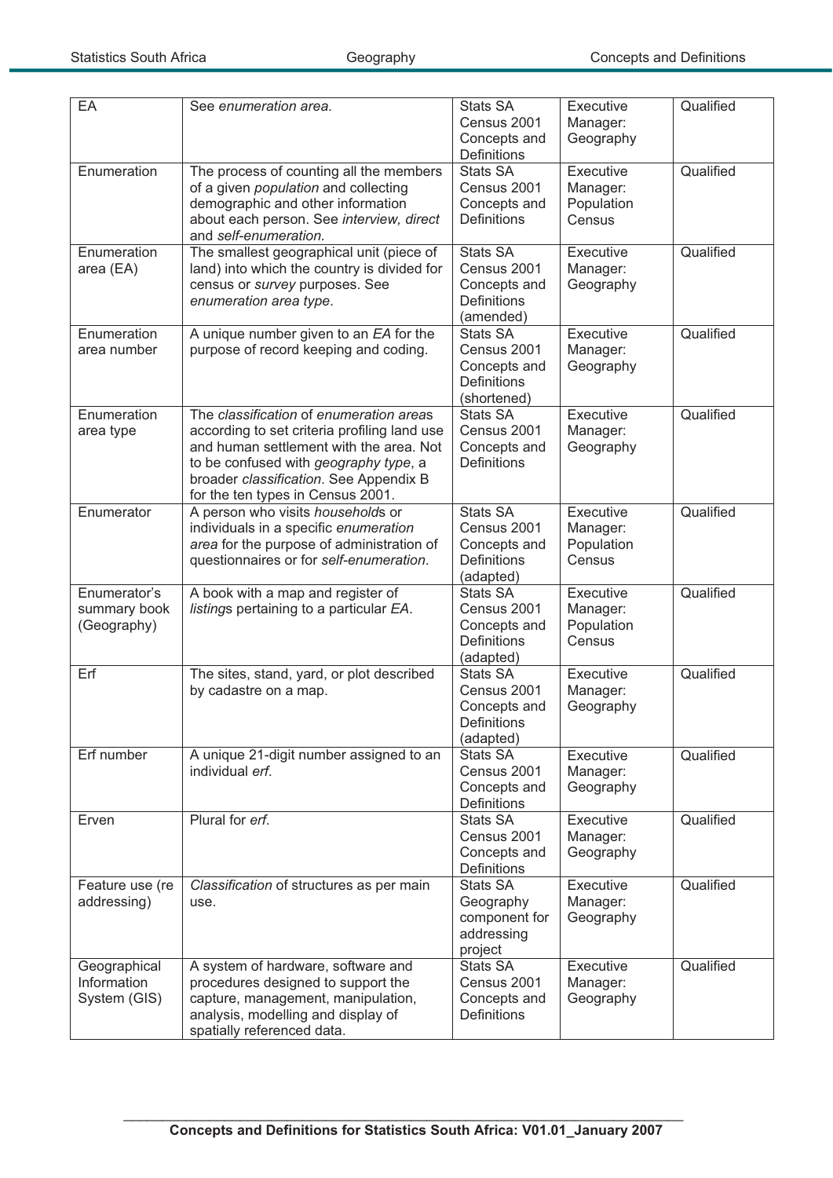| EA | See *enumeration area*. | Stats SA Census 2001 Concepts and Definitions | Executive Manager: Geography | Qualified |
|---|---|---|---|---|
| Enumeration | The process of counting all the members of a given *population* and collecting demographic and other information about each person. See *interview, direct* and *self-enumeration*. | Stats SA Census 2001 Concepts and Definitions | Executive Manager: Population Census | Qualified |
| Enumeration area (EA) | The smallest geographical unit (piece of land) into which the country is divided for census or *survey* purposes. See *enumeration area type*. | Stats SA Census 2001 Concepts and Definitions (amended) | Executive Manager: Geography | Qualified |
| Enumeration area number | A unique number given to an *EA* for the purpose of record keeping and coding. | Stats SA Census 2001 Concepts and Definitions (shortened) | Executive Manager: Geography | Qualified |
| Enumeration area type | The *classification* of *enumeration areas* according to set criteria profiling land use and human settlement with the area. Not to be confused with *geography type*, a broader *classification*. See Appendix B for the ten types in Census 2001. | Stats SA Census 2001 Concepts and Definitions | Executive Manager: Geography | Qualified |
| Enumerator | A person who visits *households* or individuals in a specific *enumeration area* for the purpose of administration of questionnaires or for *self-enumeration*. | Stats SA Census 2001 Concepts and Definitions (adapted) | Executive Manager: Population Census | Qualified |
| Enumerator's summary book (Geography) | A book with a map and register of *listings* pertaining to a particular *EA*. | Stats SA Census 2001 Concepts and Definitions (adapted) | Executive Manager: Population Census | Qualified |
| Erf | The sites, stand, yard, or plot described by cadastre on a map. | Stats SA Census 2001 Concepts and Definitions (adapted) | Executive Manager: Geography | Qualified |
| Erf number | A unique 21-digit number assigned to an individual *erf*. | Stats SA Census 2001 Concepts and Definitions | Executive Manager: Geography | Qualified |
| Erven | Plural for *erf*. | Stats SA Census 2001 Concepts and Definitions | Executive Manager: Geography | Qualified |
| Feature use (re addressing) | *Classification* of structures as per main use. | Stats SA Geography component for addressing project | Executive Manager: Geography | Qualified |
| Geographical Information System (GIS) | A system of hardware, software and procedures designed to support the capture, management, manipulation, analysis, modelling and display of spatially referenced data. | Stats SA Census 2001 Concepts and Definitions | Executive Manager: Geography | Qualified |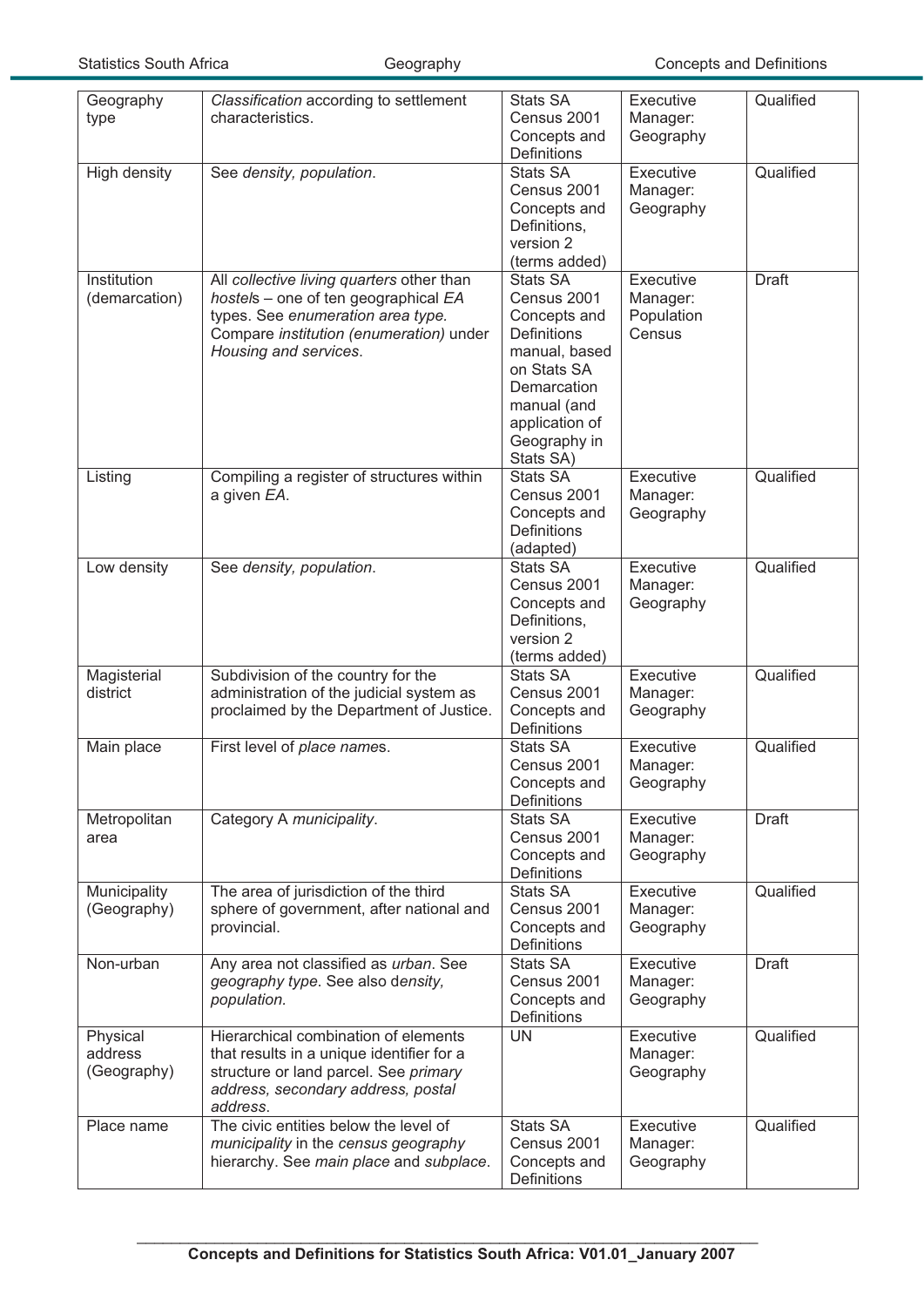| Geography type | *Classification* according to settlement characteristics. | Stats SA Census 2001 Concepts and Definitions | Executive Manager: Geography | Qualified |
|---|---|---|---|---|
| High density | See *density, population*. | Stats SA Census 2001 Concepts and Definitions, version 2 (terms added) | Executive Manager: Geography | Qualified |
| Institution (demarcation) | All *collective living quarters* other than *hostels* – one of ten geographical *EA* types. See *enumeration area type*. Compare *institution (enumeration)* under *Housing and services*. | Stats SA Census 2001 Concepts and Definitions manual, based on Stats SA Demarcation manual (and application of Geography in Stats SA) | Executive Manager: Population Census | Draft |
| Listing | Compiling a register of structures within a given *EA*. | Stats SA Census 2001 Concepts and Definitions (adapted) | Executive Manager: Geography | Qualified |
| Low density | See *density, population*. | Stats SA Census 2001 Concepts and Definitions, version 2 (terms added) | Executive Manager: Geography | Qualified |
| Magisterial district | Subdivision of the country for the administration of the judicial system as proclaimed by the Department of Justice. | Stats SA Census 2001 Concepts and Definitions | Executive Manager: Geography | Qualified |
| Main place | First level of *place names*. | Stats SA Census 2001 Concepts and Definitions | Executive Manager: Geography | Qualified |
| Metropolitan area | Category A *municipality*. | Stats SA Census 2001 Concepts and Definitions | Executive Manager: Geography | Draft |
| Municipality (Geography) | The area of jurisdiction of the third sphere of government, after national and provincial. | Stats SA Census 2001 Concepts and Definitions | Executive Manager: Geography | Qualified |
| Non-urban | Any area not classified as *urban*. See *geography type*. See also *density, population.* | Stats SA Census 2001 Concepts and Definitions | Executive Manager: Geography | Draft |
| Physical address (Geography) | Hierarchical combination of elements that results in a unique identifier for a structure or land parcel. See *primary address, secondary address, postal address*. | UN | Executive Manager: Geography | Qualified |
| Place name | The civic entities below the level of *municipality* in the *census geography* hierarchy. See *main place* and *subplace*. | Stats SA Census 2001 Concepts and Definitions | Executive Manager: Geography | Qualified |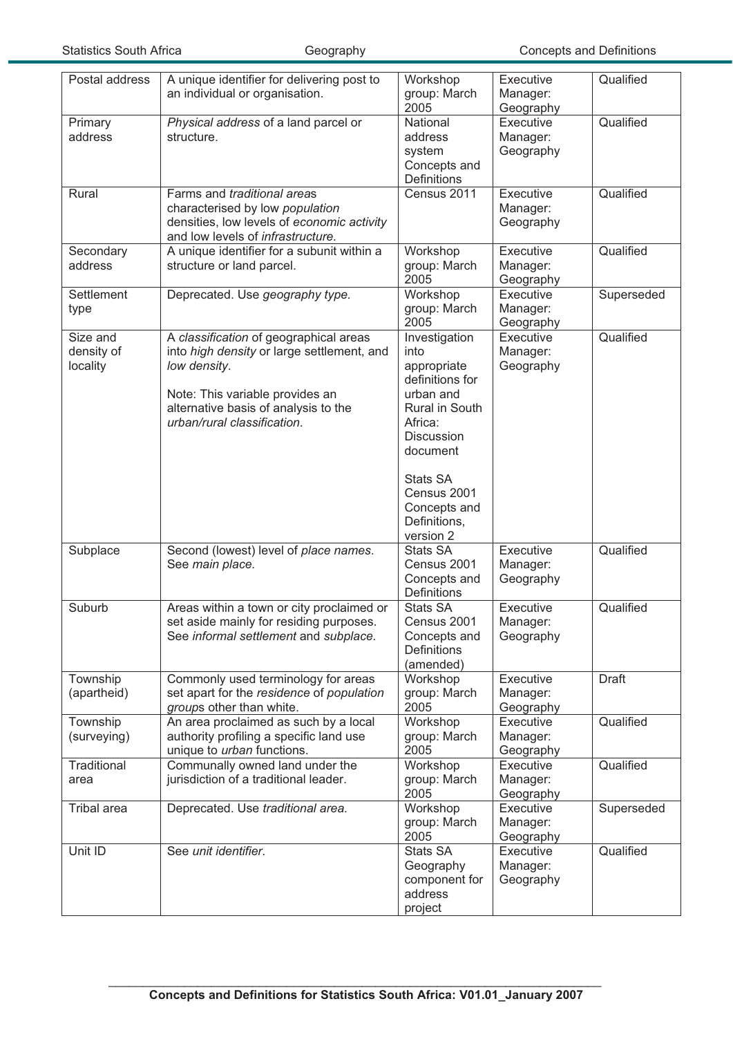| Postal address | A unique identifier for delivering post to an individual or organisation. | Workshop group: March 2005 | Executive Manager: Geography | Qualified |
|---|---|---|---|---|
| Primary address | *Physical address* of a land parcel or structure. | National address system Concepts and Definitions | Executive Manager: Geography | Qualified |
| Rural | Farms and *traditional areas* characterised by low *population* densities, low levels of *economic activity* and low levels of *infrastructure.* | Census 2011 | Executive Manager: Geography | Qualified |
| Secondary address | A unique identifier for a subunit within a structure or land parcel. | Workshop group: March 2005 | Executive Manager: Geography | Qualified |
| Settlement type | Deprecated. Use *geography type.* | Workshop group: March 2005 | Executive Manager: Geography | Superseded |
| Size and density of locality | A *classification* of geographical areas into *high density* or large settlement, and *low density*.<br><br>Note: This variable provides an alternative basis of analysis to the *urban/rural classification*. | Investigation into appropriate definitions for urban and Rural in South Africa: Discussion document<br><br>Stats SA Census 2001 Concepts and Definitions, version 2 | Executive Manager: Geography | Qualified |
| Subplace | Second (lowest) level of *place names*. See *main place.* | Stats SA Census 2001 Concepts and Definitions | Executive Manager: Geography | Qualified |
| Suburb | Areas within a town or city proclaimed or set aside mainly for residing purposes. See *informal settlement* and *subplace.* | Stats SA Census 2001 Concepts and Definitions (amended) | Executive Manager: Geography | Qualified |
| Township (apartheid) | Commonly used terminology for areas set apart for the *residence* of *population groups* other than white. | Workshop group: March 2005 | Executive Manager: Geography | Draft |
| Township (surveying) | An area proclaimed as such by a local authority profiling a specific land use unique to *urban* functions. | Workshop group: March 2005 | Executive Manager: Geography | Qualified |
| Traditional area | Communally owned land under the jurisdiction of a traditional leader. | Workshop group: March 2005 | Executive Manager: Geography | Qualified |
| Tribal area | Deprecated. Use *traditional area.* | Workshop group: March 2005 | Executive Manager: Geography | Superseded |
| Unit ID | See *unit identifier*. | Stats SA Geography component for address project | Executive Manager: Geography | Qualified |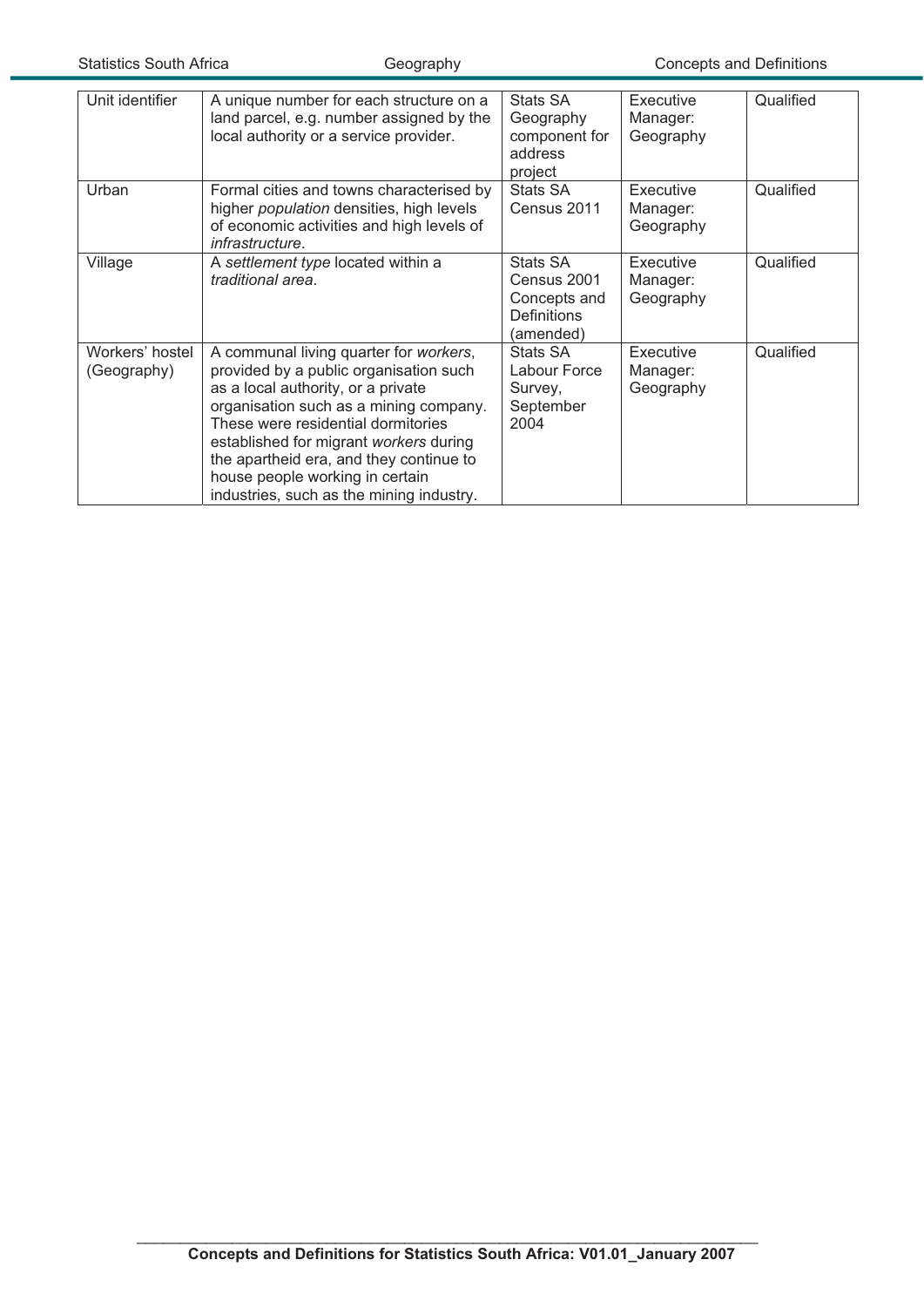| | | | | |
|---|---|---|---|---|
| Unit identifier | A unique number for each structure on a land parcel, e.g. number assigned by the local authority or a service provider. | Stats SA Geography component for address project | Executive Manager: Geography | Qualified |
| Urban | Formal cities and towns characterised by higher *population* densities, high levels of economic activities and high levels of *infrastructure*. | Stats SA Census 2011 | Executive Manager: Geography | Qualified |
| Village | A *settlement type* located within a *traditional area*. | Stats SA Census 2001 Concepts and Definitions (amended) | Executive Manager: Geography | Qualified |
| Workers' hostel (Geography) | A communal living quarter for *workers*, provided by a public organisation such as a local authority, or a private organisation such as a mining company. These were residential dormitories established for migrant *workers* during the apartheid era, and they continue to house people working in certain industries, such as the mining industry. | Stats SA Labour Force Survey, September 2004 | Executive Manager: Geography | Qualified |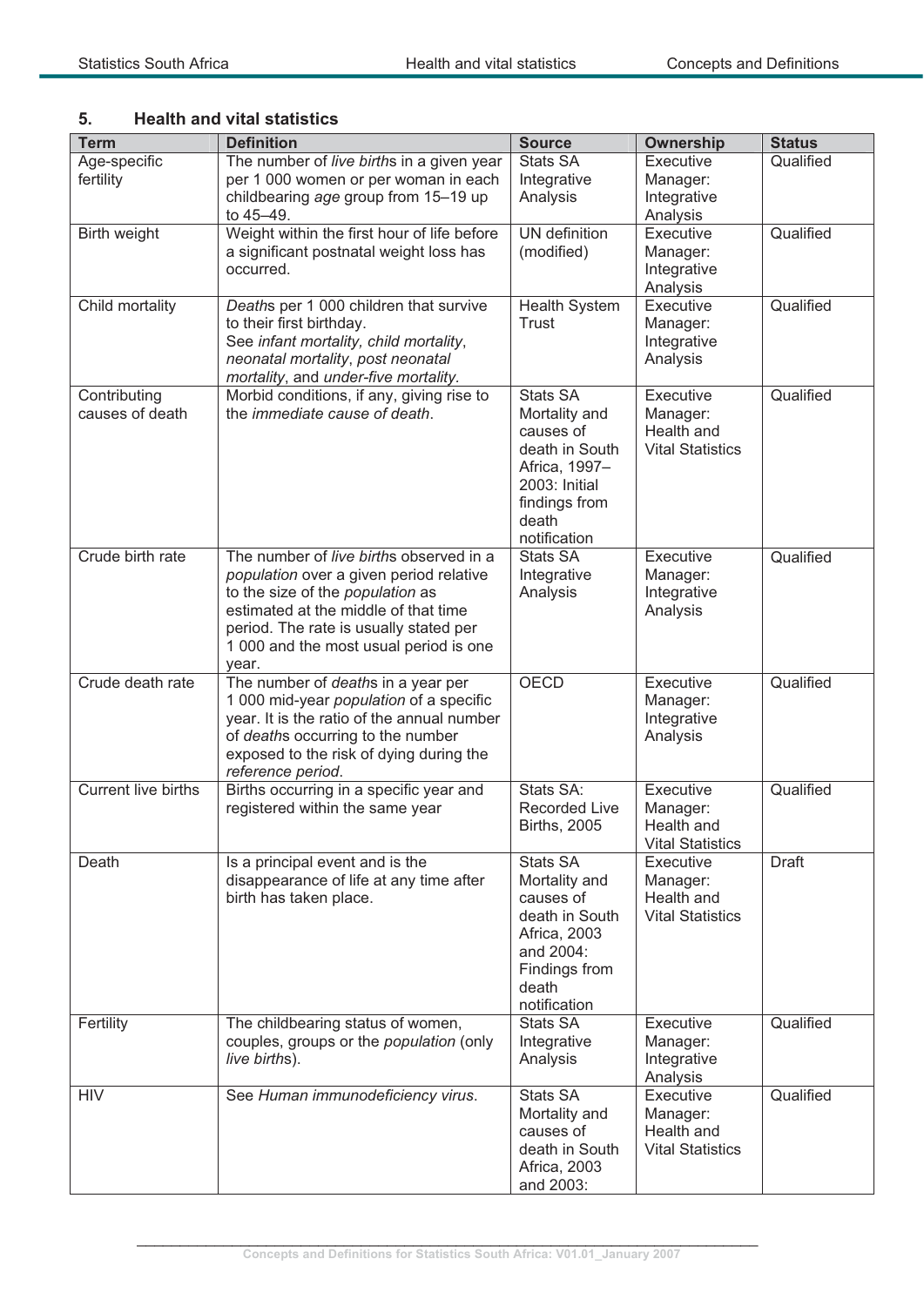## 5. Health and vital statistics

| Term | Definition | Source | Ownership | Status |
|---|---|---|---|---|
| Age-specific fertility | The number of *live birth*s in a given year per 1 000 women or per woman in each childbearing *age* group from 15–19 up to 45–49. | Stats SA Integrative Analysis | Executive Manager: Integrative Analysis | Qualified |
| Birth weight | Weight within the first hour of life before a significant postnatal weight loss has occurred. | UN definition (modified) | Executive Manager: Integrative Analysis | Qualified |
| Child mortality | *Death*s per 1 000 children that survive to their first birthday. See *infant mortality, child mortality*, *neonatal mortality*, *post neonatal mortality*, and *under-five mortality*. | Health System Trust | Executive Manager: Integrative Analysis | Qualified |
| Contributing causes of death | Morbid conditions, if any, giving rise to the *immediate cause of death*. | Stats SA Mortality and causes of death in South Africa, 1997–2003: Initial findings from death notification | Executive Manager: Health and Vital Statistics | Qualified |
| Crude birth rate | The number of *live birth*s observed in a *population* over a given period relative to the size of the *population* as estimated at the middle of that time period. The rate is usually stated per 1 000 and the most usual period is one year. | Stats SA Integrative Analysis | Executive Manager: Integrative Analysis | Qualified |
| Crude death rate | The number of *death*s in a year per 1 000 mid-year *population* of a specific year. It is the ratio of the annual number of *death*s occurring to the number exposed to the risk of dying during the *reference period*. | OECD | Executive Manager: Integrative Analysis | Qualified |
| Current live births | Births occurring in a specific year and registered within the same year | Stats SA: Recorded Live Births, 2005 | Executive Manager: Health and Vital Statistics | Qualified |
| Death | Is a principal event and is the disappearance of life at any time after birth has taken place. | Stats SA Mortality and causes of death in South Africa, 2003 and 2004: Findings from death notification | Executive Manager: Health and Vital Statistics | Draft |
| Fertility | The childbearing status of women, couples, groups or the *population* (only *live birth*s). | Stats SA Integrative Analysis | Executive Manager: Integrative Analysis | Qualified |
| HIV | See *Human immunodeficiency virus*. | Stats SA Mortality and causes of death in South Africa, 2003 and 2003: | Executive Manager: Health and Vital Statistics | Qualified |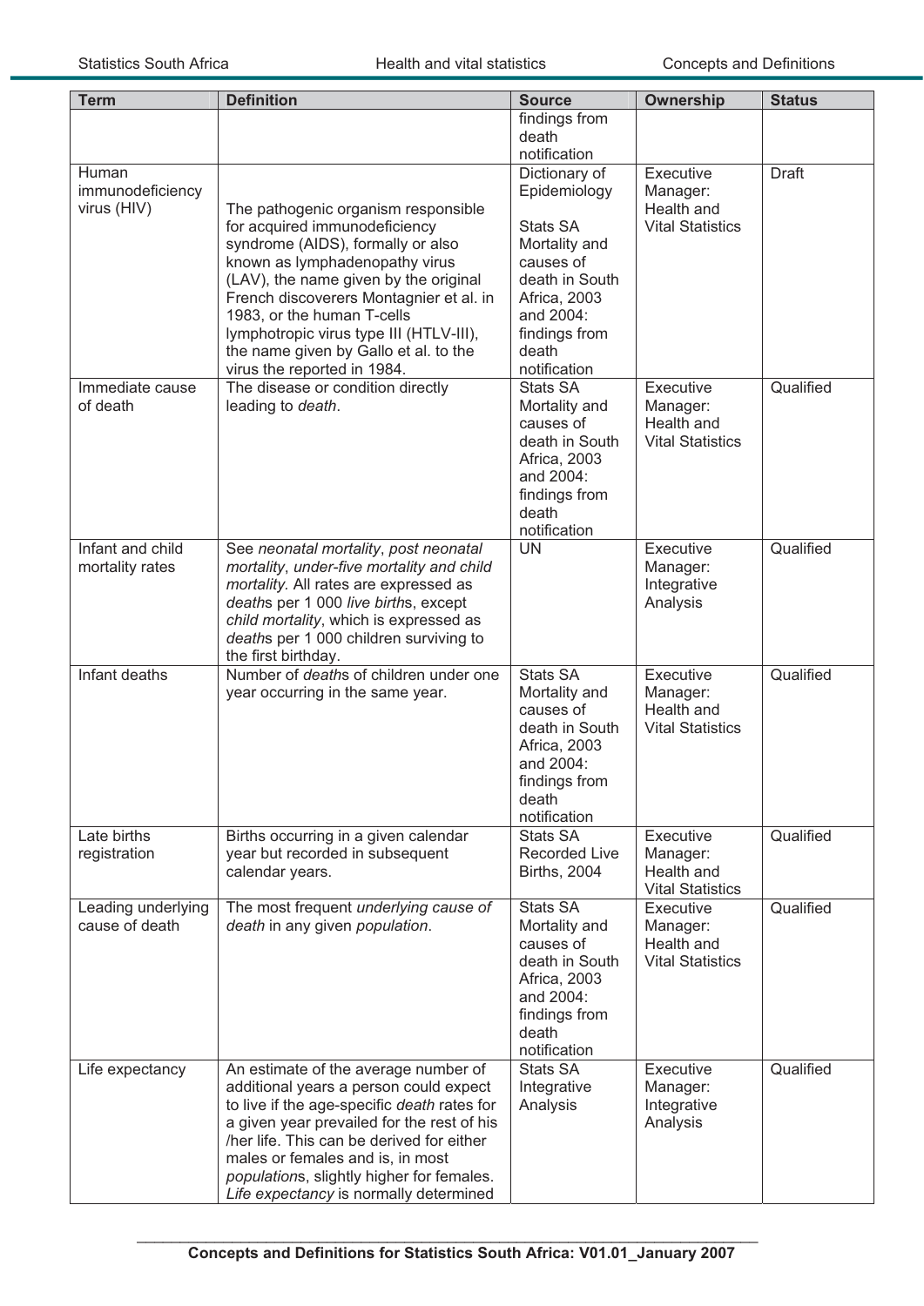| Term | Definition | Source | Ownership | Status |
|---|---|---|---|---|
| | | findings from death notification | | |
| Human immunodeficiency virus (HIV) | The pathogenic organism responsible for acquired immunodeficiency syndrome (AIDS), formally or also known as lymphadenopathy virus (LAV), the name given by the original French discoverers Montagnier et al. in 1983, or the human T-cells lymphotropic virus type III (HTLV-III), the name given by Gallo et al. to the virus the reported in 1984. | Dictionary of Epidemiology<br><br>Stats SA Mortality and causes of death in South Africa, 2003 and 2004: findings from death notification | Executive Manager: Health and Vital Statistics | Draft |
| Immediate cause of death | The disease or condition directly leading to *death*. | Stats SA Mortality and causes of death in South Africa, 2003 and 2004: findings from death notification | Executive Manager: Health and Vital Statistics | Qualified |
| Infant and child mortality rates | See *neonatal mortality*, *post neonatal mortality*, *under-five mortality and child mortality*. All rates are expressed as *death*s per 1 000 *live birth*s, except *child mortality*, which is expressed as *death*s per 1 000 children surviving to the first birthday. | UN | Executive Manager: Integrative Analysis | Qualified |
| Infant deaths | Number of *death*s of children under one year occurring in the same year. | Stats SA Mortality and causes of death in South Africa, 2003 and 2004: findings from death notification | Executive Manager: Health and Vital Statistics | Qualified |
| Late births registration | Births occurring in a given calendar year but recorded in subsequent calendar years. | Stats SA Recorded Live Births, 2004 | Executive Manager: Health and Vital Statistics | Qualified |
| Leading underlying cause of death | The most frequent *underlying cause of death* in any given *population*. | Stats SA Mortality and causes of death in South Africa, 2003 and 2004: findings from death notification | Executive Manager: Health and Vital Statistics | Qualified |
| Life expectancy | An estimate of the average number of additional years a person could expect to live if the age-specific *death* rates for a given year prevailed for the rest of his /her life. This can be derived for either males or females and is, in most *population*s, slightly higher for females. *Life expectancy* is normally determined | Stats SA Integrative Analysis | Executive Manager: Integrative Analysis | Qualified |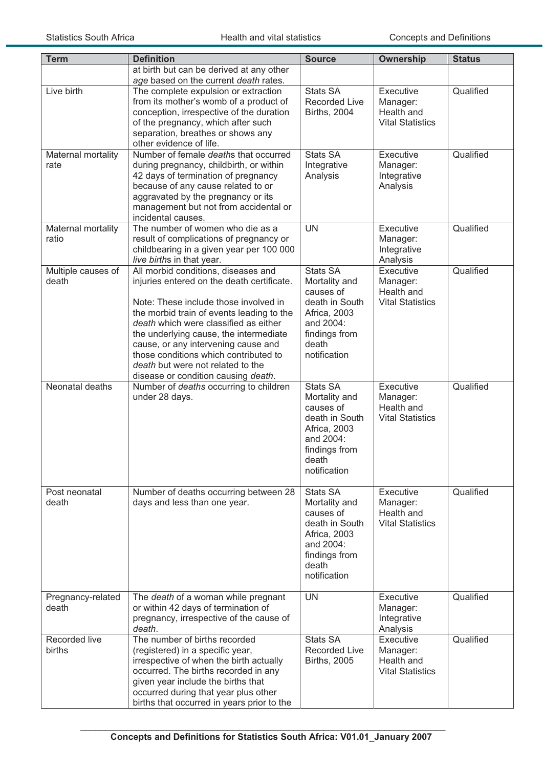| Term | Definition | Source | Ownership | Status |
|---|---|---|---|---|
| | at birth but can be derived at any other *age* based on the current *death* rates. | | | |
| Live birth | The complete expulsion or extraction from its mother's womb of a product of conception, irrespective of the duration of the pregnancy, which after such separation, breathes or shows any other evidence of life. | Stats SA Recorded Live Births, 2004 | Executive Manager: Health and Vital Statistics | Qualified |
| Maternal mortality rate | Number of female *death*s that occurred during pregnancy, childbirth, or within 42 days of termination of pregnancy because of any cause related to or aggravated by the pregnancy or its management but not from accidental or incidental causes. | Stats SA Integrative Analysis | Executive Manager: Integrative Analysis | Qualified |
| Maternal mortality ratio | The number of women who die as a result of complications of pregnancy or childbearing in a given year per 100 000 *live birth*s in that year. | UN | Executive Manager: Integrative Analysis | Qualified |
| Multiple causes of death | All morbid conditions, diseases and injuries entered on the death certificate.<br><br>Note: These include those involved in the morbid train of events leading to the *death* which were classified as either the underlying cause, the intermediate cause, or any intervening cause and those conditions which contributed to *death* but were not related to the disease or condition causing *death*. | Stats SA Mortality and causes of death in South Africa, 2003 and 2004: findings from death notification | Executive Manager: Health and Vital Statistics | Qualified |
| Neonatal deaths | Number of *deaths* occurring to children under 28 days. | Stats SA Mortality and causes of death in South Africa, 2003 and 2004: findings from death notification | Executive Manager: Health and Vital Statistics | Qualified |
| Post neonatal death | Number of deaths occurring between 28 days and less than one year. | Stats SA Mortality and causes of death in South Africa, 2003 and 2004: findings from death notification | Executive Manager: Health and Vital Statistics | Qualified |
| Pregnancy-related death | The *death* of a woman while pregnant or within 42 days of termination of pregnancy, irrespective of the cause of *death*. | UN | Executive Manager: Integrative Analysis | Qualified |
| Recorded live births | The number of births recorded (registered) in a specific year, irrespective of when the birth actually occurred. The births recorded in any given year include the births that occurred during that year plus other births that occurred in years prior to the | Stats SA Recorded Live Births, 2005 | Executive Manager: Health and Vital Statistics | Qualified |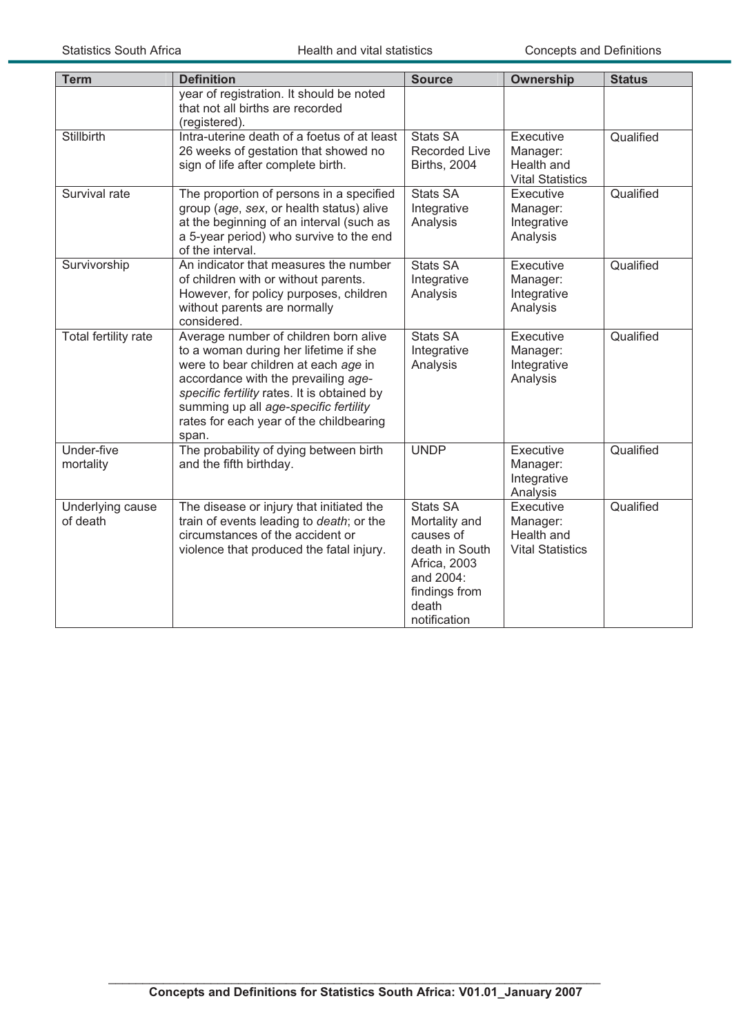| Term | Definition | Source | Ownership | Status |
|---|---|---|---|---|
| | year of registration. It should be noted that not all births are recorded (registered). | | | |
| Stillbirth | Intra-uterine death of a foetus of at least 26 weeks of gestation that showed no sign of life after complete birth. | Stats SA Recorded Live Births, 2004 | Executive Manager: Health and Vital Statistics | Qualified |
| Survival rate | The proportion of persons in a specified group (*age*, *sex*, or health status) alive at the beginning of an interval (such as a 5-year period) who survive to the end of the interval. | Stats SA Integrative Analysis | Executive Manager: Integrative Analysis | Qualified |
| Survivorship | An indicator that measures the number of children with or without parents. However, for policy purposes, children without parents are normally considered. | Stats SA Integrative Analysis | Executive Manager: Integrative Analysis | Qualified |
| Total fertility rate | Average number of children born alive to a woman during her lifetime if she were to bear children at each *age* in accordance with the prevailing *age-specific fertility* rates. It is obtained by summing up all *age-specific fertility* rates for each year of the childbearing span. | Stats SA Integrative Analysis | Executive Manager: Integrative Analysis | Qualified |
| Under-five mortality | The probability of dying between birth and the fifth birthday. | UNDP | Executive Manager: Integrative Analysis | Qualified |
| Underlying cause of death | The disease or injury that initiated the train of events leading to *death*; or the circumstances of the accident or violence that produced the fatal injury. | Stats SA Mortality and causes of death in South Africa, 2003 and 2004: findings from death notification | Executive Manager: Health and Vital Statistics | Qualified |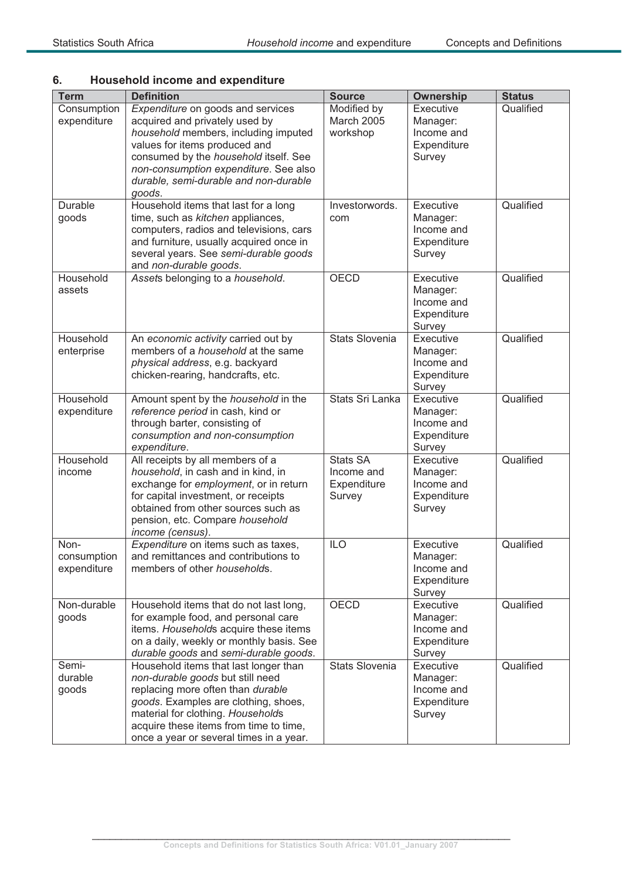## 6. Household income and expenditure

| Term | Definition | Source | Ownership | Status |
|---|---|---|---|---|
| Consumption expenditure | *Expenditure* on goods and services acquired and privately used by *household* members, including imputed values for items produced and consumed by the *household* itself. See *non-consumption expenditure*. See also *durable, semi-durable and non-durable goods*. | Modified by March 2005 workshop | Executive Manager: Income and Expenditure Survey | Qualified |
| Durable goods | Household items that last for a long time, such as *kitchen* appliances, computers, radios and televisions, cars and furniture, usually acquired once in several years. See *semi-durable goods* and *non-durable goods*. | Investorwords.com | Executive Manager: Income and Expenditure Survey | Qualified |
| Household assets | *Asset*s belonging to a *household*. | OECD | Executive Manager: Income and Expenditure Survey | Qualified |
| Household enterprise | An *economic activity* carried out by members of a *household* at the same *physical address*, e.g. backyard chicken-rearing, handcrafts, etc. | Stats Slovenia | Executive Manager: Income and Expenditure Survey | Qualified |
| Household expenditure | Amount spent by the *household* in the *reference period* in cash, kind or through barter, consisting of *consumption and non-consumption expenditure*. | Stats Sri Lanka | Executive Manager: Income and Expenditure Survey | Qualified |
| Household income | All receipts by all members of a *household*, in cash and in kind, in exchange for *employment*, or in return for capital investment, or receipts obtained from other sources such as pension, etc. Compare *household income (census)*. | Stats SA Income and Expenditure Survey | Executive Manager: Income and Expenditure Survey | Qualified |
| Non-consumption expenditure | *Expenditure* on items such as taxes, and remittances and contributions to members of other *household*s. | ILO | Executive Manager: Income and Expenditure Survey | Qualified |
| Non-durable goods | Household items that do not last long, for example food, and personal care items. *Household*s acquire these items on a daily, weekly or monthly basis. See *durable goods* and *semi-durable goods*. | OECD | Executive Manager: Income and Expenditure Survey | Qualified |
| Semi-durable goods | Household items that last longer than *non-durable goods* but still need replacing more often than *durable goods*. Examples are clothing, shoes, material for clothing. *Household*s acquire these items from time to time, once a year or several times in a year. | Stats Slovenia | Executive Manager: Income and Expenditure Survey | Qualified |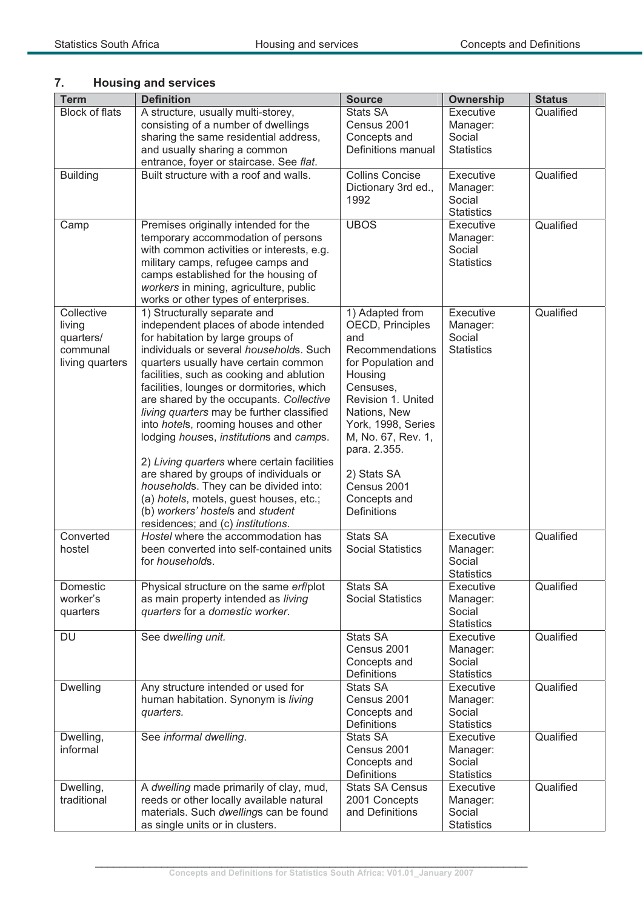## 7. Housing and services

| Term | Definition | Source | Ownership | Status |
|---|---|---|---|---|
| Block of flats | A structure, usually multi-storey, consisting of a number of dwellings sharing the same residential address, and usually sharing a common entrance, foyer or staircase. See *flat*. | Stats SA Census 2001 Concepts and Definitions manual | Executive Manager: Social Statistics | Qualified |
| Building | Built structure with a roof and walls. | Collins Concise Dictionary 3rd ed., 1992 | Executive Manager: Social Statistics | Qualified |
| Camp | Premises originally intended for the temporary accommodation of persons with common activities or interests, e.g. military camps, refugee camps and camps established for the housing of *workers* in mining, agriculture, public works or other types of enterprises. | UBOS | Executive Manager: Social Statistics | Qualified |
| Collective living quarters/ communal living quarters | 1) Structurally separate and independent places of abode intended for habitation by large groups of individuals or several *household*s. Such quarters usually have certain common facilities, such as cooking and ablution facilities, lounges or dormitories, which are shared by the occupants. *Collective living quarters* may be further classified into *hotel*s, rooming houses and other lodging *house*s, *institution*s and *camp*s.<br><br>2) *Living quarters* where certain facilities are shared by groups of individuals or *household*s. They can be divided into: (a) *hotels*, motels, guest houses, etc.; (b) *workers' hostel*s and *student* residences; and (c) *institutions*. | 1) Adapted from OECD, Principles and Recommendations for Population and Housing Censuses, Revision 1. United Nations, New York, 1998, Series M, No. 67, Rev. 1, para. 2.355.<br><br>2) Stats SA Census 2001 Concepts and Definitions | Executive Manager: Social Statistics | Qualified |
| Converted hostel | *Hostel* where the accommodation has been converted into self-contained units for *household*s. | Stats SA Social Statistics | Executive Manager: Social Statistics | Qualified |
| Domestic worker's quarters | Physical structure on the same *erf*/plot as main property intended as *living quarters* for a *domestic worker*. | Stats SA Social Statistics | Executive Manager: Social Statistics | Qualified |
| DU | See d*welling unit.* | Stats SA Census 2001 Concepts and Definitions | Executive Manager: Social Statistics | Qualified |
| Dwelling | Any structure intended or used for human habitation. Synonym is *living quarters.* | Stats SA Census 2001 Concepts and Definitions | Executive Manager: Social Statistics | Qualified |
| Dwelling, informal | See *informal dwelling*. | Stats SA Census 2001 Concepts and Definitions | Executive Manager: Social Statistics | Qualified |
| Dwelling, traditional | A *dwelling* made primarily of clay, mud, reeds or other locally available natural materials. Such *dwelling*s can be found as single units or in clusters. | Stats SA Census 2001 Concepts and Definitions | Executive Manager: Social Statistics | Qualified |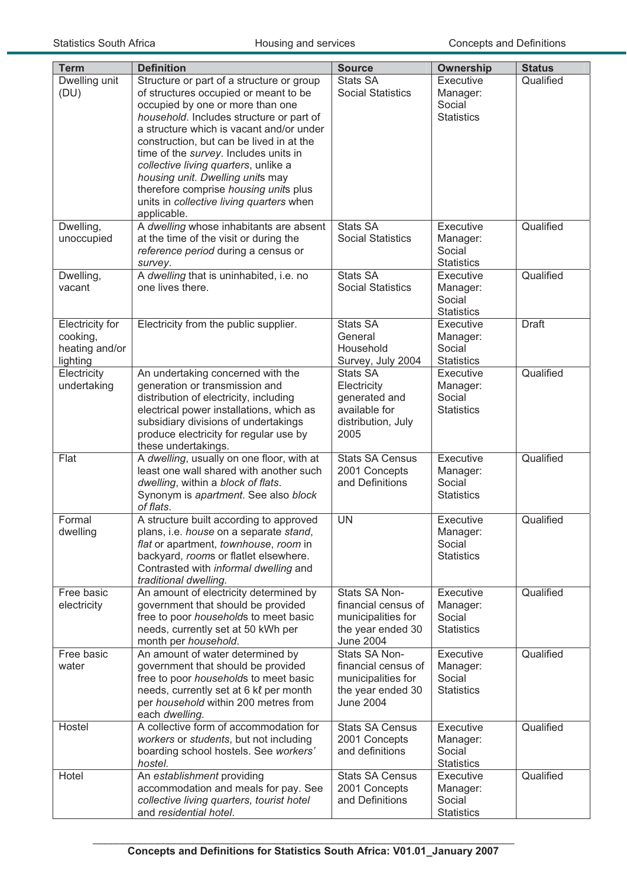| Term | Definition | Source | Ownership | Status |
|---|---|---|---|---|
| Dwelling unit (DU) | Structure or part of a structure or group of structures occupied or meant to be occupied by one or more than one *household*. Includes structure or part of a structure which is vacant and/or under construction, but can be lived in at the time of the *survey*. Includes units in *collective living quarters*, unlike a *housing unit*. *Dwelling unit*s may therefore comprise *housing unit*s plus units in *collective living quarters* when applicable. | Stats SA Social Statistics | Executive Manager: Social Statistics | Qualified |
| Dwelling, unoccupied | A *dwelling* whose inhabitants are absent at the time of the visit or during the *reference period* during a census or *survey*. | Stats SA Social Statistics | Executive Manager: Social Statistics | Qualified |
| Dwelling, vacant | A *dwelling* that is uninhabited, i.e. no one lives there. | Stats SA Social Statistics | Executive Manager: Social Statistics | Qualified |
| Electricity for cooking, heating and/or lighting | Electricity from the public supplier. | Stats SA General Household Survey, July 2004 | Executive Manager: Social Statistics | Draft |
| Electricity undertaking | An undertaking concerned with the generation or transmission and distribution of electricity, including electrical power installations, which as subsidiary divisions of undertakings produce electricity for regular use by these undertakings. | Stats SA Electricity generated and available for distribution, July 2005 | Executive Manager: Social Statistics | Qualified |
| Flat | A *dwelling*, usually on one floor, with at least one wall shared with another such *dwelling*, within a *block of flats*. Synonym is *apartment*. See also *block of flats*. | Stats SA Census 2001 Concepts and Definitions | Executive Manager: Social Statistics | Qualified |
| Formal dwelling | A structure built according to approved plans, i.e. *house* on a separate *stand*, *flat* or apartment, *townhouse*, *room* in backyard, *room*s or flatlet elsewhere. Contrasted with *informal dwelling* and *traditional dwelling.* | UN | Executive Manager: Social Statistics | Qualified |
| Free basic electricity | An amount of electricity determined by government that should be provided free to poor *household*s to meet basic needs, currently set at 50 kWh per month per *household*. | Stats SA Non-financial census of municipalities for the year ended 30 June 2004 | Executive Manager: Social Statistics | Qualified |
| Free basic water | An amount of water determined by government that should be provided free to poor *household*s to meet basic needs, currently set at 6 kℓ per month per *household* within 200 metres from each *dwelling*. | Stats SA Non-financial census of municipalities for the year ended 30 June 2004 | Executive Manager: Social Statistics | Qualified |
| Hostel | A collective form of accommodation for *workers* or *students*, but not including boarding school hostels. See *workers' hostel.* | Stats SA Census 2001 Concepts and definitions | Executive Manager: Social Statistics | Qualified |
| Hotel | An *establishment* providing accommodation and meals for pay. See *collective living quarters, tourist hotel* and *residential hotel*. | Stats SA Census 2001 Concepts and Definitions | Executive Manager: Social Statistics | Qualified |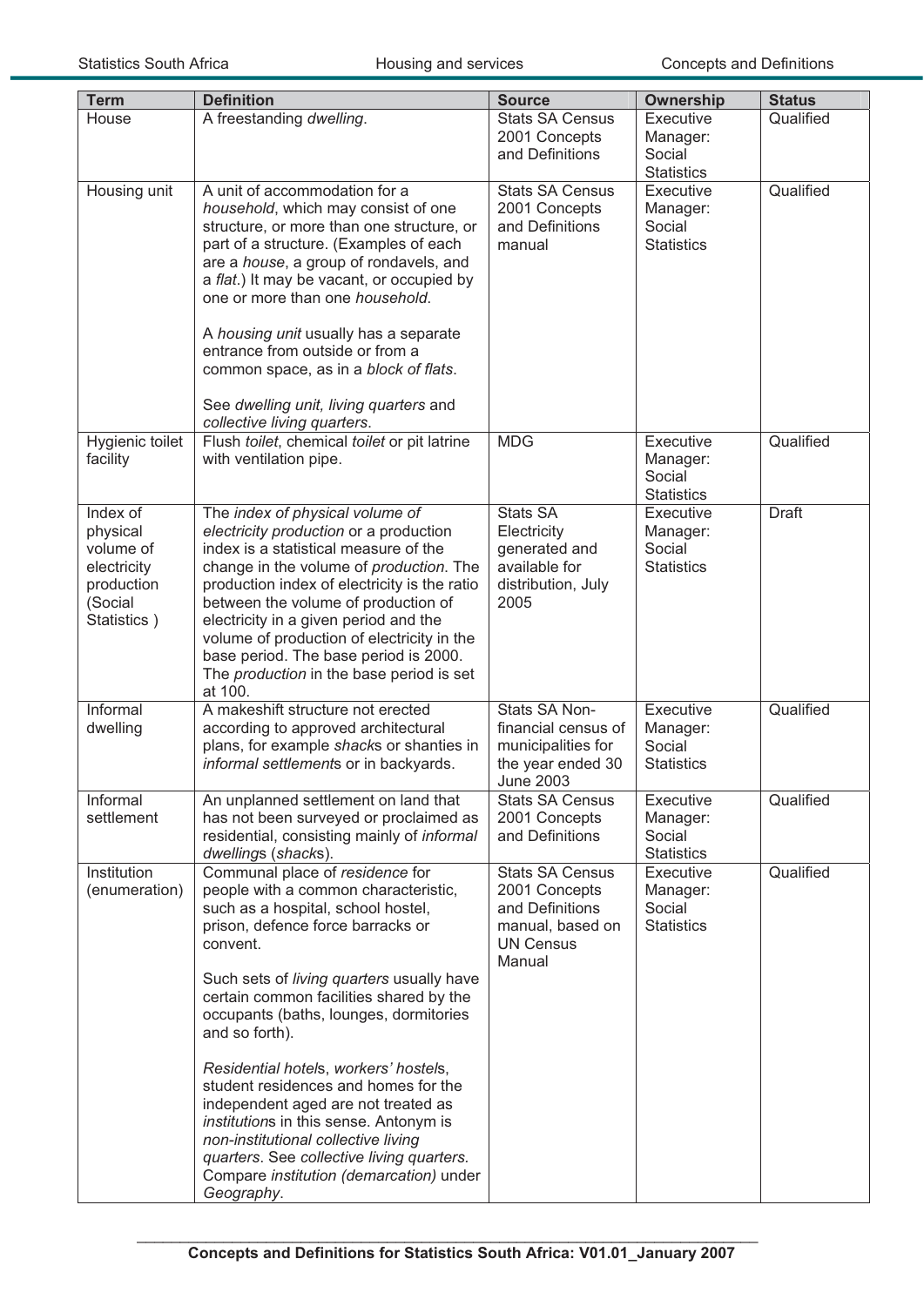| Term | Definition | Source | Ownership | Status |
|---|---|---|---|---|
| House | A freestanding *dwelling*. | Stats SA Census 2001 Concepts and Definitions | Executive Manager: Social Statistics | Qualified |
| Housing unit | A unit of accommodation for a *household*, which may consist of one structure, or more than one structure, or part of a structure. (Examples of each are a *house*, a group of rondavels, and a *flat*.) It may be vacant, or occupied by one or more than one *household*.<br><br>A *housing unit* usually has a separate entrance from outside or from a common space, as in a *block of flats*.<br><br>See *dwelling unit, living quarters* and *collective living quarters*. | Stats SA Census 2001 Concepts and Definitions manual | Executive Manager: Social Statistics | Qualified |
| Hygienic toilet facility | Flush *toilet*, chemical *toilet* or pit latrine with ventilation pipe. | MDG | Executive Manager: Social Statistics | Qualified |
| Index of physical volume of electricity production (Social Statistics ) | The *index of physical volume of electricity production* or a production index is a statistical measure of the change in the volume of *production*. The production index of electricity is the ratio between the volume of production of electricity in a given period and the volume of production of electricity in the base period. The base period is 2000. The *production* in the base period is set at 100. | Stats SA Electricity generated and available for distribution, July 2005 | Executive Manager: Social Statistics | Draft |
| Informal dwelling | A makeshift structure not erected according to approved architectural plans, for example *shack*s or shanties in *informal settlement*s or in backyards. | Stats SA Non-financial census of municipalities for the year ended 30 June 2003 | Executive Manager: Social Statistics | Qualified |
| Informal settlement | An unplanned settlement on land that has not been surveyed or proclaimed as residential, consisting mainly of *informal dwelling*s (*shack*s). | Stats SA Census 2001 Concepts and Definitions | Executive Manager: Social Statistics | Qualified |
| Institution (enumeration) | Communal place of *residence* for people with a common characteristic, such as a hospital, school hostel, prison, defence force barracks or convent.<br><br>Such sets of *living quarters* usually have certain common facilities shared by the occupants (baths, lounges, dormitories and so forth).<br><br>*Residential hotel*s, *workers' hostel*s, student residences and homes for the independent aged are not treated as *institution*s in this sense. Antonym is *non-institutional collective living quarters*. See *collective living quarters*. Compare *institution (demarcation)* under *Geography*. | Stats SA Census 2001 Concepts and Definitions manual, based on UN Census Manual | Executive Manager: Social Statistics | Qualified |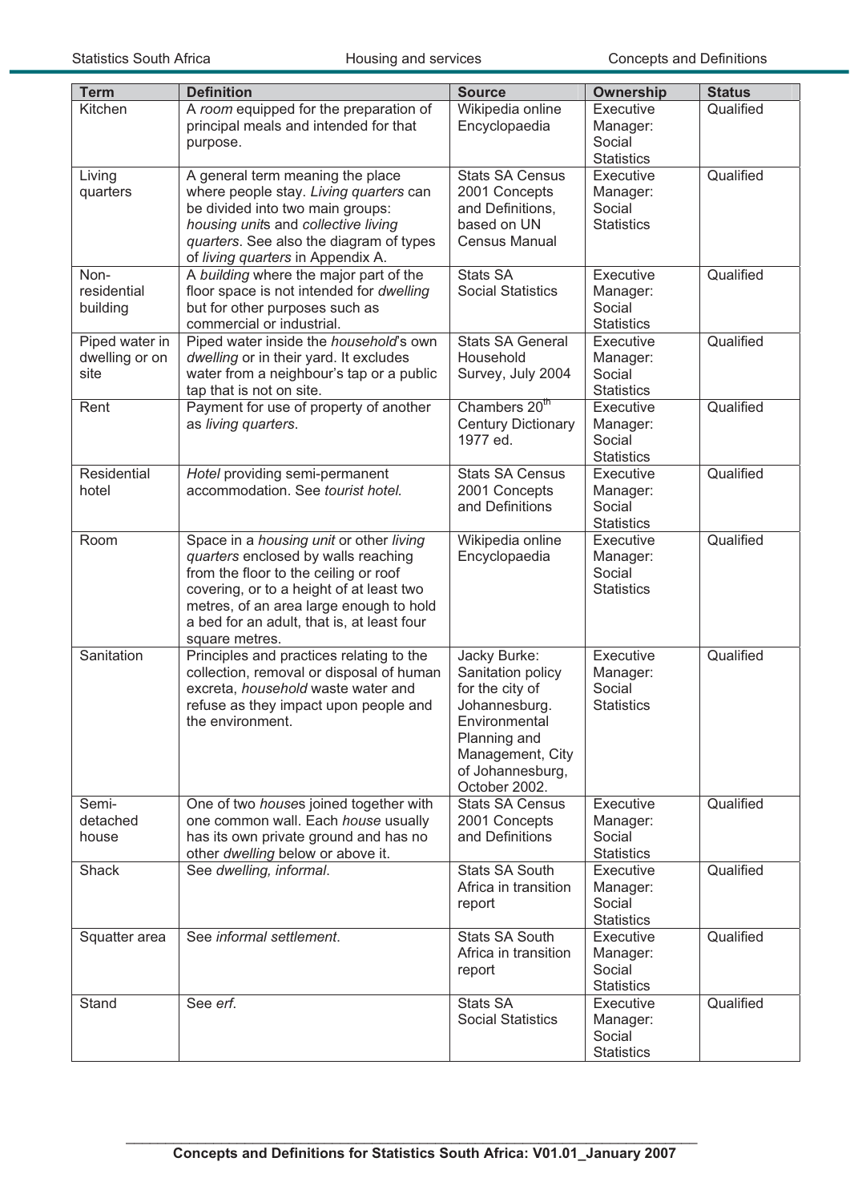| Term | Definition | Source | Ownership | Status |
|---|---|---|---|---|
| Kitchen | A *room* equipped for the preparation of principal meals and intended for that purpose. | Wikipedia online Encyclopaedia | Executive Manager: Social Statistics | Qualified |
| Living quarters | A general term meaning the place where people stay. *Living quarters* can be divided into two main groups: *housing unit*s and *collective living quarters*. See also the diagram of types of *living quarters* in Appendix A. | Stats SA Census 2001 Concepts and Definitions, based on UN Census Manual | Executive Manager: Social Statistics | Qualified |
| Non-residential building | A *building* where the major part of the floor space is not intended for *dwelling* but for other purposes such as commercial or industrial. | Stats SA Social Statistics | Executive Manager: Social Statistics | Qualified |
| Piped water in dwelling or on site | Piped water inside the *household*'s own *dwelling* or in their yard. It excludes water from a neighbour's tap or a public tap that is not on site. | Stats SA General Household Survey, July 2004 | Executive Manager: Social Statistics | Qualified |
| Rent | Payment for use of property of another as *living quarters*. | Chambers 20th Century Dictionary 1977 ed. | Executive Manager: Social Statistics | Qualified |
| Residential hotel | *Hotel* providing semi-permanent accommodation. See *tourist hotel.* | Stats SA Census 2001 Concepts and Definitions | Executive Manager: Social Statistics | Qualified |
| Room | Space in a *housing unit* or other *living quarters* enclosed by walls reaching from the floor to the ceiling or roof covering, or to a height of at least two metres, of an area large enough to hold a bed for an adult, that is, at least four square metres. | Wikipedia online Encyclopaedia | Executive Manager: Social Statistics | Qualified |
| Sanitation | Principles and practices relating to the collection, removal or disposal of human excreta, *household* waste water and refuse as they impact upon people and the environment. | Jacky Burke: Sanitation policy for the city of Johannesburg. Environmental Planning and Management, City of Johannesburg, October 2002. | Executive Manager: Social Statistics | Qualified |
| Semi-detached house | One of two *house*s joined together with one common wall. Each *house* usually has its own private ground and has no other *dwelling* below or above it. | Stats SA Census 2001 Concepts and Definitions | Executive Manager: Social Statistics | Qualified |
| Shack | See *dwelling, informal*. | Stats SA South Africa in transition report | Executive Manager: Social Statistics | Qualified |
| Squatter area | See *informal settlement*. | Stats SA South Africa in transition report | Executive Manager: Social Statistics | Qualified |
| Stand | See *erf.* | Stats SA Social Statistics | Executive Manager: Social Statistics | Qualified |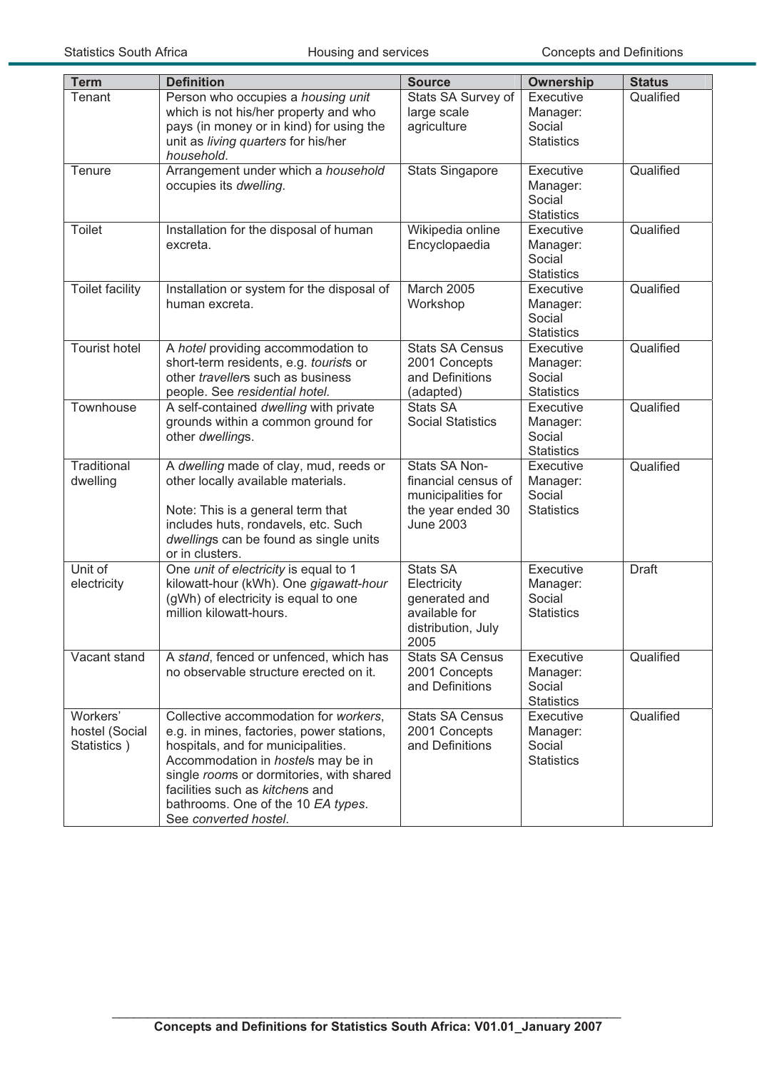| Term | Definition | Source | Ownership | Status |
|---|---|---|---|---|
| Tenant | Person who occupies a *housing unit* which is not his/her property and who pays (in money or in kind) for using the unit as *living quarters* for his/her *household*. | Stats SA Survey of large scale agriculture | Executive Manager: Social Statistics | Qualified |
| Tenure | Arrangement under which a *household* occupies its *dwelling*. | Stats Singapore | Executive Manager: Social Statistics | Qualified |
| Toilet | Installation for the disposal of human excreta. | Wikipedia online Encyclopaedia | Executive Manager: Social Statistics | Qualified |
| Toilet facility | Installation or system for the disposal of human excreta. | March 2005 Workshop | Executive Manager: Social Statistics | Qualified |
| Tourist hotel | A *hotel* providing accommodation to short-term residents, e.g. *tourist*s or other *traveller*s such as business people. See *residential hotel*. | Stats SA Census 2001 Concepts and Definitions (adapted) | Executive Manager: Social Statistics | Qualified |
| Townhouse | A self-contained *dwelling* with private grounds within a common ground for other *dwelling*s. | Stats SA Social Statistics | Executive Manager: Social Statistics | Qualified |
| Traditional dwelling | A *dwelling* made of clay, mud, reeds or other locally available materials.<br><br>Note: This is a general term that includes huts, rondavels, etc. Such *dwelling*s can be found as single units or in clusters. | Stats SA Non-financial census of municipalities for the year ended 30 June 2003 | Executive Manager: Social Statistics | Qualified |
| Unit of electricity | One *unit of electricity* is equal to 1 kilowatt-hour (kWh). One *gigawatt-hour* (gWh) of electricity is equal to one million kilowatt-hours. | Stats SA Electricity generated and available for distribution, July 2005 | Executive Manager: Social Statistics | Draft |
| Vacant stand | A *stand*, fenced or unfenced, which has no observable structure erected on it. | Stats SA Census 2001 Concepts and Definitions | Executive Manager: Social Statistics | Qualified |
| Workers' hostel (Social Statistics ) | Collective accommodation for *workers*, e.g. in mines, factories, power stations, hospitals, and for municipalities. Accommodation in *hostel*s may be in single *room*s or dormitories, with shared facilities such as *kitchen*s and bathrooms. One of the 10 *EA types*. See *converted hostel*. | Stats SA Census 2001 Concepts and Definitions | Executive Manager: Social Statistics | Qualified |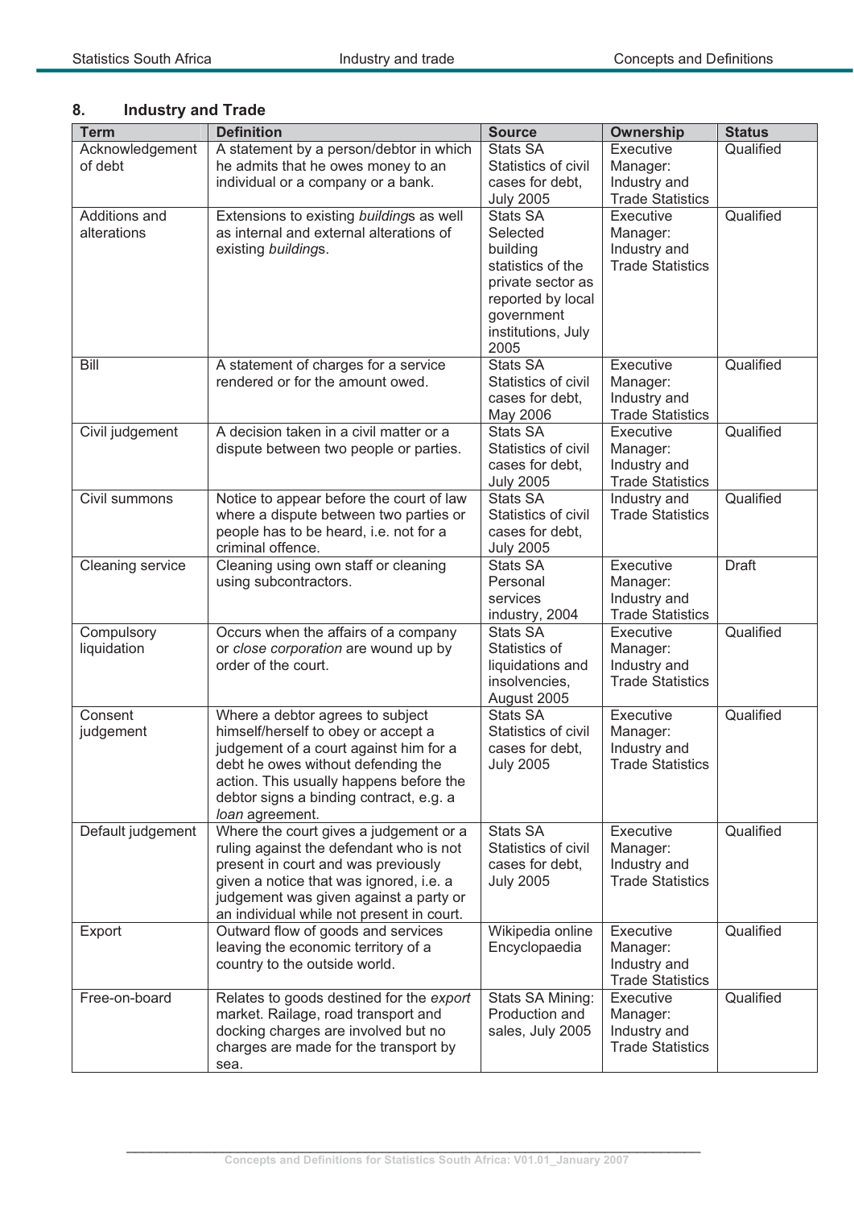## 8. Industry and Trade

| Term | Definition | Source | Ownership | Status |
|---|---|---|---|---|
| Acknowledgement of debt | A statement by a person/debtor in which he admits that he owes money to an individual or a company or a bank. | Stats SA Statistics of civil cases for debt, July 2005 | Executive Manager: Industry and Trade Statistics | Qualified |
| Additions and alterations | Extensions to existing *building*s as well as internal and external alterations of existing *building*s. | Stats SA Selected building statistics of the private sector as reported by local government institutions, July 2005 | Executive Manager: Industry and Trade Statistics | Qualified |
| Bill | A statement of charges for a service rendered or for the amount owed. | Stats SA Statistics of civil cases for debt, May 2006 | Executive Manager: Industry and Trade Statistics | Qualified |
| Civil judgement | A decision taken in a civil matter or a dispute between two people or parties. | Stats SA Statistics of civil cases for debt, July 2005 | Executive Manager: Industry and Trade Statistics | Qualified |
| Civil summons | Notice to appear before the court of law where a dispute between two parties or people has to be heard, i.e. not for a criminal offence. | Stats SA Statistics of civil cases for debt, July 2005 | Industry and Trade Statistics | Qualified |
| Cleaning service | Cleaning using own staff or cleaning using subcontractors. | Stats SA Personal services industry, 2004 | Executive Manager: Industry and Trade Statistics | Draft |
| Compulsory liquidation | Occurs when the affairs of a company or *close corporation* are wound up by order of the court. | Stats SA Statistics of liquidations and insolvencies, August 2005 | Executive Manager: Industry and Trade Statistics | Qualified |
| Consent judgement | Where a debtor agrees to subject himself/herself to obey or accept a judgement of a court against him for a debt he owes without defending the action. This usually happens before the debtor signs a binding contract, e.g. a *loan* agreement. | Stats SA Statistics of civil cases for debt, July 2005 | Executive Manager: Industry and Trade Statistics | Qualified |
| Default judgement | Where the court gives a judgement or a ruling against the defendant who is not present in court and was previously given a notice that was ignored, i.e. a judgement was given against a party or an individual while not present in court. | Stats SA Statistics of civil cases for debt, July 2005 | Executive Manager: Industry and Trade Statistics | Qualified |
| Export | Outward flow of goods and services leaving the economic territory of a country to the outside world. | Wikipedia online Encyclopaedia | Executive Manager: Industry and Trade Statistics | Qualified |
| Free-on-board | Relates to goods destined for the *export* market. Railage, road transport and docking charges are involved but no charges are made for the transport by sea. | Stats SA Mining: Production and sales, July 2005 | Executive Manager: Industry and Trade Statistics | Qualified |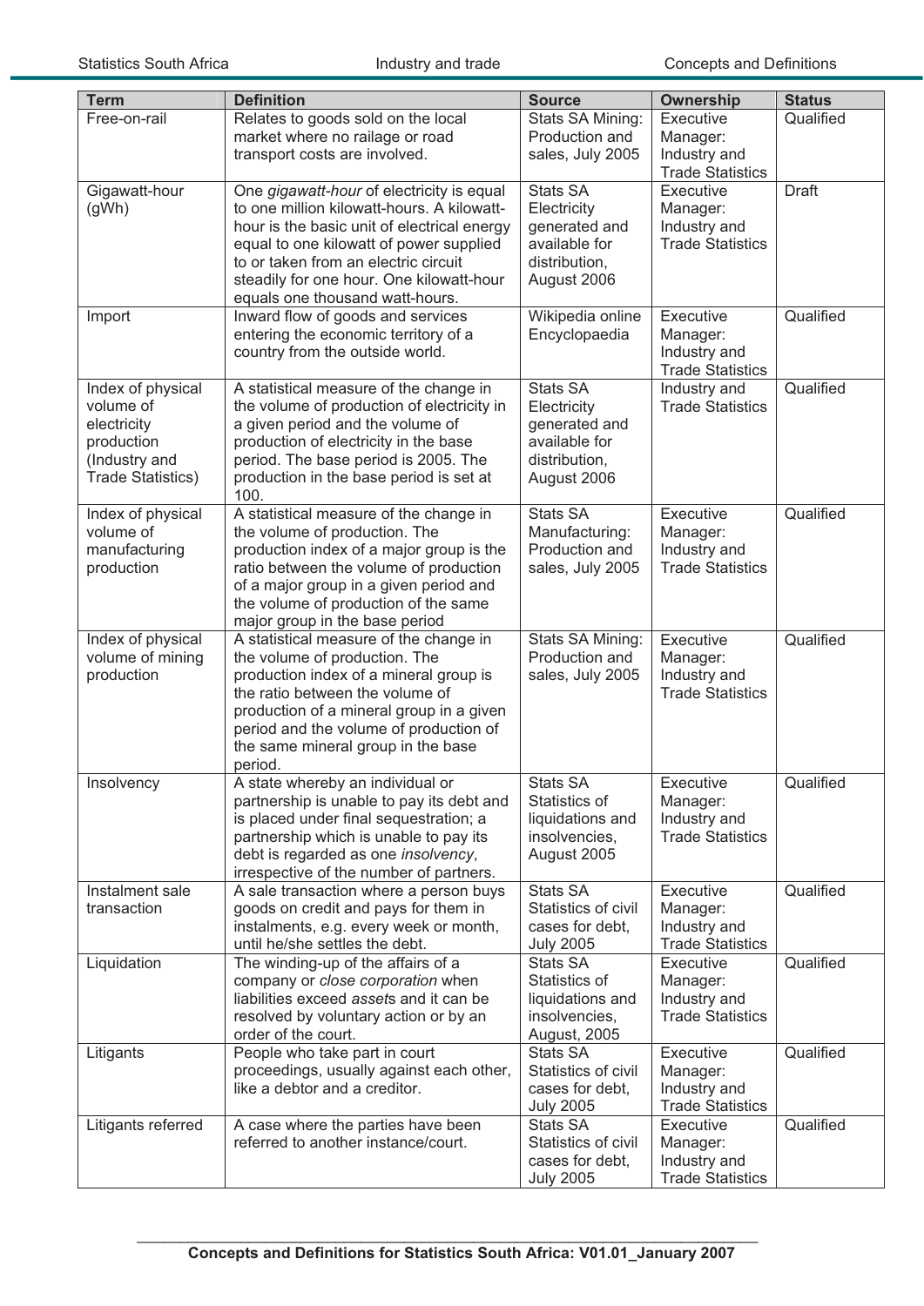| Term | Definition | Source | Ownership | Status |
|---|---|---|---|---|
| Free-on-rail | Relates to goods sold on the local market where no railage or road transport costs are involved. | Stats SA Mining: Production and sales, July 2005 | Executive Manager: Industry and Trade Statistics | Qualified |
| Gigawatt-hour (gWh) | One *gigawatt-hour* of electricity is equal to one million kilowatt-hours. A kilowatt-hour is the basic unit of electrical energy equal to one kilowatt of power supplied to or taken from an electric circuit steadily for one hour. One kilowatt-hour equals one thousand watt-hours. | Stats SA Electricity generated and available for distribution, August 2006 | Executive Manager: Industry and Trade Statistics | Draft |
| Import | Inward flow of goods and services entering the economic territory of a country from the outside world. | Wikipedia online Encyclopaedia | Executive Manager: Industry and Trade Statistics | Qualified |
| Index of physical volume of electricity production (Industry and Trade Statistics) | A statistical measure of the change in the volume of production of electricity in a given period and the volume of production of electricity in the base period. The base period is 2005. The production in the base period is set at 100. | Stats SA Electricity generated and available for distribution, August 2006 | Industry and Trade Statistics | Qualified |
| Index of physical volume of manufacturing production | A statistical measure of the change in the volume of production. The production index of a major group is the ratio between the volume of production of a major group in a given period and the volume of production of the same major group in the base period | Stats SA Manufacturing: Production and sales, July 2005 | Executive Manager: Industry and Trade Statistics | Qualified |
| Index of physical volume of mining production | A statistical measure of the change in the volume of production. The production index of a mineral group is the ratio between the volume of production of a mineral group in a given period and the volume of production of the same mineral group in the base period. | Stats SA Mining: Production and sales, July 2005 | Executive Manager: Industry and Trade Statistics | Qualified |
| Insolvency | A state whereby an individual or partnership is unable to pay its debt and is placed under final sequestration; a partnership which is unable to pay its debt is regarded as one *insolvency*, irrespective of the number of partners. | Stats SA Statistics of liquidations and insolvencies, August 2005 | Executive Manager: Industry and Trade Statistics | Qualified |
| Instalment sale transaction | A sale transaction where a person buys goods on credit and pays for them in instalments, e.g. every week or month, until he/she settles the debt. | Stats SA Statistics of civil cases for debt, July 2005 | Executive Manager: Industry and Trade Statistics | Qualified |
| Liquidation | The winding-up of the affairs of a company or *close corporation* when liabilities exceed *asset*s and it can be resolved by voluntary action or by an order of the court. | Stats SA Statistics of liquidations and insolvencies, August, 2005 | Executive Manager: Industry and Trade Statistics | Qualified |
| Litigants | People who take part in court proceedings, usually against each other, like a debtor and a creditor. | Stats SA Statistics of civil cases for debt, July 2005 | Executive Manager: Industry and Trade Statistics | Qualified |
| Litigants referred | A case where the parties have been referred to another instance/court. | Stats SA Statistics of civil cases for debt, July 2005 | Executive Manager: Industry and Trade Statistics | Qualified |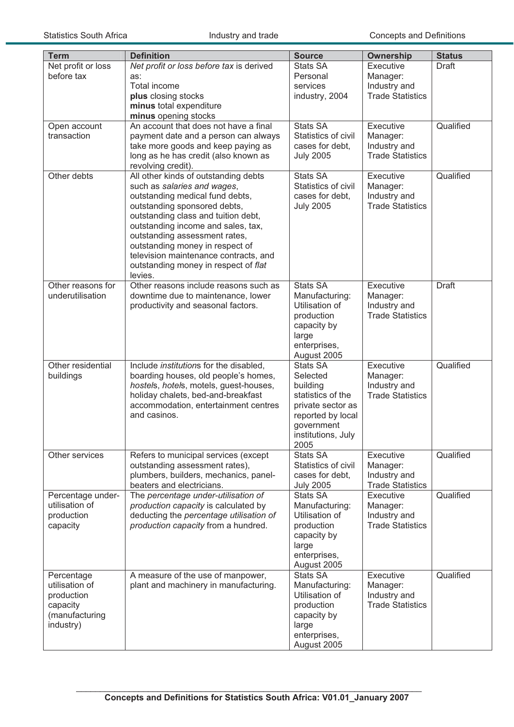| Term | Definition | Source | Ownership | Status |
|---|---|---|---|---|
| Net profit or loss before tax | *Net profit or loss before tax* is derived as:<br>Total income<br>**plus** closing stocks<br>**minus** total expenditure<br>**minus** opening stocks | Stats SA Personal services industry, 2004 | Executive Manager: Industry and Trade Statistics | Draft |
| Open account transaction | An account that does not have a final payment date and a person can always take more goods and keep paying as long as he has credit (also known as revolving credit). | Stats SA Statistics of civil cases for debt, July 2005 | Executive Manager: Industry and Trade Statistics | Qualified |
| Other debts | All other kinds of outstanding debts such as *salaries and wages*, outstanding medical fund debts, outstanding sponsored debts, outstanding class and tuition debt, outstanding income and sales, tax, outstanding assessment rates, outstanding money in respect of television maintenance contracts, and outstanding money in respect of *flat* levies. | Stats SA Statistics of civil cases for debt, July 2005 | Executive Manager: Industry and Trade Statistics | Qualified |
| Other reasons for underutilisation | Other reasons include reasons such as downtime due to maintenance, lower productivity and seasonal factors. | Stats SA Manufacturing: Utilisation of production capacity by large enterprises, August 2005 | Executive Manager: Industry and Trade Statistics | Draft |
| Other residential buildings | Include *institution*s for the disabled, boarding houses, old people's homes, *hostel*s, *hotel*s, motels, guest-houses, holiday chalets, bed-and-breakfast accommodation, entertainment centres and casinos. | Stats SA Selected building statistics of the private sector as reported by local government institutions, July 2005 | Executive Manager: Industry and Trade Statistics | Qualified |
| Other services | Refers to municipal services (except outstanding assessment rates), plumbers, builders, mechanics, panel-beaters and electricians. | Stats SA Statistics of civil cases for debt, July 2005 | Executive Manager: Industry and Trade Statistics | Qualified |
| Percentage under-utilisation of production capacity | The *percentage under-utilisation of production capacity* is calculated by deducting the *percentage utilisation of production capacity* from a hundred. | Stats SA Manufacturing: Utilisation of production capacity by large enterprises, August 2005 | Executive Manager: Industry and Trade Statistics | Qualified |
| Percentage utilisation of production capacity (manufacturing industry) | A measure of the use of manpower, plant and machinery in manufacturing. | Stats SA Manufacturing: Utilisation of production capacity by large enterprises, August 2005 | Executive Manager: Industry and Trade Statistics | Qualified |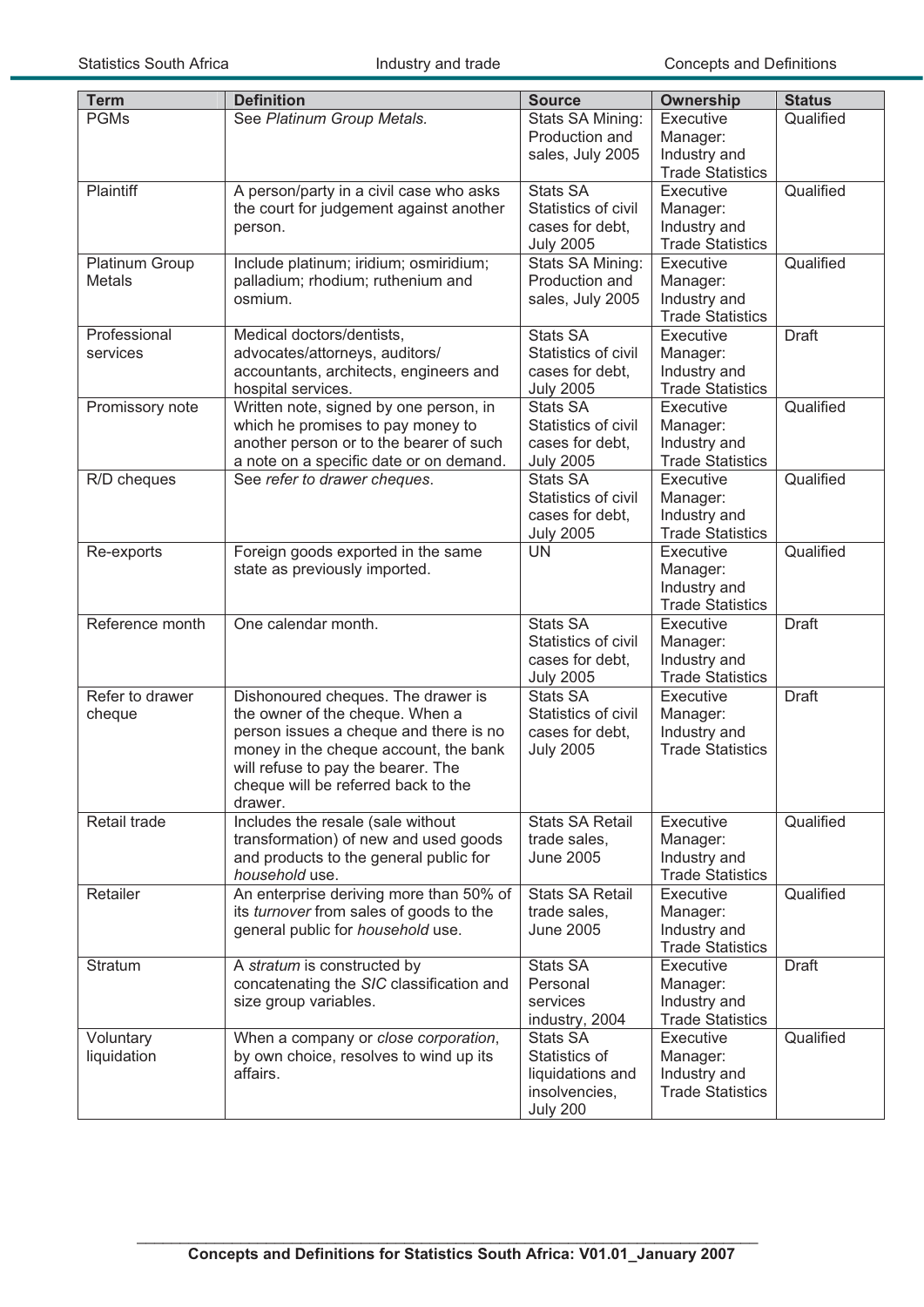| Term | Definition | Source | Ownership | Status |
|---|---|---|---|---|
| PGMs | See *Platinum Group Metals.* | Stats SA Mining: Production and sales, July 2005 | Executive Manager: Industry and Trade Statistics | Qualified |
| Plaintiff | A person/party in a civil case who asks the court for judgement against another person. | Stats SA Statistics of civil cases for debt, July 2005 | Executive Manager: Industry and Trade Statistics | Qualified |
| Platinum Group Metals | Include platinum; iridium; osmiridium; palladium; rhodium; ruthenium and osmium. | Stats SA Mining: Production and sales, July 2005 | Executive Manager: Industry and Trade Statistics | Qualified |
| Professional services | Medical doctors/dentists, advocates/attorneys, auditors/ accountants, architects, engineers and hospital services. | Stats SA Statistics of civil cases for debt, July 2005 | Executive Manager: Industry and Trade Statistics | Draft |
| Promissory note | Written note, signed by one person, in which he promises to pay money to another person or to the bearer of such a note on a specific date or on demand. | Stats SA Statistics of civil cases for debt, July 2005 | Executive Manager: Industry and Trade Statistics | Qualified |
| R/D cheques | See *refer to drawer cheques*. | Stats SA Statistics of civil cases for debt, July 2005 | Executive Manager: Industry and Trade Statistics | Qualified |
| Re-exports | Foreign goods exported in the same state as previously imported. | UN | Executive Manager: Industry and Trade Statistics | Qualified |
| Reference month | One calendar month. | Stats SA Statistics of civil cases for debt, July 2005 | Executive Manager: Industry and Trade Statistics | Draft |
| Refer to drawer cheque | Dishonoured cheques. The drawer is the owner of the cheque. When a person issues a cheque and there is no money in the cheque account, the bank will refuse to pay the bearer. The cheque will be referred back to the drawer. | Stats SA Statistics of civil cases for debt, July 2005 | Executive Manager: Industry and Trade Statistics | Draft |
| Retail trade | Includes the resale (sale without transformation) of new and used goods and products to the general public for *household* use. | Stats SA Retail trade sales, June 2005 | Executive Manager: Industry and Trade Statistics | Qualified |
| Retailer | An enterprise deriving more than 50% of its *turnover* from sales of goods to the general public for *household* use. | Stats SA Retail trade sales, June 2005 | Executive Manager: Industry and Trade Statistics | Qualified |
| Stratum | A *stratum* is constructed by concatenating the *SIC* classification and size group variables. | Stats SA Personal services industry, 2004 | Executive Manager: Industry and Trade Statistics | Draft |
| Voluntary liquidation | When a company or *close corporation*, by own choice, resolves to wind up its affairs. | Stats SA Statistics of liquidations and insolvencies, July 200 | Executive Manager: Industry and Trade Statistics | Qualified |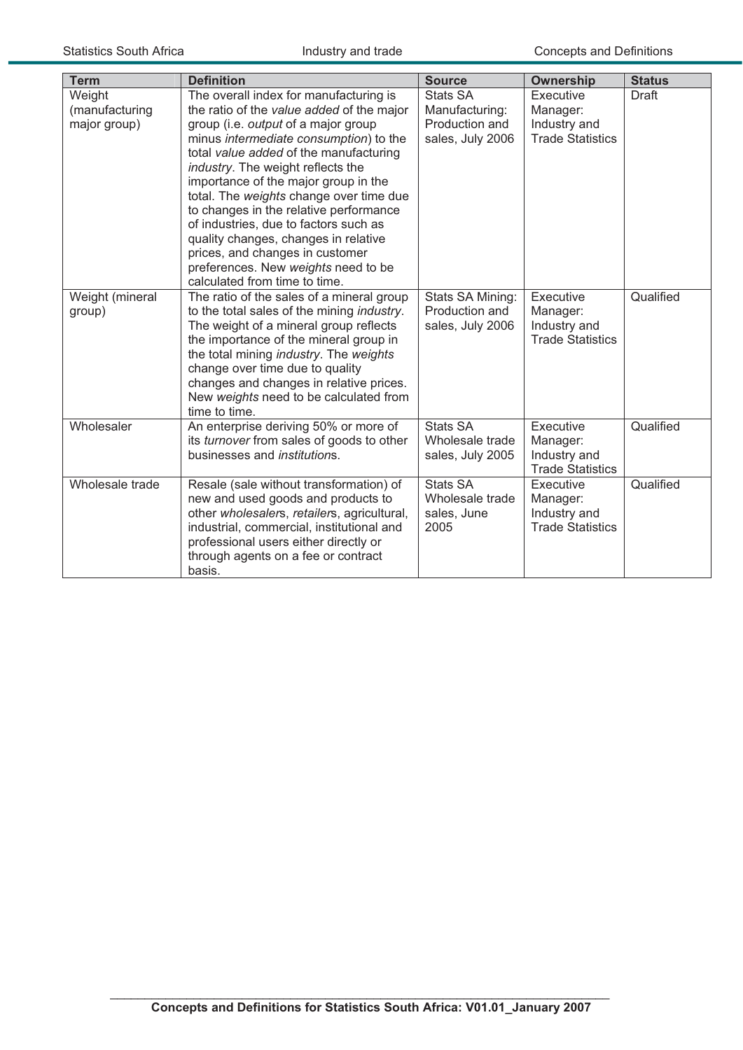| Term | Definition | Source | Ownership | Status |
|---|---|---|---|---|
| Weight (manufacturing major group) | The overall index for manufacturing is the ratio of the *value added* of the major group (i.e. *output* of a major group minus *intermediate consumption*) to the total *value added* of the manufacturing *industry*. The weight reflects the importance of the major group in the total. The *weights* change over time due to changes in the relative performance of industries, due to factors such as quality changes, changes in relative prices, and changes in customer preferences. New *weights* need to be calculated from time to time. | Stats SA Manufacturing: Production and sales, July 2006 | Executive Manager: Industry and Trade Statistics | Draft |
| Weight (mineral group) | The ratio of the sales of a mineral group to the total sales of the mining *industry*. The weight of a mineral group reflects the importance of the mineral group in the total mining *industry*. The *weights* change over time due to quality changes and changes in relative prices. New *weights* need to be calculated from time to time. | Stats SA Mining: Production and sales, July 2006 | Executive Manager: Industry and Trade Statistics | Qualified |
| Wholesaler | An enterprise deriving 50% or more of its *turnover* from sales of goods to other businesses and *institution*s. | Stats SA Wholesale trade sales, July 2005 | Executive Manager: Industry and Trade Statistics | Qualified |
| Wholesale trade | Resale (sale without transformation) of new and used goods and products to other *wholesaler*s, *retailer*s, agricultural, industrial, commercial, institutional and professional users either directly or through agents on a fee or contract basis. | Stats SA Wholesale trade sales, June 2005 | Executive Manager: Industry and Trade Statistics | Qualified |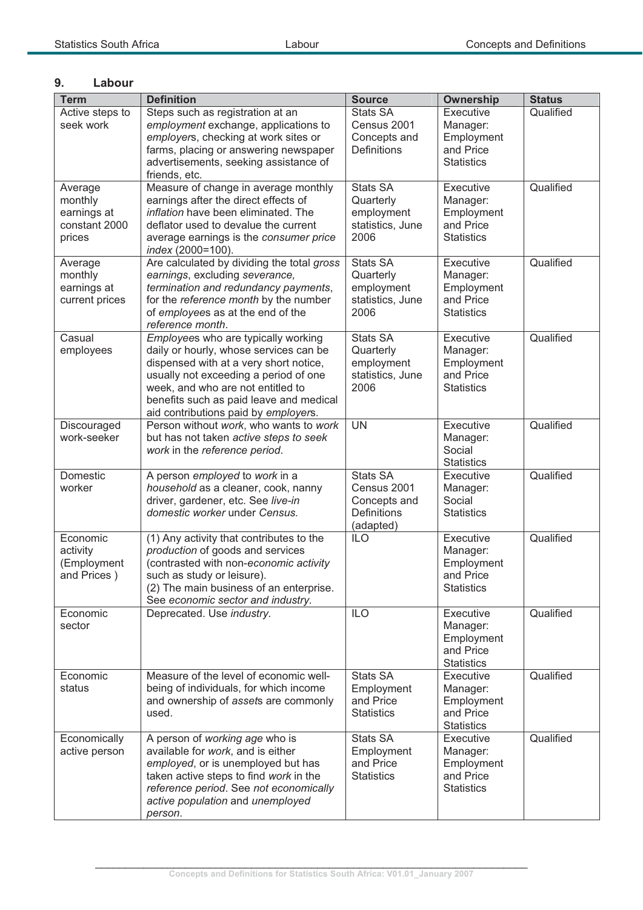## 9. Labour

| Term | Definition | Source | Ownership | Status |
|---|---|---|---|---|
| Active steps to seek work | Steps such as registration at an *employment* exchange, applications to *employer*s, checking at work sites or farms, placing or answering newspaper advertisements, seeking assistance of friends, etc. | Stats SA Census 2001 Concepts and Definitions | Executive Manager: Employment and Price Statistics | Qualified |
| Average monthly earnings at constant 2000 prices | Measure of change in average monthly earnings after the direct effects of *inflation* have been eliminated. The deflator used to devalue the current average earnings is the *consumer price index* (2000=100). | Stats SA Quarterly employment statistics, June 2006 | Executive Manager: Employment and Price Statistics | Qualified |
| Average monthly earnings at current prices | Are calculated by dividing the total *gross earnings*, excluding *severance, termination and redundancy payments*, for the *reference month* by the number of *employee*s as at the end of the *reference month*. | Stats SA Quarterly employment statistics, June 2006 | Executive Manager: Employment and Price Statistics | Qualified |
| Casual employees | *Employee*s who are typically working daily or hourly, whose services can be dispensed with at a very short notice, usually not exceeding a period of one week, and who are not entitled to benefits such as paid leave and medical aid contributions paid by *employer*s. | Stats SA Quarterly employment statistics, June 2006 | Executive Manager: Employment and Price Statistics | Qualified |
| Discouraged work-seeker | Person without *work*, who wants to *work* but has not taken *active steps to seek work* in the *reference period*. | UN | Executive Manager: Social Statistics | Qualified |
| Domestic worker | A person *employed* to *work* in a *household* as a cleaner, cook, nanny driver, gardener, etc. See *live-in domestic worker* under *Census.* | Stats SA Census 2001 Concepts and Definitions (adapted) | Executive Manager: Social Statistics | Qualified |
| Economic activity (Employment and Prices ) | (1) Any activity that contributes to the *production* of goods and services (contrasted with non-*economic activity* such as study or leisure).<br>(2) The main business of an enterprise. See *economic sector and industry.* | ILO | Executive Manager: Employment and Price Statistics | Qualified |
| Economic sector | Deprecated. Use *industry.* | ILO | Executive Manager: Employment and Price Statistics | Qualified |
| Economic status | Measure of the level of economic well-being of individuals, for which income and ownership of *asset*s are commonly used. | Stats SA Employment and Price Statistics | Executive Manager: Employment and Price Statistics | Qualified |
| Economically active person | A person of *working age* who is available for *work*, and is either *employed*, or is unemployed but has taken active steps to find *work* in the *reference period*. See *not economically active population* and *unemployed person*. | Stats SA Employment and Price Statistics | Executive Manager: Employment and Price Statistics | Qualified |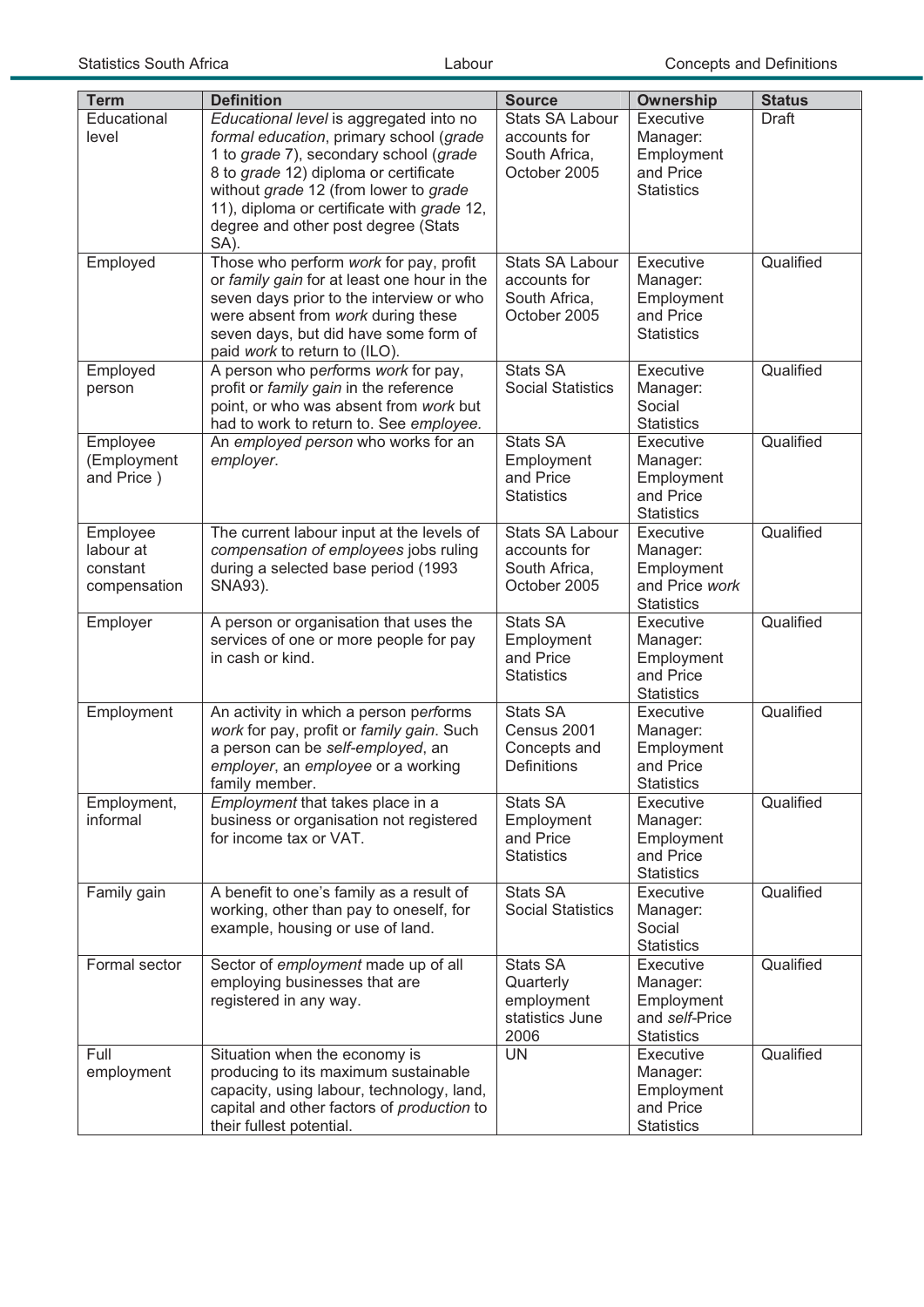| Term | Definition | Source | Ownership | Status |
|---|---|---|---|---|
| Educational level | *Educational level* is aggregated into no *formal education*, primary school (*grade* 1 to *grade* 7), secondary school (*grade* 8 to *grade* 12) diploma or certificate without *grade* 12 (from lower to *grade* 11), diploma or certificate with *grade* 12, degree and other post degree (Stats SA). | Stats SA Labour accounts for South Africa, October 2005 | Executive Manager: Employment and Price Statistics | Draft |
| Employed | Those who perform *work* for pay, profit or *family gain* for at least one hour in the seven days prior to the interview or who were absent from *work* during these seven days, but did have some form of paid *work* to return to (ILO). | Stats SA Labour accounts for South Africa, October 2005 | Executive Manager: Employment and Price Statistics | Qualified |
| Employed person | A person who p*er*forms *work* for pay, profit or *family gain* in the reference point, or who was absent from *work* but had to work to return to. See *employee.* | Stats SA Social Statistics | Executive Manager: Social Statistics | Qualified |
| Employee (Employment and Price ) | An *employed person* who works for an *employer*. | Stats SA Employment and Price Statistics | Executive Manager: Employment and Price Statistics | Qualified |
| Employee labour at constant compensation | The current labour input at the levels of *compensation of employees* jobs ruling during a selected base period (1993 SNA93). | Stats SA Labour accounts for South Africa, October 2005 | Executive Manager: Employment and Price *work* Statistics | Qualified |
| Employer | A person or organisation that uses the services of one or more people for pay in cash or kind. | Stats SA Employment and Price Statistics | Executive Manager: Employment and Price Statistics | Qualified |
| Employment | An activity in which a person p*er*forms *work* for pay, profit or *family gain*. Such a person can be *self-employed*, an *employer*, an *employee* or a working family member. | Stats SA Census 2001 Concepts and Definitions | Executive Manager: Employment and Price Statistics | Qualified |
| Employment, informal | *Employment* that takes place in a business or organisation not registered for income tax or VAT. | Stats SA Employment and Price Statistics | Executive Manager: Employment and Price Statistics | Qualified |
| Family gain | A benefit to one's family as a result of working, other than pay to oneself, for example, housing or use of land. | Stats SA Social Statistics | Executive Manager: Social Statistics | Qualified |
| Formal sector | Sector of *employment* made up of all employing businesses that are registered in any way. | Stats SA Quarterly employment statistics June 2006 | Executive Manager: Employment and *self*-Price Statistics | Qualified |
| Full employment | Situation when the economy is producing to its maximum sustainable capacity, using labour, technology, land, capital and other factors of *production* to their fullest potential. | UN | Executive Manager: Employment and Price Statistics | Qualified |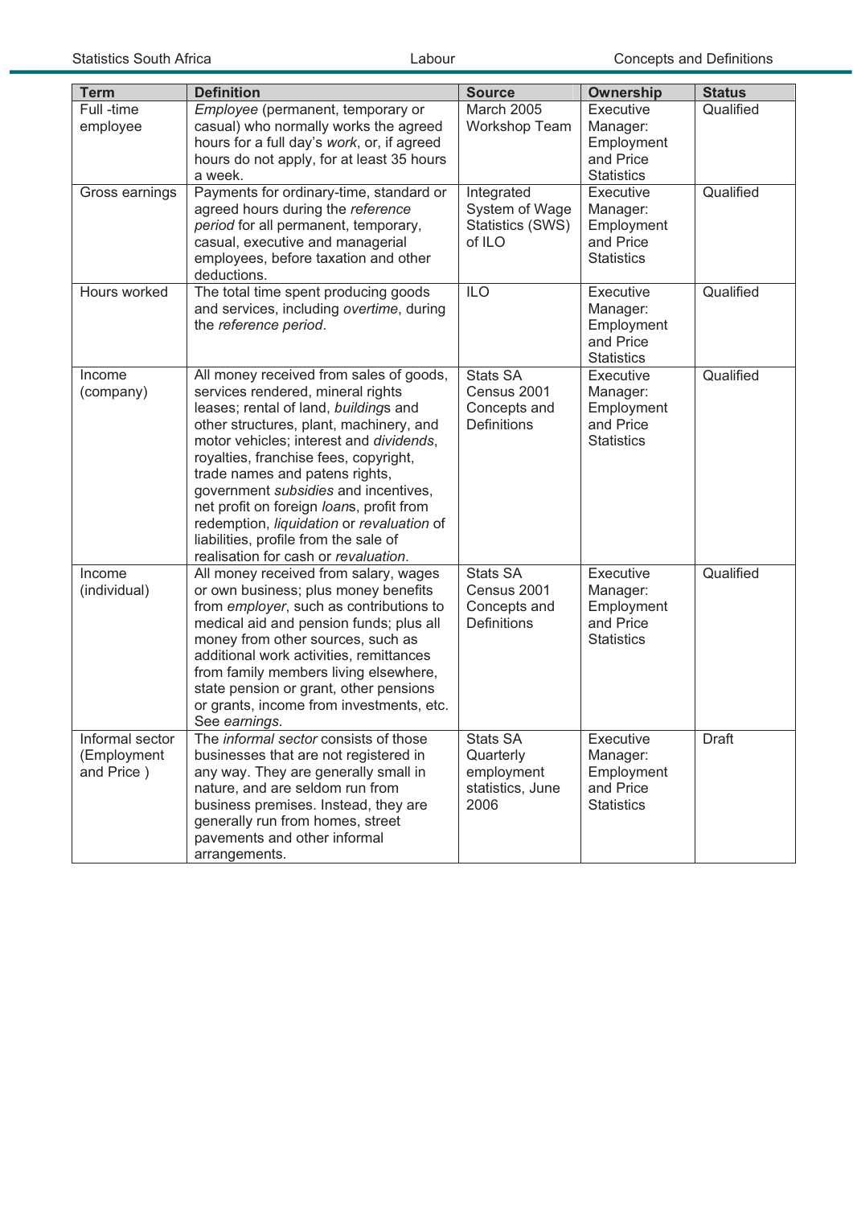| Term | Definition | Source | Ownership | Status |
|---|---|---|---|---|
| Full -time employee | *Employee* (permanent, temporary or casual) who normally works the agreed hours for a full day's *work*, or, if agreed hours do not apply, for at least 35 hours a week. | March 2005 Workshop Team | Executive Manager: Employment and Price Statistics | Qualified |
| Gross earnings | Payments for ordinary-time, standard or agreed hours during the *reference period* for all permanent, temporary, casual, executive and managerial employees, before taxation and other deductions. | Integrated System of Wage Statistics (SWS) of ILO | Executive Manager: Employment and Price Statistics | Qualified |
| Hours worked | The total time spent producing goods and services, including *overtime*, during the *reference period*. | ILO | Executive Manager: Employment and Price Statistics | Qualified |
| Income (company) | All money received from sales of goods, services rendered, mineral rights leases; rental of land, *building*s and other structures, plant, machinery, and motor vehicles; interest and *dividends*, royalties, franchise fees, copyright, trade names and patens rights, government *subsidies* and incentives, net profit on foreign *loan*s, profit from redemption, *liquidation* or *revaluation* of liabilities, profile from the sale of realisation for cash or *revaluation*. | Stats SA Census 2001 Concepts and Definitions | Executive Manager: Employment and Price Statistics | Qualified |
| Income (individual) | All money received from salary, wages or own business; plus money benefits from *employer*, such as contributions to medical aid and pension funds; plus all money from other sources, such as additional work activities, remittances from family members living elsewhere, state pension or grant, other pensions or grants, income from investments, etc. See *earnings*. | Stats SA Census 2001 Concepts and Definitions | Executive Manager: Employment and Price Statistics | Qualified |
| Informal sector (Employment and Price ) | The *informal sector* consists of those businesses that are not registered in any way. They are generally small in nature, and are seldom run from business premises. Instead, they are generally run from homes, street pavements and other informal arrangements. | Stats SA Quarterly employment statistics, June 2006 | Executive Manager: Employment and Price Statistics | Draft |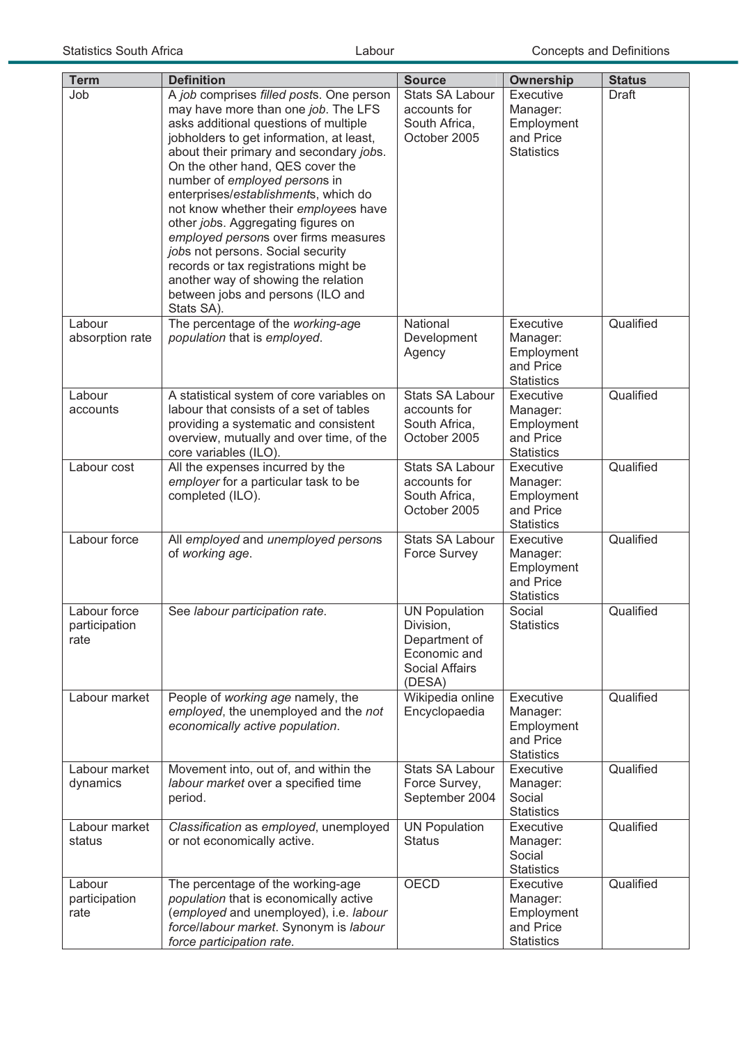| Term | Definition | Source | Ownership | Status |
|---|---|---|---|---|
| Job | A *job* comprises *filled posts*. One person may have more than one *job*. The LFS asks additional questions of multiple jobholders to get information, at least, about their primary and secondary *jobs*. On the other hand, QES cover the number of *employed persons* in enterprises/*establishments*, which do not know whether their *employees* have other *jobs*. Aggregating figures on *employed persons* over firms measures *jobs* not persons. Social security records or tax registrations might be another way of showing the relation between jobs and persons (ILO and Stats SA). | Stats SA Labour accounts for South Africa, October 2005 | Executive Manager: Employment and Price Statistics | Draft |
| Labour absorption rate | The percentage of the *working-age population* that is *employed*. | National Development Agency | Executive Manager: Employment and Price Statistics | Qualified |
| Labour accounts | A statistical system of core variables on labour that consists of a set of tables providing a systematic and consistent overview, mutually and over time, of the core variables (ILO). | Stats SA Labour accounts for South Africa, October 2005 | Executive Manager: Employment and Price Statistics | Qualified |
| Labour cost | All the expenses incurred by the *employer* for a particular task to be completed (ILO). | Stats SA Labour accounts for South Africa, October 2005 | Executive Manager: Employment and Price Statistics | Qualified |
| Labour force | All *employed* and *unemployed persons* of *working age*. | Stats SA Labour Force Survey | Executive Manager: Employment and Price Statistics | Qualified |
| Labour force participation rate | See *labour participation rate*. | UN Population Division, Department of Economic and Social Affairs (DESA) | Social Statistics | Qualified |
| Labour market | People of *working age* namely, the *employed*, the unemployed and the *not economically active population*. | Wikipedia online Encyclopaedia | Executive Manager: Employment and Price Statistics | Qualified |
| Labour market dynamics | Movement into, out of, and within the *labour market* over a specified time period. | Stats SA Labour Force Survey, September 2004 | Executive Manager: Social Statistics | Qualified |
| Labour market status | *Classification* as *employed*, unemployed or not economically active. | UN Population Status | Executive Manager: Social Statistics | Qualified |
| Labour participation rate | The percentage of the working-age *population* that is economically active (*employed* and unemployed), i.e. *labour force*/*labour market*. Synonym is *labour force participation rate.* | OECD | Executive Manager: Employment and Price Statistics | Qualified |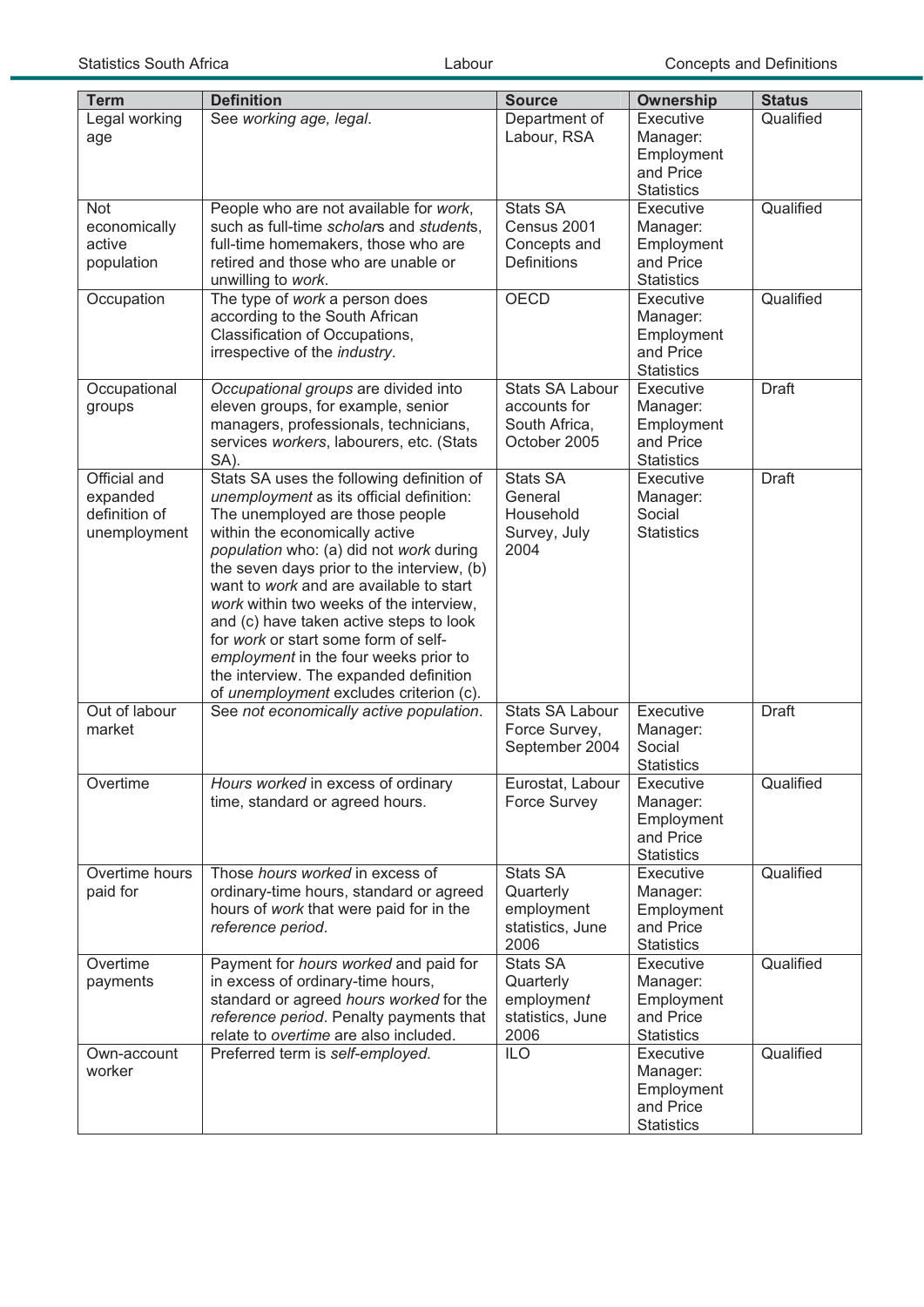| Term | Definition | Source | Ownership | Status |
|---|---|---|---|---|
| Legal working age | See *working age, legal*. | Department of Labour, RSA | Executive Manager: Employment and Price Statistics | Qualified |
| Not economically active population | People who are not available for *work*, such as full-time *scholar*s and *student*s, full-time homemakers, those who are retired and those who are unable or unwilling to *work*. | Stats SA Census 2001 Concepts and Definitions | Executive Manager: Employment and Price Statistics | Qualified |
| Occupation | The type of *work* a person does according to the South African Classification of Occupations, irrespective of the *industry*. | OECD | Executive Manager: Employment and Price Statistics | Qualified |
| Occupational groups | *Occupational groups* are divided into eleven groups, for example, senior managers, professionals, technicians, services *workers*, labourers, etc. (Stats SA). | Stats SA Labour accounts for South Africa, October 2005 | Executive Manager: Employment and Price Statistics | Draft |
| Official and expanded definition of unemployment | Stats SA uses the following definition of *unemployment* as its official definition: The unemployed are those people within the economically active *population* who: (a) did not *work* during the seven days prior to the interview, (b) want to *work* and are available to start *work* within two weeks of the interview, and (c) have taken active steps to look for *work* or start some form of self-*employment* in the four weeks prior to the interview. The expanded definition of *unemployment* excludes criterion (c). | Stats SA General Household Survey, July 2004 | Executive Manager: Social Statistics | Draft |
| Out of labour market | See *not economically active population*. | Stats SA Labour Force Survey, September 2004 | Executive Manager: Social Statistics | Draft |
| Overtime | *Hours worked* in excess of ordinary time, standard or agreed hours. | Eurostat, Labour Force Survey | Executive Manager: Employment and Price Statistics | Qualified |
| Overtime hours paid for | Those *hours worked* in excess of ordinary-time hours, standard or agreed hours of *work* that were paid for in the *reference period*. | Stats SA Quarterly employment statistics, June 2006 | Executive Manager: Employment and Price Statistics | Qualified |
| Overtime payments | Payment for *hours worked* and paid for in excess of ordinary-time hours, standard or agreed *hours worked* for the *reference period*. Penalty payments that relate to *overtime* are also included. | Stats SA Quarterly employment statistics, June 2006 | Executive Manager: Employment and Price Statistics | Qualified |
| Own-account worker | Preferred term is *self-employed.* | ILO | Executive Manager: Employment and Price Statistics | Qualified |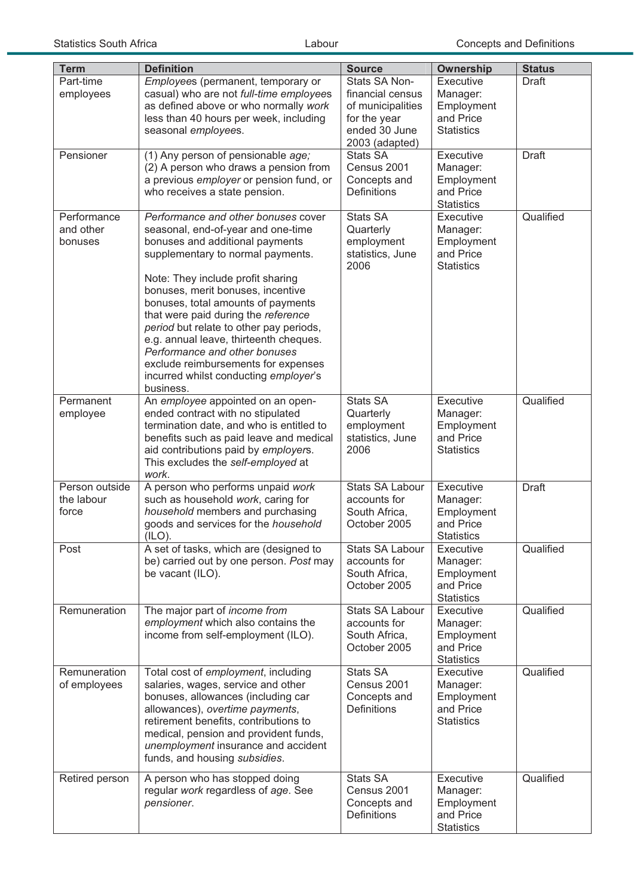| Term | Definition | Source | Ownership | Status |
|---|---|---|---|---|
| Part-time employees | *Employee*s (permanent, temporary or casual) who are not *full-time employee*s as defined above or who normally *work* less than 40 hours per week, including seasonal *employee*s. | Stats SA Non-financial census of municipalities for the year ended 30 June 2003 (adapted) | Executive Manager: Employment and Price Statistics | Draft |
| Pensioner | (1) Any person of pensionable *age;* (2) A person who draws a pension from a previous *employer* or pension fund, or who receives a state pension. | Stats SA Census 2001 Concepts and Definitions | Executive Manager: Employment and Price Statistics | Draft |
| Performance and other bonuses | *Performance and other bonuses* cover seasonal, end-of-year and one-time bonuses and additional payments supplementary to normal payments.<br><br>Note: They include profit sharing bonuses, merit bonuses, incentive bonuses, total amounts of payments that were paid during the *reference period* but relate to other pay periods, e.g. annual leave, thirteenth cheques. *Performance and other bonuses* exclude reimbursements for expenses incurred whilst conducting *employer*'s business. | Stats SA Quarterly employment statistics, June 2006 | Executive Manager: Employment and Price Statistics | Qualified |
| Permanent employee | An *employee* appointed on an open-ended contract with no stipulated termination date, and who is entitled to benefits such as paid leave and medical aid contributions paid by *employer*s. This excludes the *self-employed* at *work*. | Stats SA Quarterly employment statistics, June 2006 | Executive Manager: Employment and Price Statistics | Qualified |
| Person outside the labour force | A person who performs unpaid *work* such as household *work*, caring for *household* members and purchasing goods and services for the *household* (ILO). | Stats SA Labour accounts for South Africa, October 2005 | Executive Manager: Employment and Price Statistics | Draft |
| Post | A set of tasks, which are (designed to be) carried out by one person. *Post* may be vacant (ILO). | Stats SA Labour accounts for South Africa, October 2005 | Executive Manager: Employment and Price Statistics | Qualified |
| Remuneration | The major part of *income from employment* which also contains the income from self-employment (ILO). | Stats SA Labour accounts for South Africa, October 2005 | Executive Manager: Employment and Price Statistics | Qualified |
| Remuneration of employees | Total cost of *employment*, including salaries, wages, service and other bonuses, allowances (including car allowances), *overtime payments*, retirement benefits, contributions to medical, pension and provident funds, *unemployment* insurance and accident funds, and housing *subsidies*. | Stats SA Census 2001 Concepts and Definitions | Executive Manager: Employment and Price Statistics | Qualified |
| Retired person | A person who has stopped doing regular *work* regardless of *age*. See *pensioner*. | Stats SA Census 2001 Concepts and Definitions | Executive Manager: Employment and Price Statistics | Qualified |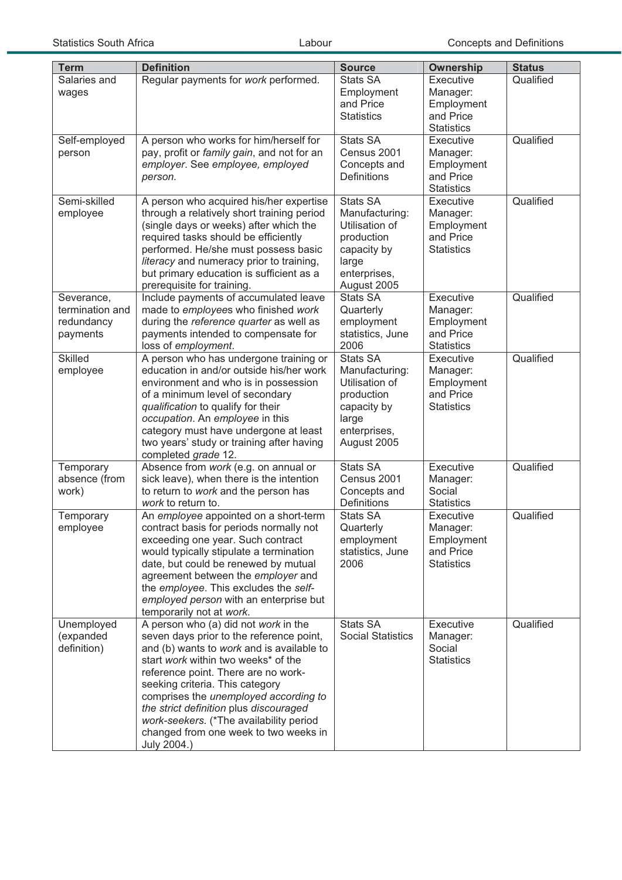| Term | Definition | Source | Ownership | Status |
|---|---|---|---|---|
| Salaries and wages | Regular payments for *work* performed. | Stats SA Employment and Price Statistics | Executive Manager: Employment and Price Statistics | Qualified |
| Self-employed person | A person who works for him/herself for pay, profit or *family gain*, and not for an *employer*. See *employee, employed person.* | Stats SA Census 2001 Concepts and Definitions | Executive Manager: Employment and Price Statistics | Qualified |
| Semi-skilled employee | A person who acquired his/her expertise through a relatively short training period (single days or weeks) after which the required tasks should be efficiently performed. He/she must possess basic *literacy* and numeracy prior to training, but primary education is sufficient as a prerequisite for training. | Stats SA Manufacturing: Utilisation of production capacity by large enterprises, August 2005 | Executive Manager: Employment and Price Statistics | Qualified |
| Severance, termination and redundancy payments | Include payments of accumulated leave made to *employee*s who finished *work* during the *reference quarter* as well as payments intended to compensate for loss of *employment*. | Stats SA Quarterly employment statistics, June 2006 | Executive Manager: Employment and Price Statistics | Qualified |
| Skilled employee | A person who has undergone training or education in and/or outside his/her work environment and who is in possession of a minimum level of secondary *qualification* to qualify for their *occupation*. An *employee* in this category must have undergone at least two years' study or training after having completed *grade* 12. | Stats SA Manufacturing: Utilisation of production capacity by large enterprises, August 2005 | Executive Manager: Employment and Price Statistics | Qualified |
| Temporary absence (from work) | Absence from *work* (e.g. on annual or sick leave), when there is the intention to return to *work* and the person has *work* to return to. | Stats SA Census 2001 Concepts and Definitions | Executive Manager: Social Statistics | Qualified |
| Temporary employee | An *employee* appointed on a short-term contract basis for periods normally not exceeding one year. Such contract would typically stipulate a termination date, but could be renewed by mutual agreement between the *employer* and the *employee*. This excludes the *self-employed person* with an enterprise but temporarily not at *work*. | Stats SA Quarterly employment statistics, June 2006 | Executive Manager: Employment and Price Statistics | Qualified |
| Unemployed (expanded definition) | A person who (a) did not *work* in the seven days prior to the reference point, and (b) wants to *work* and is available to start *work* within two weeks* of the reference point. There are no work-seeking criteria. This category comprises the *unemployed according to the strict definition* plus *discouraged work-seekers*. (*The availability period changed from one week to two weeks in July 2004.) | Stats SA Social Statistics | Executive Manager: Social Statistics | Qualified |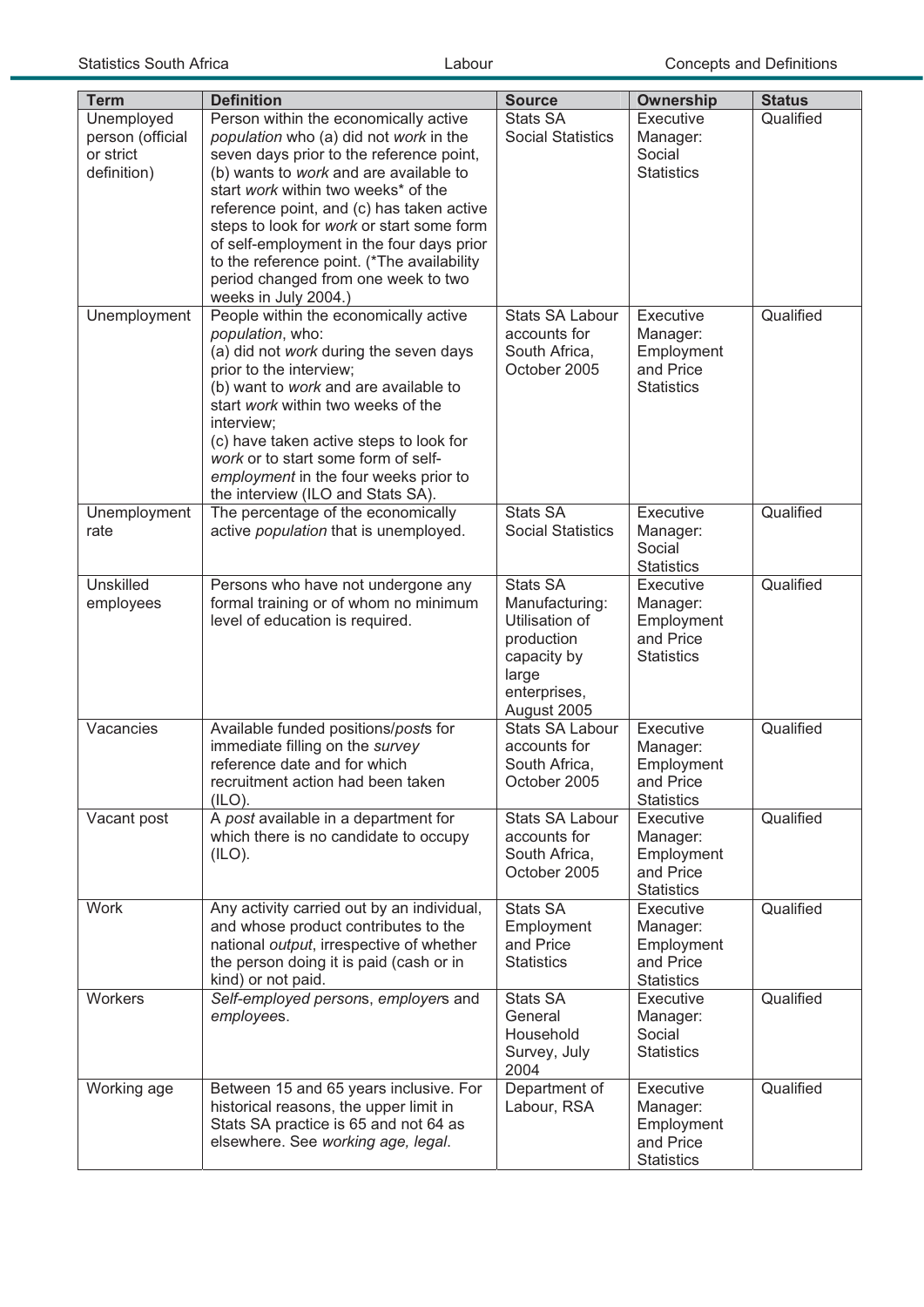| Term | Definition | Source | Ownership | Status |
|---|---|---|---|---|
| Unemployed person (official or strict definition) | Person within the economically active *population* who (a) did not *work* in the seven days prior to the reference point, (b) wants to *work* and are available to start *work* within two weeks* of the reference point, and (c) has taken active steps to look for *work* or start some form of self-employment in the four days prior to the reference point. (*The availability period changed from one week to two weeks in July 2004.) | Stats SA Social Statistics | Executive Manager: Social Statistics | Qualified |
| Unemployment | People within the economically active *population*, who: (a) did not *work* during the seven days prior to the interview; (b) want to *work* and are available to start *work* within two weeks of the interview; (c) have taken active steps to look for *work* or to start some form of self-*employment* in the four weeks prior to the interview (ILO and Stats SA). | Stats SA Labour accounts for South Africa, October 2005 | Executive Manager: Employment and Price Statistics | Qualified |
| Unemployment rate | The percentage of the economically active *population* that is unemployed. | Stats SA Social Statistics | Executive Manager: Social Statistics | Qualified |
| Unskilled employees | Persons who have not undergone any formal training or of whom no minimum level of education is required. | Stats SA Manufacturing: Utilisation of production capacity by large enterprises, August 2005 | Executive Manager: Employment and Price Statistics | Qualified |
| Vacancies | Available funded positions/*post*s for immediate filling on the *survey* reference date and for which recruitment action had been taken (ILO). | Stats SA Labour accounts for South Africa, October 2005 | Executive Manager: Employment and Price Statistics | Qualified |
| Vacant post | A *post* available in a department for which there is no candidate to occupy (ILO). | Stats SA Labour accounts for South Africa, October 2005 | Executive Manager: Employment and Price Statistics | Qualified |
| Work | Any activity carried out by an individual, and whose product contributes to the national *output*, irrespective of whether the person doing it is paid (cash or in kind) or not paid. | Stats SA Employment and Price Statistics | Executive Manager: Employment and Price Statistics | Qualified |
| Workers | *Self-employed person*s, *employer*s and *employee*s. | Stats SA General Household Survey, July 2004 | Executive Manager: Social Statistics | Qualified |
| Working age | Between 15 and 65 years inclusive. For historical reasons, the upper limit in Stats SA practice is 65 and not 64 as elsewhere. See *working age, legal*. | Department of Labour, RSA | Executive Manager: Employment and Price Statistics | Qualified |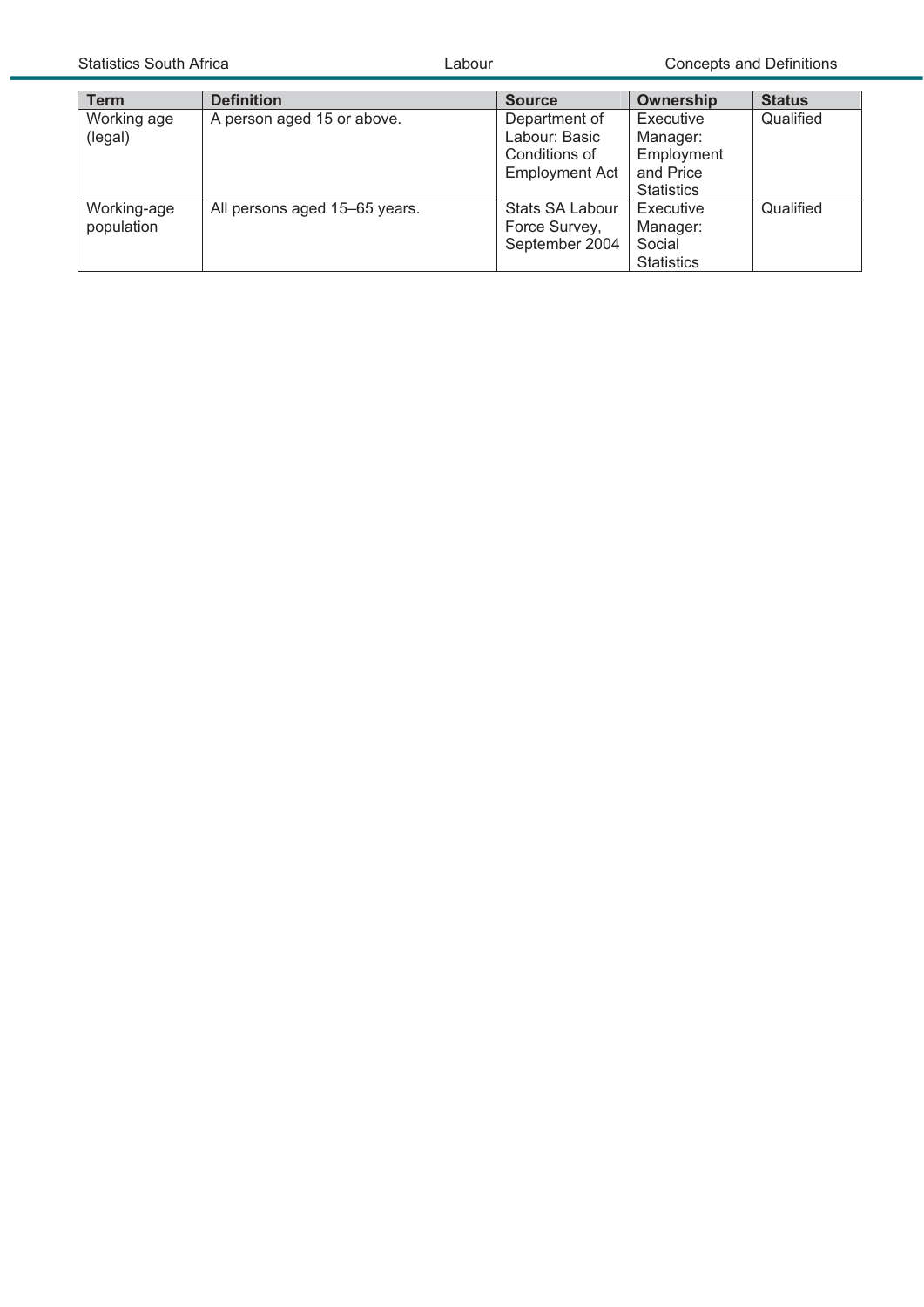| Term | Definition | Source | Ownership | Status |
|---|---|---|---|---|
| Working age (legal) | A person aged 15 or above. | Department of Labour: Basic Conditions of Employment Act | Executive Manager: Employment and Price Statistics | Qualified |
| Working-age population | All persons aged 15–65 years. | Stats SA Labour Force Survey, September 2004 | Executive Manager: Social Statistics | Qualified |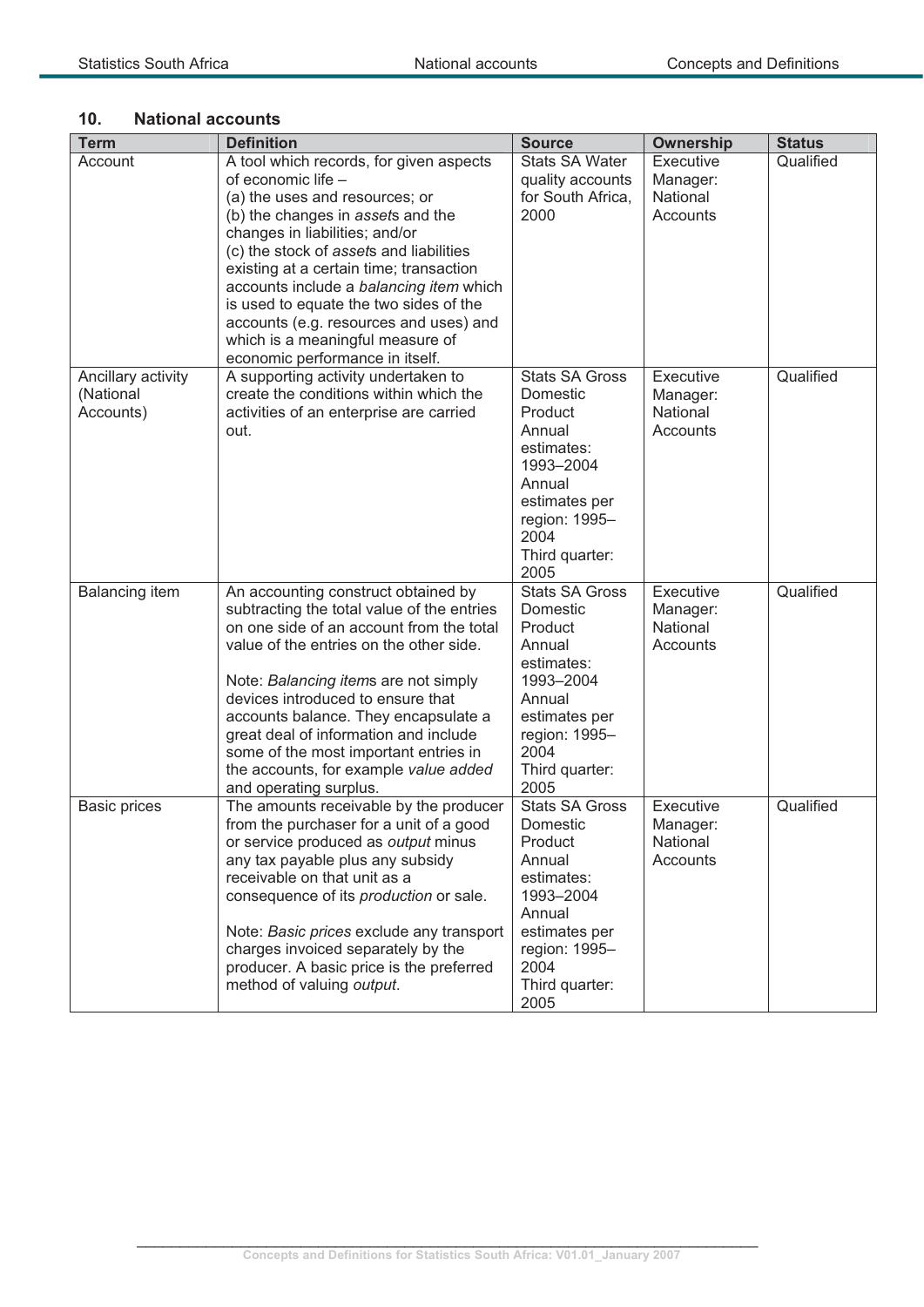## 10. National accounts

| Term | Definition | Source | Ownership | Status |
|---|---|---|---|---|
| Account | A tool which records, for given aspects of economic life – (a) the uses and resources; or (b) the changes in *asset*s and the changes in liabilities; and/or (c) the stock of *asset*s and liabilities existing at a certain time; transaction accounts include a *balancing item* which is used to equate the two sides of the accounts (e.g. resources and uses) and which is a meaningful measure of economic performance in itself. | Stats SA Water quality accounts for South Africa, 2000 | Executive Manager: National Accounts | Qualified |
| Ancillary activity (National Accounts) | A supporting activity undertaken to create the conditions within which the activities of an enterprise are carried out. | Stats SA Gross Domestic Product Annual estimates: 1993–2004 Annual estimates per region: 1995–2004 Third quarter: 2005 | Executive Manager: National Accounts | Qualified |
| Balancing item | An accounting construct obtained by subtracting the total value of the entries on one side of an account from the total value of the entries on the other side.<br><br>Note: *Balancing item*s are not simply devices introduced to ensure that accounts balance. They encapsulate a great deal of information and include some of the most important entries in the accounts, for example *value added* and operating surplus. | Stats SA Gross Domestic Product Annual estimates: 1993–2004 Annual estimates per region: 1995–2004 Third quarter: 2005 | Executive Manager: National Accounts | Qualified |
| Basic prices | The amounts receivable by the producer from the purchaser for a unit of a good or service produced as *output* minus any tax payable plus any subsidy receivable on that unit as a consequence of its *production* or sale.<br><br>Note: *Basic prices* exclude any transport charges invoiced separately by the producer. A basic price is the preferred method of valuing *output*. | Stats SA Gross Domestic Product Annual estimates: 1993–2004 Annual estimates per region: 1995–2004 Third quarter: 2005 | Executive Manager: National Accounts | Qualified |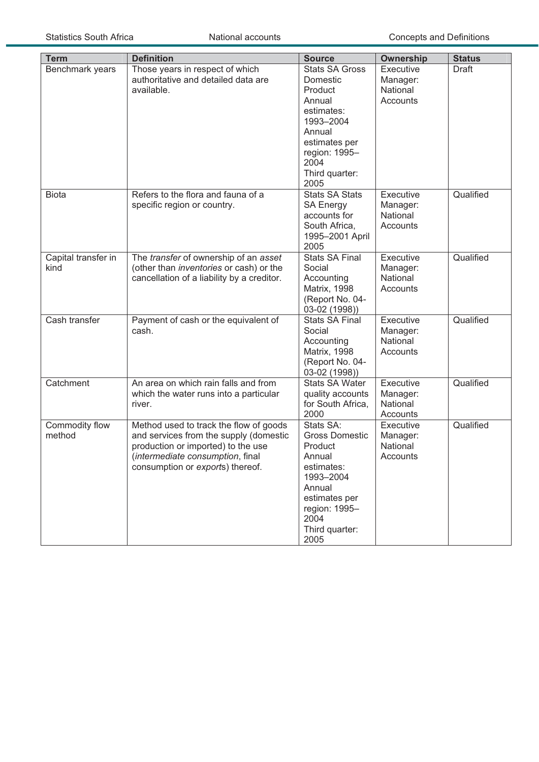| Term | Definition | Source | Ownership | Status |
|---|---|---|---|---|
| Benchmark years | Those years in respect of which authoritative and detailed data are available. | Stats SA Gross Domestic Product Annual estimates: 1993–2004 Annual estimates per region: 1995–2004 Third quarter: 2005 | Executive Manager: National Accounts | Draft |
| Biota | Refers to the flora and fauna of a specific region or country. | Stats SA Stats SA Energy accounts for South Africa, 1995–2001 April 2005 | Executive Manager: National Accounts | Qualified |
| Capital transfer in kind | The *transfer* of ownership of an *asset* (other than *inventories* or cash) or the cancellation of a liability by a creditor. | Stats SA Final Social Accounting Matrix, 1998 (Report No. 04-03-02 (1998)) | Executive Manager: National Accounts | Qualified |
| Cash transfer | Payment of cash or the equivalent of cash. | Stats SA Final Social Accounting Matrix, 1998 (Report No. 04-03-02 (1998)) | Executive Manager: National Accounts | Qualified |
| Catchment | An area on which rain falls and from which the water runs into a particular river. | Stats SA Water quality accounts for South Africa, 2000 | Executive Manager: National Accounts | Qualified |
| Commodity flow method | Method used to track the flow of goods and services from the supply (domestic production or imported) to the use (*intermediate consumption*, final consumption or *export*s) thereof. | Stats SA: Gross Domestic Product Annual estimates: 1993–2004 Annual estimates per region: 1995–2004 Third quarter: 2005 | Executive Manager: National Accounts | Qualified |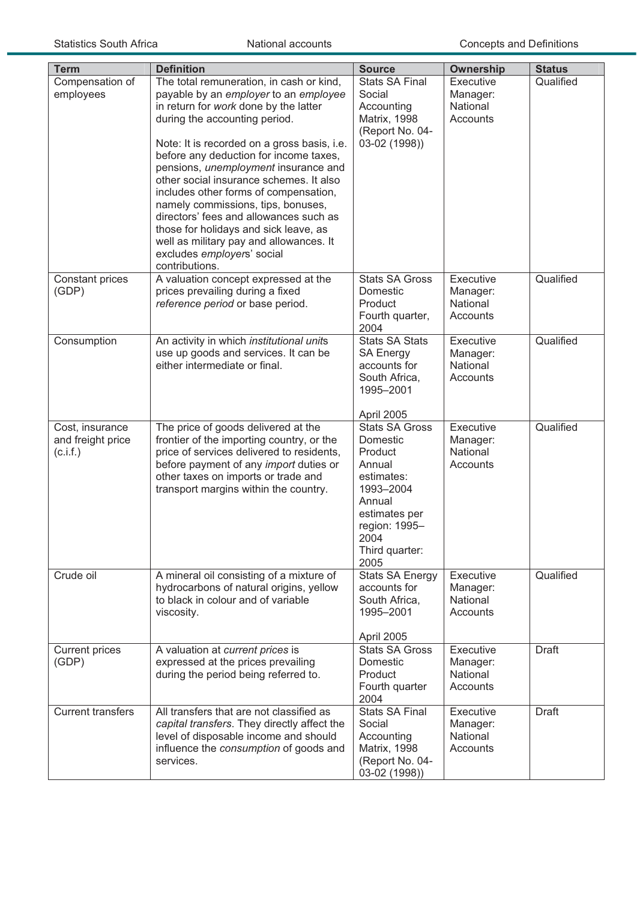| Term | Definition | Source | Ownership | Status |
| --- | --- | --- | --- | --- |
| Compensation of employees | The total remuneration, in cash or kind, payable by an *employer* to an *employee* in return for *work* done by the latter during the accounting period.<br><br>Note: It is recorded on a gross basis, i.e. before any deduction for income taxes, pensions, *unemployment* insurance and other social insurance schemes. It also includes other forms of compensation, namely commissions, tips, bonuses, directors' fees and allowances such as those for holidays and sick leave, as well as military pay and allowances. It excludes *employers*' social contributions. | Stats SA Final Social Accounting Matrix, 1998 (Report No. 04-03-02 (1998)) | Executive Manager: National Accounts | Qualified |
| Constant prices (GDP) | A valuation concept expressed at the prices prevailing during a fixed *reference period* or base period. | Stats SA Gross Domestic Product Fourth quarter, 2004 | Executive Manager: National Accounts | Qualified |
| Consumption | An activity in which *institutional unit*s use up goods and services. It can be either intermediate or final. | Stats SA Stats SA Energy accounts for South Africa, 1995–2001<br><br>April 2005 | Executive Manager: National Accounts | Qualified |
| Cost, insurance and freight price (c.i.f.) | The price of goods delivered at the frontier of the importing country, or the price of services delivered to residents, before payment of any *import* duties or other taxes on imports or trade and transport margins within the country. | Stats SA Gross Domestic Product Annual estimates: 1993–2004 Annual estimates per region: 1995–2004 Third quarter: 2005 | Executive Manager: National Accounts | Qualified |
| Crude oil | A mineral oil consisting of a mixture of hydrocarbons of natural origins, yellow to black in colour and of variable viscosity. | Stats SA Energy accounts for South Africa, 1995–2001<br><br>April 2005 | Executive Manager: National Accounts | Qualified |
| Current prices (GDP) | A valuation at *current prices* is expressed at the prices prevailing during the period being referred to. | Stats SA Gross Domestic Product Fourth quarter 2004 | Executive Manager: National Accounts | Draft |
| Current transfers | All transfers that are not classified as *capital transfers*. They directly affect the level of disposable income and should influence the *consumption* of goods and services. | Stats SA Final Social Accounting Matrix, 1998 (Report No. 04-03-02 (1998)) | Executive Manager: National Accounts | Draft |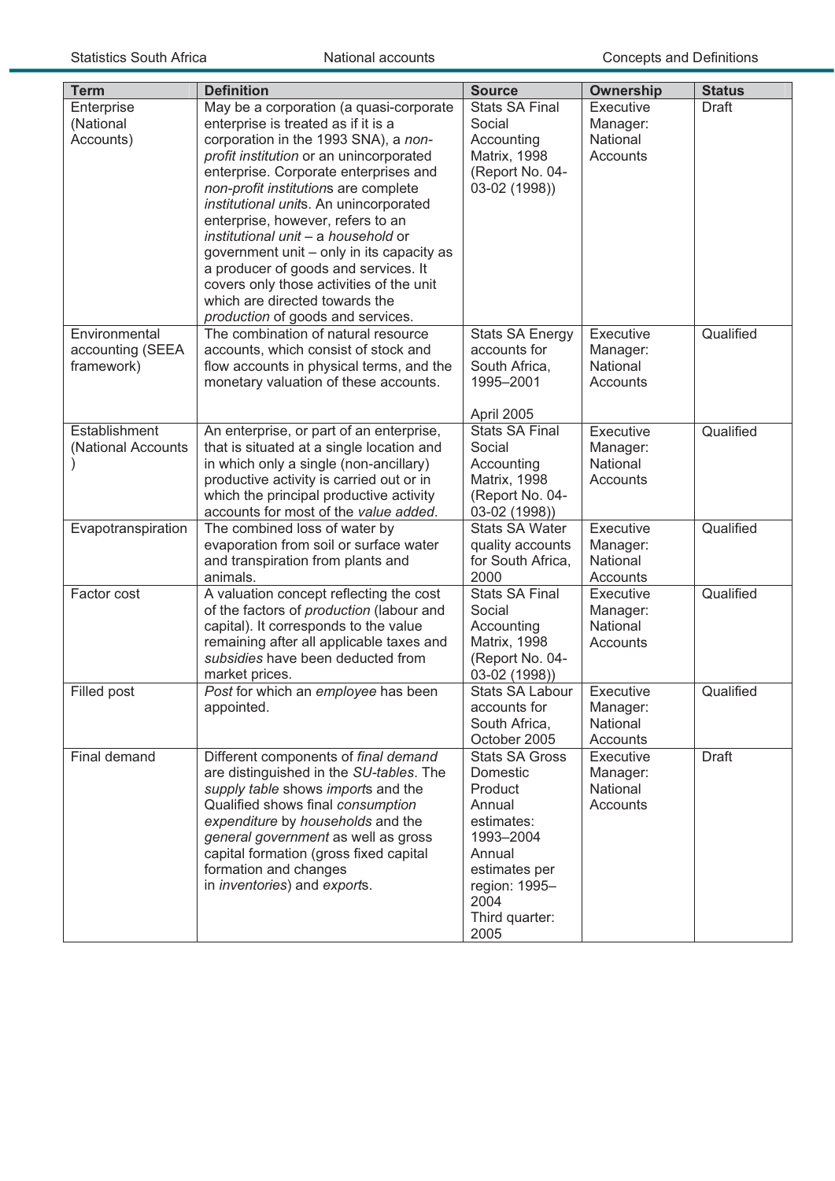| Term | Definition | Source | Ownership | Status |
|---|---|---|---|---|
| Enterprise (National Accounts) | May be a corporation (a quasi-corporate enterprise is treated as if it is a corporation in the 1993 SNA), a *non-profit institution* or an unincorporated enterprise. Corporate enterprises and *non-profit institution*s are complete *institutional unit*s. An unincorporated enterprise, however, refers to an *institutional unit* – a *household* or government unit – only in its capacity as a producer of goods and services. It covers only those activities of the unit which are directed towards the *production* of goods and services. | Stats SA Final Social Accounting Matrix, 1998 (Report No. 04-03-02 (1998)) | Executive Manager: National Accounts | Draft |
| Environmental accounting (SEEA framework) | The combination of natural resource accounts, which consist of stock and flow accounts in physical terms, and the monetary valuation of these accounts. | Stats SA Energy accounts for South Africa, 1995–2001<br><br>April 2005 | Executive Manager: National Accounts | Qualified |
| Establishment (National Accounts ) | An enterprise, or part of an enterprise, that is situated at a single location and in which only a single (non-ancillary) productive activity is carried out or in which the principal productive activity accounts for most of the *value added*. | Stats SA Final Social Accounting Matrix, 1998 (Report No. 04-03-02 (1998)) | Executive Manager: National Accounts | Qualified |
| Evapotranspiration | The combined loss of water by evaporation from soil or surface water and transpiration from plants and animals. | Stats SA Water quality accounts for South Africa, 2000 | Executive Manager: National Accounts | Qualified |
| Factor cost | A valuation concept reflecting the cost of the factors of *production* (labour and capital). It corresponds to the value remaining after all applicable taxes and *subsidies* have been deducted from market prices. | Stats SA Final Social Accounting Matrix, 1998 (Report No. 04-03-02 (1998)) | Executive Manager: National Accounts | Qualified |
| Filled post | *Post* for which an *employee* has been appointed. | Stats SA Labour accounts for South Africa, October 2005 | Executive Manager: National Accounts | Qualified |
| Final demand | Different components of *final demand* are distinguished in the *SU-tables*. The *supply table* shows *import*s and the Qualified shows final *consumption expenditure* by *households* and the *general government* as well as gross capital formation (gross fixed capital formation and changes in *inventories*) and *export*s. | Stats SA Gross Domestic Product Annual estimates: 1993–2004 Annual estimates per region: 1995–2004 Third quarter: 2005 | Executive Manager: National Accounts | Draft |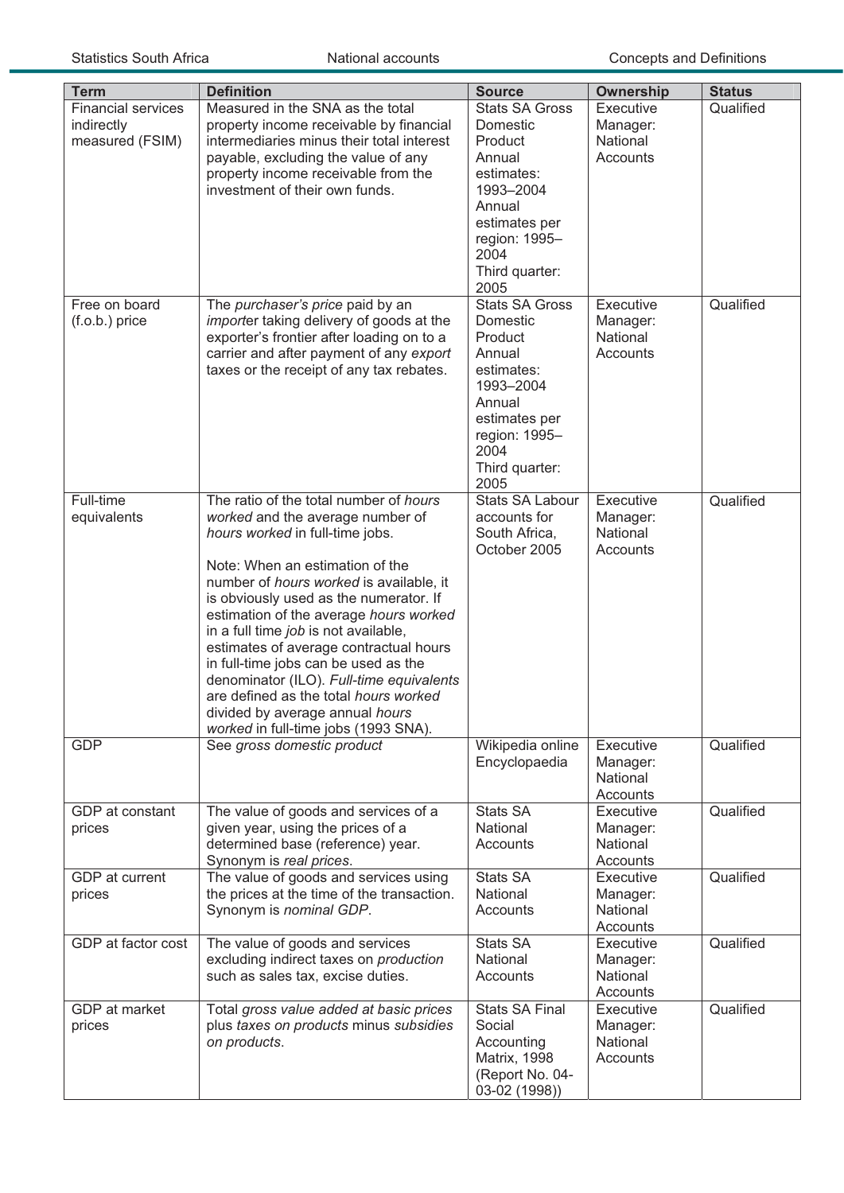| Term | Definition | Source | Ownership | Status |
|---|---|---|---|---|
| Financial services indirectly measured (FSIM) | Measured in the SNA as the total property income receivable by financial intermediaries minus their total interest payable, excluding the value of any property income receivable from the investment of their own funds. | Stats SA Gross Domestic Product Annual estimates: 1993–2004 Annual estimates per region: 1995–2004 Third quarter: 2005 | Executive Manager: National Accounts | Qualified |
| Free on board (f.o.b.) price | The *purchaser's price* paid by an *import*er taking delivery of goods at the exporter's frontier after loading on to a carrier and after payment of any *export* taxes or the receipt of any tax rebates. | Stats SA Gross Domestic Product Annual estimates: 1993–2004 Annual estimates per region: 1995–2004 Third quarter: 2005 | Executive Manager: National Accounts | Qualified |
| Full-time equivalents | The ratio of the total number of *hours worked* and the average number of *hours worked* in full-time jobs.<br><br>Note: When an estimation of the number of *hours worked* is available, it is obviously used as the numerator. If estimation of the average *hours worked* in a full time *job* is not available, estimates of average contractual hours in full-time jobs can be used as the denominator (ILO). *Full-time equivalents* are defined as the total *hours worked* divided by average annual *hours worked* in full-time jobs (1993 SNA). | Stats SA Labour accounts for South Africa, October 2005 | Executive Manager: National Accounts | Qualified |
| GDP | See *gross domestic product* | Wikipedia online Encyclopaedia | Executive Manager: National Accounts | Qualified |
| GDP at constant prices | The value of goods and services of a given year, using the prices of a determined base (reference) year. Synonym is *real prices*. | Stats SA National Accounts | Executive Manager: National Accounts | Qualified |
| GDP at current prices | The value of goods and services using the prices at the time of the transaction. Synonym is *nominal GDP*. | Stats SA National Accounts | Executive Manager: National Accounts | Qualified |
| GDP at factor cost | The value of goods and services excluding indirect taxes on *production* such as sales tax, excise duties. | Stats SA National Accounts | Executive Manager: National Accounts | Qualified |
| GDP at market prices | Total *gross value added at basic prices* plus *taxes on products* minus *subsidies on products*. | Stats SA Final Social Accounting Matrix, 1998 (Report No. 04-03-02 (1998)) | Executive Manager: National Accounts | Qualified |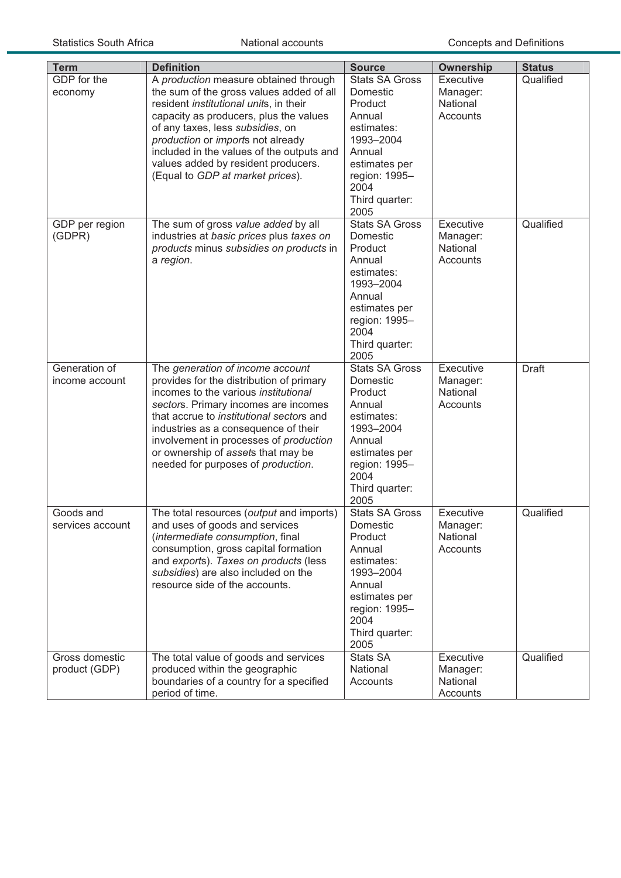| Term | Definition | Source | Ownership | Status |
| --- | --- | --- | --- | --- |
| GDP for the economy | A *production* measure obtained through the sum of the gross values added of all resident *institutional unit*s, in their capacity as producers, plus the values of any taxes, less *subsidies*, on *production* or *import*s not already included in the values of the outputs and values added by resident producers. (Equal to *GDP at market prices*). | Stats SA Gross Domestic Product Annual estimates: 1993–2004 Annual estimates per region: 1995–2004 Third quarter: 2005 | Executive Manager: National Accounts | Qualified |
| GDP per region (GDPR) | The sum of gross *value added* by all industries at *basic prices* plus *taxes on products* minus *subsidies on products* in a *region*. | Stats SA Gross Domestic Product Annual estimates: 1993–2004 Annual estimates per region: 1995–2004 Third quarter: 2005 | Executive Manager: National Accounts | Qualified |
| Generation of income account | The *generation of income account* provides for the distribution of primary incomes to the various *institutional sector*s. Primary incomes are incomes that accrue to *institutional sector*s and industries as a consequence of their involvement in processes of *production* or ownership of *asset*s that may be needed for purposes of *production*. | Stats SA Gross Domestic Product Annual estimates: 1993–2004 Annual estimates per region: 1995–2004 Third quarter: 2005 | Executive Manager: National Accounts | Draft |
| Goods and services account | The total resources (*output* and imports) and uses of goods and services (*intermediate consumption*, final consumption, gross capital formation and *export*s). *Taxes on products* (less *subsidies*) are also included on the resource side of the accounts. | Stats SA Gross Domestic Product Annual estimates: 1993–2004 Annual estimates per region: 1995–2004 Third quarter: 2005 | Executive Manager: National Accounts | Qualified |
| Gross domestic product (GDP) | The total value of goods and services produced within the geographic boundaries of a country for a specified period of time. | Stats SA National Accounts | Executive Manager: National Accounts | Qualified |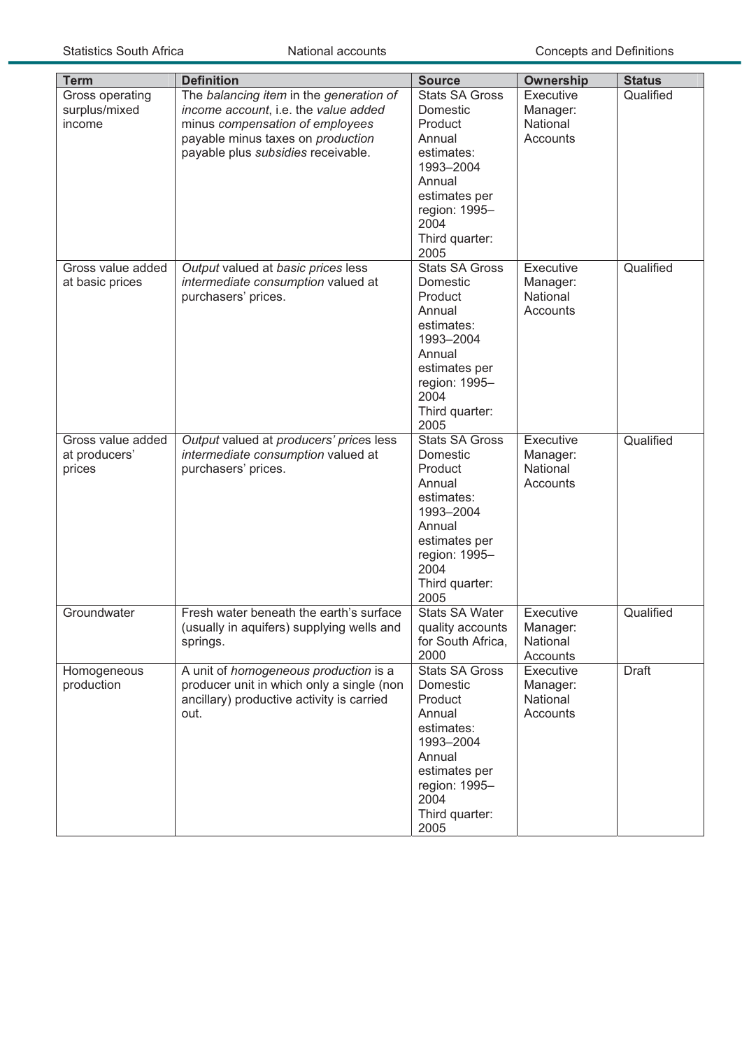| Term | Definition | Source | Ownership | Status |
|---|---|---|---|---|
| Gross operating surplus/mixed income | The *balancing item* in the *generation of income account*, i.e. the *value added* minus *compensation of employees* payable minus taxes on *production* payable plus *subsidies* receivable. | Stats SA Gross Domestic Product Annual estimates: 1993–2004 Annual estimates per region: 1995–2004 Third quarter: 2005 | Executive Manager: National Accounts | Qualified |
| Gross value added at basic prices | *Output* valued at *basic prices* less *intermediate consumption* valued at purchasers' prices. | Stats SA Gross Domestic Product Annual estimates: 1993–2004 Annual estimates per region: 1995–2004 Third quarter: 2005 | Executive Manager: National Accounts | Qualified |
| Gross value added at producers' prices | *Output* valued at *producers' price*s less *intermediate consumption* valued at purchasers' prices. | Stats SA Gross Domestic Product Annual estimates: 1993–2004 Annual estimates per region: 1995–2004 Third quarter: 2005 | Executive Manager: National Accounts | Qualified |
| Groundwater | Fresh water beneath the earth's surface (usually in aquifers) supplying wells and springs. | Stats SA Water quality accounts for South Africa, 2000 | Executive Manager: National Accounts | Qualified |
| Homogeneous production | A unit of *homogeneous production* is a producer unit in which only a single (non ancillary) productive activity is carried out. | Stats SA Gross Domestic Product Annual estimates: 1993–2004 Annual estimates per region: 1995–2004 Third quarter: 2005 | Executive Manager: National Accounts | Draft |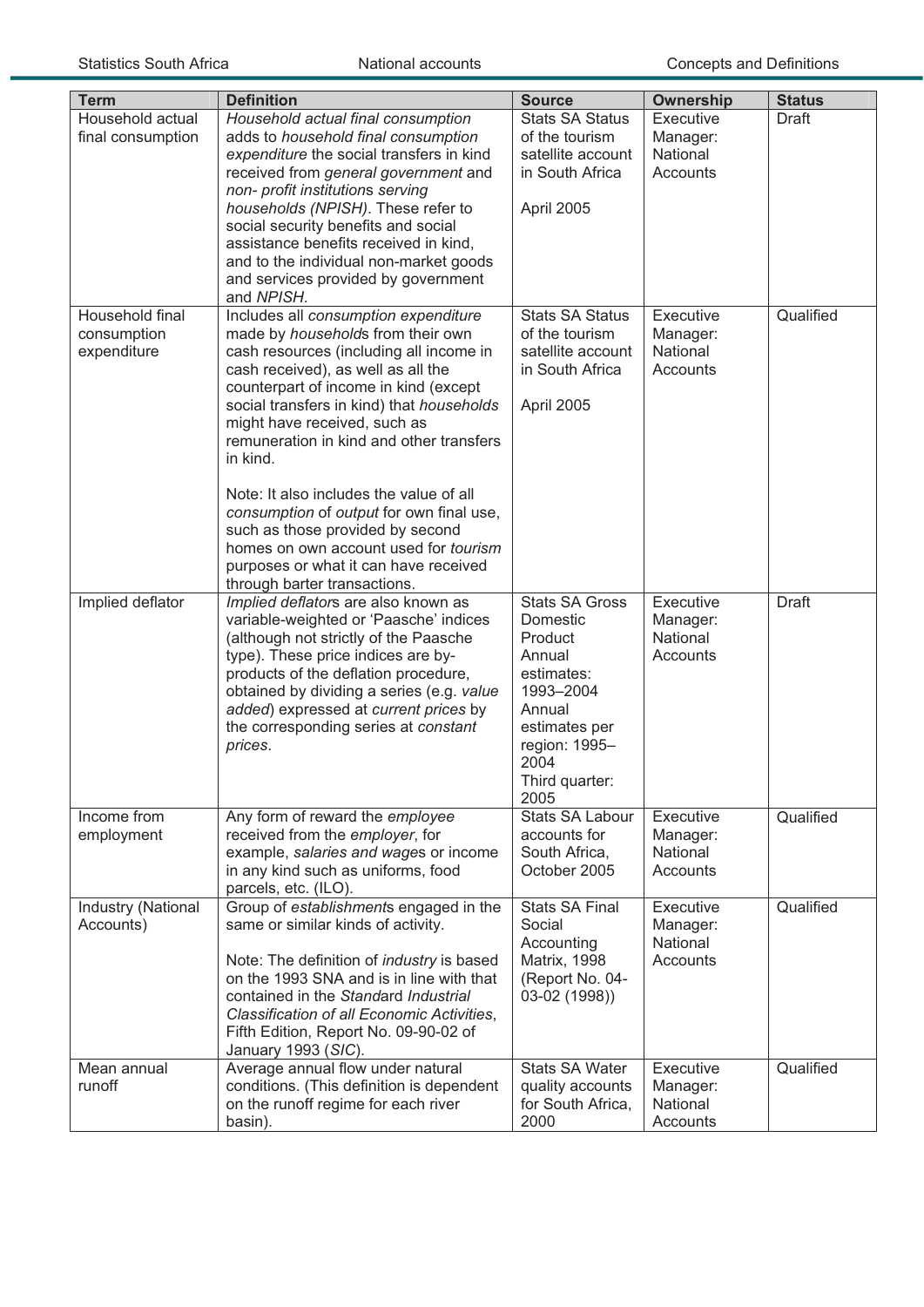| Term | Definition | Source | Ownership | Status |
| --- | --- | --- | --- | --- |
| Household actual final consumption | *Household actual final consumption* adds to *household final consumption expenditure* the social transfers in kind received from *general government* and *non- profit institutions serving households (NPISH)*. These refer to social security benefits and social assistance benefits received in kind, and to the individual non-market goods and services provided by government and *NPISH*. | Stats SA Status of the tourism satellite account in South Africa<br><br>April 2005 | Executive Manager: National Accounts | Draft |
| Household final consumption expenditure | Includes all *consumption expenditure* made by *households* from their own cash resources (including all income in cash received), as well as all the counterpart of income in kind (except social transfers in kind) that *households* might have received, such as remuneration in kind and other transfers in kind.<br><br>Note: It also includes the value of all *consumption* of *output* for own final use, such as those provided by second homes on own account used for *tourism* purposes or what it can have received through barter transactions. | Stats SA Status of the tourism satellite account in South Africa<br><br>April 2005 | Executive Manager: National Accounts | Qualified |
| Implied deflator | *Implied deflators* are also known as variable-weighted or 'Paasche' indices (although not strictly of the Paasche type). These price indices are by-products of the deflation procedure, obtained by dividing a series (e.g. *value added*) expressed at *current prices* by the corresponding series at *constant prices*. | Stats SA Gross Domestic Product Annual estimates: 1993–2004 Annual estimates per region: 1995–2004 Third quarter: 2005 | Executive Manager: National Accounts | Draft |
| Income from employment | Any form of reward the *employee* received from the *employer*, for example, *salaries and wages* or income in any kind such as uniforms, food parcels, etc. (ILO). | Stats SA Labour accounts for South Africa, October 2005 | Executive Manager: National Accounts | Qualified |
| Industry (National Accounts) | Group of *establishments* engaged in the same or similar kinds of activity.<br><br>Note: The definition of *industry* is based on the 1993 SNA and is in line with that contained in the *Standard Industrial Classification of all Economic Activities*, Fifth Edition, Report No. 09-90-02 of January 1993 (*SIC*). | Stats SA Final Social Accounting Matrix, 1998 (Report No. 04-03-02 (1998)) | Executive Manager: National Accounts | Qualified |
| Mean annual runoff | Average annual flow under natural conditions. (This definition is dependent on the runoff regime for each river basin). | Stats SA Water quality accounts for South Africa, 2000 | Executive Manager: National Accounts | Qualified |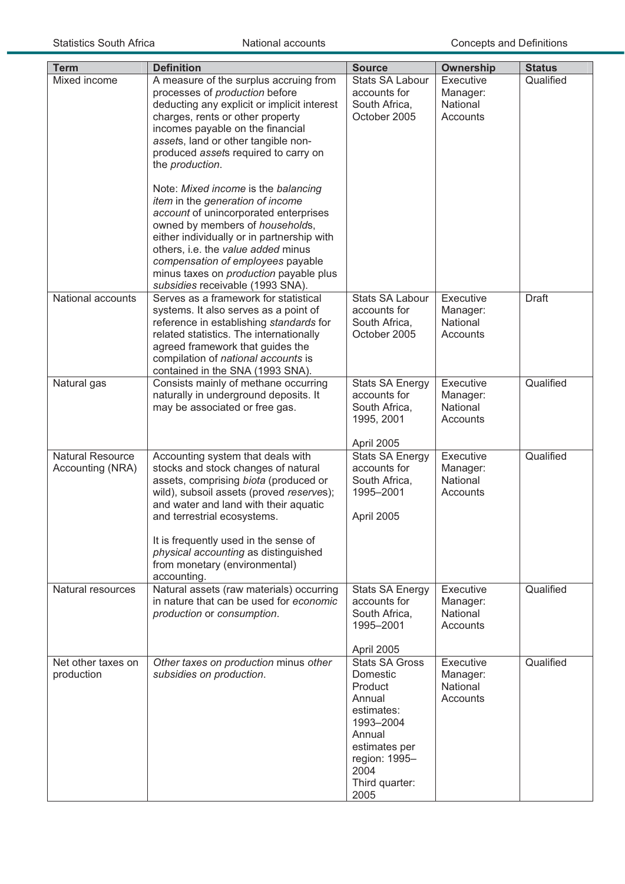| Term | Definition | Source | Ownership | Status |
|---|---|---|---|---|
| Mixed income | A measure of the surplus accruing from processes of *production* before deducting any explicit or implicit interest charges, rents or other property incomes payable on the financial *asset*s, land or other tangible non-produced *asset*s required to carry on the *production*.<br><br>Note: *Mixed income* is the *balancing item* in the *generation of income account* of unincorporated enterprises owned by members of *household*s, either individually or in partnership with others, i.e. the *value added* minus *compensation of employees* payable minus taxes on *production* payable plus *subsidies* receivable (1993 SNA). | Stats SA Labour accounts for South Africa, October 2005 | Executive Manager: National Accounts | Qualified |
| National accounts | Serves as a framework for statistical systems. It also serves as a point of reference in establishing *standards* for related statistics. The internationally agreed framework that guides the compilation of *national accounts* is contained in the SNA (1993 SNA). | Stats SA Labour accounts for South Africa, October 2005 | Executive Manager: National Accounts | Draft |
| Natural gas | Consists mainly of methane occurring naturally in underground deposits. It may be associated or free gas. | Stats SA Energy accounts for South Africa, 1995, 2001<br><br>April 2005 | Executive Manager: National Accounts | Qualified |
| Natural Resource Accounting (NRA) | Accounting system that deals with stocks and stock changes of natural assets, comprising *biota* (produced or wild), subsoil assets (proved *reserve*s); and water and land with their aquatic and terrestrial ecosystems.<br><br>It is frequently used in the sense of *physical accounting* as distinguished from monetary (environmental) accounting. | Stats SA Energy accounts for South Africa, 1995–2001<br><br>April 2005 | Executive Manager: National Accounts | Qualified |
| Natural resources | Natural assets (raw materials) occurring in nature that can be used for *economic production* or *consumption*. | Stats SA Energy accounts for South Africa, 1995–2001<br><br>April 2005 | Executive Manager: National Accounts | Qualified |
| Net other taxes on production | *Other taxes on production* minus *other subsidies on production*. | Stats SA Gross Domestic Product Annual estimates: 1993–2004 Annual estimates per region: 1995–2004 Third quarter: 2005 | Executive Manager: National Accounts | Qualified |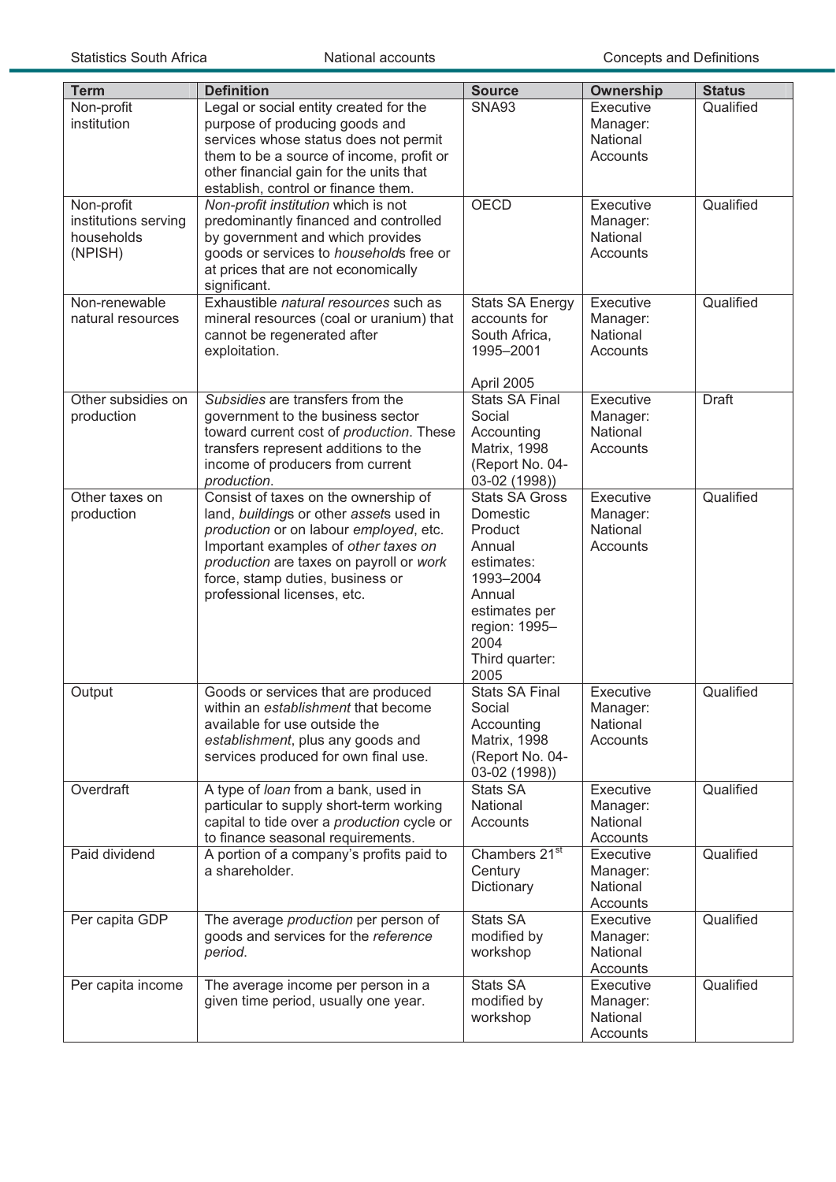| Term | Definition | Source | Ownership | Status |
|---|---|---|---|---|
| Non-profit institution | Legal or social entity created for the purpose of producing goods and services whose status does not permit them to be a source of income, profit or other financial gain for the units that establish, control or finance them. | SNA93 | Executive Manager: National Accounts | Qualified |
| Non-profit institutions serving households (NPISH) | *Non-profit institution* which is not predominantly financed and controlled by government and which provides goods or services to *household*s free or at prices that are not economically significant. | OECD | Executive Manager: National Accounts | Qualified |
| Non-renewable natural resources | Exhaustible *natural resources* such as mineral resources (coal or uranium) that cannot be regenerated after exploitation. | Stats SA Energy accounts for South Africa, 1995–2001 April 2005 | Executive Manager: National Accounts | Qualified |
| Other subsidies on production | *Subsidies* are transfers from the government to the business sector toward current cost of *production*. These transfers represent additions to the income of producers from current *production*. | Stats SA Final Social Accounting Matrix, 1998 (Report No. 04-03-02 (1998)) | Executive Manager: National Accounts | Draft |
| Other taxes on production | Consist of taxes on the ownership of land, *building*s or other *asset*s used in *production* or on labour *employed*, etc. Important examples of *other taxes on production* are taxes on payroll or *work* force, stamp duties, business or professional licenses, etc. | Stats SA Gross Domestic Product Annual estimates: 1993–2004 Annual estimates per region: 1995–2004 Third quarter: 2005 | Executive Manager: National Accounts | Qualified |
| Output | Goods or services that are produced within an *establishment* that become available for use outside the *establishment*, plus any goods and services produced for own final use. | Stats SA Final Social Accounting Matrix, 1998 (Report No. 04-03-02 (1998)) | Executive Manager: National Accounts | Qualified |
| Overdraft | A type of *loan* from a bank, used in particular to supply short-term working capital to tide over a *production* cycle or to finance seasonal requirements. | Stats SA National Accounts | Executive Manager: National Accounts | Qualified |
| Paid dividend | A portion of a company's profits paid to a shareholder. | Chambers 21st Century Dictionary | Executive Manager: National Accounts | Qualified |
| Per capita GDP | The average *production* per person of goods and services for the *reference period*. | Stats SA modified by workshop | Executive Manager: National Accounts | Qualified |
| Per capita income | The average income per person in a given time period, usually one year. | Stats SA modified by workshop | Executive Manager: National Accounts | Qualified |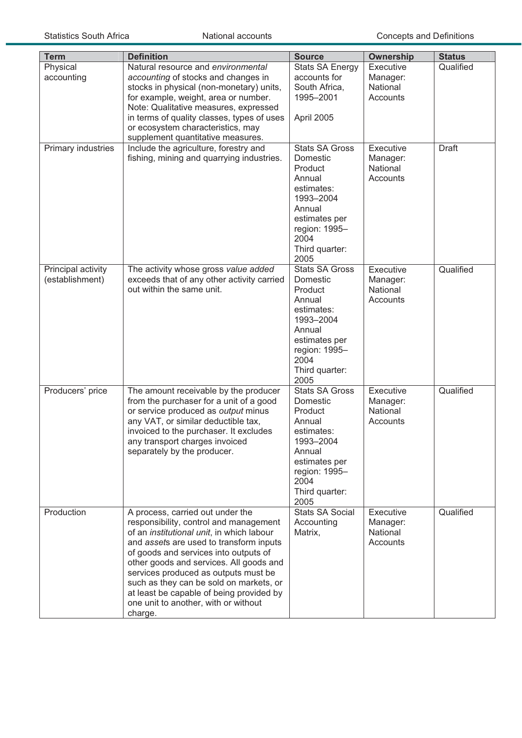| Term | Definition | Source | Ownership | Status |
| --- | --- | --- | --- | --- |
| Physical accounting | Natural resource and *environmental accounting* of stocks and changes in stocks in physical (non-monetary) units, for example, weight, area or number. Note: Qualitative measures, expressed in terms of quality classes, types of uses or ecosystem characteristics, may supplement quantitative measures. | Stats SA Energy accounts for South Africa, 1995–2001 April 2005 | Executive Manager: National Accounts | Qualified |
| Primary industries | Include the agriculture, forestry and fishing, mining and quarrying industries. | Stats SA Gross Domestic Product Annual estimates: 1993–2004 Annual estimates per region: 1995–2004 Third quarter: 2005 | Executive Manager: National Accounts | Draft |
| Principal activity (establishment) | The activity whose gross *value added* exceeds that of any other activity carried out within the same unit. | Stats SA Gross Domestic Product Annual estimates: 1993–2004 Annual estimates per region: 1995–2004 Third quarter: 2005 | Executive Manager: National Accounts | Qualified |
| Producers' price | The amount receivable by the producer from the purchaser for a unit of a good or service produced as *output* minus any VAT, or similar deductible tax, invoiced to the purchaser. It excludes any transport charges invoiced separately by the producer. | Stats SA Gross Domestic Product Annual estimates: 1993–2004 Annual estimates per region: 1995–2004 Third quarter: 2005 | Executive Manager: National Accounts | Qualified |
| Production | A process, carried out under the responsibility, control and management of an *institutional unit*, in which labour and *asset*s are used to transform inputs of goods and services into outputs of other goods and services. All goods and services produced as outputs must be such as they can be sold on markets, or at least be capable of being provided by one unit to another, with or without charge. | Stats SA Social Accounting Matrix, | Executive Manager: National Accounts | Qualified |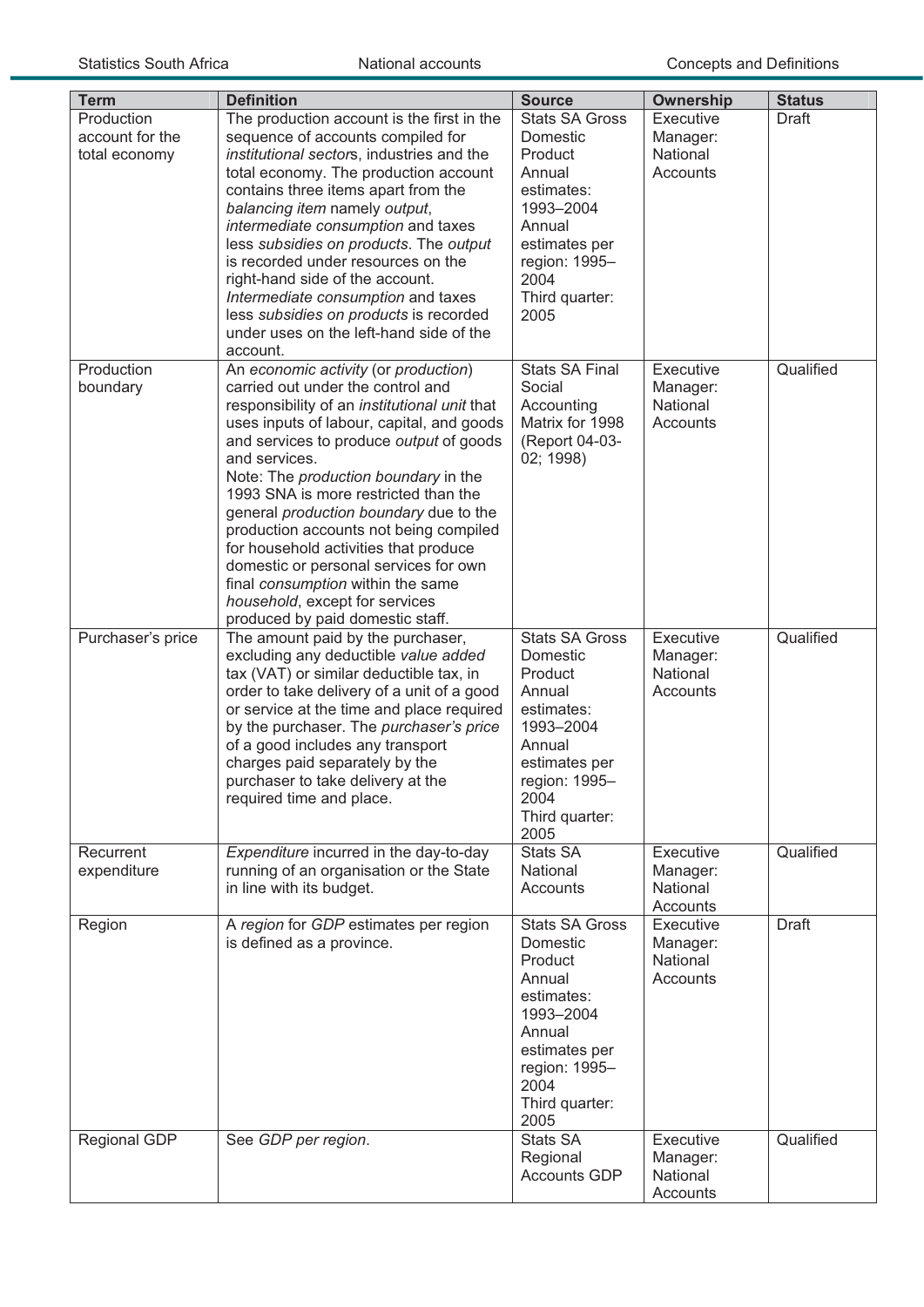| Term | Definition | Source | Ownership | Status |
| --- | --- | --- | --- | --- |
| Production account for the total economy | The production account is the first in the sequence of accounts compiled for *institutional sector*s, industries and the total economy. The production account contains three items apart from the *balancing item* namely *output*, *intermediate consumption* and taxes less *subsidies on products*. The *output* is recorded under resources on the right-hand side of the account. *Intermediate consumption* and taxes less *subsidies on products* is recorded under uses on the left-hand side of the account. | Stats SA Gross Domestic Product Annual estimates: 1993–2004 Annual estimates per region: 1995–2004 Third quarter: 2005 | Executive Manager: National Accounts | Draft |
| Production boundary | An *economic activity* (or *production*) carried out under the control and responsibility of an *institutional unit* that uses inputs of labour, capital, and goods and services to produce *output* of goods and services. Note: The *production boundary* in the 1993 SNA is more restricted than the general *production boundary* due to the production accounts not being compiled for household activities that produce domestic or personal services for own final *consumption* within the same *household*, except for services produced by paid domestic staff. | Stats SA Final Social Accounting Matrix for 1998 (Report 04-03-02; 1998) | Executive Manager: National Accounts | Qualified |
| Purchaser's price | The amount paid by the purchaser, excluding any deductible *value added* tax (VAT) or similar deductible tax, in order to take delivery of a unit of a good or service at the time and place required by the purchaser. The *purchaser's price* of a good includes any transport charges paid separately by the purchaser to take delivery at the required time and place. | Stats SA Gross Domestic Product Annual estimates: 1993–2004 Annual estimates per region: 1995–2004 Third quarter: 2005 | Executive Manager: National Accounts | Qualified |
| Recurrent expenditure | *Expenditure* incurred in the day-to-day running of an organisation or the State in line with its budget. | Stats SA National Accounts | Executive Manager: National Accounts | Qualified |
| Region | A *region* for *GDP* estimates per region is defined as a province. | Stats SA Gross Domestic Product Annual estimates: 1993–2004 Annual estimates per region: 1995–2004 Third quarter: 2005 | Executive Manager: National Accounts | Draft |
| Regional GDP | See *GDP per region*. | Stats SA Regional Accounts GDP | Executive Manager: National Accounts | Qualified |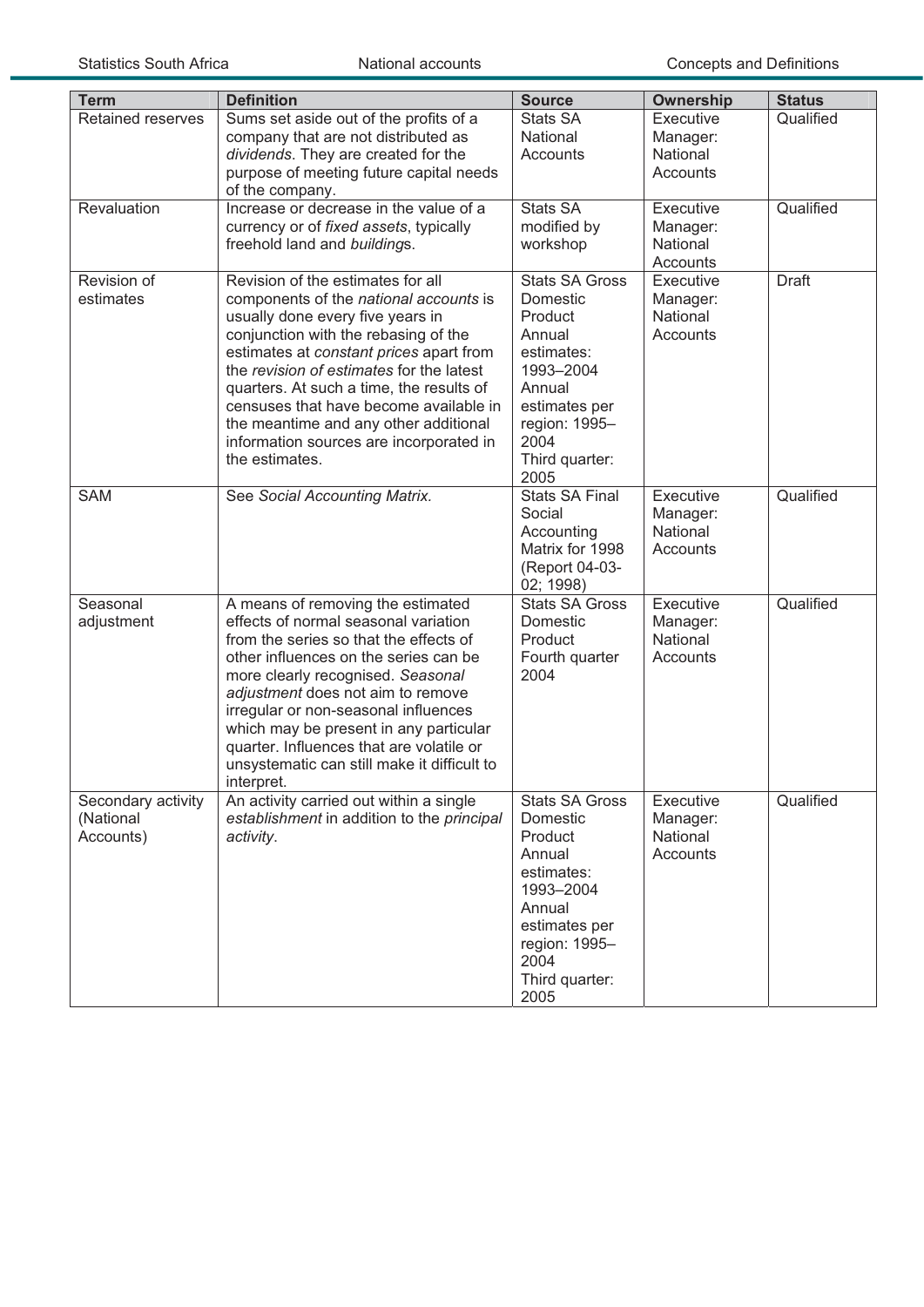| Term | Definition | Source | Ownership | Status |
|---|---|---|---|---|
| Retained reserves | Sums set aside out of the profits of a company that are not distributed as *dividends*. They are created for the purpose of meeting future capital needs of the company. | Stats SA National Accounts | Executive Manager: National Accounts | Qualified |
| Revaluation | Increase or decrease in the value of a currency or of *fixed assets*, typically freehold land and *building*s. | Stats SA modified by workshop | Executive Manager: National Accounts | Qualified |
| Revision of estimates | Revision of the estimates for all components of the *national accounts* is usually done every five years in conjunction with the rebasing of the estimates at *constant prices* apart from the *revision of estimates* for the latest quarters. At such a time, the results of censuses that have become available in the meantime and any other additional information sources are incorporated in the estimates. | Stats SA Gross Domestic Product Annual estimates: 1993–2004 Annual estimates per region: 1995–2004 Third quarter: 2005 | Executive Manager: National Accounts | Draft |
| SAM | See *Social Accounting Matrix.* | Stats SA Final Social Accounting Matrix for 1998 (Report 04-03-02; 1998) | Executive Manager: National Accounts | Qualified |
| Seasonal adjustment | A means of removing the estimated effects of normal seasonal variation from the series so that the effects of other influences on the series can be more clearly recognised. *Seasonal adjustment* does not aim to remove irregular or non-seasonal influences which may be present in any particular quarter. Influences that are volatile or unsystematic can still make it difficult to interpret. | Stats SA Gross Domestic Product Fourth quarter 2004 | Executive Manager: National Accounts | Qualified |
| Secondary activity (National Accounts) | An activity carried out within a single *establishment* in addition to the *principal activity*. | Stats SA Gross Domestic Product Annual estimates: 1993–2004 Annual estimates per region: 1995–2004 Third quarter: 2005 | Executive Manager: National Accounts | Qualified |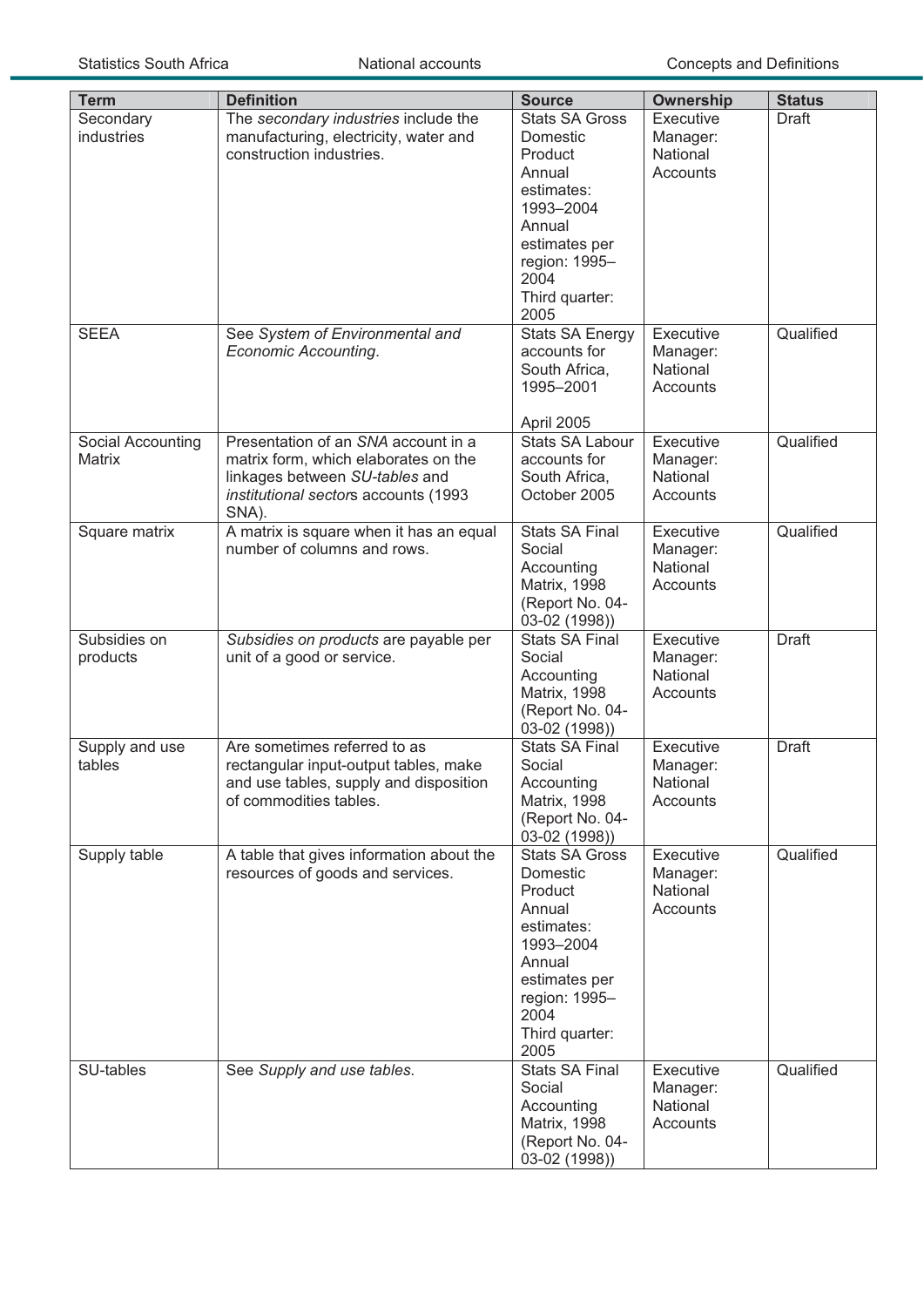| Term | Definition | Source | Ownership | Status |
|---|---|---|---|---|
| Secondary industries | The *secondary industries* include the manufacturing, electricity, water and construction industries. | Stats SA Gross Domestic Product Annual estimates: 1993–2004 Annual estimates per region: 1995–2004 Third quarter: 2005 | Executive Manager: National Accounts | Draft |
| SEEA | See *System of Environmental and Economic Accounting*. | Stats SA Energy accounts for South Africa, 1995–2001 April 2005 | Executive Manager: National Accounts | Qualified |
| Social Accounting Matrix | Presentation of an *SNA* account in a matrix form, which elaborates on the linkages between *SU-tables* and *institutional sector*s accounts (1993 SNA). | Stats SA Labour accounts for South Africa, October 2005 | Executive Manager: National Accounts | Qualified |
| Square matrix | A matrix is square when it has an equal number of columns and rows. | Stats SA Final Social Accounting Matrix, 1998 (Report No. 04-03-02 (1998)) | Executive Manager: National Accounts | Qualified |
| Subsidies on products | *Subsidies on products* are payable per unit of a good or service. | Stats SA Final Social Accounting Matrix, 1998 (Report No. 04-03-02 (1998)) | Executive Manager: National Accounts | Draft |
| Supply and use tables | Are sometimes referred to as rectangular input-output tables, make and use tables, supply and disposition of commodities tables. | Stats SA Final Social Accounting Matrix, 1998 (Report No. 04-03-02 (1998)) | Executive Manager: National Accounts | Draft |
| Supply table | A table that gives information about the resources of goods and services. | Stats SA Gross Domestic Product Annual estimates: 1993–2004 Annual estimates per region: 1995–2004 Third quarter: 2005 | Executive Manager: National Accounts | Qualified |
| SU-tables | See *Supply and use tables*. | Stats SA Final Social Accounting Matrix, 1998 (Report No. 04-03-02 (1998)) | Executive Manager: National Accounts | Qualified |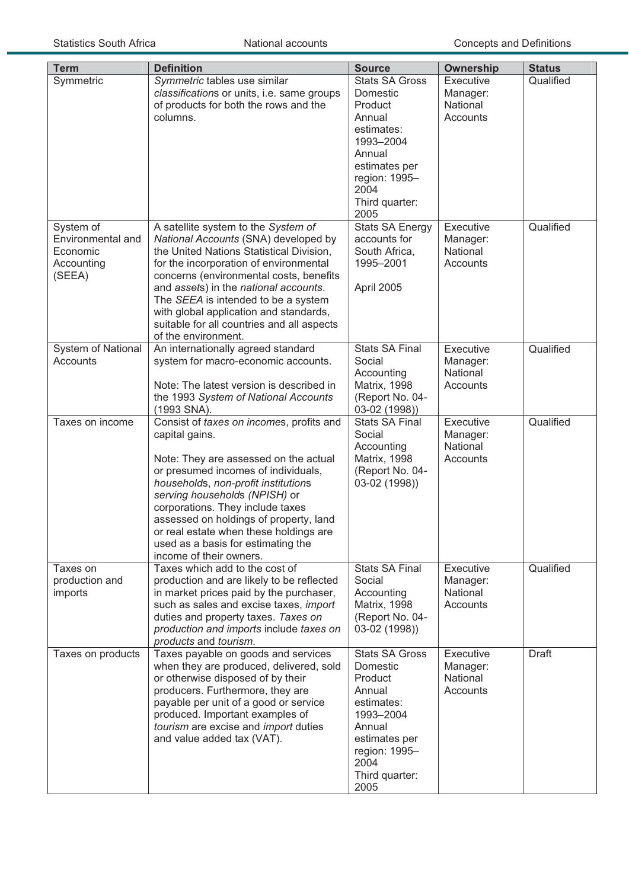| Term | Definition | Source | Ownership | Status |
|---|---|---|---|---|
| Symmetric | *Symmetric* tables use similar *classification*s or units, i.e. same groups of products for both the rows and the columns. | Stats SA Gross Domestic Product Annual estimates: 1993–2004 Annual estimates per region: 1995–2004 Third quarter: 2005 | Executive Manager: National Accounts | Qualified |
| System of Environmental and Economic Accounting (SEEA) | A satellite system to the *System of National Accounts* (SNA) developed by the United Nations Statistical Division, for the incorporation of environmental concerns (environmental costs, benefits and *asset*s) in the *national accounts*. The *SEEA* is intended to be a system with global application and standards, suitable for all countries and all aspects of the environment. | Stats SA Energy accounts for South Africa, 1995–2001<br><br>April 2005 | Executive Manager: National Accounts | Qualified |
| System of National Accounts | An internationally agreed standard system for macro-economic accounts.<br><br>Note: The latest version is described in the 1993 *System of National Accounts* (1993 SNA). | Stats SA Final Social Accounting Matrix, 1998 (Report No. 04-03-02 (1998)) | Executive Manager: National Accounts | Qualified |
| Taxes on income | Consist of *taxes on income*s, profits and capital gains.<br><br>Note: They are assessed on the actual or presumed incomes of individuals, *household*s, *non-profit institution*s *serving household*s *(NPISH)* or corporations. They include taxes assessed on holdings of property, land or real estate when these holdings are used as a basis for estimating the income of their owners. | Stats SA Final Social Accounting Matrix, 1998 (Report No. 04-03-02 (1998)) | Executive Manager: National Accounts | Qualified |
| Taxes on production and imports | Taxes which add to the cost of production and are likely to be reflected in market prices paid by the purchaser, such as sales and excise taxes, *import* duties and property taxes. *Taxes on production and imports* include *taxes on products* and *tourism*. | Stats SA Final Social Accounting Matrix, 1998 (Report No. 04-03-02 (1998)) | Executive Manager: National Accounts | Qualified |
| Taxes on products | Taxes payable on goods and services when they are produced, delivered, sold or otherwise disposed of by their producers. Furthermore, they are payable per unit of a good or service produced. Important examples of *tourism* are excise and *import* duties and value added tax (VAT). | Stats SA Gross Domestic Product Annual estimates: 1993–2004 Annual estimates per region: 1995–2004 Third quarter: 2005 | Executive Manager: National Accounts | Draft |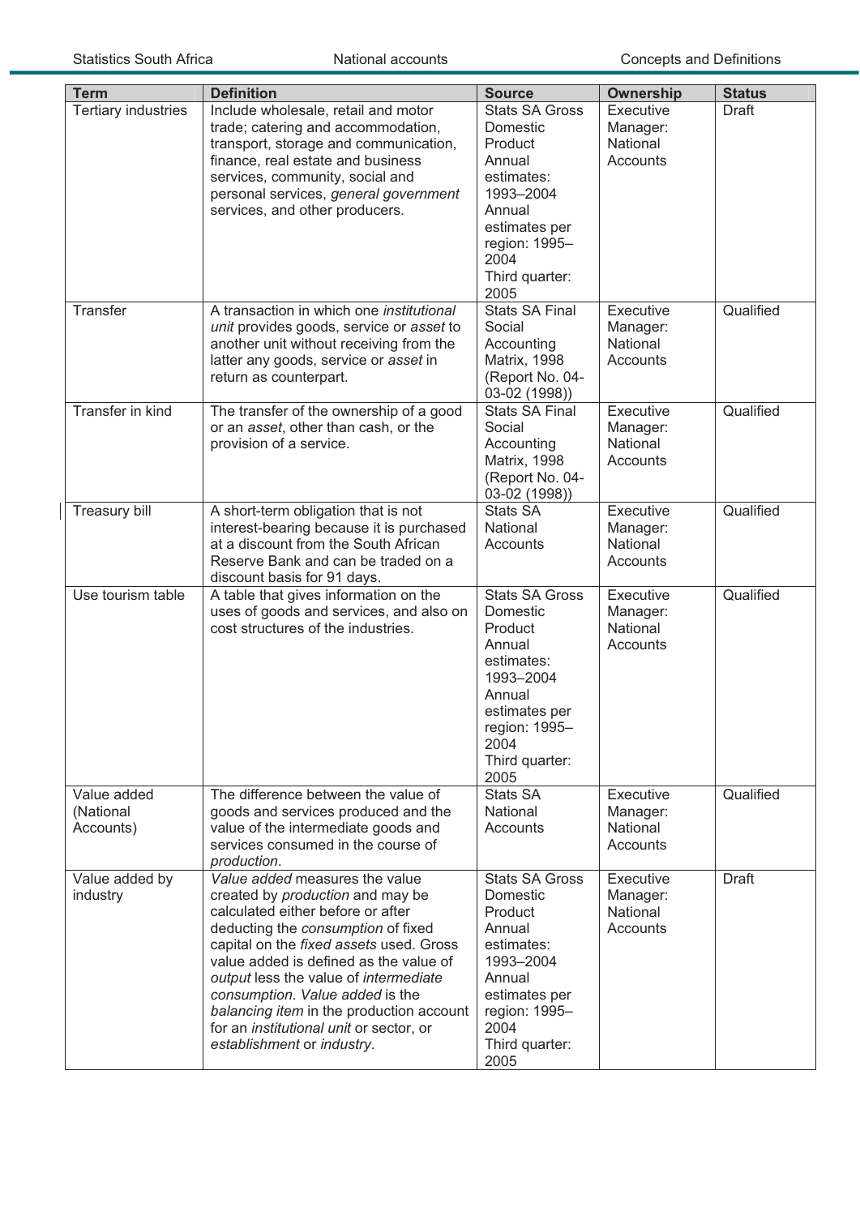| Term | Definition | Source | Ownership | Status |
|---|---|---|---|---|
| Tertiary industries | Include wholesale, retail and motor trade; catering and accommodation, transport, storage and communication, finance, real estate and business services, community, social and personal services, *general government* services, and other producers. | Stats SA Gross Domestic Product Annual estimates: 1993–2004 Annual estimates per region: 1995–2004 Third quarter: 2005 | Executive Manager: National Accounts | Draft |
| Transfer | A transaction in which one *institutional unit* provides goods, service or *asset* to another unit without receiving from the latter any goods, service or *asset* in return as counterpart. | Stats SA Final Social Accounting Matrix, 1998 (Report No. 04-03-02 (1998)) | Executive Manager: National Accounts | Qualified |
| Transfer in kind | The transfer of the ownership of a good or an *asset*, other than cash, or the provision of a service. | Stats SA Final Social Accounting Matrix, 1998 (Report No. 04-03-02 (1998)) | Executive Manager: National Accounts | Qualified |
| Treasury bill | A short-term obligation that is not interest-bearing because it is purchased at a discount from the South African Reserve Bank and can be traded on a discount basis for 91 days. | Stats SA National Accounts | Executive Manager: National Accounts | Qualified |
| Use tourism table | A table that gives information on the uses of goods and services, and also on cost structures of the industries. | Stats SA Gross Domestic Product Annual estimates: 1993–2004 Annual estimates per region: 1995–2004 Third quarter: 2005 | Executive Manager: National Accounts | Qualified |
| Value added (National Accounts) | The difference between the value of goods and services produced and the value of the intermediate goods and services consumed in the course of *production*. | Stats SA National Accounts | Executive Manager: National Accounts | Qualified |
| Value added by industry | *Value added* measures the value created by *production* and may be calculated either before or after deducting the *consumption* of fixed capital on the *fixed assets* used. Gross value added is defined as the value of *output* less the value of *intermediate consumption*. *Value added* is the *balancing item* in the production account for an *institutional unit* or sector, or *establishment* or *industry*. | Stats SA Gross Domestic Product Annual estimates: 1993–2004 Annual estimates per region: 1995–2004 Third quarter: 2005 | Executive Manager: National Accounts | Draft |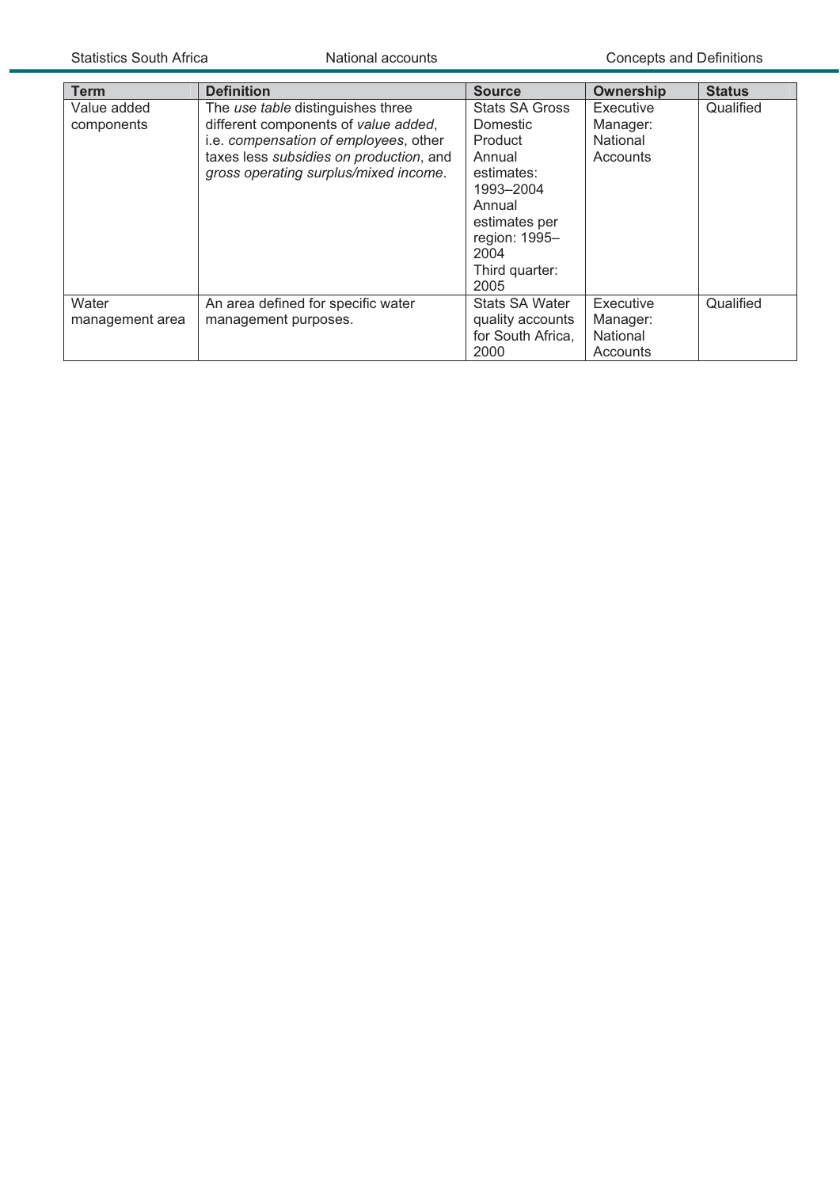| Term | Definition | Source | Ownership | Status |
|---|---|---|---|---|
| Value added components | The *use table* distinguishes three different components of *value added*, i.e. *compensation of employees*, other taxes less *subsidies on production*, and *gross operating surplus/mixed income*. | Stats SA Gross Domestic Product Annual estimates: 1993–2004 Annual estimates per region: 1995–2004 Third quarter: 2005 | Executive Manager: National Accounts | Qualified |
| Water management area | An area defined for specific water management purposes. | Stats SA Water quality accounts for South Africa, 2000 | Executive Manager: National Accounts | Qualified |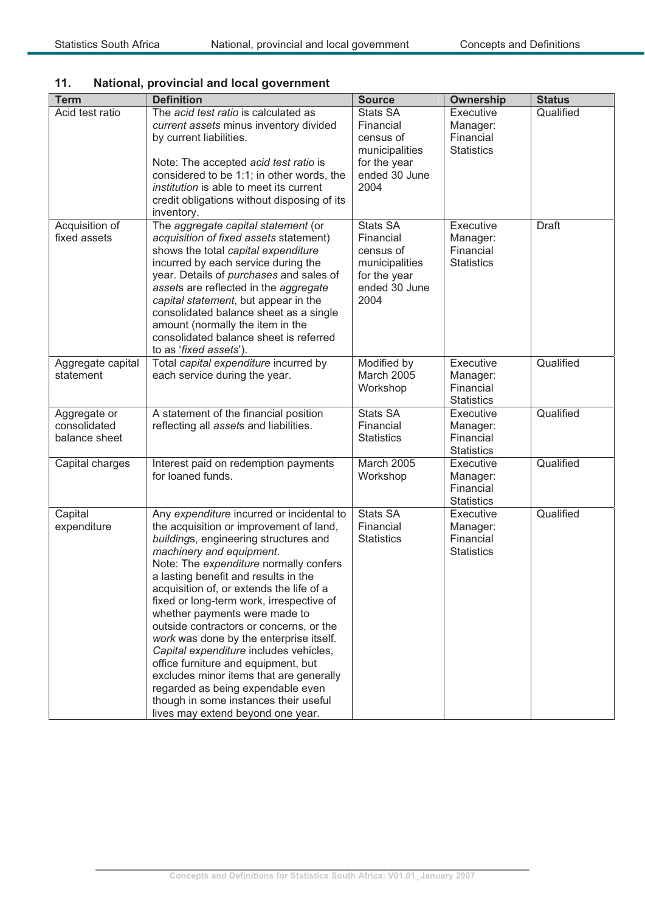## 11. National, provincial and local government

| Term | Definition | Source | Ownership | Status |
|---|---|---|---|---|
| Acid test ratio | The *acid test ratio* is calculated as *current assets* minus inventory divided by current liabilities.<br><br>Note: The accepted *acid test ratio* is considered to be 1:1; in other words, the *institution* is able to meet its current credit obligations without disposing of its inventory. | Stats SA Financial census of municipalities for the year ended 30 June 2004 | Executive Manager: Financial Statistics | Qualified |
| Acquisition of fixed assets | The *aggregate capital statement* (or *acquisition of fixed assets* statement) shows the total *capital expenditure* incurred by each service during the year. Details of *purchases* and sales of *asset*s are reflected in the *aggregate capital statement*, but appear in the consolidated balance sheet as a single amount (normally the item in the consolidated balance sheet is referred to as '*fixed assets*'). | Stats SA Financial census of municipalities for the year ended 30 June 2004 | Executive Manager: Financial Statistics | Draft |
| Aggregate capital statement | Total *capital expenditure* incurred by each service during the year. | Modified by March 2005 Workshop | Executive Manager: Financial Statistics | Qualified |
| Aggregate or consolidated balance sheet | A statement of the financial position reflecting all *asset*s and liabilities. | Stats SA Financial Statistics | Executive Manager: Financial Statistics | Qualified |
| Capital charges | Interest paid on redemption payments for loaned funds. | March 2005 Workshop | Executive Manager: Financial Statistics | Qualified |
| Capital expenditure | Any *expenditure* incurred or incidental to the acquisition or improvement of land, *building*s, engineering structures and *machinery and equipment*.<br>Note: The *expenditure* normally confers a lasting benefit and results in the acquisition of, or extends the life of a fixed or long-term work, irrespective of whether payments were made to outside contractors or concerns, or the *work* was done by the enterprise itself. *Capital expenditure* includes vehicles, office furniture and equipment, but excludes minor items that are generally regarded as being expendable even though in some instances their useful lives may extend beyond one year. | Stats SA Financial Statistics | Executive Manager: Financial Statistics | Qualified |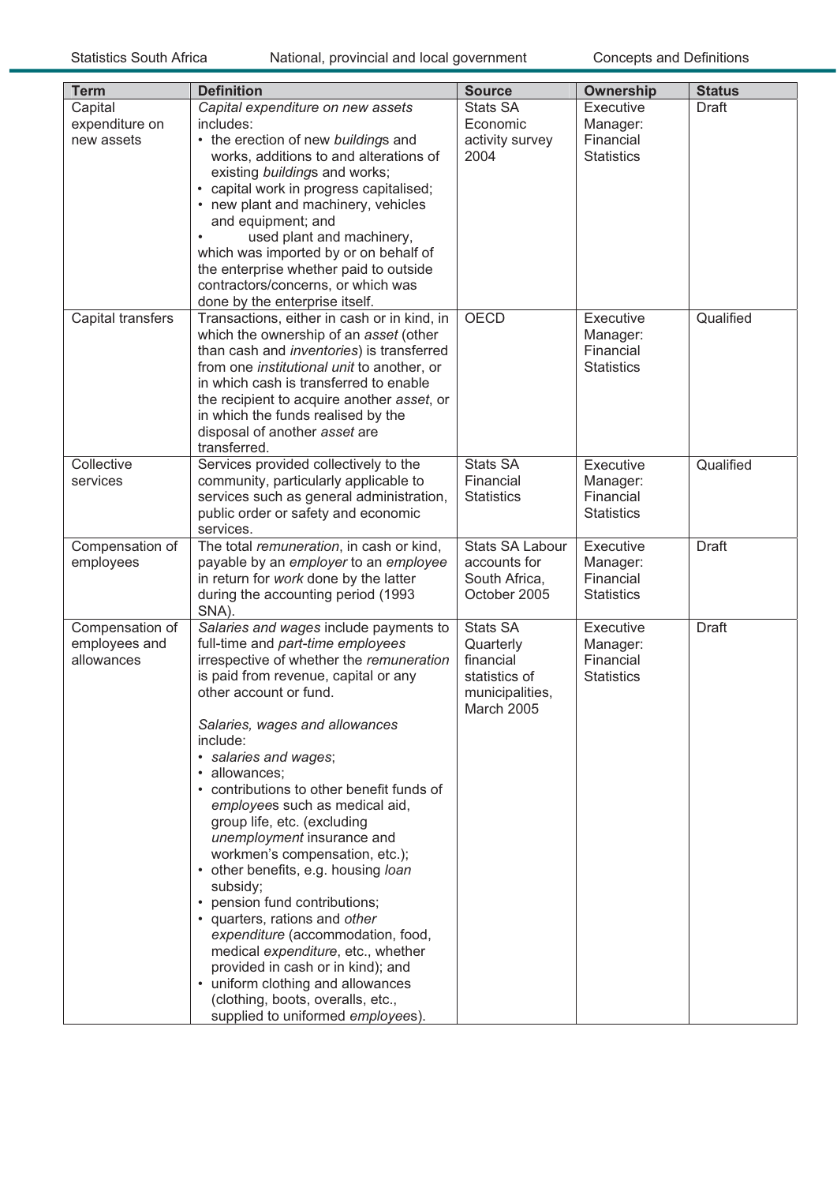| Term | Definition | Source | Ownership | Status |
|---|---|---|---|---|
| Capital expenditure on new assets | *Capital expenditure on new assets* includes:<br>• the erection of new *building*s and works, additions to and alterations of existing *building*s and works;<br>• capital work in progress capitalised;<br>• new plant and machinery, vehicles and equipment; and<br>• used plant and machinery, which was imported by or on behalf of the enterprise whether paid to outside contractors/concerns, or which was done by the enterprise itself. | Stats SA Economic activity survey 2004 | Executive Manager: Financial Statistics | Draft |
| Capital transfers | Transactions, either in cash or in kind, in which the ownership of an *asset* (other than cash and *inventories*) is transferred from one *institutional unit* to another, or in which cash is transferred to enable the recipient to acquire another *asset*, or in which the funds realised by the disposal of another *asset* are transferred. | OECD | Executive Manager: Financial Statistics | Qualified |
| Collective services | Services provided collectively to the community, particularly applicable to services such as general administration, public order or safety and economic services. | Stats SA Financial Statistics | Executive Manager: Financial Statistics | Qualified |
| Compensation of employees | The total *remuneration*, in cash or kind, payable by an *employer* to an *employee* in return for *work* done by the latter during the accounting period (1993 SNA). | Stats SA Labour accounts for South Africa, October 2005 | Executive Manager: Financial Statistics | Draft |
| Compensation of employees and allowances | *Salaries and wages* include payments to full-time and *part-time employees* irrespective of whether the *remuneration* is paid from revenue, capital or any other account or fund.<br><br>*Salaries, wages and allowances* include:<br>• *salaries and wages*;<br>• allowances;<br>• contributions to other benefit funds of *employee*s such as medical aid, group life, etc. (excluding *unemployment* insurance and workmen's compensation, etc.);<br>• other benefits, e.g. housing *loan* subsidy;<br>• pension fund contributions;<br>• quarters, rations and *other expenditure* (accommodation, food, medical *expenditure*, etc., whether provided in cash or in kind); and<br>• uniform clothing and allowances (clothing, boots, overalls, etc., supplied to uniformed *employee*s). | Stats SA Quarterly financial statistics of municipalities, March 2005 | Executive Manager: Financial Statistics | Draft |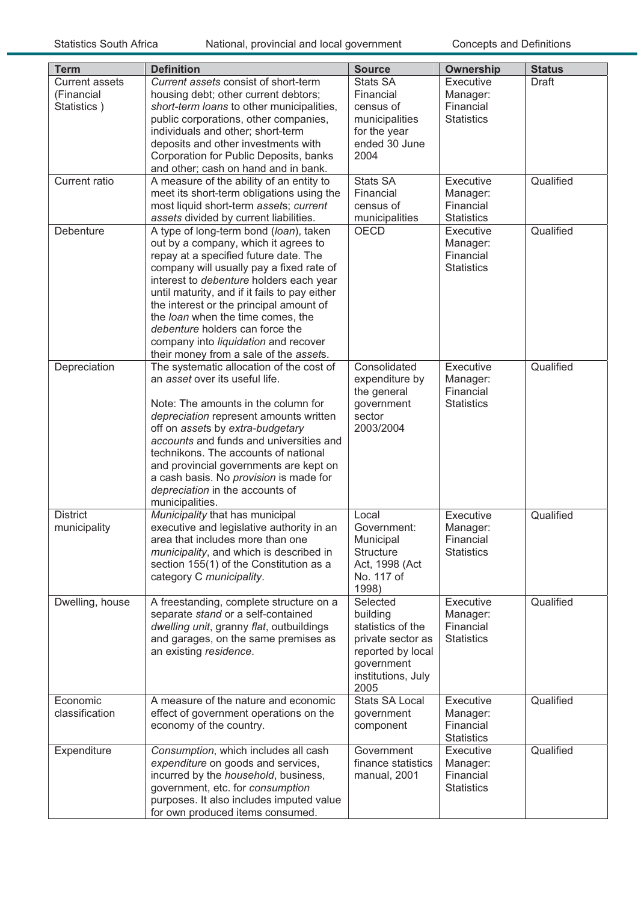| Term | Definition | Source | Ownership | Status |
|---|---|---|---|---|
| Current assets (Financial Statistics ) | *Current assets* consist of short-term housing debt; other current debtors; *short-term loans* to other municipalities, public corporations, other companies, individuals and other; short-term deposits and other investments with Corporation for Public Deposits, banks and other; cash on hand and in bank. | Stats SA Financial census of municipalities for the year ended 30 June 2004 | Executive Manager: Financial Statistics | Draft |
| Current ratio | A measure of the ability of an entity to meet its short-term obligations using the most liquid short-term *asset*s; *current assets* divided by current liabilities. | Stats SA Financial census of municipalities | Executive Manager: Financial Statistics | Qualified |
| Debenture | A type of long-term bond (*loan*), taken out by a company, which it agrees to repay at a specified future date. The company will usually pay a fixed rate of interest to *debenture* holders each year until maturity, and if it fails to pay either the interest or the principal amount of the *loan* when the time comes, the *debenture* holders can force the company into *liquidation* and recover their money from a sale of the *asset*s. | OECD | Executive Manager: Financial Statistics | Qualified |
| Depreciation | The systematic allocation of the cost of an *asset* over its useful life.<br><br>Note: The amounts in the column for *depreciation* represent amounts written off on *asset*s by *extra-budgetary accounts* and funds and universities and technikons. The accounts of national and provincial governments are kept on a cash basis. No *provision* is made for *depreciation* in the accounts of municipalities. | Consolidated expenditure by the general government sector 2003/2004 | Executive Manager: Financial Statistics | Qualified |
| District municipality | *Municipality* that has municipal executive and legislative authority in an area that includes more than one *municipality*, and which is described in section 155(1) of the Constitution as a category C *municipality*. | Local Government: Municipal Structure Act, 1998 (Act No. 117 of 1998) | Executive Manager: Financial Statistics | Qualified |
| Dwelling, house | A freestanding, complete structure on a separate *stand* or a self-contained *dwelling unit*, granny *flat*, outbuildings and garages, on the same premises as an existing *residence*. | Selected building statistics of the private sector as reported by local government institutions, July 2005 | Executive Manager: Financial Statistics | Qualified |
| Economic classification | A measure of the nature and economic effect of government operations on the economy of the country. | Stats SA Local government component | Executive Manager: Financial Statistics | Qualified |
| Expenditure | *Consumption*, which includes all cash *expenditure* on goods and services, incurred by the *household*, business, government, etc. for *consumption* purposes. It also includes imputed value for own produced items consumed. | Government finance statistics manual, 2001 | Executive Manager: Financial Statistics | Qualified |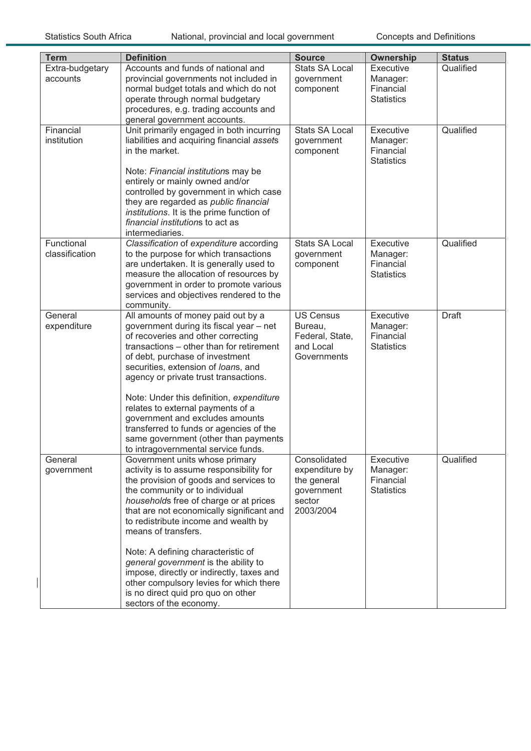| Term | Definition | Source | Ownership | Status |
|---|---|---|---|---|
| Extra-budgetary accounts | Accounts and funds of national and provincial governments not included in normal budget totals and which do not operate through normal budgetary procedures, e.g. trading accounts and general government accounts. | Stats SA Local government component | Executive Manager: Financial Statistics | Qualified |
| Financial institution | Unit primarily engaged in both incurring liabilities and acquiring financial *assets* in the market.<br><br>Note: *Financial institution*s may be entirely or mainly owned and/or controlled by government in which case they are regarded as *public financial institutions*. It is the prime function of *financial institution*s to act as intermediaries. | Stats SA Local government component | Executive Manager: Financial Statistics | Qualified |
| Functional classification | *Classification* of *expenditure* according to the purpose for which transactions are undertaken. It is generally used to measure the allocation of resources by government in order to promote various services and objectives rendered to the community. | Stats SA Local government component | Executive Manager: Financial Statistics | Qualified |
| General expenditure | All amounts of money paid out by a government during its fiscal year – net of recoveries and other correcting transactions – other than for retirement of debt, purchase of investment securities, extension of *loan*s, and agency or private trust transactions.<br><br>Note: Under this definition, *expenditure* relates to external payments of a government and excludes amounts transferred to funds or agencies of the same government (other than payments to intragovernmental service funds. | US Census Bureau, Federal, State, and Local Governments | Executive Manager: Financial Statistics | Draft |
| General government | Government units whose primary activity is to assume responsibility for the provision of goods and services to the community or to individual *household*s free of charge or at prices that are not economically significant and to redistribute income and wealth by means of transfers.<br><br>Note: A defining characteristic of *general government* is the ability to impose, directly or indirectly, taxes and other compulsory levies for which there is no direct quid pro quo on other sectors of the economy. | Consolidated expenditure by the general government sector 2003/2004 | Executive Manager: Financial Statistics | Qualified |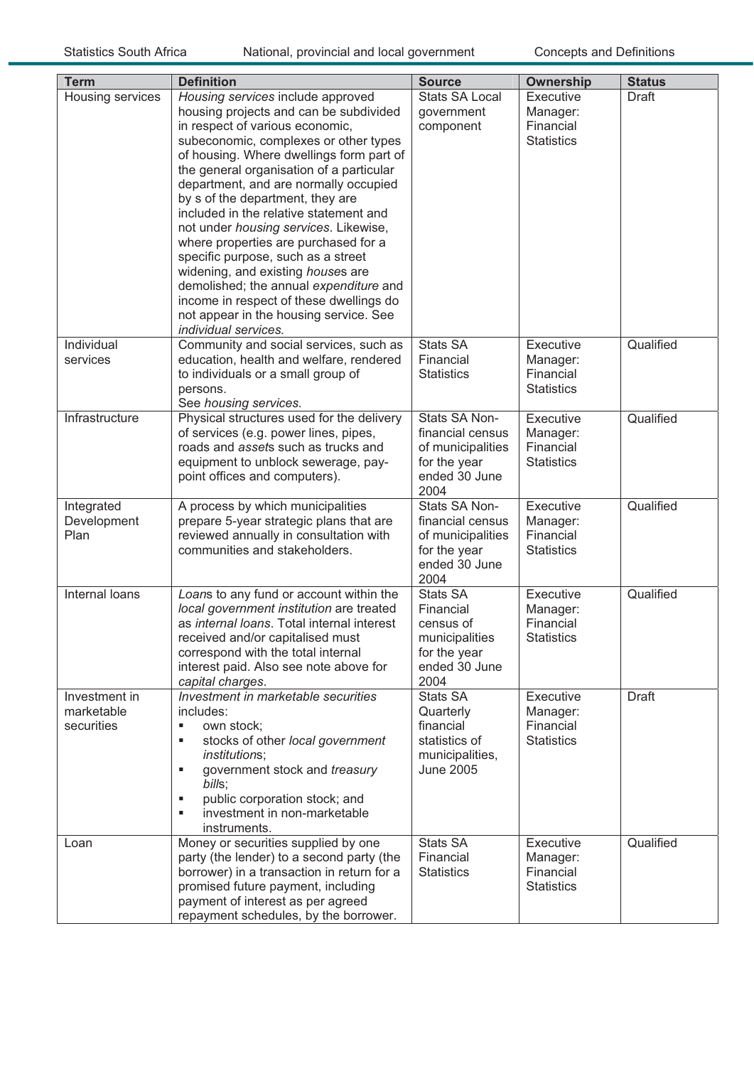| Term | Definition | Source | Ownership | Status |
|---|---|---|---|---|
| Housing services | *Housing services* include approved housing projects and can be subdivided in respect of various economic, subeconomic, complexes or other types of housing. Where dwellings form part of the general organisation of a particular department, and are normally occupied by s of the department, they are included in the relative statement and not under *housing services*. Likewise, where properties are purchased for a specific purpose, such as a street widening, and existing *house*s are demolished; the annual *expenditure* and income in respect of these dwellings do not appear in the housing service. See *individual services.* | Stats SA Local government component | Executive Manager: Financial Statistics | Draft |
| Individual services | Community and social services, such as education, health and welfare, rendered to individuals or a small group of persons. See *housing services.* | Stats SA Financial Statistics | Executive Manager: Financial Statistics | Qualified |
| Infrastructure | Physical structures used for the delivery of services (e.g. power lines, pipes, roads and *asset*s such as trucks and equipment to unblock sewerage, pay-point offices and computers). | Stats SA Non-financial census of municipalities for the year ended 30 June 2004 | Executive Manager: Financial Statistics | Qualified |
| Integrated Development Plan | A process by which municipalities prepare 5-year strategic plans that are reviewed annually in consultation with communities and stakeholders. | Stats SA Non-financial census of municipalities for the year ended 30 June 2004 | Executive Manager: Financial Statistics | Qualified |
| Internal loans | *Loan*s to any fund or account within the *local government institution* are treated as *internal loans*. Total internal interest received and/or capitalised must correspond with the total internal interest paid. Also see note above for *capital charges*. | Stats SA Financial census of municipalities for the year ended 30 June 2004 | Executive Manager: Financial Statistics | Qualified |
| Investment in marketable securities | *Investment in marketable securities* includes:<br>▪ own stock;<br>▪ stocks of other *local government institution*s;<br>▪ government stock and *treasury bill*s;<br>▪ public corporation stock; and<br>▪ investment in non-marketable instruments. | Stats SA Quarterly financial statistics of municipalities, June 2005 | Executive Manager: Financial Statistics | Draft |
| Loan | Money or securities supplied by one party (the lender) to a second party (the borrower) in a transaction in return for a promised future payment, including payment of interest as per agreed repayment schedules, by the borrower. | Stats SA Financial Statistics | Executive Manager: Financial Statistics | Qualified |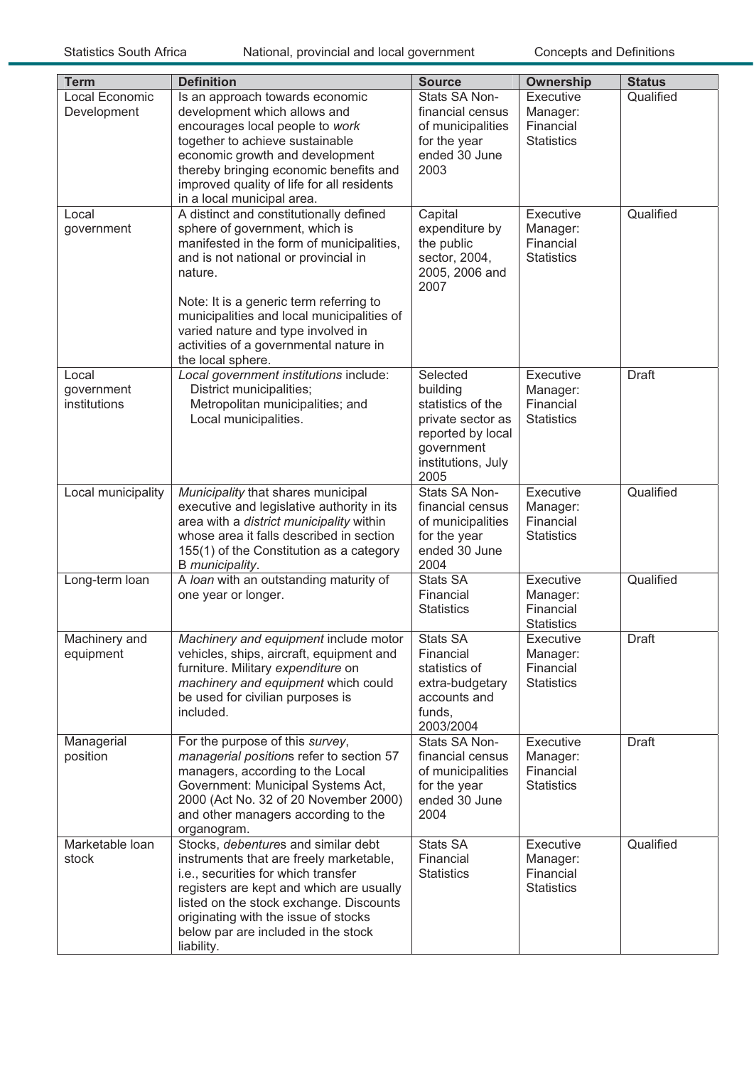| Term | Definition | Source | Ownership | Status |
|---|---|---|---|---|
| Local Economic Development | Is an approach towards economic development which allows and encourages local people to *work* together to achieve sustainable economic growth and development thereby bringing economic benefits and improved quality of life for all residents in a local municipal area. | Stats SA Non-financial census of municipalities for the year ended 30 June 2003 | Executive Manager: Financial Statistics | Qualified |
| Local government | A distinct and constitutionally defined sphere of government, which is manifested in the form of municipalities, and is not national or provincial in nature.<br><br>Note: It is a generic term referring to municipalities and local municipalities of varied nature and type involved in activities of a governmental nature in the local sphere. | Capital expenditure by the public sector, 2004, 2005, 2006 and 2007 | Executive Manager: Financial Statistics | Qualified |
| Local government institutions | *Local government institutions* include:<br>District municipalities;<br>Metropolitan municipalities; and<br>Local municipalities. | Selected building statistics of the private sector as reported by local government institutions, July 2005 | Executive Manager: Financial Statistics | Draft |
| Local municipality | *Municipality* that shares municipal executive and legislative authority in its area with a *district municipality* within whose area it falls described in section 155(1) of the Constitution as a category B *municipality*. | Stats SA Non-financial census of municipalities for the year ended 30 June 2004 | Executive Manager: Financial Statistics | Qualified |
| Long-term loan | A *loan* with an outstanding maturity of one year or longer. | Stats SA Financial Statistics | Executive Manager: Financial Statistics | Qualified |
| Machinery and equipment | *Machinery and equipment* include motor vehicles, ships, aircraft, equipment and furniture. Military *expenditure* on *machinery and equipment* which could be used for civilian purposes is included. | Stats SA Financial statistics of extra-budgetary accounts and funds, 2003/2004 | Executive Manager: Financial Statistics | Draft |
| Managerial position | For the purpose of this *survey*, *managerial position*s refer to section 57 managers, according to the Local Government: Municipal Systems Act, 2000 (Act No. 32 of 20 November 2000) and other managers according to the organogram. | Stats SA Non-financial census of municipalities for the year ended 30 June 2004 | Executive Manager: Financial Statistics | Draft |
| Marketable loan stock | Stocks, *debenture*s and similar debt instruments that are freely marketable, i.e., securities for which transfer registers are kept and which are usually listed on the stock exchange. Discounts originating with the issue of stocks below par are included in the stock liability. | Stats SA Financial Statistics | Executive Manager: Financial Statistics | Qualified |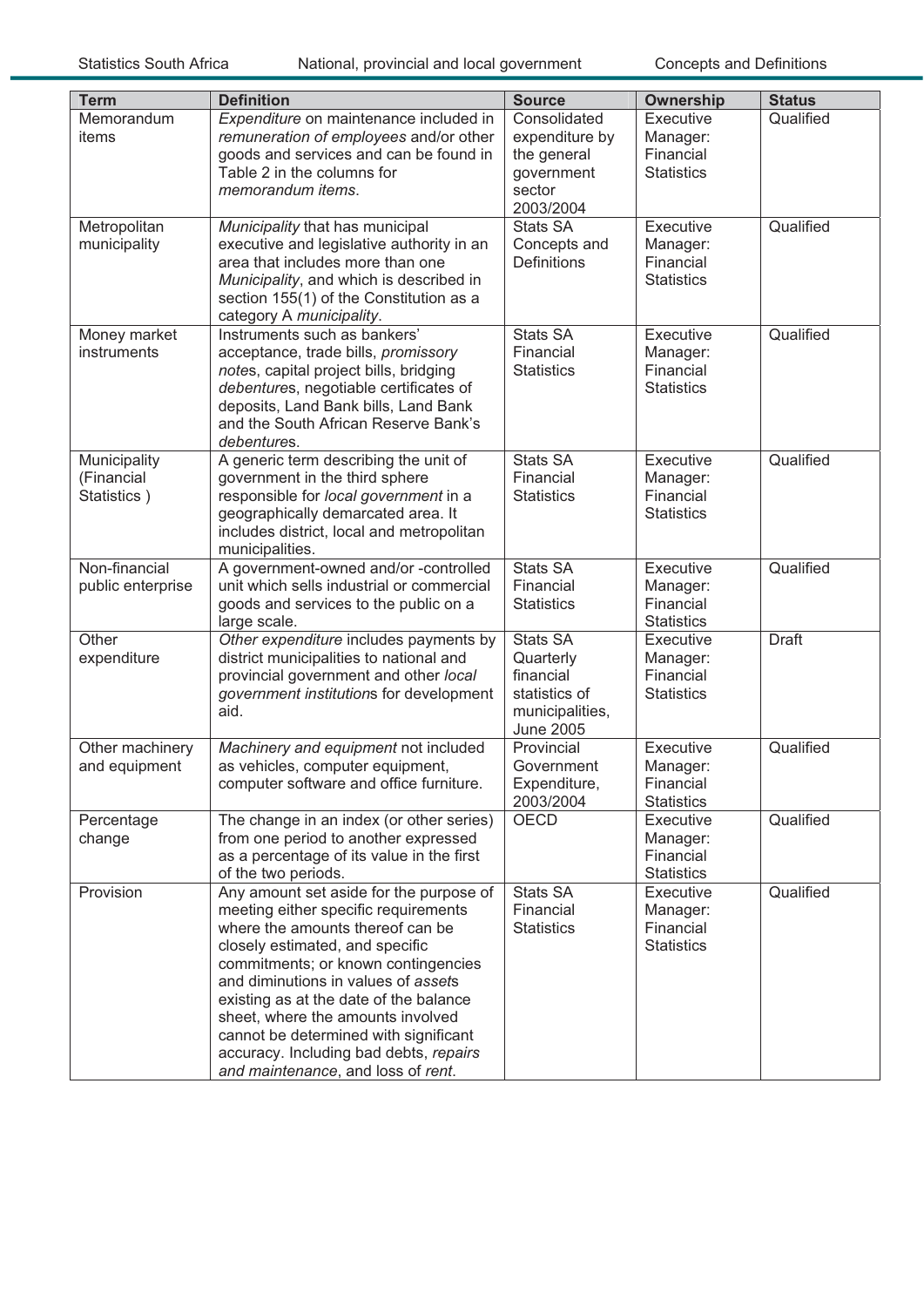| Term | Definition | Source | Ownership | Status |
|---|---|---|---|---|
| Memorandum items | *Expenditure* on maintenance included in *remuneration of employees* and/or other goods and services and can be found in Table 2 in the columns for *memorandum items*. | Consolidated expenditure by the general government sector 2003/2004 | Executive Manager: Financial Statistics | Qualified |
| Metropolitan municipality | *Municipality* that has municipal executive and legislative authority in an area that includes more than one *Municipality*, and which is described in section 155(1) of the Constitution as a category A *municipality*. | Stats SA Concepts and Definitions | Executive Manager: Financial Statistics | Qualified |
| Money market instruments | Instruments such as bankers' acceptance, trade bills, *promissory note*s, capital project bills, bridging *debenture*s, negotiable certificates of deposits, Land Bank bills, Land Bank and the South African Reserve Bank's *debenture*s. | Stats SA Financial Statistics | Executive Manager: Financial Statistics | Qualified |
| Municipality (Financial Statistics ) | A generic term describing the unit of government in the third sphere responsible for *local government* in a geographically demarcated area. It includes district, local and metropolitan municipalities. | Stats SA Financial Statistics | Executive Manager: Financial Statistics | Qualified |
| Non-financial public enterprise | A government-owned and/or -controlled unit which sells industrial or commercial goods and services to the public on a large scale. | Stats SA Financial Statistics | Executive Manager: Financial Statistics | Qualified |
| Other expenditure | *Other expenditure* includes payments by district municipalities to national and provincial government and other *local government institution*s for development aid. | Stats SA Quarterly financial statistics of municipalities, June 2005 | Executive Manager: Financial Statistics | Draft |
| Other machinery and equipment | *Machinery and equipment* not included as vehicles, computer equipment, computer software and office furniture. | Provincial Government Expenditure, 2003/2004 | Executive Manager: Financial Statistics | Qualified |
| Percentage change | The change in an index (or other series) from one period to another expressed as a percentage of its value in the first of the two periods. | OECD | Executive Manager: Financial Statistics | Qualified |
| Provision | Any amount set aside for the purpose of meeting either specific requirements where the amounts thereof can be closely estimated, and specific commitments; or known contingencies and diminutions in values of *asset*s existing as at the date of the balance sheet, where the amounts involved cannot be determined with significant accuracy. Including bad debts, *repairs and maintenance*, and loss of *rent*. | Stats SA Financial Statistics | Executive Manager: Financial Statistics | Qualified |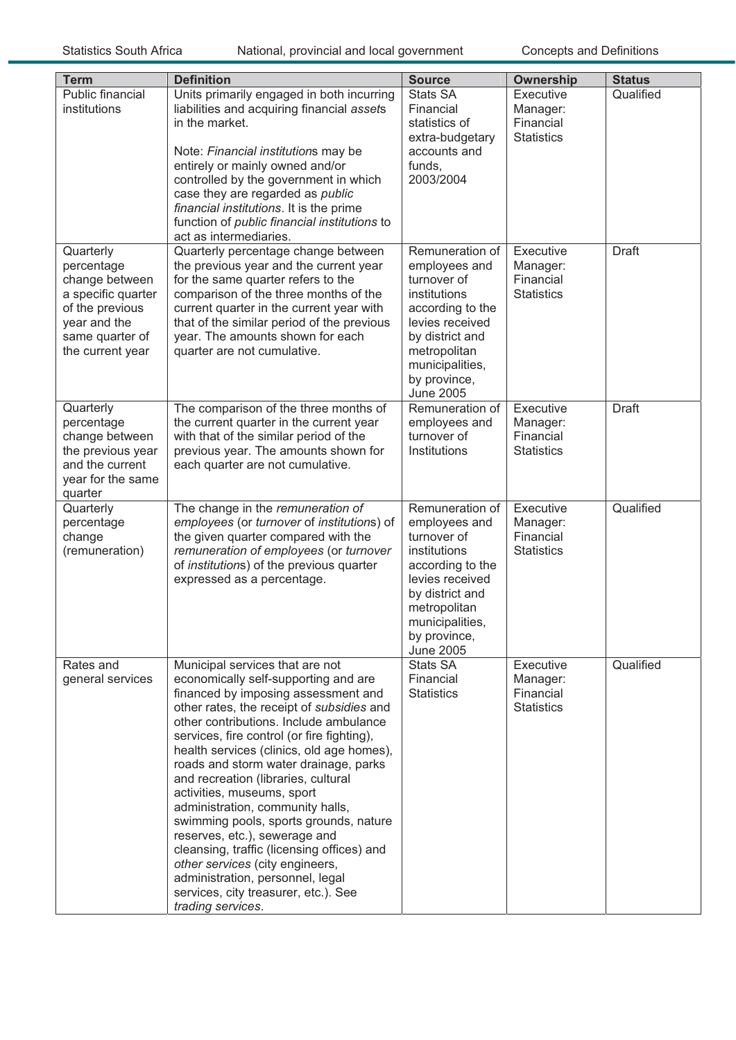| Term | Definition | Source | Ownership | Status |
|---|---|---|---|---|
| Public financial institutions | Units primarily engaged in both incurring liabilities and acquiring financial *assets* in the market.<br><br>Note: *Financial institutions* may be entirely or mainly owned and/or controlled by the government in which case they are regarded as *public financial institutions*. It is the prime function of *public financial institutions* to act as intermediaries. | Stats SA Financial statistics of extra-budgetary accounts and funds, 2003/2004 | Executive Manager: Financial Statistics | Qualified |
| Quarterly percentage change between a specific quarter of the previous year and the same quarter of the current year | Quarterly percentage change between the previous year and the current year for the same quarter refers to the comparison of the three months of the current quarter in the current year with that of the similar period of the previous year. The amounts shown for each quarter are not cumulative. | Remuneration of employees and turnover of institutions according to the levies received by district and metropolitan municipalities, by province, June 2005 | Executive Manager: Financial Statistics | Draft |
| Quarterly percentage change between the previous year and the current year for the same quarter | The comparison of the three months of the current quarter in the current year with that of the similar period of the previous year. The amounts shown for each quarter are not cumulative. | Remuneration of employees and turnover of Institutions | Executive Manager: Financial Statistics | Draft |
| Quarterly percentage change (remuneration) | The change in the *remuneration of employees* (or *turnover* of *institutions*) of the given quarter compared with the *remuneration of employees* (or *turnover* of *institutions*) of the previous quarter expressed as a percentage. | Remuneration of employees and turnover of institutions according to the levies received by district and metropolitan municipalities, by province, June 2005 | Executive Manager: Financial Statistics | Qualified |
| Rates and general services | Municipal services that are not economically self-supporting and are financed by imposing assessment and other rates, the receipt of *subsidies* and other contributions. Include ambulance services, fire control (or fire fighting), health services (clinics, old age homes), roads and storm water drainage, parks and recreation (libraries, cultural activities, museums, sport administration, community halls, swimming pools, sports grounds, nature reserves, etc.), sewerage and cleansing, traffic (licensing offices) and *other services* (city engineers, administration, personnel, legal services, city treasurer, etc.). See *trading services*. | Stats SA Financial Statistics | Executive Manager: Financial Statistics | Qualified |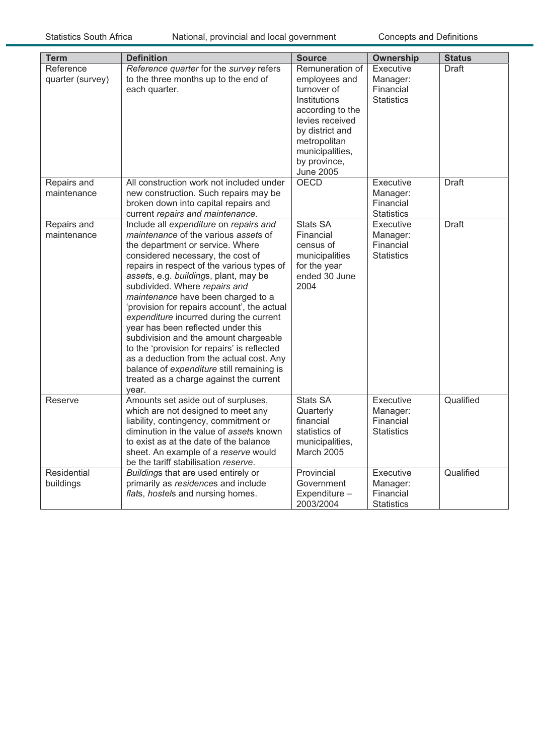| Term | Definition | Source | Ownership | Status |
|---|---|---|---|---|
| Reference quarter (survey) | *Reference quarter* for the *survey* refers to the three months up to the end of each quarter. | Remuneration of employees and turnover of Institutions according to the levies received by district and metropolitan municipalities, by province, June 2005 | Executive Manager: Financial Statistics | Draft |
| Repairs and maintenance | All construction work not included under new construction. Such repairs may be broken down into capital repairs and current *repairs and maintenance*. | OECD | Executive Manager: Financial Statistics | Draft |
| Repairs and maintenance | Include all *expenditure* on *repairs and maintenance* of the various *asset*s of the department or service. Where considered necessary, the cost of repairs in respect of the various types of *asset*s, e.g. *building*s, plant, may be subdivided. Where *repairs and maintenance* have been charged to a 'provision for repairs account', the actual *expenditure* incurred during the current year has been reflected under this subdivision and the amount chargeable to the 'provision for repairs' is reflected as a deduction from the actual cost. Any balance of *expenditure* still remaining is treated as a charge against the current year. | Stats SA Financial census of municipalities for the year ended 30 June 2004 | Executive Manager: Financial Statistics | Draft |
| Reserve | Amounts set aside out of surpluses, which are not designed to meet any liability, contingency, commitment or diminution in the value of *asset*s known to exist as at the date of the balance sheet. An example of a *reserve* would be the tariff stabilisation *reserve*. | Stats SA Quarterly financial statistics of municipalities, March 2005 | Executive Manager: Financial Statistics | Qualified |
| Residential buildings | *Building*s that are used entirely or primarily as *residence*s and include *flat*s, *hostel*s and nursing homes. | Provincial Government Expenditure – 2003/2004 | Executive Manager: Financial Statistics | Qualified |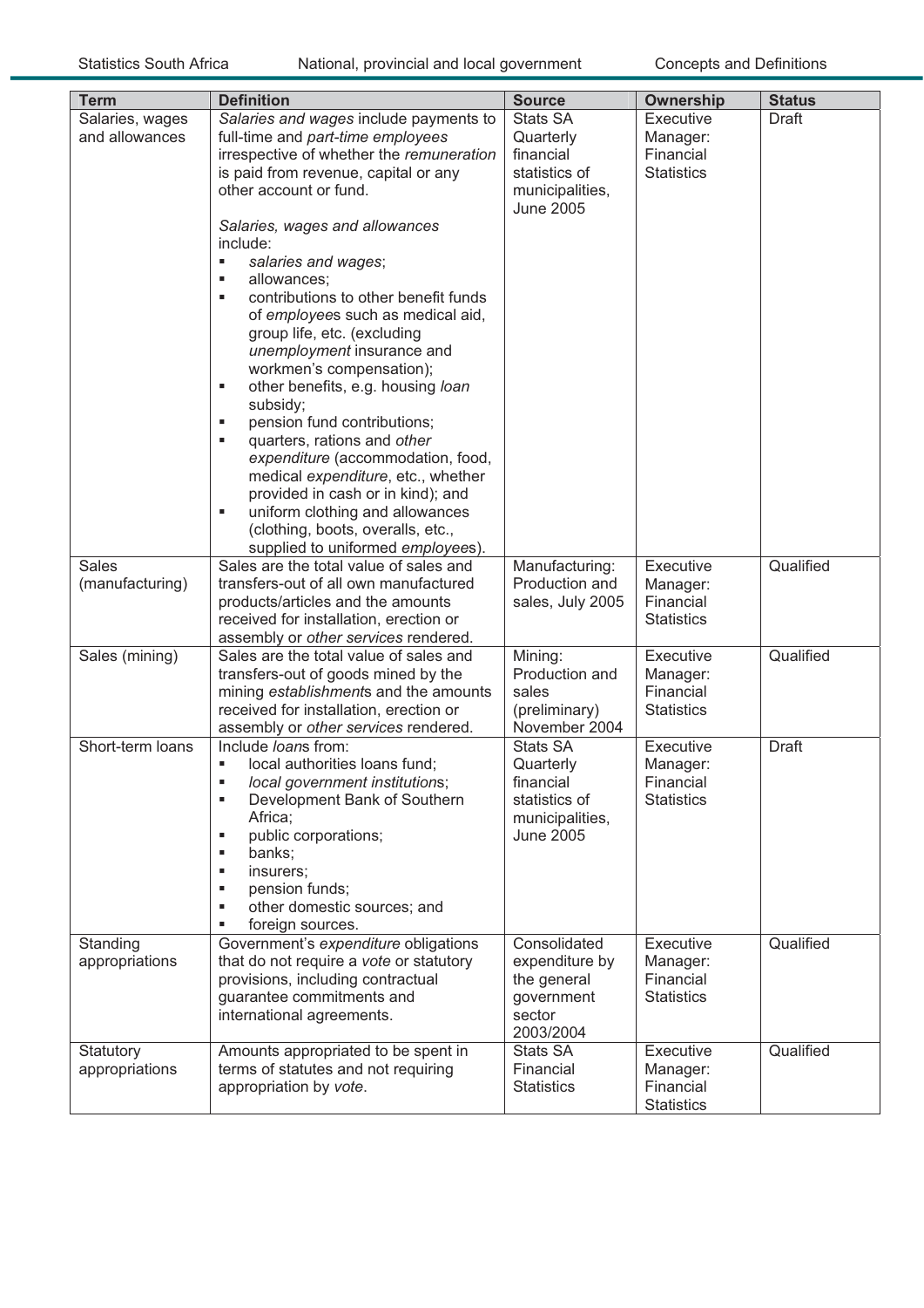| Term | Definition | Source | Ownership | Status |
|---|---|---|---|---|
| Salaries, wages and allowances | *Salaries and wages* include payments to full-time and *part-time employees* irrespective of whether the *remuneration* is paid from revenue, capital or any other account or fund.<br><br>*Salaries, wages and allowances* include:<br>▪ *salaries and wages*;<br>▪ allowances;<br>▪ contributions to other benefit funds of *employee*s such as medical aid, group life, etc. (excluding *unemployment* insurance and workmen's compensation);<br>▪ other benefits, e.g. housing *loan* subsidy;<br>▪ pension fund contributions;<br>▪ quarters, rations and *other expenditure* (accommodation, food, medical *expenditure*, etc., whether provided in cash or in kind); and<br>▪ uniform clothing and allowances (clothing, boots, overalls, etc., supplied to uniformed *employee*s). | Stats SA Quarterly financial statistics of municipalities, June 2005 | Executive Manager: Financial Statistics | Draft |
| Sales (manufacturing) | Sales are the total value of sales and transfers-out of all own manufactured products/articles and the amounts received for installation, erection or assembly or *other services* rendered. | Manufacturing: Production and sales, July 2005 | Executive Manager: Financial Statistics | Qualified |
| Sales (mining) | Sales are the total value of sales and transfers-out of goods mined by the mining *establishment*s and the amounts received for installation, erection or assembly or *other services* rendered. | Mining: Production and sales (preliminary) November 2004 | Executive Manager: Financial Statistics | Qualified |
| Short-term loans | Include *loan*s from:<br>▪ local authorities loans fund;<br>▪ *local government institution*s;<br>▪ Development Bank of Southern Africa;<br>▪ public corporations;<br>▪ banks;<br>▪ insurers;<br>▪ pension funds;<br>▪ other domestic sources; and<br>▪ foreign sources. | Stats SA Quarterly financial statistics of municipalities, June 2005 | Executive Manager: Financial Statistics | Draft |
| Standing appropriations | Government's *expenditure* obligations that do not require a *vote* or statutory provisions, including contractual guarantee commitments and international agreements. | Consolidated expenditure by the general government sector 2003/2004 | Executive Manager: Financial Statistics | Qualified |
| Statutory appropriations | Amounts appropriated to be spent in terms of statutes and not requiring appropriation by *vote*. | Stats SA Financial Statistics | Executive Manager: Financial Statistics | Qualified |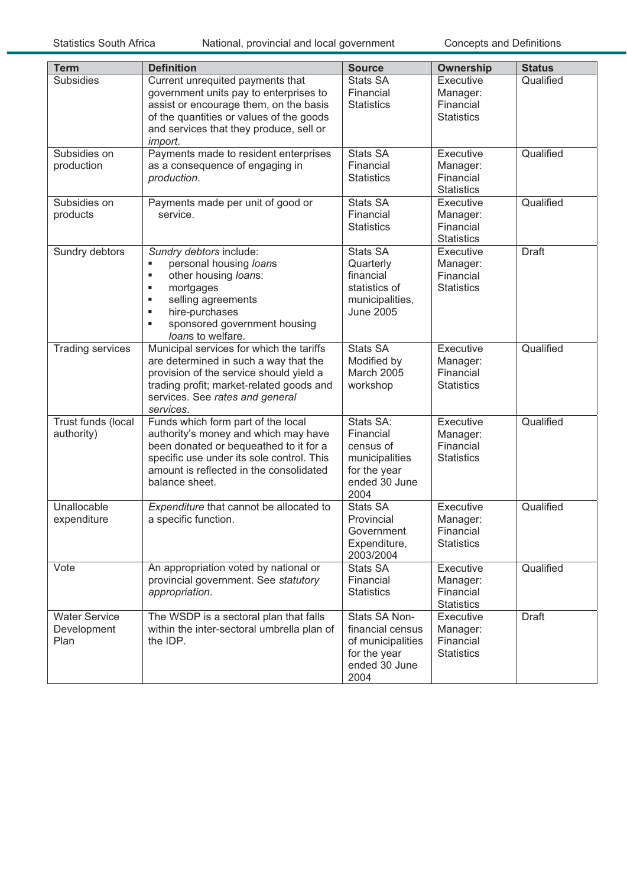| Term | Definition | Source | Ownership | Status |
| --- | --- | --- | --- | --- |
| Subsidies | Current unrequited payments that government units pay to enterprises to assist or encourage them, on the basis of the quantities or values of the goods and services that they produce, sell or *import*. | Stats SA Financial Statistics | Executive Manager: Financial Statistics | Qualified |
| Subsidies on production | Payments made to resident enterprises as a consequence of engaging in *production*. | Stats SA Financial Statistics | Executive Manager: Financial Statistics | Qualified |
| Subsidies on products | Payments made per unit of good or service. | Stats SA Financial Statistics | Executive Manager: Financial Statistics | Qualified |
| Sundry debtors | *Sundry debtors* include:<br>▪ personal housing *loan*s<br>▪ other housing *loan*s:<br>▪ mortgages<br>▪ selling agreements<br>▪ hire-purchases<br>▪ sponsored government housing *loan*s to welfare. | Stats SA Quarterly financial statistics of municipalities, June 2005 | Executive Manager: Financial Statistics | Draft |
| Trading services | Municipal services for which the tariffs are determined in such a way that the provision of the service should yield a trading profit; market-related goods and services. See *rates and general services*. | Stats SA Modified by March 2005 workshop | Executive Manager: Financial Statistics | Qualified |
| Trust funds (local authority) | Funds which form part of the local authority's money and which may have been donated or bequeathed to it for a specific use under its sole control. This amount is reflected in the consolidated balance sheet. | Stats SA: Financial census of municipalities for the year ended 30 June 2004 | Executive Manager: Financial Statistics | Qualified |
| Unallocable expenditure | *Expenditure* that cannot be allocated to a specific function. | Stats SA Provincial Government Expenditure, 2003/2004 | Executive Manager: Financial Statistics | Qualified |
| Vote | An appropriation voted by national or provincial government. See *statutory appropriation*. | Stats SA Financial Statistics | Executive Manager: Financial Statistics | Qualified |
| Water Service Development Plan | The WSDP is a sectoral plan that falls within the inter-sectoral umbrella plan of the IDP. | Stats SA Non-financial census of municipalities for the year ended 30 June 2004 | Executive Manager: Financial Statistics | Draft |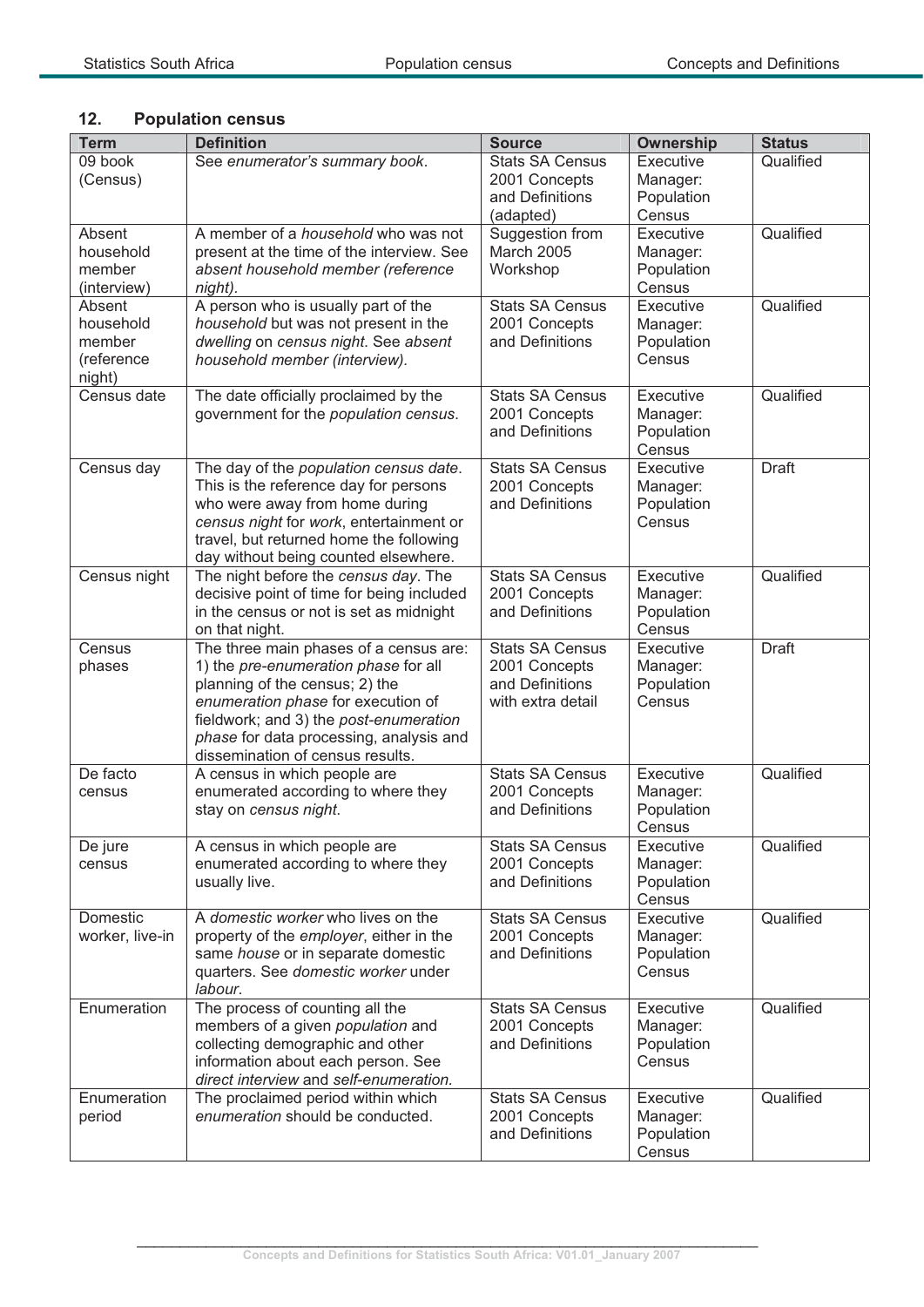## 12. Population census

| Term | Definition | Source | Ownership | Status |
|---|---|---|---|---|
| 09 book (Census) | See *enumerator's summary book*. | Stats SA Census 2001 Concepts and Definitions (adapted) | Executive Manager: Population Census | Qualified |
| Absent household member (interview) | A member of a *household* who was not present at the time of the interview. See *absent household member (reference night)*. | Suggestion from March 2005 Workshop | Executive Manager: Population Census | Qualified |
| Absent household member (reference night) | A person who is usually part of the *household* but was not present in the *dwelling* on *census night*. See *absent household member (interview).* | Stats SA Census 2001 Concepts and Definitions | Executive Manager: Population Census | Qualified |
| Census date | The date officially proclaimed by the government for the *population census*. | Stats SA Census 2001 Concepts and Definitions | Executive Manager: Population Census | Qualified |
| Census day | The day of the *population census date*. This is the reference day for persons who were away from home during *census night* for *work*, entertainment or travel, but returned home the following day without being counted elsewhere. | Stats SA Census 2001 Concepts and Definitions | Executive Manager: Population Census | Draft |
| Census night | The night before the *census day*. The decisive point of time for being included in the census or not is set as midnight on that night. | Stats SA Census 2001 Concepts and Definitions | Executive Manager: Population Census | Qualified |
| Census phases | The three main phases of a census are: 1) the *pre-enumeration phase* for all planning of the census; 2) the *enumeration phase* for execution of fieldwork; and 3) the *post-enumeration phase* for data processing, analysis and dissemination of census results. | Stats SA Census 2001 Concepts and Definitions with extra detail | Executive Manager: Population Census | Draft |
| De facto census | A census in which people are enumerated according to where they stay on *census night*. | Stats SA Census 2001 Concepts and Definitions | Executive Manager: Population Census | Qualified |
| De jure census | A census in which people are enumerated according to where they usually live. | Stats SA Census 2001 Concepts and Definitions | Executive Manager: Population Census | Qualified |
| Domestic worker, live-in | A *domestic worker* who lives on the property of the *employer*, either in the same *house* or in separate domestic quarters. See *domestic worker* under *labour*. | Stats SA Census 2001 Concepts and Definitions | Executive Manager: Population Census | Qualified |
| Enumeration | The process of counting all the members of a given *population* and collecting demographic and other information about each person. See *direct interview* and *self-enumeration.* | Stats SA Census 2001 Concepts and Definitions | Executive Manager: Population Census | Qualified |
| Enumeration period | The proclaimed period within which *enumeration* should be conducted. | Stats SA Census 2001 Concepts and Definitions | Executive Manager: Population Census | Qualified |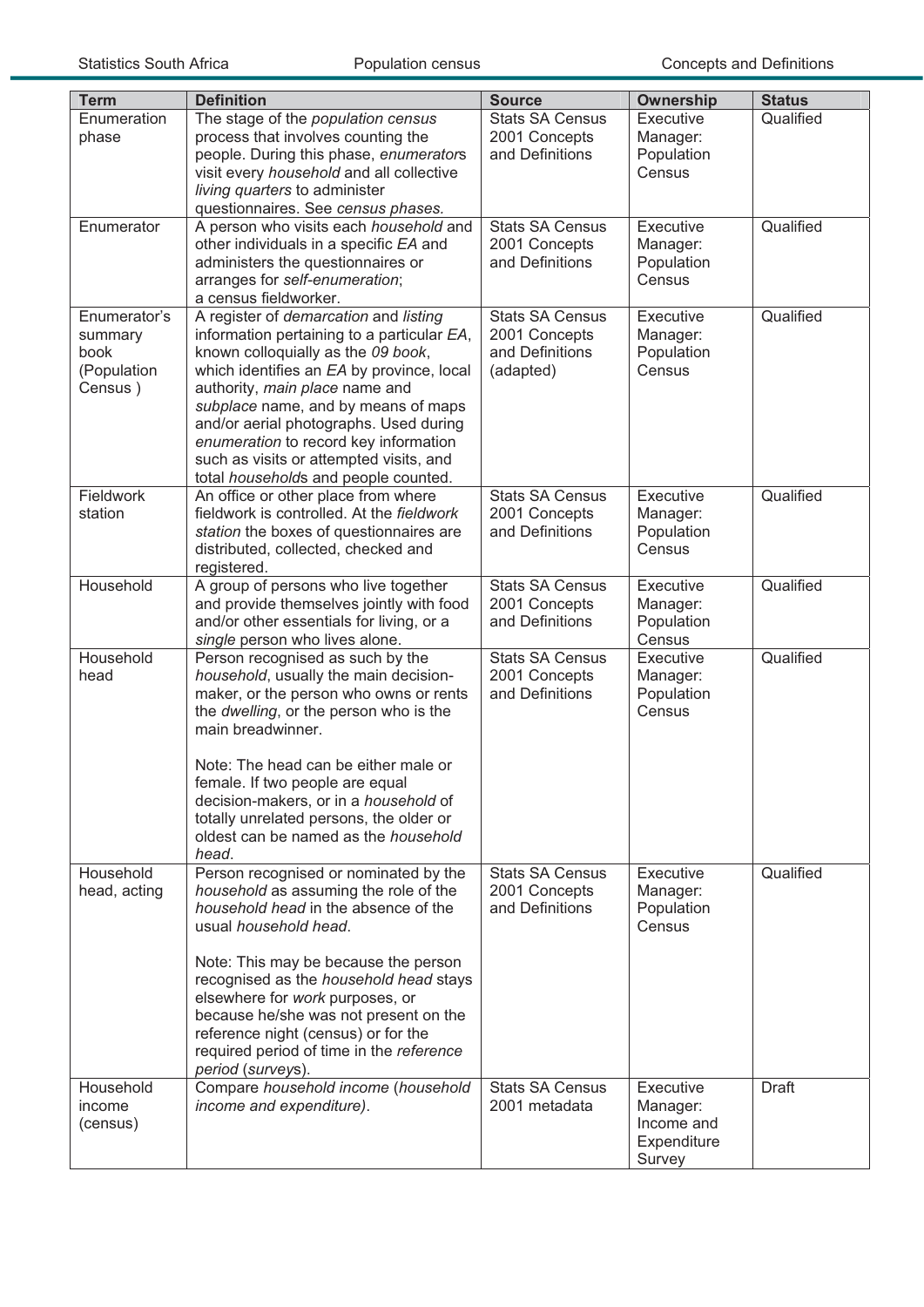| Term | Definition | Source | Ownership | Status |
|---|---|---|---|---|
| Enumeration phase | The stage of the *population census* process that involves counting the people. During this phase, *enumerator*s visit every *household* and all collective *living quarters* to administer questionnaires. See *census phases.* | Stats SA Census 2001 Concepts and Definitions | Executive Manager: Population Census | Qualified |
| Enumerator | A person who visits each *household* and other individuals in a specific *EA* and administers the questionnaires or arranges for *self-enumeration*; a census fieldworker. | Stats SA Census 2001 Concepts and Definitions | Executive Manager: Population Census | Qualified |
| Enumerator's summary book (Population Census ) | A register of *demarcation* and *listing* information pertaining to a particular *EA*, known colloquially as the *09 book*, which identifies an *EA* by province, local authority, *main place* name and *subplace* name, and by means of maps and/or aerial photographs. Used during *enumeration* to record key information such as visits or attempted visits, and total *household*s and people counted. | Stats SA Census 2001 Concepts and Definitions (adapted) | Executive Manager: Population Census | Qualified |
| Fieldwork station | An office or other place from where fieldwork is controlled. At the *fieldwork station* the boxes of questionnaires are distributed, collected, checked and registered. | Stats SA Census 2001 Concepts and Definitions | Executive Manager: Population Census | Qualified |
| Household | A group of persons who live together and provide themselves jointly with food and/or other essentials for living, or a *single* person who lives alone. | Stats SA Census 2001 Concepts and Definitions | Executive Manager: Population Census | Qualified |
| Household head | Person recognised as such by the *household*, usually the main decision-maker, or the person who owns or rents the *dwelling*, or the person who is the main breadwinner.<br><br>Note: The head can be either male or female. If two people are equal decision-makers, or in a *household* of totally unrelated persons, the older or oldest can be named as the *household head*. | Stats SA Census 2001 Concepts and Definitions | Executive Manager: Population Census | Qualified |
| Household head, acting | Person recognised or nominated by the *household* as assuming the role of the *household head* in the absence of the usual *household head*.<br><br>Note: This may be because the person recognised as the *household head* stays elsewhere for *work* purposes, or because he/she was not present on the reference night (census) or for the required period of time in the *reference period* (*survey*s). | Stats SA Census 2001 Concepts and Definitions | Executive Manager: Population Census | Qualified |
| Household income (census) | Compare *household income* (*household income and expenditure)*. | Stats SA Census 2001 metadata | Executive Manager: Income and Expenditure Survey | Draft |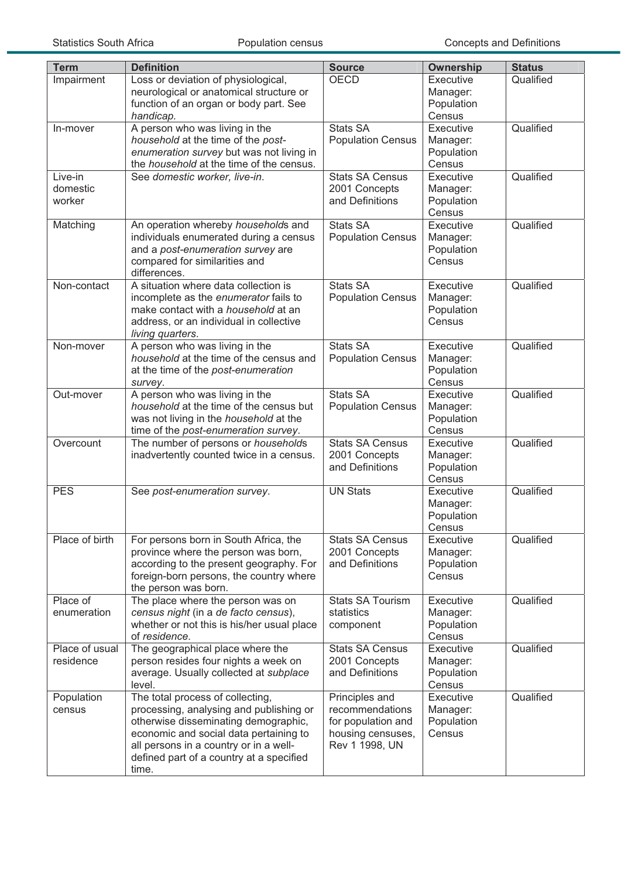| Term | Definition | Source | Ownership | Status |
|---|---|---|---|---|
| Impairment | Loss or deviation of physiological, neurological or anatomical structure or function of an organ or body part. See *handicap.* | OECD | Executive Manager: Population Census | Qualified |
| In-mover | A person who was living in the *household* at the time of the *post-enumeration survey* but was not living in the *household* at the time of the census. | Stats SA Population Census | Executive Manager: Population Census | Qualified |
| Live-in domestic worker | See *domestic worker, live-in*. | Stats SA Census 2001 Concepts and Definitions | Executive Manager: Population Census | Qualified |
| Matching | An operation whereby *household*s and individuals enumerated during a census and a *post-enumeration survey* are compared for similarities and differences. | Stats SA Population Census | Executive Manager: Population Census | Qualified |
| Non-contact | A situation where data collection is incomplete as the *enumerator* fails to make contact with a *household* at an address, or an individual in collective *living quarters*. | Stats SA Population Census | Executive Manager: Population Census | Qualified |
| Non-mover | A person who was living in the *household* at the time of the census and at the time of the *post-enumeration survey*. | Stats SA Population Census | Executive Manager: Population Census | Qualified |
| Out-mover | A person who was living in the *household* at the time of the census but was not living in the *household* at the time of the *post-enumeration survey*. | Stats SA Population Census | Executive Manager: Population Census | Qualified |
| Overcount | The number of persons or *household*s inadvertently counted twice in a census. | Stats SA Census 2001 Concepts and Definitions | Executive Manager: Population Census | Qualified |
| PES | See *post-enumeration survey*. | UN Stats | Executive Manager: Population Census | Qualified |
| Place of birth | For persons born in South Africa, the province where the person was born, according to the present geography. For foreign-born persons, the country where the person was born. | Stats SA Census 2001 Concepts and Definitions | Executive Manager: Population Census | Qualified |
| Place of enumeration | The place where the person was on *census night* (in a *de facto census*), whether or not this is his/her usual place of *residence*. | Stats SA Tourism statistics component | Executive Manager: Population Census | Qualified |
| Place of usual residence | The geographical place where the person resides four nights a week on average. Usually collected at *subplace* level. | Stats SA Census 2001 Concepts and Definitions | Executive Manager: Population Census | Qualified |
| Population census | The total process of collecting, processing, analysing and publishing or otherwise disseminating demographic, economic and social data pertaining to all persons in a country or in a well-defined part of a country at a specified time. | Principles and recommendations for population and housing censuses, Rev 1 1998, UN | Executive Manager: Population Census | Qualified |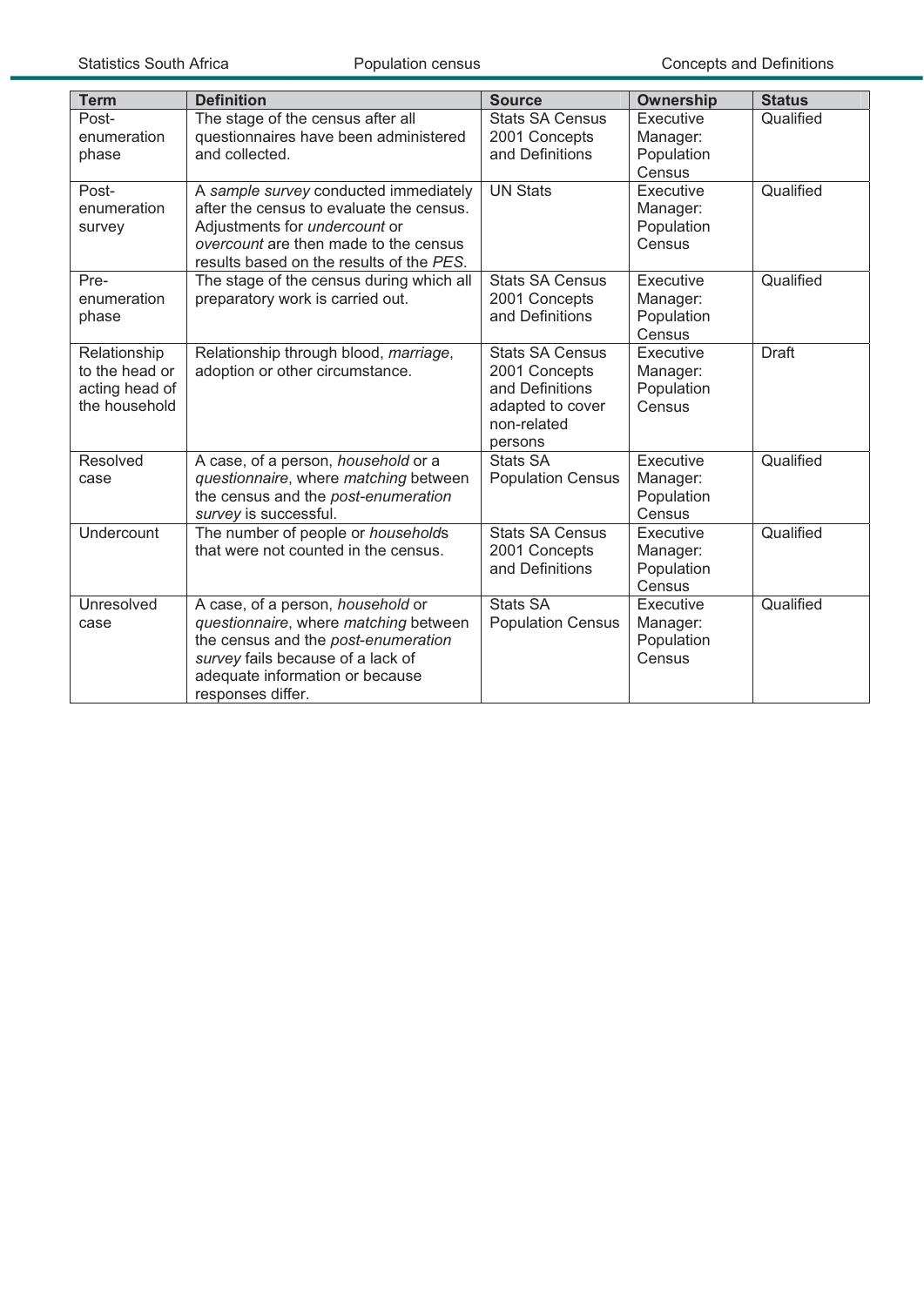| Term | Definition | Source | Ownership | Status |
|---|---|---|---|---|
| Post-enumeration phase | The stage of the census after all questionnaires have been administered and collected. | Stats SA Census 2001 Concepts and Definitions | Executive Manager: Population Census | Qualified |
| Post-enumeration survey | A *sample survey* conducted immediately after the census to evaluate the census. Adjustments for *undercount* or *overcount* are then made to the census results based on the results of the *PES*. | UN Stats | Executive Manager: Population Census | Qualified |
| Pre-enumeration phase | The stage of the census during which all preparatory work is carried out. | Stats SA Census 2001 Concepts and Definitions | Executive Manager: Population Census | Qualified |
| Relationship to the head or acting head of the household | Relationship through blood, *marriage*, adoption or other circumstance. | Stats SA Census 2001 Concepts and Definitions adapted to cover non-related persons | Executive Manager: Population Census | Draft |
| Resolved case | A case, of a person, *household* or a *questionnaire*, where *matching* between the census and the *post-enumeration survey* is successful. | Stats SA Population Census | Executive Manager: Population Census | Qualified |
| Undercount | The number of people or *household*s that were not counted in the census. | Stats SA Census 2001 Concepts and Definitions | Executive Manager: Population Census | Qualified |
| Unresolved case | A case, of a person, *household* or *questionnaire*, where *matching* between the census and the *post-enumeration survey* fails because of a lack of adequate information or because responses differ. | Stats SA Population Census | Executive Manager: Population Census | Qualified |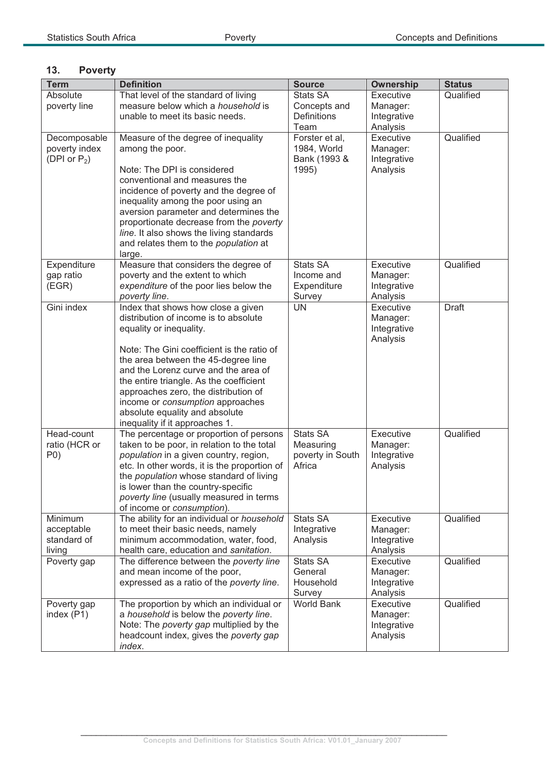## 13. Poverty

| Term | Definition | Source | Ownership | Status |
|---|---|---|---|---|
| Absolute poverty line | That level of the standard of living measure below which a *household* is unable to meet its basic needs. | Stats SA Concepts and Definitions Team | Executive Manager: Integrative Analysis | Qualified |
| Decomposable poverty index (DPI or $P_2$) | Measure of the degree of inequality among the poor.<br><br>Note: The DPI is considered conventional and measures the incidence of poverty and the degree of inequality among the poor using an aversion parameter and determines the proportionate decrease from the *poverty line*. It also shows the living standards and relates them to the *population* at large. | Forster et al, 1984, World Bank (1993 & 1995) | Executive Manager: Integrative Analysis | Qualified |
| Expenditure gap ratio (EGR) | Measure that considers the degree of poverty and the extent to which *expenditure* of the poor lies below the *poverty line*. | Stats SA Income and Expenditure Survey | Executive Manager: Integrative Analysis | Qualified |
| Gini index | Index that shows how close a given distribution of income is to absolute equality or inequality.<br><br>Note: The Gini coefficient is the ratio of the area between the 45-degree line and the Lorenz curve and the area of the entire triangle. As the coefficient approaches zero, the distribution of income or *consumption* approaches absolute equality and absolute inequality if it approaches 1. | UN | Executive Manager: Integrative Analysis | Draft |
| Head-count ratio (HCR or P0) | The percentage or proportion of persons taken to be poor, in relation to the total *population* in a given country, region, etc. In other words, it is the proportion of the *population* whose standard of living is lower than the country-specific *poverty line* (usually measured in terms of income or *consumption*). | Stats SA Measuring poverty in South Africa | Executive Manager: Integrative Analysis | Qualified |
| Minimum acceptable standard of living | The ability for an individual or *household* to meet their basic needs, namely minimum accommodation, water, food, health care, education and *sanitation*. | Stats SA Integrative Analysis | Executive Manager: Integrative Analysis | Qualified |
| Poverty gap | The difference between the *poverty line* and mean income of the poor, expressed as a ratio of the *poverty line*. | Stats SA General Household Survey | Executive Manager: Integrative Analysis | Qualified |
| Poverty gap index (P1) | The proportion by which an individual or a *household* is below the *poverty line*. Note: The *poverty gap* multiplied by the headcount index, gives the *poverty gap index*. | World Bank | Executive Manager: Integrative Analysis | Qualified |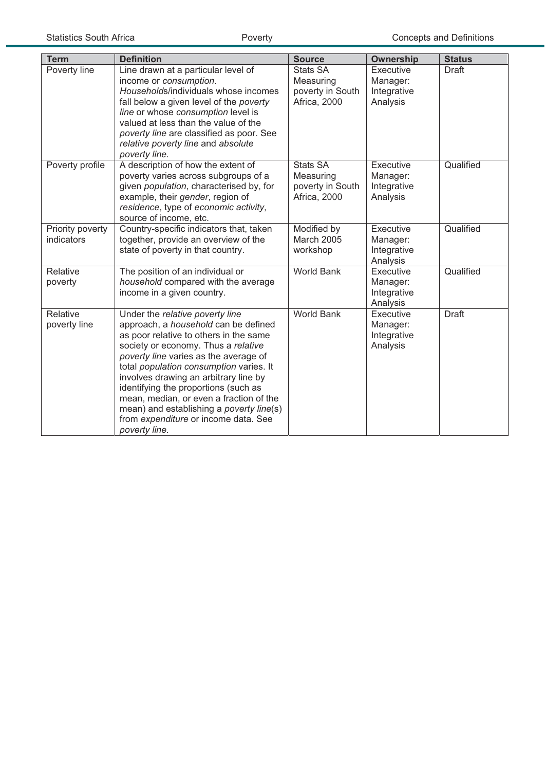| Term | Definition | Source | Ownership | Status |
|---|---|---|---|---|
| Poverty line | Line drawn at a particular level of income or *consumption*. *Households*/individuals whose incomes fall below a given level of the *poverty line* or whose *consumption* level is valued at less than the value of the *poverty line* are classified as poor. See *relative poverty line* and *absolute poverty line.* | Stats SA Measuring poverty in South Africa, 2000 | Executive Manager: Integrative Analysis | Draft |
| Poverty profile | A description of how the extent of poverty varies across subgroups of a given *population*, characterised by, for example, their *gender*, region of *residence*, type of *economic activity*, source of income, etc. | Stats SA Measuring poverty in South Africa, 2000 | Executive Manager: Integrative Analysis | Qualified |
| Priority poverty indicators | Country-specific indicators that, taken together, provide an overview of the state of poverty in that country. | Modified by March 2005 workshop | Executive Manager: Integrative Analysis | Qualified |
| Relative poverty | The position of an individual or *household* compared with the average income in a given country. | World Bank | Executive Manager: Integrative Analysis | Qualified |
| Relative poverty line | Under the *relative poverty line* approach, a *household* can be defined as poor relative to others in the same society or economy. Thus a *relative poverty line* varies as the average of total *population consumption* varies. It involves drawing an arbitrary line by identifying the proportions (such as mean, median, or even a fraction of the mean) and establishing a *poverty line*(s) from *expenditure* or income data. See *poverty line.* | World Bank | Executive Manager: Integrative Analysis | Draft |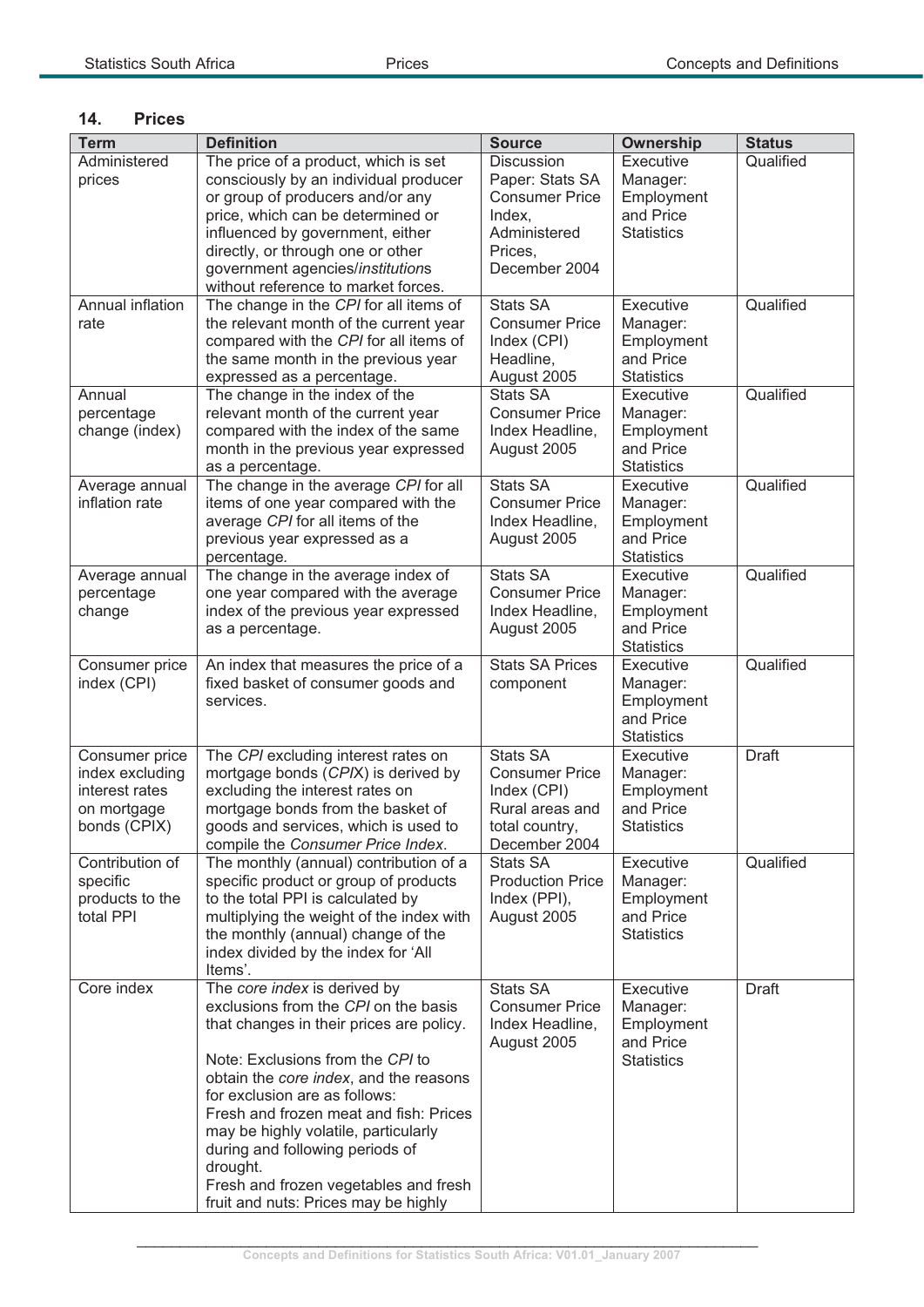## 14. Prices

| Term | Definition | Source | Ownership | Status |
|---|---|---|---|---|
| Administered prices | The price of a product, which is set consciously by an individual producer or group of producers and/or any price, which can be determined or influenced by government, either directly, or through one or other government agencies/*institution*s without reference to market forces. | Discussion Paper: Stats SA Consumer Price Index, Administered Prices, December 2004 | Executive Manager: Employment and Price Statistics | Qualified |
| Annual inflation rate | The change in the *CPI* for all items of the relevant month of the current year compared with the *CPI* for all items of the same month in the previous year expressed as a percentage. | Stats SA Consumer Price Index (CPI) Headline, August 2005 | Executive Manager: Employment and Price Statistics | Qualified |
| Annual percentage change (index) | The change in the index of the relevant month of the current year compared with the index of the same month in the previous year expressed as a percentage. | Stats SA Consumer Price Index Headline, August 2005 | Executive Manager: Employment and Price Statistics | Qualified |
| Average annual inflation rate | The change in the average *CPI* for all items of one year compared with the average *CPI* for all items of the previous year expressed as a percentage. | Stats SA Consumer Price Index Headline, August 2005 | Executive Manager: Employment and Price Statistics | Qualified |
| Average annual percentage change | The change in the average index of one year compared with the average index of the previous year expressed as a percentage. | Stats SA Consumer Price Index Headline, August 2005 | Executive Manager: Employment and Price Statistics | Qualified |
| Consumer price index (CPI) | An index that measures the price of a fixed basket of consumer goods and services. | Stats SA Prices component | Executive Manager: Employment and Price Statistics | Qualified |
| Consumer price index excluding interest rates on mortgage bonds (CPIX) | The *CPI* excluding interest rates on mortgage bonds (*CPI*X) is derived by excluding the interest rates on mortgage bonds from the basket of goods and services, which is used to compile the *Consumer Price Index*. | Stats SA Consumer Price Index (CPI) Rural areas and total country, December 2004 | Executive Manager: Employment and Price Statistics | Draft |
| Contribution of specific products to the total PPI | The monthly (annual) contribution of a specific product or group of products to the total PPI is calculated by multiplying the weight of the index with the monthly (annual) change of the index divided by the index for 'All Items'. | Stats SA Production Price Index (PPI), August 2005 | Executive Manager: Employment and Price Statistics | Qualified |
| Core index | The *core index* is derived by exclusions from the *CPI* on the basis that changes in their prices are policy.<br><br>Note: Exclusions from the *CPI* to obtain the *core index*, and the reasons for exclusion are as follows:<br>Fresh and frozen meat and fish: Prices may be highly volatile, particularly during and following periods of drought.<br>Fresh and frozen vegetables and fresh fruit and nuts: Prices may be highly | Stats SA Consumer Price Index Headline, August 2005 | Executive Manager: Employment and Price Statistics | Draft |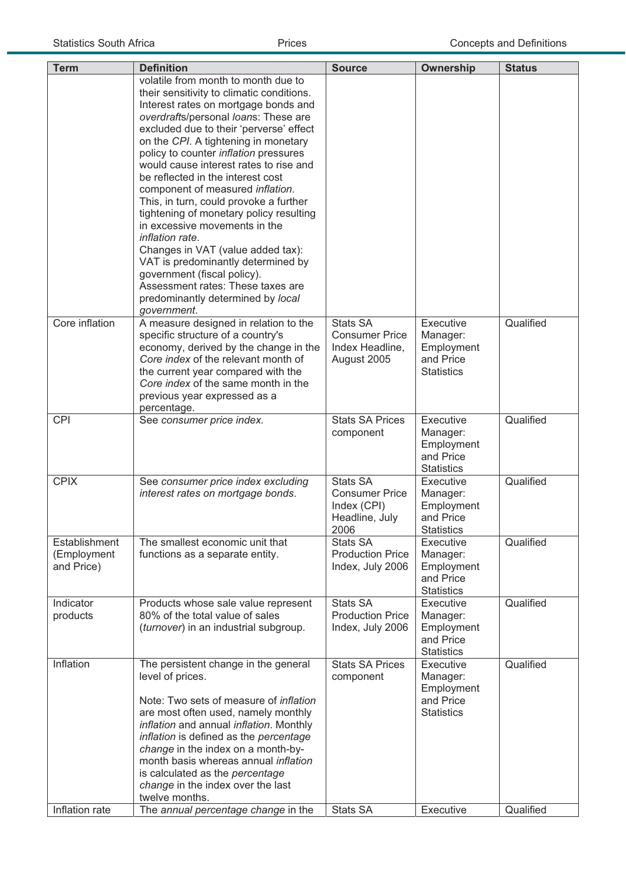| Term | Definition | Source | Ownership | Status |
|---|---|---|---|---|
| | volatile from month to month due to their sensitivity to climatic conditions. Interest rates on mortgage bonds and *overdrafts*/personal *loans*: These are excluded due to their 'perverse' effect on the *CPI*. A tightening in monetary policy to counter *inflation* pressures would cause interest rates to rise and be reflected in the interest cost component of measured *inflation*. This, in turn, could provoke a further tightening of monetary policy resulting in excessive movements in the *inflation rate*. Changes in VAT (value added tax): VAT is predominantly determined by government (fiscal policy). Assessment rates: These taxes are predominantly determined by *local government*. | | | |
| Core inflation | A measure designed in relation to the specific structure of a country's economy, derived by the change in the *Core index* of the relevant month of the current year compared with the *Core index* of the same month in the previous year expressed as a percentage. | Stats SA Consumer Price Index Headline, August 2005 | Executive Manager: Employment and Price Statistics | Qualified |
| CPI | See *consumer price index.* | Stats SA Prices component | Executive Manager: Employment and Price Statistics | Qualified |
| CPIX | See *consumer price index excluding interest rates on mortgage bonds*. | Stats SA Consumer Price Index (CPI) Headline, July 2006 | Executive Manager: Employment and Price Statistics | Qualified |
| Establishment (Employment and Price) | The smallest economic unit that functions as a separate entity. | Stats SA Production Price Index, July 2006 | Executive Manager: Employment and Price Statistics | Qualified |
| Indicator products | Products whose sale value represent 80% of the total value of sales (*turnover*) in an industrial subgroup. | Stats SA Production Price Index, July 2006 | Executive Manager: Employment and Price Statistics | Qualified |
| Inflation | The persistent change in the general level of prices.<br><br>Note: Two sets of measure of *inflation* are most often used, namely monthly *inflation* and annual *inflation*. Monthly *inflation* is defined as the *percentage change* in the index on a month-by-month basis whereas annual *inflation* is calculated as the *percentage change* in the index over the last twelve months. | Stats SA Prices component | Executive Manager: Employment and Price Statistics | Qualified |
| Inflation rate | The *annual percentage change* in the | Stats SA | Executive | Qualified |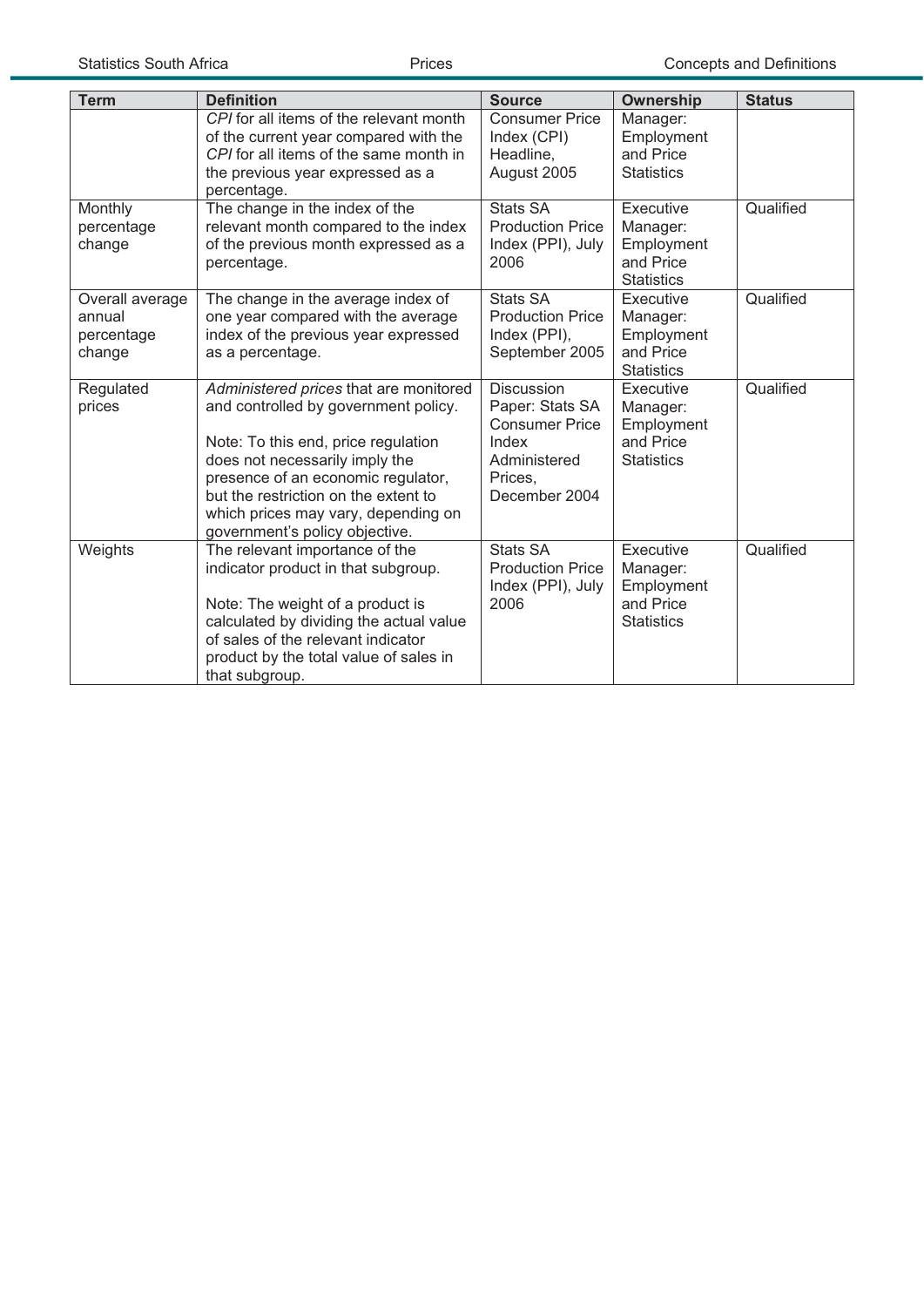| Term | Definition | Source | Ownership | Status |
|---|---|---|---|---|
| | *CPI* for all items of the relevant month of the current year compared with the *CPI* for all items of the same month in the previous year expressed as a percentage. | Consumer Price Index (CPI) Headline, August 2005 | Manager: Employment and Price Statistics | |
| Monthly percentage change | The change in the index of the relevant month compared to the index of the previous month expressed as a percentage. | Stats SA Production Price Index (PPI), July 2006 | Executive Manager: Employment and Price Statistics | Qualified |
| Overall average annual percentage change | The change in the average index of one year compared with the average index of the previous year expressed as a percentage. | Stats SA Production Price Index (PPI), September 2005 | Executive Manager: Employment and Price Statistics | Qualified |
| Regulated prices | *Administered prices* that are monitored and controlled by government policy.<br><br>Note: To this end, price regulation does not necessarily imply the presence of an economic regulator, but the restriction on the extent to which prices may vary, depending on government's policy objective. | Discussion Paper: Stats SA Consumer Price Index Administered Prices, December 2004 | Executive Manager: Employment and Price Statistics | Qualified |
| Weights | The relevant importance of the indicator product in that subgroup.<br><br>Note: The weight of a product is calculated by dividing the actual value of sales of the relevant indicator product by the total value of sales in that subgroup. | Stats SA Production Price Index (PPI), July 2006 | Executive Manager: Employment and Price Statistics | Qualified |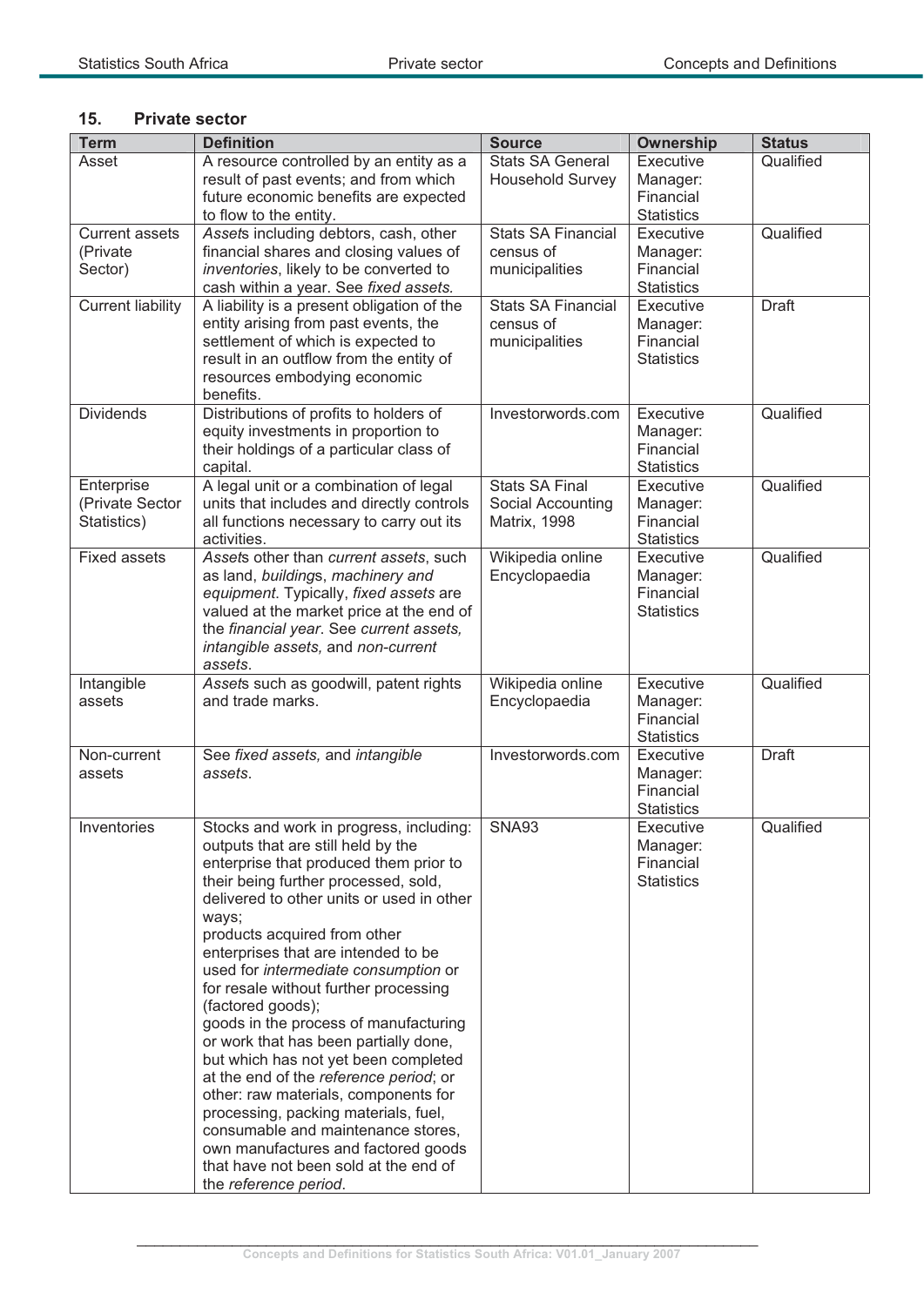## 15. Private sector

| Term | Definition | Source | Ownership | Status |
|---|---|---|---|---|
| Asset | A resource controlled by an entity as a result of past events; and from which future economic benefits are expected to flow to the entity. | Stats SA General Household Survey | Executive Manager: Financial Statistics | Qualified |
| Current assets (Private Sector) | *Asset*s including debtors, cash, other financial shares and closing values of *inventories*, likely to be converted to cash within a year. See *fixed assets.* | Stats SA Financial census of municipalities | Executive Manager: Financial Statistics | Qualified |
| Current liability | A liability is a present obligation of the entity arising from past events, the settlement of which is expected to result in an outflow from the entity of resources embodying economic benefits. | Stats SA Financial census of municipalities | Executive Manager: Financial Statistics | Draft |
| Dividends | Distributions of profits to holders of equity investments in proportion to their holdings of a particular class of capital. | Investorwords.com | Executive Manager: Financial Statistics | Qualified |
| Enterprise (Private Sector Statistics) | A legal unit or a combination of legal units that includes and directly controls all functions necessary to carry out its activities. | Stats SA Final Social Accounting Matrix, 1998 | Executive Manager: Financial Statistics | Qualified |
| Fixed assets | *Asset*s other than *current assets*, such as land, *building*s, *machinery and equipment*. Typically, *fixed assets* are valued at the market price at the end of the *financial year*. See *current assets, intangible assets,* and *non-current assets*. | Wikipedia online Encyclopaedia | Executive Manager: Financial Statistics | Qualified |
| Intangible assets | *Asset*s such as goodwill, patent rights and trade marks. | Wikipedia online Encyclopaedia | Executive Manager: Financial Statistics | Qualified |
| Non-current assets | See *fixed assets,* and *intangible assets*. | Investorwords.com | Executive Manager: Financial Statistics | Draft |
| Inventories | Stocks and work in progress, including: outputs that are still held by the enterprise that produced them prior to their being further processed, sold, delivered to other units or used in other ways; products acquired from other enterprises that are intended to be used for *intermediate consumption* or for resale without further processing (factored goods); goods in the process of manufacturing or work that has been partially done, but which has not yet been completed at the end of the *reference period*; or other: raw materials, components for processing, packing materials, fuel, consumable and maintenance stores, own manufactures and factored goods that have not been sold at the end of the *reference period*. | SNA93 | Executive Manager: Financial Statistics | Qualified |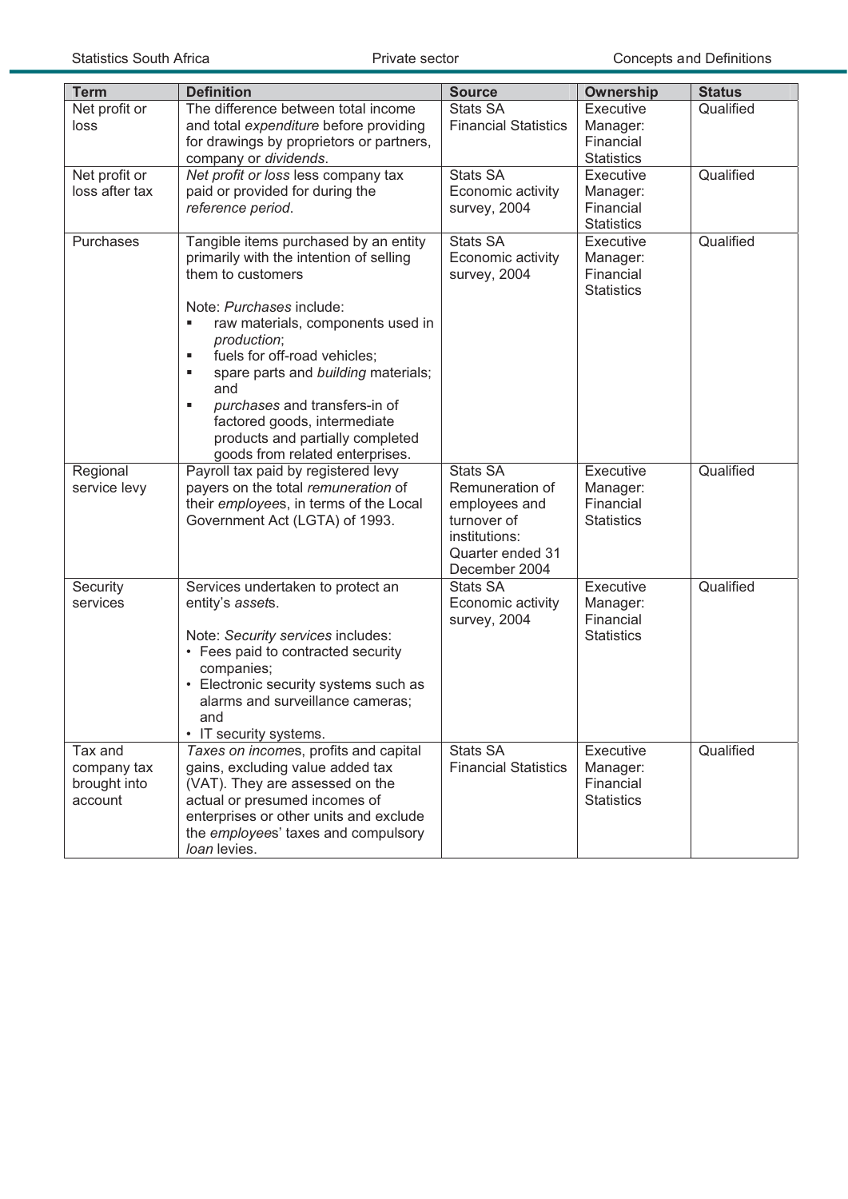| Term | Definition | Source | Ownership | Status |
|---|---|---|---|---|
| Net profit or loss | The difference between total income and total *expenditure* before providing for drawings by proprietors or partners, company or *dividends*. | Stats SA Financial Statistics | Executive Manager: Financial Statistics | Qualified |
| Net profit or loss after tax | *Net profit or loss* less company tax paid or provided for during the *reference period*. | Stats SA Economic activity survey, 2004 | Executive Manager: Financial Statistics | Qualified |
| Purchases | Tangible items purchased by an entity primarily with the intention of selling them to customers<br><br>Note: *Purchases* include:<br>▪ raw materials, components used in *production*;<br>▪ fuels for off-road vehicles;<br>▪ spare parts and *building* materials; and<br>▪ *purchases* and transfers-in of factored goods, intermediate products and partially completed goods from related enterprises. | Stats SA Economic activity survey, 2004 | Executive Manager: Financial Statistics | Qualified |
| Regional service levy | Payroll tax paid by registered levy payers on the total *remuneration* of their *employee*s, in terms of the Local Government Act (LGTA) of 1993. | Stats SA Remuneration of employees and turnover of institutions: Quarter ended 31 December 2004 | Executive Manager: Financial Statistics | Qualified |
| Security services | Services undertaken to protect an entity's *asset*s.<br><br>Note: *Security services* includes:<br>• Fees paid to contracted security companies;<br>• Electronic security systems such as alarms and surveillance cameras; and<br>• IT security systems. | Stats SA Economic activity survey, 2004 | Executive Manager: Financial Statistics | Qualified |
| Tax and company tax brought into account | *Taxes on income*s, profits and capital gains, excluding value added tax (VAT). They are assessed on the actual or presumed incomes of enterprises or other units and exclude the *employee*s' taxes and compulsory *loan* levies. | Stats SA Financial Statistics | Executive Manager: Financial Statistics | Qualified |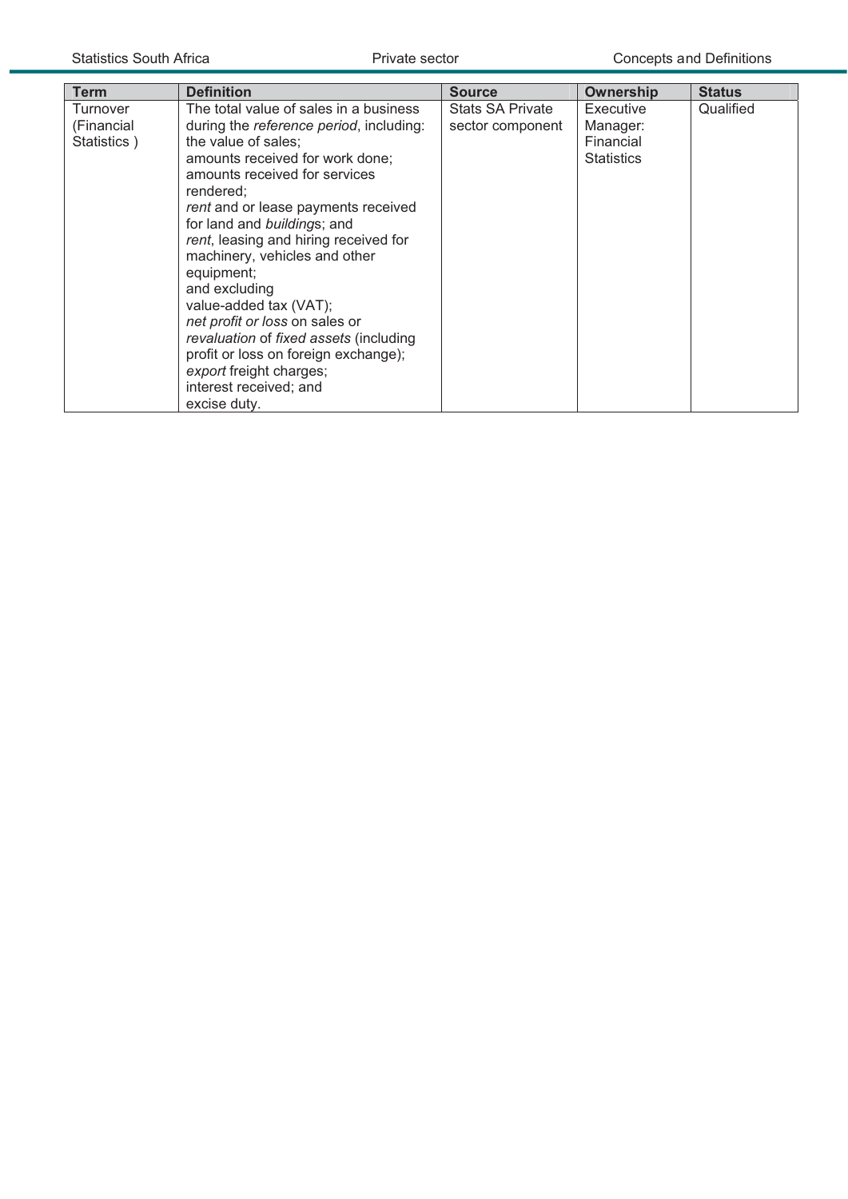| Term | Definition | Source | Ownership | Status |
|---|---|---|---|---|
| Turnover (Financial Statistics ) | The total value of sales in a business during the *reference period*, including: the value of sales; amounts received for work done; amounts received for services rendered; *rent* and or lease payments received for land and *building*s; and *rent*, leasing and hiring received for machinery, vehicles and other equipment; and excluding value-added tax (VAT); *net profit or loss* on sales or *revaluation* of *fixed assets* (including profit or loss on foreign exchange); *export* freight charges; interest received; and excise duty. | Stats SA Private sector component | Executive Manager: Financial Statistics | Qualified |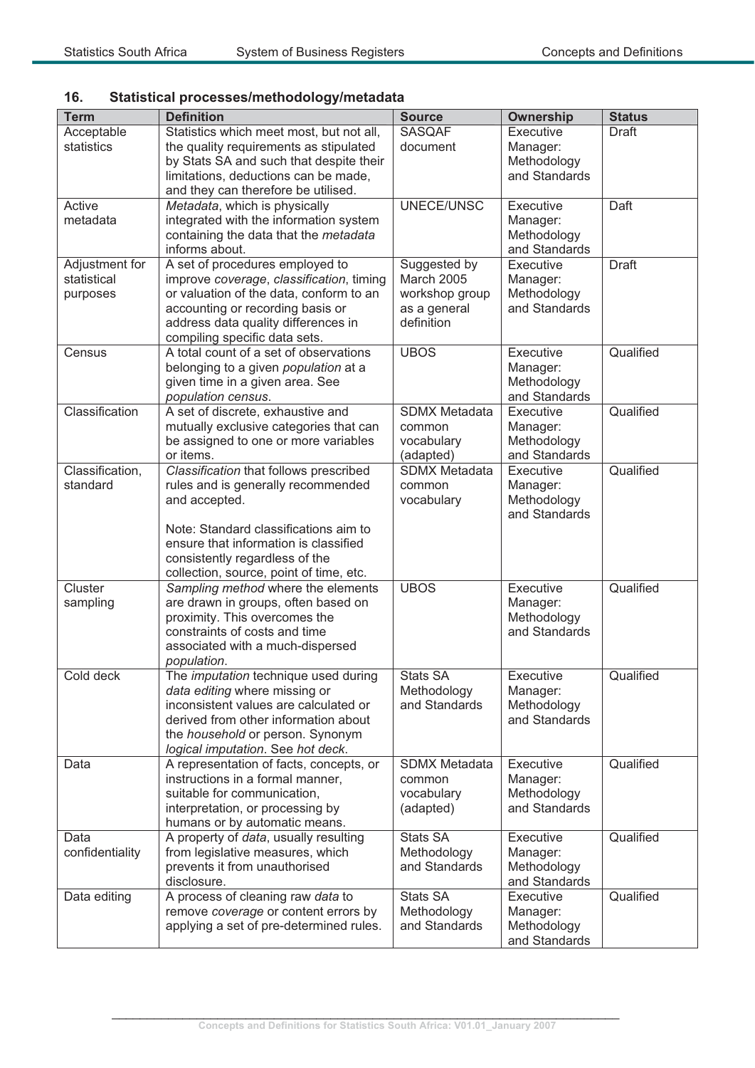## 16. Statistical processes/methodology/metadata

| Term | Definition | Source | Ownership | Status |
|---|---|---|---|---|
| Acceptable statistics | Statistics which meet most, but not all, the quality requirements as stipulated by Stats SA and such that despite their limitations, deductions can be made, and they can therefore be utilised. | SASQAF document | Executive Manager: Methodology and Standards | Draft |
| Active metadata | *Metadata*, which is physically integrated with the information system containing the data that the *metadata* informs about. | UNECE/UNSC | Executive Manager: Methodology and Standards | Daft |
| Adjustment for statistical purposes | A set of procedures employed to improve *coverage*, *classification*, timing or valuation of the data, conform to an accounting or recording basis or address data quality differences in compiling specific data sets. | Suggested by March 2005 workshop group as a general definition | Executive Manager: Methodology and Standards | Draft |
| Census | A total count of a set of observations belonging to a given *population* at a given time in a given area. See *population census*. | UBOS | Executive Manager: Methodology and Standards | Qualified |
| Classification | A set of discrete, exhaustive and mutually exclusive categories that can be assigned to one or more variables or items. | SDMX Metadata common vocabulary (adapted) | Executive Manager: Methodology and Standards | Qualified |
| Classification, standard | *Classification* that follows prescribed rules and is generally recommended and accepted.<br><br>Note: Standard classifications aim to ensure that information is classified consistently regardless of the collection, source, point of time, etc. | SDMX Metadata common vocabulary | Executive Manager: Methodology and Standards | Qualified |
| Cluster sampling | *Sampling method* where the elements are drawn in groups, often based on proximity. This overcomes the constraints of costs and time associated with a much-dispersed *population*. | UBOS | Executive Manager: Methodology and Standards | Qualified |
| Cold deck | The *imputation* technique used during *data editing* where missing or inconsistent values are calculated or derived from other information about the *household* or person. Synonym *logical imputation*. See *hot deck*. | Stats SA Methodology and Standards | Executive Manager: Methodology and Standards | Qualified |
| Data | A representation of facts, concepts, or instructions in a formal manner, suitable for communication, interpretation, or processing by humans or by automatic means. | SDMX Metadata common vocabulary (adapted) | Executive Manager: Methodology and Standards | Qualified |
| Data confidentiality | A property of *data*, usually resulting from legislative measures, which prevents it from unauthorised disclosure. | Stats SA Methodology and Standards | Executive Manager: Methodology and Standards | Qualified |
| Data editing | A process of cleaning raw *data* to remove *coverage* or content errors by applying a set of pre-determined rules. | Stats SA Methodology and Standards | Executive Manager: Methodology and Standards | Qualified |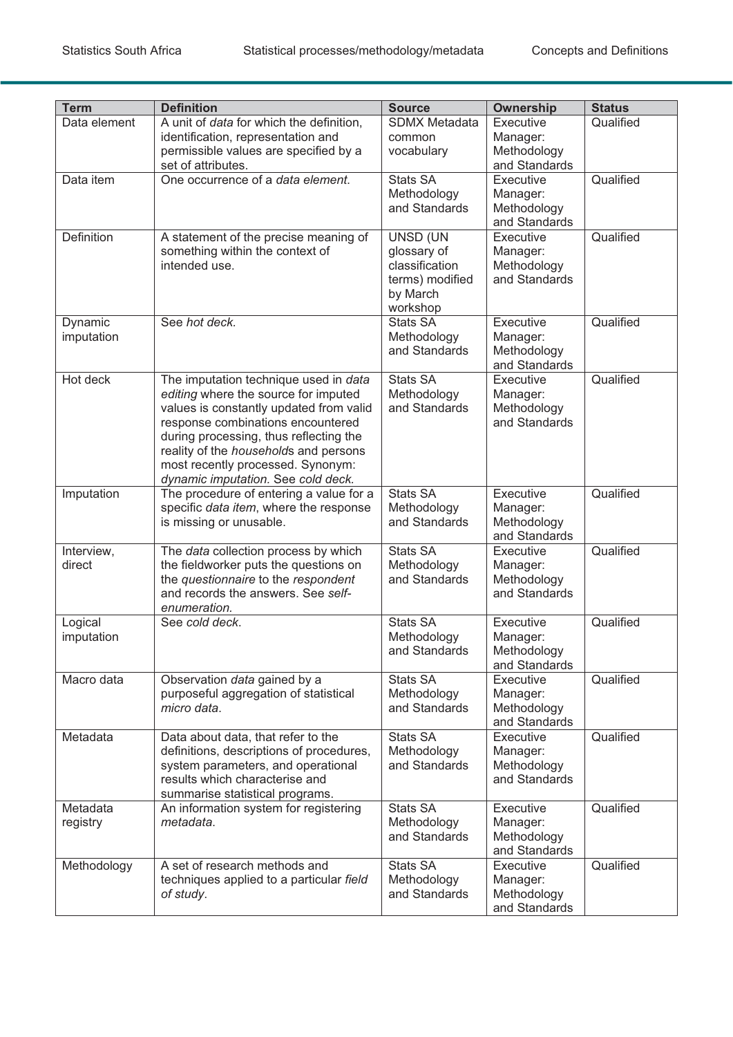| Term | Definition | Source | Ownership | Status |
| --- | --- | --- | --- | --- |
| Data element | A unit of *data* for which the definition, identification, representation and permissible values are specified by a set of attributes. | SDMX Metadata common vocabulary | Executive Manager: Methodology and Standards | Qualified |
| Data item | One occurrence of a *data element.* | Stats SA Methodology and Standards | Executive Manager: Methodology and Standards | Qualified |
| Definition | A statement of the precise meaning of something within the context of intended use. | UNSD (UN glossary of classification terms) modified by March workshop | Executive Manager: Methodology and Standards | Qualified |
| Dynamic imputation | See *hot deck.* | Stats SA Methodology and Standards | Executive Manager: Methodology and Standards | Qualified |
| Hot deck | The imputation technique used in *data editing* where the source for imputed values is constantly updated from valid response combinations encountered during processing, thus reflecting the reality of the *household*s and persons most recently processed. Synonym: *dynamic imputation.* See *cold deck.* | Stats SA Methodology and Standards | Executive Manager: Methodology and Standards | Qualified |
| Imputation | The procedure of entering a value for a specific *data item*, where the response is missing or unusable. | Stats SA Methodology and Standards | Executive Manager: Methodology and Standards | Qualified |
| Interview, direct | The *data* collection process by which the fieldworker puts the questions on the *questionnaire* to the *respondent* and records the answers. See *self-enumeration.* | Stats SA Methodology and Standards | Executive Manager: Methodology and Standards | Qualified |
| Logical imputation | See *cold deck*. | Stats SA Methodology and Standards | Executive Manager: Methodology and Standards | Qualified |
| Macro data | Observation *data* gained by a purposeful aggregation of statistical *micro data*. | Stats SA Methodology and Standards | Executive Manager: Methodology and Standards | Qualified |
| Metadata | Data about data, that refer to the definitions, descriptions of procedures, system parameters, and operational results which characterise and summarise statistical programs. | Stats SA Methodology and Standards | Executive Manager: Methodology and Standards | Qualified |
| Metadata registry | An information system for registering *metadata*. | Stats SA Methodology and Standards | Executive Manager: Methodology and Standards | Qualified |
| Methodology | A set of research methods and techniques applied to a particular *field of study*. | Stats SA Methodology and Standards | Executive Manager: Methodology and Standards | Qualified |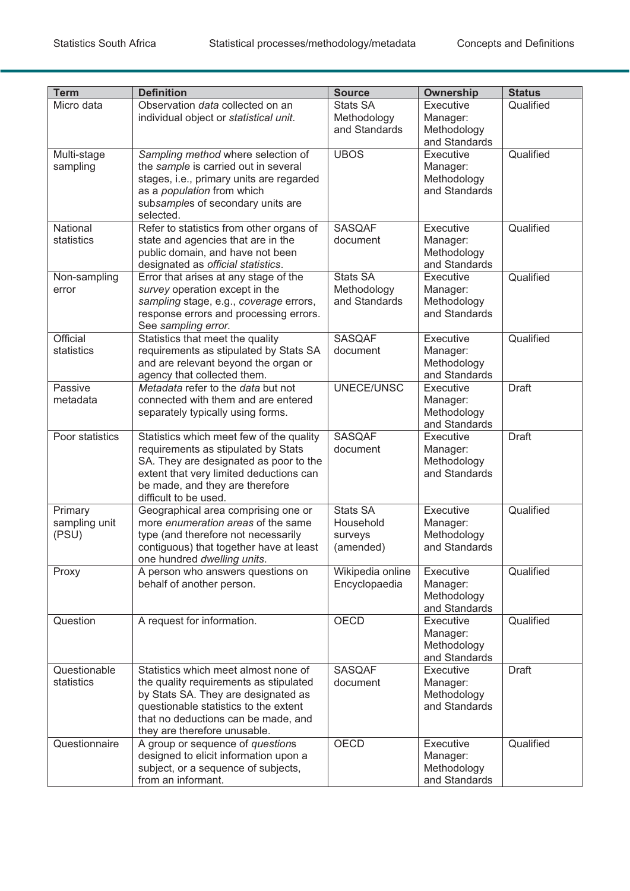| Term | Definition | Source | Ownership | Status |
|---|---|---|---|---|
| Micro data | Observation *data* collected on an individual object or *statistical unit*. | Stats SA Methodology and Standards | Executive Manager: Methodology and Standards | Qualified |
| Multi-stage sampling | *Sampling method* where selection of the *sample* is carried out in several stages, i.e., primary units are regarded as a *population* from which sub*samples* of secondary units are selected. | UBOS | Executive Manager: Methodology and Standards | Qualified |
| National statistics | Refer to statistics from other organs of state and agencies that are in the public domain, and have not been designated as *official statistics*. | SASQAF document | Executive Manager: Methodology and Standards | Qualified |
| Non-sampling error | Error that arises at any stage of the *survey* operation except in the *sampling* stage, e.g., *coverage* errors, response errors and processing errors. See *sampling error*. | Stats SA Methodology and Standards | Executive Manager: Methodology and Standards | Qualified |
| Official statistics | Statistics that meet the quality requirements as stipulated by Stats SA and are relevant beyond the organ or agency that collected them. | SASQAF document | Executive Manager: Methodology and Standards | Qualified |
| Passive metadata | *Metadata* refer to the *data* but not connected with them and are entered separately typically using forms. | UNECE/UNSC | Executive Manager: Methodology and Standards | Draft |
| Poor statistics | Statistics which meet few of the quality requirements as stipulated by Stats SA. They are designated as poor to the extent that very limited deductions can be made, and they are therefore difficult to be used. | SASQAF document | Executive Manager: Methodology and Standards | Draft |
| Primary sampling unit (PSU) | Geographical area comprising one or more *enumeration areas* of the same type (and therefore not necessarily contiguous) that together have at least one hundred *dwelling units*. | Stats SA Household surveys (amended) | Executive Manager: Methodology and Standards | Qualified |
| Proxy | A person who answers questions on behalf of another person. | Wikipedia online Encyclopaedia | Executive Manager: Methodology and Standards | Qualified |
| Question | A request for information. | OECD | Executive Manager: Methodology and Standards | Qualified |
| Questionable statistics | Statistics which meet almost none of the quality requirements as stipulated by Stats SA. They are designated as questionable statistics to the extent that no deductions can be made, and they are therefore unusable. | SASQAF document | Executive Manager: Methodology and Standards | Draft |
| Questionnaire | A group or sequence of *question*s designed to elicit information upon a subject, or a sequence of subjects, from an informant. | OECD | Executive Manager: Methodology and Standards | Qualified |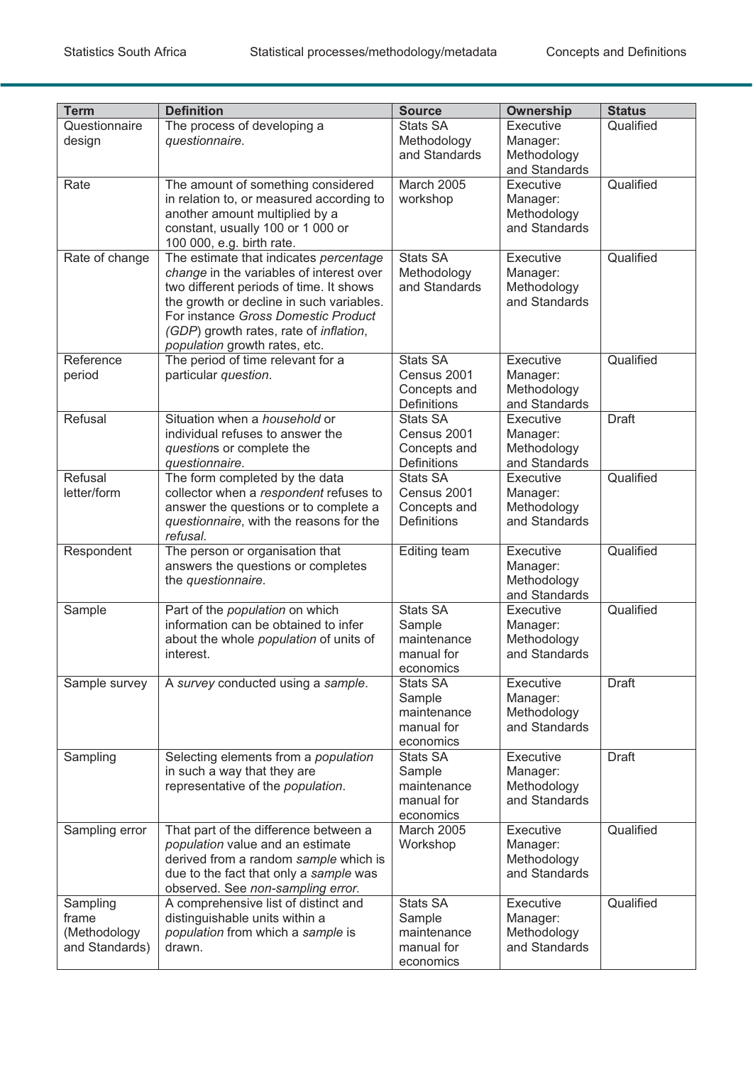| Term | Definition | Source | Ownership | Status |
| --- | --- | --- | --- | --- |
| Questionnaire design | The process of developing a *questionnaire*. | Stats SA Methodology and Standards | Executive Manager: Methodology and Standards | Qualified |
| Rate | The amount of something considered in relation to, or measured according to another amount multiplied by a constant, usually 100 or 1 000 or 100 000, e.g. birth rate. | March 2005 workshop | Executive Manager: Methodology and Standards | Qualified |
| Rate of change | The estimate that indicates *percentage change* in the variables of interest over two different periods of time. It shows the growth or decline in such variables. For instance *Gross Domestic Product (GDP)* growth rates, rate of *inflation*, *population* growth rates, etc. | Stats SA Methodology and Standards | Executive Manager: Methodology and Standards | Qualified |
| Reference period | The period of time relevant for a particular *question*. | Stats SA Census 2001 Concepts and Definitions | Executive Manager: Methodology and Standards | Qualified |
| Refusal | Situation when a *household* or individual refuses to answer the *question*s or complete the *questionnaire.* | Stats SA Census 2001 Concepts and Definitions | Executive Manager: Methodology and Standards | Draft |
| Refusal letter/form | The form completed by the data collector when a *respondent* refuses to answer the questions or to complete a *questionnaire*, with the reasons for the *refusal*. | Stats SA Census 2001 Concepts and Definitions | Executive Manager: Methodology and Standards | Qualified |
| Respondent | The person or organisation that answers the questions or completes the *questionnaire*. | Editing team | Executive Manager: Methodology and Standards | Qualified |
| Sample | Part of the *population* on which information can be obtained to infer about the whole *population* of units of interest. | Stats SA Sample maintenance manual for economics | Executive Manager: Methodology and Standards | Qualified |
| Sample survey | A *survey* conducted using a *sample*. | Stats SA Sample maintenance manual for economics | Executive Manager: Methodology and Standards | Draft |
| Sampling | Selecting elements from a *population* in such a way that they are representative of the *population*. | Stats SA Sample maintenance manual for economics | Executive Manager: Methodology and Standards | Draft |
| Sampling error | That part of the difference between a *population* value and an estimate derived from a random *sample* which is due to the fact that only a *sample* was observed. See *non-sampling error.* | March 2005 Workshop | Executive Manager: Methodology and Standards | Qualified |
| Sampling frame (Methodology and Standards) | A comprehensive list of distinct and distinguishable units within a *population* from which a *sample* is drawn. | Stats SA Sample maintenance manual for economics | Executive Manager: Methodology and Standards | Qualified |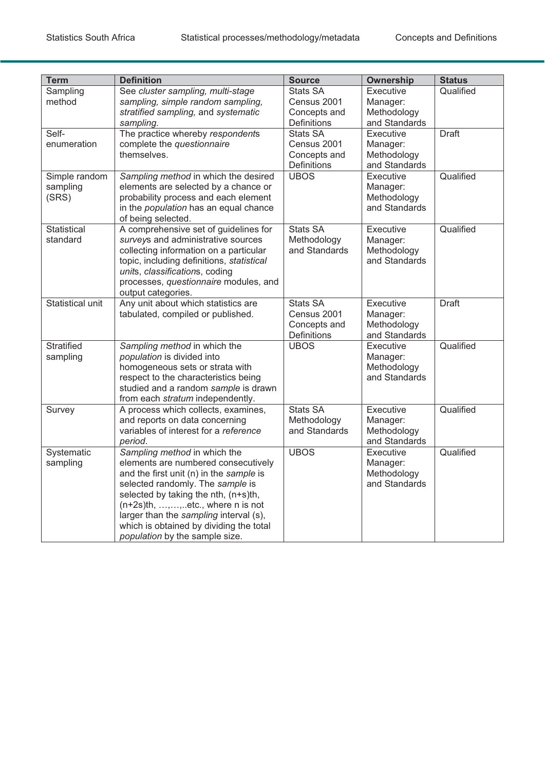| Term | Definition | Source | Ownership | Status |
|---|---|---|---|---|
| Sampling method | See *cluster sampling, multi-stage sampling, simple random sampling, stratified sampling,* and *systematic sampling*. | Stats SA Census 2001 Concepts and Definitions | Executive Manager: Methodology and Standards | Qualified |
| Self-enumeration | The practice whereby *respondent*s complete the *questionnaire* themselves. | Stats SA Census 2001 Concepts and Definitions | Executive Manager: Methodology and Standards | Draft |
| Simple random sampling (SRS) | *Sampling method* in which the desired elements are selected by a chance or probability process and each element in the *population* has an equal chance of being selected. | UBOS | Executive Manager: Methodology and Standards | Qualified |
| Statistical standard | A comprehensive set of guidelines for *survey*s and administrative sources collecting information on a particular topic, including definitions, *statistical unit*s, *classification*s, coding processes, *questionnaire* modules, and output categories. | Stats SA Methodology and Standards | Executive Manager: Methodology and Standards | Qualified |
| Statistical unit | Any unit about which statistics are tabulated, compiled or published. | Stats SA Census 2001 Concepts and Definitions | Executive Manager: Methodology and Standards | Draft |
| Stratified sampling | *Sampling method* in which the *population* is divided into homogeneous sets or strata with respect to the characteristics being studied and a random *sample* is drawn from each *stratum* independently. | UBOS | Executive Manager: Methodology and Standards | Qualified |
| Survey | A process which collects, examines, and reports on data concerning variables of interest for a *reference period*. | Stats SA Methodology and Standards | Executive Manager: Methodology and Standards | Qualified |
| Systematic sampling | *Sampling method* in which the elements are numbered consecutively and the first unit (n) in the *sample* is selected randomly. The *sample* is selected by taking the nth, (n+s)th, (n+2s)th, …,…,..etc., where n is not larger than the *sampling* interval (s), which is obtained by dividing the total *population* by the sample size. | UBOS | Executive Manager: Methodology and Standards | Qualified |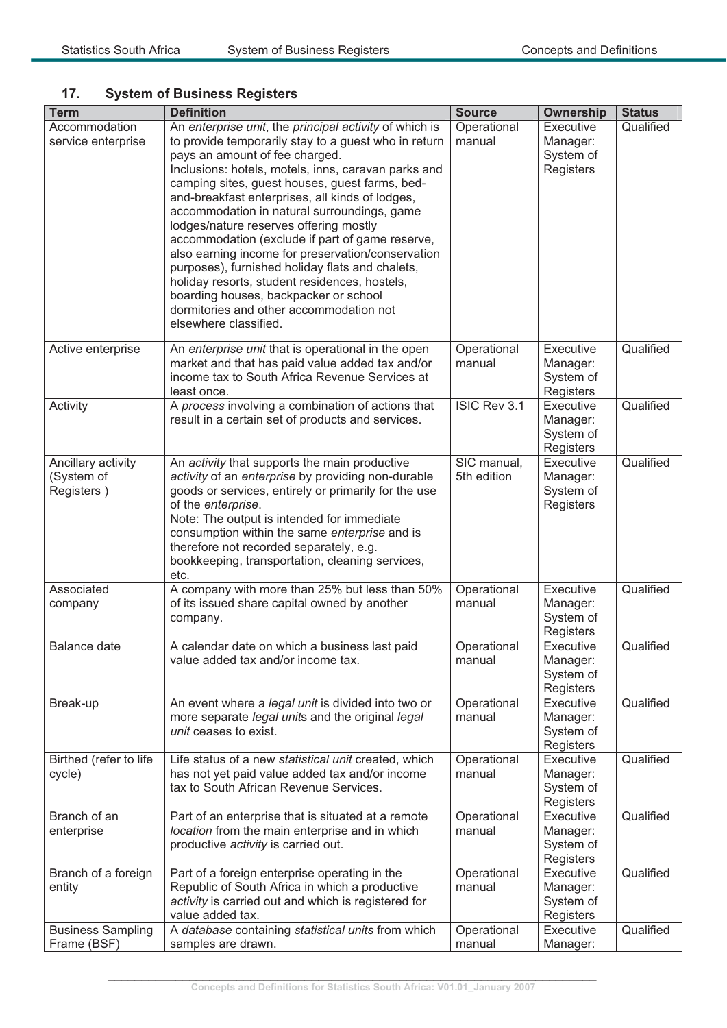## 17. System of Business Registers

| Term | Definition | Source | Ownership | Status |
|---|---|---|---|---|
| Accommodation service enterprise | An *enterprise unit*, the *principal activity* of which is to provide temporarily stay to a guest who in return pays an amount of fee charged.<br>Inclusions: hotels, motels, inns, caravan parks and camping sites, guest houses, guest farms, bed-and-breakfast enterprises, all kinds of lodges, accommodation in natural surroundings, game lodges/nature reserves offering mostly accommodation (exclude if part of game reserve, also earning income for preservation/conservation purposes), furnished holiday flats and chalets, holiday resorts, student residences, hostels, boarding houses, backpacker or school dormitories and other accommodation not elsewhere classified. | Operational manual | Executive Manager: System of Registers | Qualified |
| Active enterprise | An *enterprise unit* that is operational in the open market and that has paid value added tax and/or income tax to South Africa Revenue Services at least once. | Operational manual | Executive Manager: System of Registers | Qualified |
| Activity | A *process* involving a combination of actions that result in a certain set of products and services. | ISIC Rev 3.1 | Executive Manager: System of Registers | Qualified |
| Ancillary activity (System of Registers ) | An *activity* that supports the main productive *activity* of an *enterprise* by providing non-durable goods or services, entirely or primarily for the use of the *enterprise*.<br>Note: The output is intended for immediate consumption within the same *enterprise* and is therefore not recorded separately, e.g. bookkeeping, transportation, cleaning services, etc. | SIC manual, 5th edition | Executive Manager: System of Registers | Qualified |
| Associated company | A company with more than 25% but less than 50% of its issued share capital owned by another company. | Operational manual | Executive Manager: System of Registers | Qualified |
| Balance date | A calendar date on which a business last paid value added tax and/or income tax. | Operational manual | Executive Manager: System of Registers | Qualified |
| Break-up | An event where a *legal unit* is divided into two or more separate *legal unit*s and the original *legal unit* ceases to exist. | Operational manual | Executive Manager: System of Registers | Qualified |
| Birthed (refer to life cycle) | Life status of a new *statistical unit* created, which has not yet paid value added tax and/or income tax to South African Revenue Services. | Operational manual | Executive Manager: System of Registers | Qualified |
| Branch of an enterprise | Part of an enterprise that is situated at a remote *location* from the main enterprise and in which productive *activity* is carried out. | Operational manual | Executive Manager: System of Registers | Qualified |
| Branch of a foreign entity | Part of a foreign enterprise operating in the Republic of South Africa in which a productive *activity* is carried out and which is registered for value added tax. | Operational manual | Executive Manager: System of Registers | Qualified |
| Business Sampling Frame (BSF) | A *database* containing *statistical units* from which samples are drawn. | Operational manual | Executive Manager: | Qualified |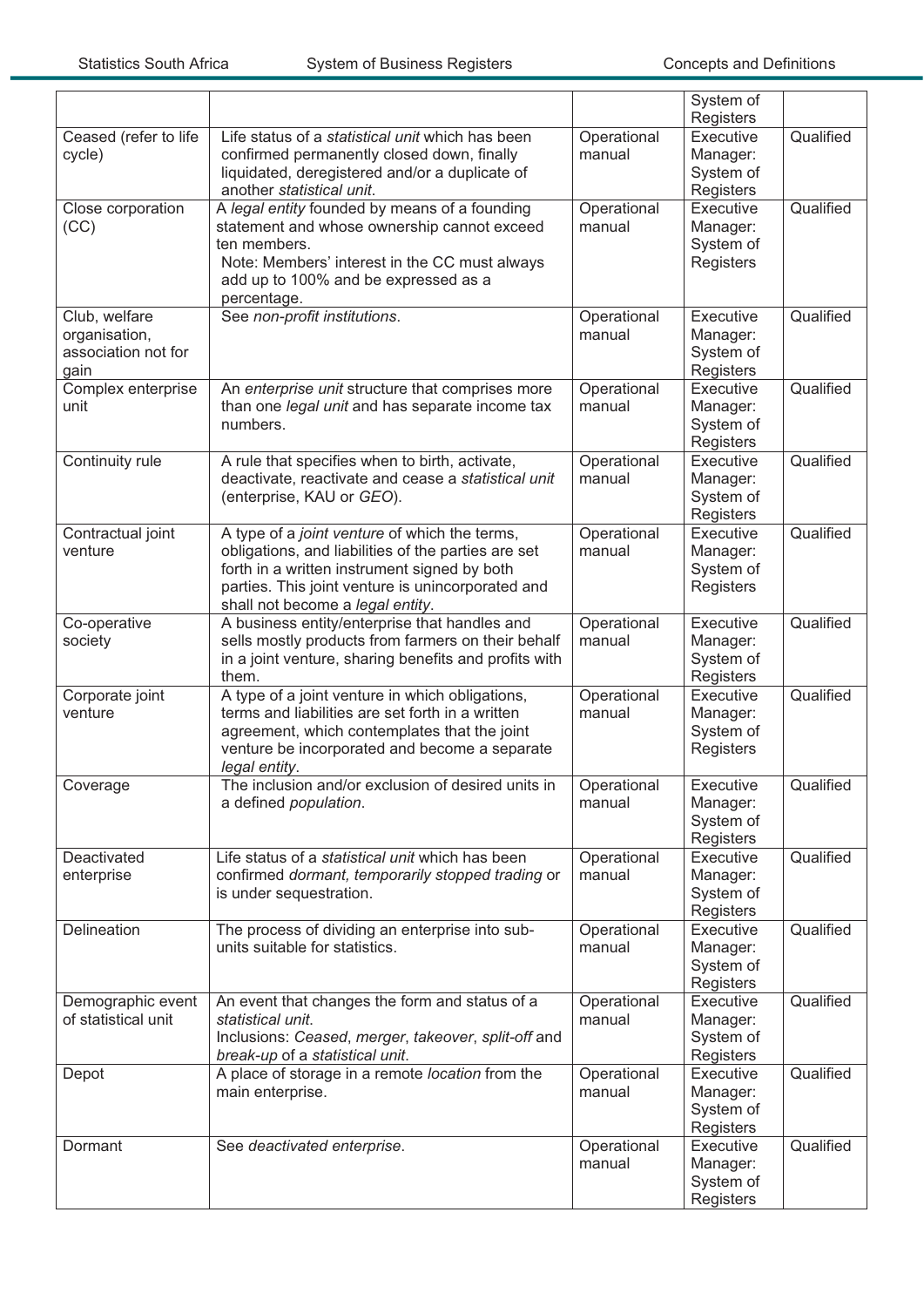| | | | System of Registers | |
|---|---|---|---|---|
| Ceased (refer to life cycle) | Life status of a *statistical unit* which has been confirmed permanently closed down, finally liquidated, deregistered and/or a duplicate of another *statistical unit*. | Operational manual | Executive Manager: System of Registers | Qualified |
| Close corporation (CC) | A *legal entity* founded by means of a founding statement and whose ownership cannot exceed ten members. Note: Members' interest in the CC must always add up to 100% and be expressed as a percentage. | Operational manual | Executive Manager: System of Registers | Qualified |
| Club, welfare organisation, association not for gain | See *non-profit institutions*. | Operational manual | Executive Manager: System of Registers | Qualified |
| Complex enterprise unit | An *enterprise unit* structure that comprises more than one *legal unit* and has separate income tax numbers. | Operational manual | Executive Manager: System of Registers | Qualified |
| Continuity rule | A rule that specifies when to birth, activate, deactivate, reactivate and cease a *statistical unit* (enterprise, KAU or *GEO*). | Operational manual | Executive Manager: System of Registers | Qualified |
| Contractual joint venture | A type of a *joint venture* of which the terms, obligations, and liabilities of the parties are set forth in a written instrument signed by both parties. This joint venture is unincorporated and shall not become a *legal entity*. | Operational manual | Executive Manager: System of Registers | Qualified |
| Co-operative society | A business entity/enterprise that handles and sells mostly products from farmers on their behalf in a joint venture, sharing benefits and profits with them. | Operational manual | Executive Manager: System of Registers | Qualified |
| Corporate joint venture | A type of a joint venture in which obligations, terms and liabilities are set forth in a written agreement, which contemplates that the joint venture be incorporated and become a separate *legal entity*. | Operational manual | Executive Manager: System of Registers | Qualified |
| Coverage | The inclusion and/or exclusion of desired units in a defined *population*. | Operational manual | Executive Manager: System of Registers | Qualified |
| Deactivated enterprise | Life status of a *statistical unit* which has been confirmed *dormant, temporarily stopped trading* or is under sequestration. | Operational manual | Executive Manager: System of Registers | Qualified |
| Delineation | The process of dividing an enterprise into sub-units suitable for statistics. | Operational manual | Executive Manager: System of Registers | Qualified |
| Demographic event of statistical unit | An event that changes the form and status of a *statistical unit*. Inclusions: *Ceased*, *merger*, *takeover*, *split-off* and *break-up* of a *statistical unit*. | Operational manual | Executive Manager: System of Registers | Qualified |
| Depot | A place of storage in a remote *location* from the main enterprise. | Operational manual | Executive Manager: System of Registers | Qualified |
| Dormant | See *deactivated enterprise*. | Operational manual | Executive Manager: System of Registers | Qualified |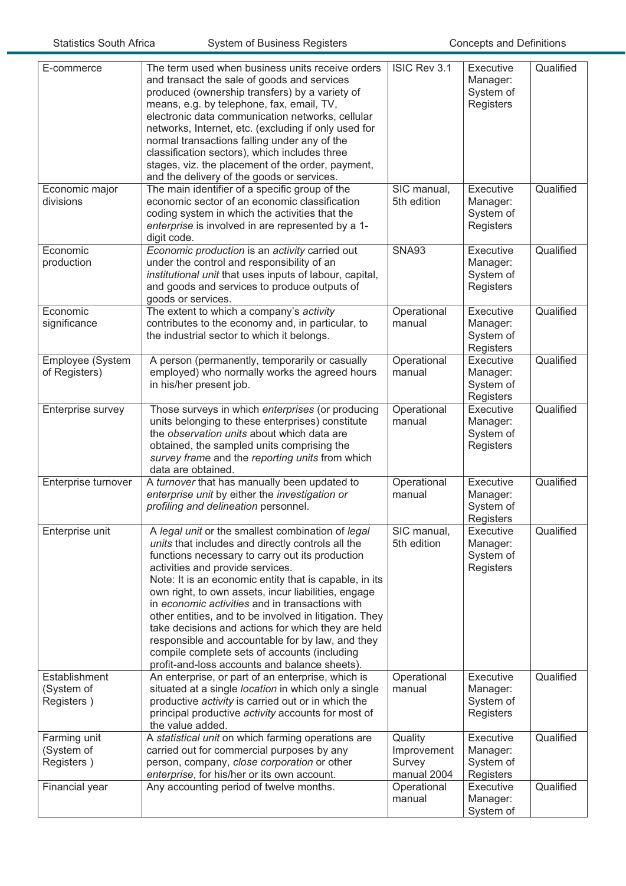| E-commerce | The term used when business units receive orders and transact the sale of goods and services produced (ownership transfers) by a variety of means, e.g. by telephone, fax, email, TV, electronic data communication networks, cellular networks, Internet, etc. (excluding if only used for normal transactions falling under any of the classification sectors), which includes three stages, viz. the placement of the order, payment, and the delivery of the goods or services. | ISIC Rev 3.1 | Executive Manager: System of Registers | Qualified |
|---|---|---|---|---|
| Economic major divisions | The main identifier of a specific group of the economic sector of an economic classification coding system in which the activities that the *enterprise* is involved in are represented by a 1-digit code. | SIC manual, 5th edition | Executive Manager: System of Registers | Qualified |
| Economic production | *Economic production* is an *activity* carried out under the control and responsibility of an *institutional unit* that uses inputs of labour, capital, and goods and services to produce outputs of goods or services. | SNA93 | Executive Manager: System of Registers | Qualified |
| Economic significance | The extent to which a company's *activity* contributes to the economy and, in particular, to the industrial sector to which it belongs. | Operational manual | Executive Manager: System of Registers | Qualified |
| Employee (System of Registers) | A person (permanently, temporarily or casually employed) who normally works the agreed hours in his/her present job. | Operational manual | Executive Manager: System of Registers | Qualified |
| Enterprise survey | Those surveys in which *enterprises* (or producing units belonging to these enterprises) constitute the *observation units* about which data are obtained, the sampled units comprising the *survey frame* and the *reporting units* from which data are obtained. | Operational manual | Executive Manager: System of Registers | Qualified |
| Enterprise turnover | A *turnover* that has manually been updated to *enterprise unit* by either the *investigation or profiling and delineation* personnel. | Operational manual | Executive Manager: System of Registers | Qualified |
| Enterprise unit | A *legal unit* or the smallest combination of *legal units* that includes and directly controls all the functions necessary to carry out its production activities and provide services.<br>Note: It is an economic entity that is capable, in its own right, to own assets, incur liabilities, engage in *economic activities* and in transactions with other entities, and to be involved in litigation. They take decisions and actions for which they are held responsible and accountable for by law, and they compile complete sets of accounts (including profit-and-loss accounts and balance sheets). | SIC manual, 5th edition | Executive Manager: System of Registers | Qualified |
| Establishment (System of Registers ) | An enterprise, or part of an enterprise, which is situated at a single *location* in which only a single productive *activity* is carried out or in which the principal productive *activity* accounts for most of the value added. | Operational manual | Executive Manager: System of Registers | Qualified |
| Farming unit (System of Registers ) | A *statistical unit* on which farming operations are carried out for commercial purposes by any person, company, *close corporation* or other *enterprise*, for his/her or its own account. | Quality Improvement Survey manual 2004 | Executive Manager: System of Registers | Qualified |
| Financial year | Any accounting period of twelve months. | Operational manual | Executive Manager: System of | Qualified |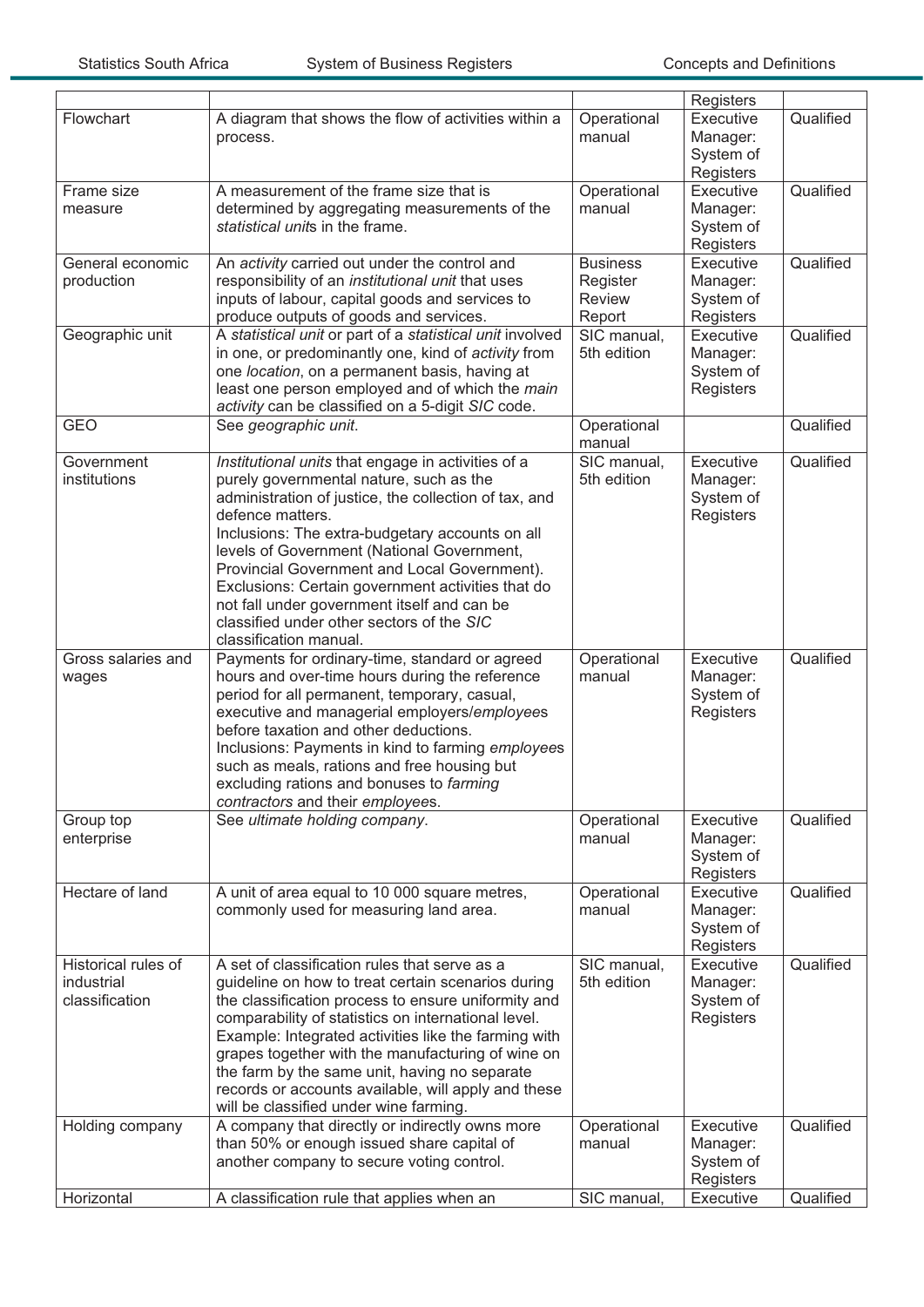| | | | Registers | |
|---|---|---|---|---|
| Flowchart | A diagram that shows the flow of activities within a process. | Operational manual | Executive Manager: System of Registers | Qualified |
| Frame size measure | A measurement of the frame size that is determined by aggregating measurements of the *statistical unit*s in the frame. | Operational manual | Executive Manager: System of Registers | Qualified |
| General economic production | An *activity* carried out under the control and responsibility of an *institutional unit* that uses inputs of labour, capital goods and services to produce outputs of goods and services. | Business Register Review Report | Executive Manager: System of Registers | Qualified |
| Geographic unit | A *statistical unit* or part of a *statistical unit* involved in one, or predominantly one, kind of *activity* from one *location*, on a permanent basis, having at least one person employed and of which the *main activity* can be classified on a 5-digit *SIC* code. | SIC manual, 5th edition | Executive Manager: System of Registers | Qualified |
| GEO | See *geographic unit*. | Operational manual | | Qualified |
| Government institutions | *Institutional units* that engage in activities of a purely governmental nature, such as the administration of justice, the collection of tax, and defence matters.<br>Inclusions: The extra-budgetary accounts on all levels of Government (National Government, Provincial Government and Local Government).<br>Exclusions: Certain government activities that do not fall under government itself and can be classified under other sectors of the *SIC* classification manual. | SIC manual, 5th edition | Executive Manager: System of Registers | Qualified |
| Gross salaries and wages | Payments for ordinary-time, standard or agreed hours and over-time hours during the reference period for all permanent, temporary, casual, executive and managerial employers/*employee*s before taxation and other deductions.<br>Inclusions: Payments in kind to farming *employee*s such as meals, rations and free housing but excluding rations and bonuses to *farming contractors* and their *employee*s. | Operational manual | Executive Manager: System of Registers | Qualified |
| Group top enterprise | See *ultimate holding company*. | Operational manual | Executive Manager: System of Registers | Qualified |
| Hectare of land | A unit of area equal to 10 000 square metres, commonly used for measuring land area. | Operational manual | Executive Manager: System of Registers | Qualified |
| Historical rules of industrial classification | A set of classification rules that serve as a guideline on how to treat certain scenarios during the classification process to ensure uniformity and comparability of statistics on international level.<br>Example: Integrated activities like the farming with grapes together with the manufacturing of wine on the farm by the same unit, having no separate records or accounts available, will apply and these will be classified under wine farming. | SIC manual, 5th edition | Executive Manager: System of Registers | Qualified |
| Holding company | A company that directly or indirectly owns more than 50% or enough issued share capital of another company to secure voting control. | Operational manual | Executive Manager: System of Registers | Qualified |
| Horizontal | A classification rule that applies when an | SIC manual, | Executive | Qualified |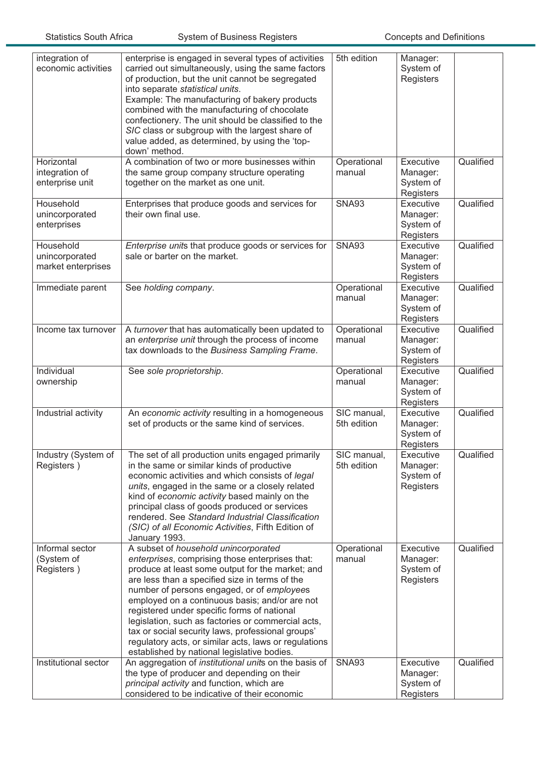| | | | | |
|---|---|---|---|---|
| integration of economic activities | enterprise is engaged in several types of activities carried out simultaneously, using the same factors of production, but the unit cannot be segregated into separate *statistical units*. Example: The manufacturing of bakery products combined with the manufacturing of chocolate confectionery. The unit should be classified to the *SIC* class or subgroup with the largest share of value added, as determined, by using the 'top-down' method. | 5th edition | Manager: System of Registers | |
| Horizontal integration of enterprise unit | A combination of two or more businesses within the same group company structure operating together on the market as one unit. | Operational manual | Executive Manager: System of Registers | Qualified |
| Household unincorporated enterprises | Enterprises that produce goods and services for their own final use. | SNA93 | Executive Manager: System of Registers | Qualified |
| Household unincorporated market enterprises | *Enterprise unit*s that produce goods or services for sale or barter on the market. | SNA93 | Executive Manager: System of Registers | Qualified |
| Immediate parent | See *holding company*. | Operational manual | Executive Manager: System of Registers | Qualified |
| Income tax turnover | A *turnover* that has automatically been updated to an *enterprise unit* through the process of income tax downloads to the *Business Sampling Frame*. | Operational manual | Executive Manager: System of Registers | Qualified |
| Individual ownership | See *sole proprietorship*. | Operational manual | Executive Manager: System of Registers | Qualified |
| Industrial activity | An *economic activity* resulting in a homogeneous set of products or the same kind of services. | SIC manual, 5th edition | Executive Manager: System of Registers | Qualified |
| Industry (System of Registers ) | The set of all production units engaged primarily in the same or similar kinds of productive economic activities and which consists of *legal units*, engaged in the same or a closely related kind of *economic activity* based mainly on the principal class of goods produced or services rendered. See *Standard Industrial Classification (SIC) of all Economic Activities*, Fifth Edition of January 1993. | SIC manual, 5th edition | Executive Manager: System of Registers | Qualified |
| Informal sector (System of Registers ) | A subset of *household unincorporated enterprises*, comprising those enterprises that: produce at least some output for the market; and are less than a specified size in terms of the number of persons engaged, or of *employee*s employed on a continuous basis; and/or are not registered under specific forms of national legislation, such as factories or commercial acts, tax or social security laws, professional groups' regulatory acts, or similar acts, laws or regulations established by national legislative bodies. | Operational manual | Executive Manager: System of Registers | Qualified |
| Institutional sector | An aggregation of *institutional unit*s on the basis of the type of producer and depending on their *principal activity* and function, which are considered to be indicative of their economic | SNA93 | Executive Manager: System of Registers | Qualified |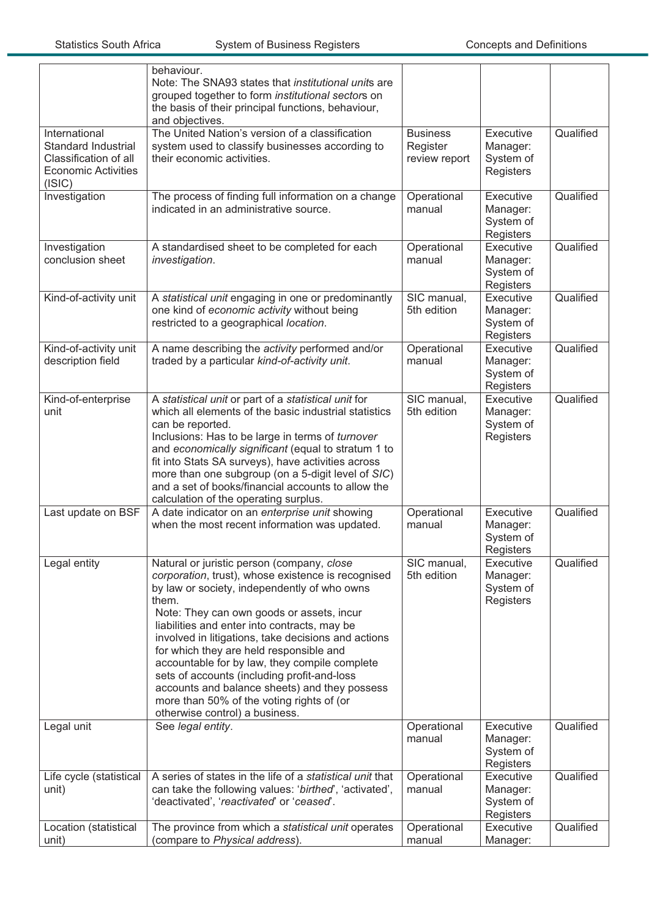| | | | | |
|---|---|---|---|---|
| | behaviour.<br>Note: The SNA93 states that *institutional unit*s are grouped together to form *institutional sector*s on the basis of their principal functions, behaviour, and objectives. | | | |
| International Standard Industrial Classification of all Economic Activities (ISIC) | The United Nation's version of a classification system used to classify businesses according to their economic activities. | Business Register review report | Executive Manager: System of Registers | Qualified |
| Investigation | The process of finding full information on a change indicated in an administrative source. | Operational manual | Executive Manager: System of Registers | Qualified |
| Investigation conclusion sheet | A standardised sheet to be completed for each *investigation*. | Operational manual | Executive Manager: System of Registers | Qualified |
| Kind-of-activity unit | A *statistical unit* engaging in one or predominantly one kind of *economic activity* without being restricted to a geographical *location*. | SIC manual, 5th edition | Executive Manager: System of Registers | Qualified |
| Kind-of-activity unit description field | A name describing the *activity* performed and/or traded by a particular *kind-of-activity unit*. | Operational manual | Executive Manager: System of Registers | Qualified |
| Kind-of-enterprise unit | A *statistical unit* or part of a *statistical unit* for which all elements of the basic industrial statistics can be reported.<br>Inclusions: Has to be large in terms of *turnover* and *economically significant* (equal to stratum 1 to fit into Stats SA surveys), have activities across more than one subgroup (on a 5-digit level of *SIC*) and a set of books/financial accounts to allow the calculation of the operating surplus. | SIC manual, 5th edition | Executive Manager: System of Registers | Qualified |
| Last update on BSF | A date indicator on an *enterprise unit* showing when the most recent information was updated. | Operational manual | Executive Manager: System of Registers | Qualified |
| Legal entity | Natural or juristic person (company, *close corporation*, trust), whose existence is recognised by law or society, independently of who owns them.<br>Note: They can own goods or assets, incur liabilities and enter into contracts, may be involved in litigations, take decisions and actions for which they are held responsible and accountable for by law, they compile complete sets of accounts (including profit-and-loss accounts and balance sheets) and they possess more than 50% of the voting rights of (or otherwise control) a business. | SIC manual, 5th edition | Executive Manager: System of Registers | Qualified |
| Legal unit | See *legal entity*. | Operational manual | Executive Manager: System of Registers | Qualified |
| Life cycle (statistical unit) | A series of states in the life of a *statistical unit* that can take the following values: '*birthed*', 'activated', 'deactivated', '*reactivated*' or '*ceased*'. | Operational manual | Executive Manager: System of Registers | Qualified |
| Location (statistical unit) | The province from which a *statistical unit* operates (compare to *Physical address*). | Operational manual | Executive Manager: | Qualified |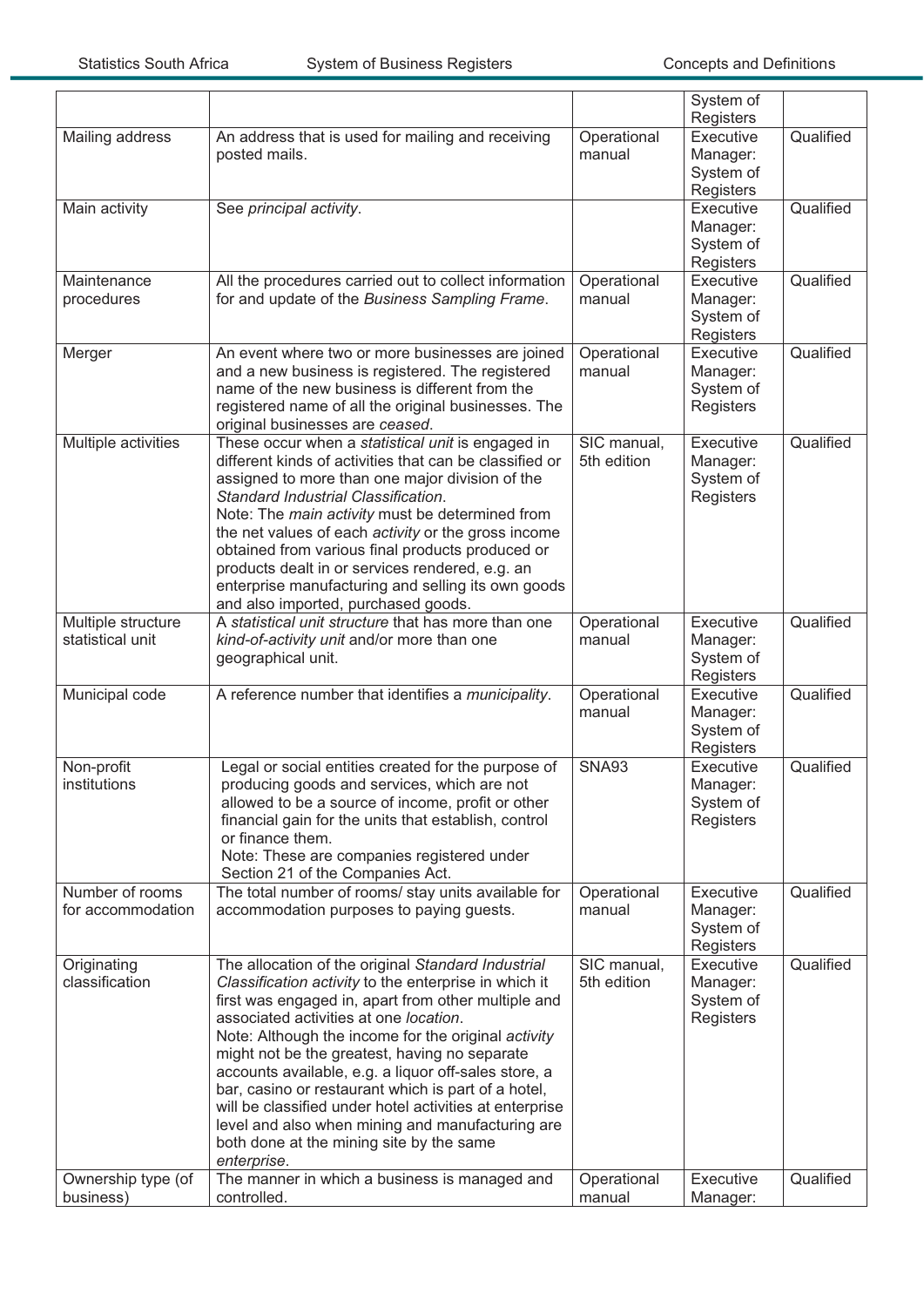|  |  |  | System of Registers |  |
|---|---|---|---|---|
| Mailing address | An address that is used for mailing and receiving posted mails. | Operational manual | Executive Manager: System of Registers | Qualified |
| Main activity | See *principal activity*. |  | Executive Manager: System of Registers | Qualified |
| Maintenance procedures | All the procedures carried out to collect information for and update of the *Business Sampling Frame*. | Operational manual | Executive Manager: System of Registers | Qualified |
| Merger | An event where two or more businesses are joined and a new business is registered. The registered name of the new business is different from the registered name of all the original businesses. The original businesses are *ceased*. | Operational manual | Executive Manager: System of Registers | Qualified |
| Multiple activities | These occur when a *statistical unit* is engaged in different kinds of activities that can be classified or assigned to more than one major division of the *Standard Industrial Classification*.<br>Note: The *main activity* must be determined from the net values of each *activity* or the gross income obtained from various final products produced or products dealt in or services rendered, e.g. an enterprise manufacturing and selling its own goods and also imported, purchased goods. | SIC manual, 5th edition | Executive Manager: System of Registers | Qualified |
| Multiple structure statistical unit | A *statistical unit structure* that has more than one *kind-of-activity unit* and/or more than one geographical unit. | Operational manual | Executive Manager: System of Registers | Qualified |
| Municipal code | A reference number that identifies a *municipality*. | Operational manual | Executive Manager: System of Registers | Qualified |
| Non-profit institutions | Legal or social entities created for the purpose of producing goods and services, which are not allowed to be a source of income, profit or other financial gain for the units that establish, control or finance them.<br>Note: These are companies registered under Section 21 of the Companies Act. | SNA93 | Executive Manager: System of Registers | Qualified |
| Number of rooms for accommodation | The total number of rooms/ stay units available for accommodation purposes to paying guests. | Operational manual | Executive Manager: System of Registers | Qualified |
| Originating classification | The allocation of the original *Standard Industrial Classification activity* to the enterprise in which it first was engaged in, apart from other multiple and associated activities at one *location*.<br>Note: Although the income for the original *activity* might not be the greatest, having no separate accounts available, e.g. a liquor off-sales store, a bar, casino or restaurant which is part of a hotel, will be classified under hotel activities at enterprise level and also when mining and manufacturing are both done at the mining site by the same *enterprise*. | SIC manual, 5th edition | Executive Manager: System of Registers | Qualified |
| Ownership type (of business) | The manner in which a business is managed and controlled. | Operational manual | Executive Manager: | Qualified |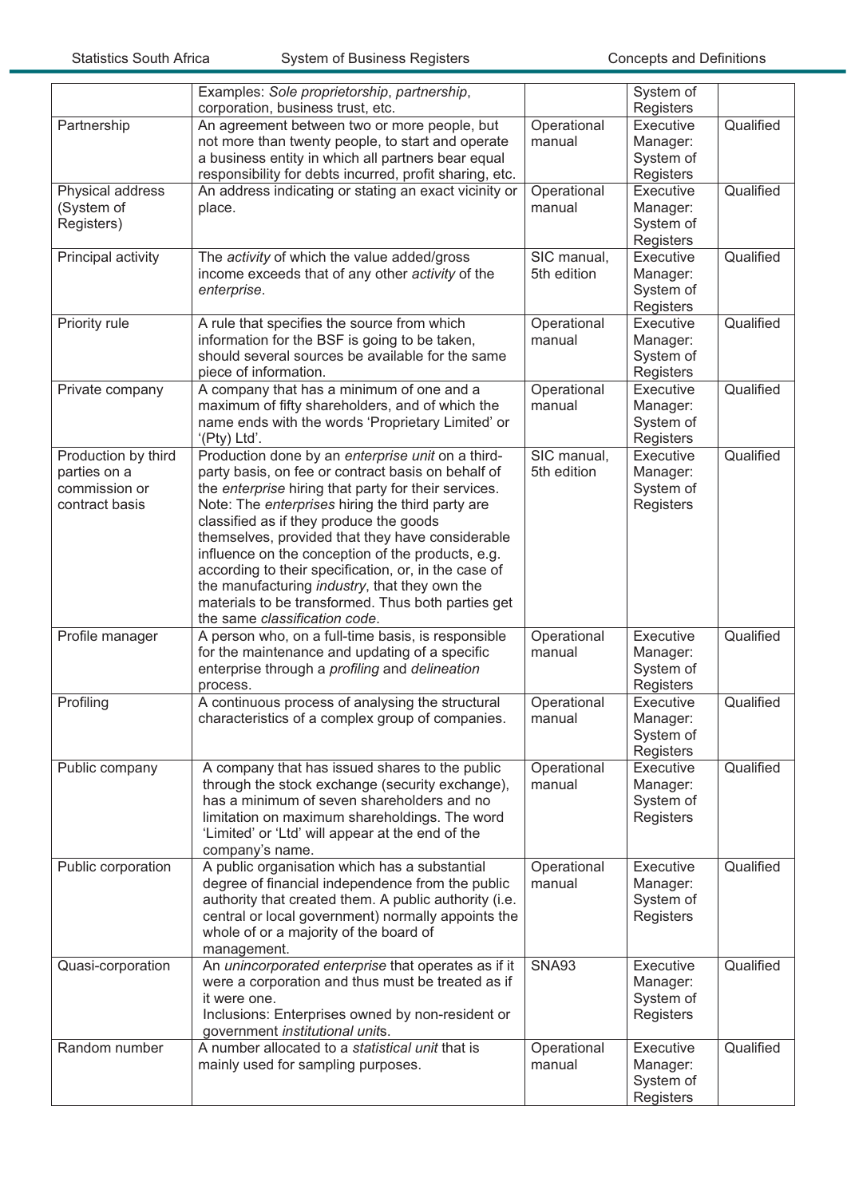| | | | | |
|---|---|---|---|---|
| | Examples: *Sole proprietorship*, *partnership*, corporation, business trust, etc. | | System of Registers | |
| Partnership | An agreement between two or more people, but not more than twenty people, to start and operate a business entity in which all partners bear equal responsibility for debts incurred, profit sharing, etc. | Operational manual | Executive Manager: System of Registers | Qualified |
| Physical address (System of Registers) | An address indicating or stating an exact vicinity or place. | Operational manual | Executive Manager: System of Registers | Qualified |
| Principal activity | The *activity* of which the value added/gross income exceeds that of any other *activity* of the *enterprise*. | SIC manual, 5th edition | Executive Manager: System of Registers | Qualified |
| Priority rule | A rule that specifies the source from which information for the BSF is going to be taken, should several sources be available for the same piece of information. | Operational manual | Executive Manager: System of Registers | Qualified |
| Private company | A company that has a minimum of one and a maximum of fifty shareholders, and of which the name ends with the words 'Proprietary Limited' or '(Pty) Ltd'. | Operational manual | Executive Manager: System of Registers | Qualified |
| Production by third parties on a commission or contract basis | Production done by an *enterprise unit* on a third-party basis, on fee or contract basis on behalf of the *enterprise* hiring that party for their services. Note: The *enterprises* hiring the third party are classified as if they produce the goods themselves, provided that they have considerable influence on the conception of the products, e.g. according to their specification, or, in the case of the manufacturing *industry*, that they own the materials to be transformed. Thus both parties get the same *classification code*. | SIC manual, 5th edition | Executive Manager: System of Registers | Qualified |
| Profile manager | A person who, on a full-time basis, is responsible for the maintenance and updating of a specific enterprise through a *profiling* and *delineation* process. | Operational manual | Executive Manager: System of Registers | Qualified |
| Profiling | A continuous process of analysing the structural characteristics of a complex group of companies. | Operational manual | Executive Manager: System of Registers | Qualified |
| Public company | A company that has issued shares to the public through the stock exchange (security exchange), has a minimum of seven shareholders and no limitation on maximum shareholdings. The word 'Limited' or 'Ltd' will appear at the end of the company's name. | Operational manual | Executive Manager: System of Registers | Qualified |
| Public corporation | A public organisation which has a substantial degree of financial independence from the public authority that created them. A public authority (i.e. central or local government) normally appoints the whole of or a majority of the board of management. | Operational manual | Executive Manager: System of Registers | Qualified |
| Quasi-corporation | An *unincorporated enterprise* that operates as if it were a corporation and thus must be treated as if it were one. Inclusions: Enterprises owned by non-resident or government *institutional units*. | SNA93 | Executive Manager: System of Registers | Qualified |
| Random number | A number allocated to a *statistical unit* that is mainly used for sampling purposes. | Operational manual | Executive Manager: System of Registers | Qualified |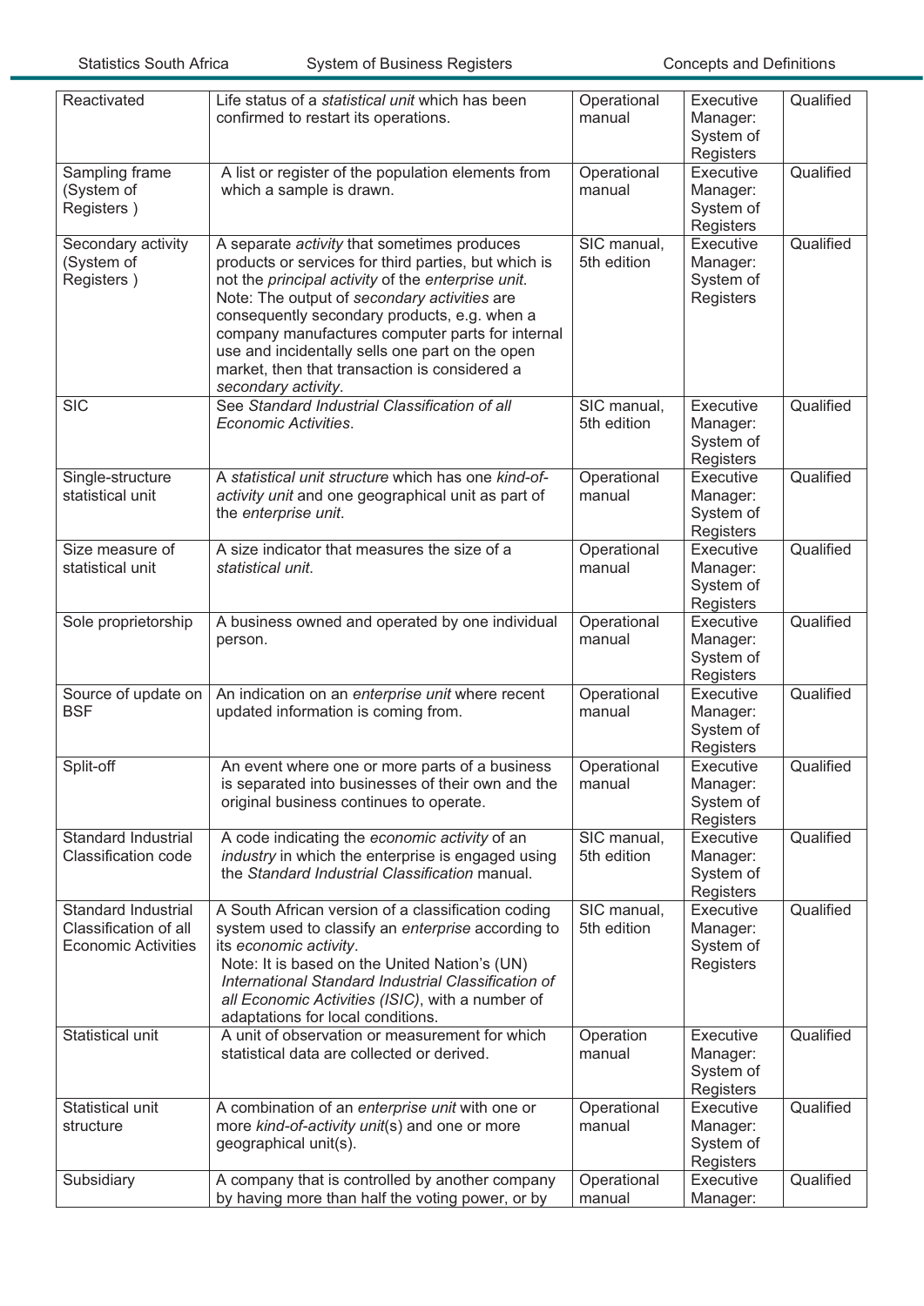| | | | | |
|---|---|---|---|---|
| Reactivated | Life status of a *statistical unit* which has been confirmed to restart its operations. | Operational manual | Executive Manager: System of Registers | Qualified |
| Sampling frame (System of Registers ) | A list or register of the population elements from which a sample is drawn. | Operational manual | Executive Manager: System of Registers | Qualified |
| Secondary activity (System of Registers ) | A separate *activity* that sometimes produces products or services for third parties, but which is not the *principal activity* of the *enterprise unit*. Note: The output of *secondary activities* are consequently secondary products, e.g. when a company manufactures computer parts for internal use and incidentally sells one part on the open market, then that transaction is considered a *secondary activity*. | SIC manual, 5th edition | Executive Manager: System of Registers | Qualified |
| SIC | See *Standard Industrial Classification of all Economic Activities*. | SIC manual, 5th edition | Executive Manager: System of Registers | Qualified |
| Single-structure statistical unit | A *statistical unit structure* which has one *kind-of-activity unit* and one geographical unit as part of the *enterprise unit*. | Operational manual | Executive Manager: System of Registers | Qualified |
| Size measure of statistical unit | A size indicator that measures the size of a *statistical unit.* | Operational manual | Executive Manager: System of Registers | Qualified |
| Sole proprietorship | A business owned and operated by one individual person. | Operational manual | Executive Manager: System of Registers | Qualified |
| Source of update on BSF | An indication on an *enterprise unit* where recent updated information is coming from. | Operational manual | Executive Manager: System of Registers | Qualified |
| Split-off | An event where one or more parts of a business is separated into businesses of their own and the original business continues to operate. | Operational manual | Executive Manager: System of Registers | Qualified |
| Standard Industrial Classification code | A code indicating the *economic activity* of an *industry* in which the enterprise is engaged using the *Standard Industrial Classification* manual. | SIC manual, 5th edition | Executive Manager: System of Registers | Qualified |
| Standard Industrial Classification of all Economic Activities | A South African version of a classification coding system used to classify an *enterprise* according to its *economic activity*. Note: It is based on the United Nation's (UN) *International Standard Industrial Classification of all Economic Activities (ISIC)*, with a number of adaptations for local conditions. | SIC manual, 5th edition | Executive Manager: System of Registers | Qualified |
| Statistical unit | A unit of observation or measurement for which statistical data are collected or derived. | Operation manual | Executive Manager: System of Registers | Qualified |
| Statistical unit structure | A combination of an *enterprise unit* with one or more *kind-of-activity unit*(s) and one or more geographical unit(s). | Operational manual | Executive Manager: System of Registers | Qualified |
| Subsidiary | A company that is controlled by another company by having more than half the voting power, or by | Operational manual | Executive Manager: | Qualified |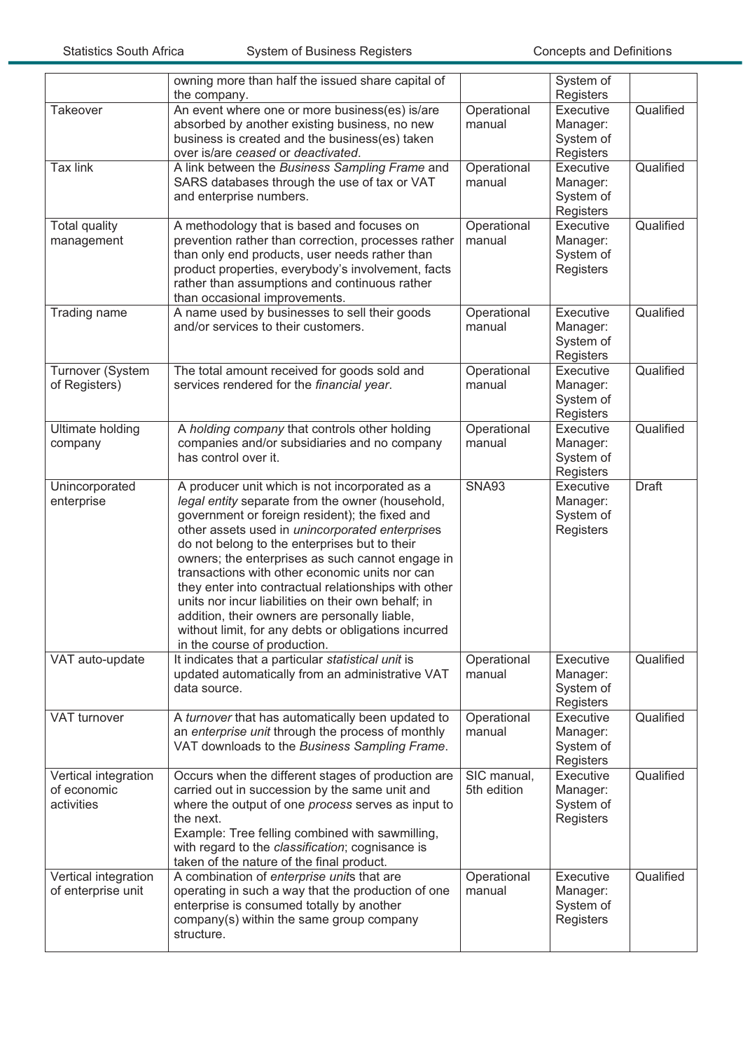| | | | | |
|---|---|---|---|---|
| | owning more than half the issued share capital of the company. | | System of Registers | |
| Takeover | An event where one or more business(es) is/are absorbed by another existing business, no new business is created and the business(es) taken over is/are *ceased* or *deactivated*. | Operational manual | Executive Manager: System of Registers | Qualified |
| Tax link | A link between the *Business Sampling Frame* and SARS databases through the use of tax or VAT and enterprise numbers. | Operational manual | Executive Manager: System of Registers | Qualified |
| Total quality management | A methodology that is based and focuses on prevention rather than correction, processes rather than only end products, user needs rather than product properties, everybody's involvement, facts rather than assumptions and continuous rather than occasional improvements. | Operational manual | Executive Manager: System of Registers | Qualified |
| Trading name | A name used by businesses to sell their goods and/or services to their customers. | Operational manual | Executive Manager: System of Registers | Qualified |
| Turnover (System of Registers) | The total amount received for goods sold and services rendered for the *financial year*. | Operational manual | Executive Manager: System of Registers | Qualified |
| Ultimate holding company | A *holding company* that controls other holding companies and/or subsidiaries and no company has control over it. | Operational manual | Executive Manager: System of Registers | Qualified |
| Unincorporated enterprise | A producer unit which is not incorporated as a *legal entity* separate from the owner (household, government or foreign resident); the fixed and other assets used in *unincorporated enterprise*s do not belong to the enterprises but to their owners; the enterprises as such cannot engage in transactions with other economic units nor can they enter into contractual relationships with other units nor incur liabilities on their own behalf; in addition, their owners are personally liable, without limit, for any debts or obligations incurred in the course of production. | SNA93 | Executive Manager: System of Registers | Draft |
| VAT auto-update | It indicates that a particular *statistical unit* is updated automatically from an administrative VAT data source. | Operational manual | Executive Manager: System of Registers | Qualified |
| VAT turnover | A *turnover* that has automatically been updated to an *enterprise unit* through the process of monthly VAT downloads to the *Business Sampling Frame*. | Operational manual | Executive Manager: System of Registers | Qualified |
| Vertical integration of economic activities | Occurs when the different stages of production are carried out in succession by the same unit and where the output of one *process* serves as input to the next.<br>Example: Tree felling combined with sawmilling, with regard to the *classification*; cognisance is taken of the nature of the final product. | SIC manual, 5th edition | Executive Manager: System of Registers | Qualified |
| Vertical integration of enterprise unit | A combination of *enterprise unit*s that are operating in such a way that the production of one enterprise is consumed totally by another company(s) within the same group company structure. | Operational manual | Executive Manager: System of Registers | Qualified |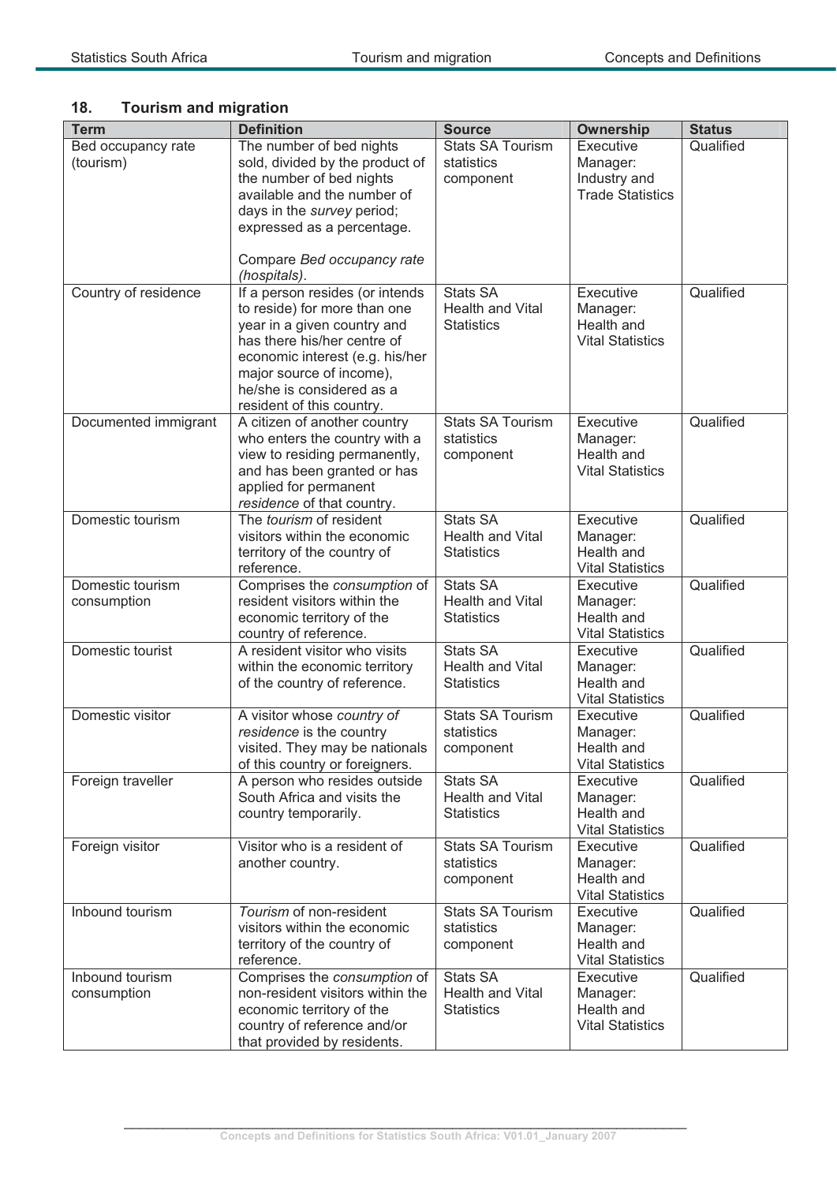## 18. Tourism and migration

| Term | Definition | Source | Ownership | Status |
|---|---|---|---|---|
| Bed occupancy rate (tourism) | The number of bed nights sold, divided by the product of the number of bed nights available and the number of days in the *survey* period; expressed as a percentage.<br><br>Compare *Bed occupancy rate (hospitals)*. | Stats SA Tourism statistics component | Executive Manager: Industry and Trade Statistics | Qualified |
| Country of residence | If a person resides (or intends to reside) for more than one year in a given country and has there his/her centre of economic interest (e.g. his/her major source of income), he/she is considered as a resident of this country. | Stats SA Health and Vital Statistics | Executive Manager: Health and Vital Statistics | Qualified |
| Documented immigrant | A citizen of another country who enters the country with a view to residing permanently, and has been granted or has applied for permanent *residence* of that country. | Stats SA Tourism statistics component | Executive Manager: Health and Vital Statistics | Qualified |
| Domestic tourism | The *tourism* of resident visitors within the economic territory of the country of reference. | Stats SA Health and Vital Statistics | Executive Manager: Health and Vital Statistics | Qualified |
| Domestic tourism consumption | Comprises the *consumption* of resident visitors within the economic territory of the country of reference. | Stats SA Health and Vital Statistics | Executive Manager: Health and Vital Statistics | Qualified |
| Domestic tourist | A resident visitor who visits within the economic territory of the country of reference. | Stats SA Health and Vital Statistics | Executive Manager: Health and Vital Statistics | Qualified |
| Domestic visitor | A visitor whose *country of residence* is the country visited. They may be nationals of this country or foreigners. | Stats SA Tourism statistics component | Executive Manager: Health and Vital Statistics | Qualified |
| Foreign traveller | A person who resides outside South Africa and visits the country temporarily. | Stats SA Health and Vital Statistics | Executive Manager: Health and Vital Statistics | Qualified |
| Foreign visitor | Visitor who is a resident of another country. | Stats SA Tourism statistics component | Executive Manager: Health and Vital Statistics | Qualified |
| Inbound tourism | *Tourism* of non-resident visitors within the economic territory of the country of reference. | Stats SA Tourism statistics component | Executive Manager: Health and Vital Statistics | Qualified |
| Inbound tourism consumption | Comprises the *consumption* of non-resident visitors within the economic territory of the country of reference and/or that provided by residents. | Stats SA Health and Vital Statistics | Executive Manager: Health and Vital Statistics | Qualified |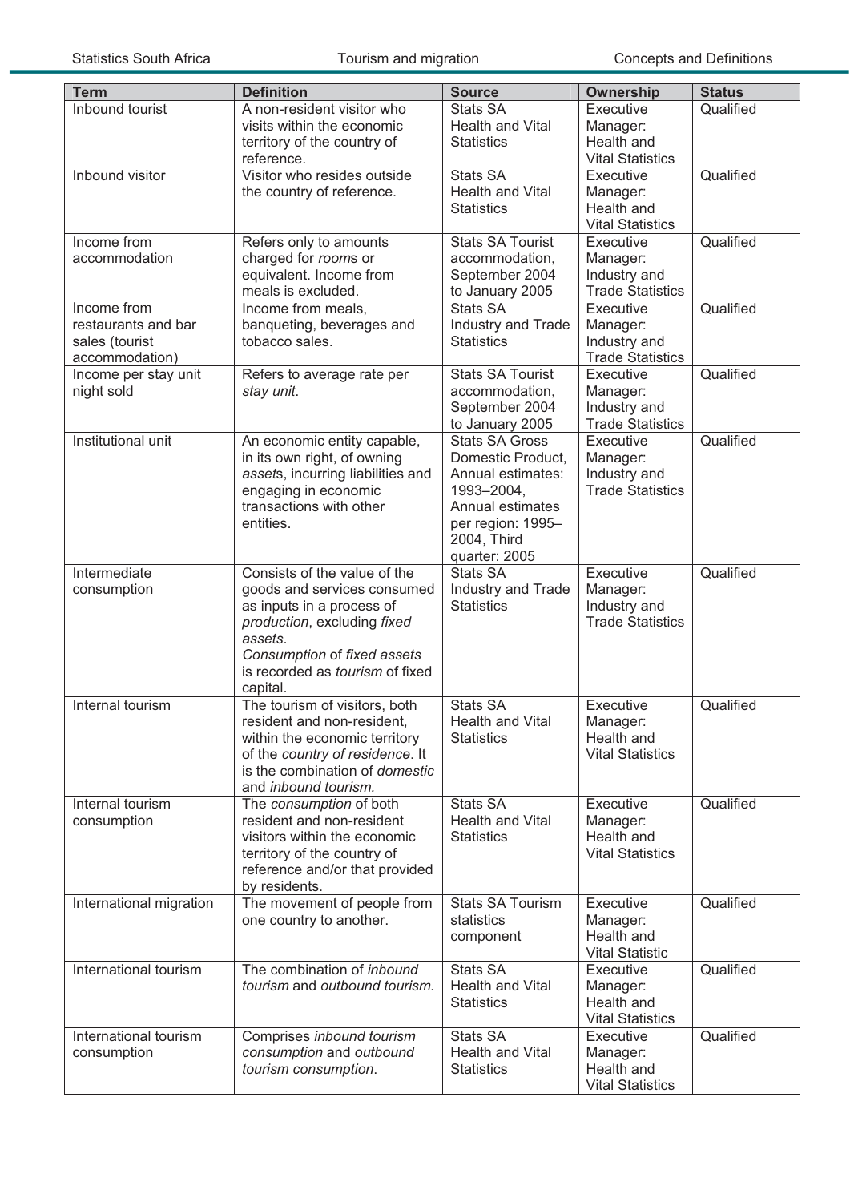| Term | Definition | Source | Ownership | Status |
|---|---|---|---|---|
| Inbound tourist | A non-resident visitor who visits within the economic territory of the country of reference. | Stats SA Health and Vital Statistics | Executive Manager: Health and Vital Statistics | Qualified |
| Inbound visitor | Visitor who resides outside the country of reference. | Stats SA Health and Vital Statistics | Executive Manager: Health and Vital Statistics | Qualified |
| Income from accommodation | Refers only to amounts charged for *room*s or equivalent. Income from meals is excluded. | Stats SA Tourist accommodation, September 2004 to January 2005 | Executive Manager: Industry and Trade Statistics | Qualified |
| Income from restaurants and bar sales (tourist accommodation) | Income from meals, banqueting, beverages and tobacco sales. | Stats SA Industry and Trade Statistics | Executive Manager: Industry and Trade Statistics | Qualified |
| Income per stay unit night sold | Refers to average rate per *stay unit*. | Stats SA Tourist accommodation, September 2004 to January 2005 | Executive Manager: Industry and Trade Statistics | Qualified |
| Institutional unit | An economic entity capable, in its own right, of owning *asset*s, incurring liabilities and engaging in economic transactions with other entities. | Stats SA Gross Domestic Product, Annual estimates: 1993–2004, Annual estimates per region: 1995–2004, Third quarter: 2005 | Executive Manager: Industry and Trade Statistics | Qualified |
| Intermediate consumption | Consists of the value of the goods and services consumed as inputs in a process of *production*, excluding *fixed assets*. *Consumption* of *fixed assets* is recorded as *tourism* of fixed capital. | Stats SA Industry and Trade Statistics | Executive Manager: Industry and Trade Statistics | Qualified |
| Internal tourism | The tourism of visitors, both resident and non-resident, within the economic territory of the *country of residence*. It is the combination of *domestic* and *inbound tourism.* | Stats SA Health and Vital Statistics | Executive Manager: Health and Vital Statistics | Qualified |
| Internal tourism consumption | The *consumption* of both resident and non-resident visitors within the economic territory of the country of reference and/or that provided by residents. | Stats SA Health and Vital Statistics | Executive Manager: Health and Vital Statistics | Qualified |
| International migration | The movement of people from one country to another. | Stats SA Tourism statistics component | Executive Manager: Health and Vital Statistic | Qualified |
| International tourism | The combination of *inbound tourism* and *outbound tourism.* | Stats SA Health and Vital Statistics | Executive Manager: Health and Vital Statistics | Qualified |
| International tourism consumption | Comprises *inbound tourism consumption* and *outbound tourism consumption*. | Stats SA Health and Vital Statistics | Executive Manager: Health and Vital Statistics | Qualified |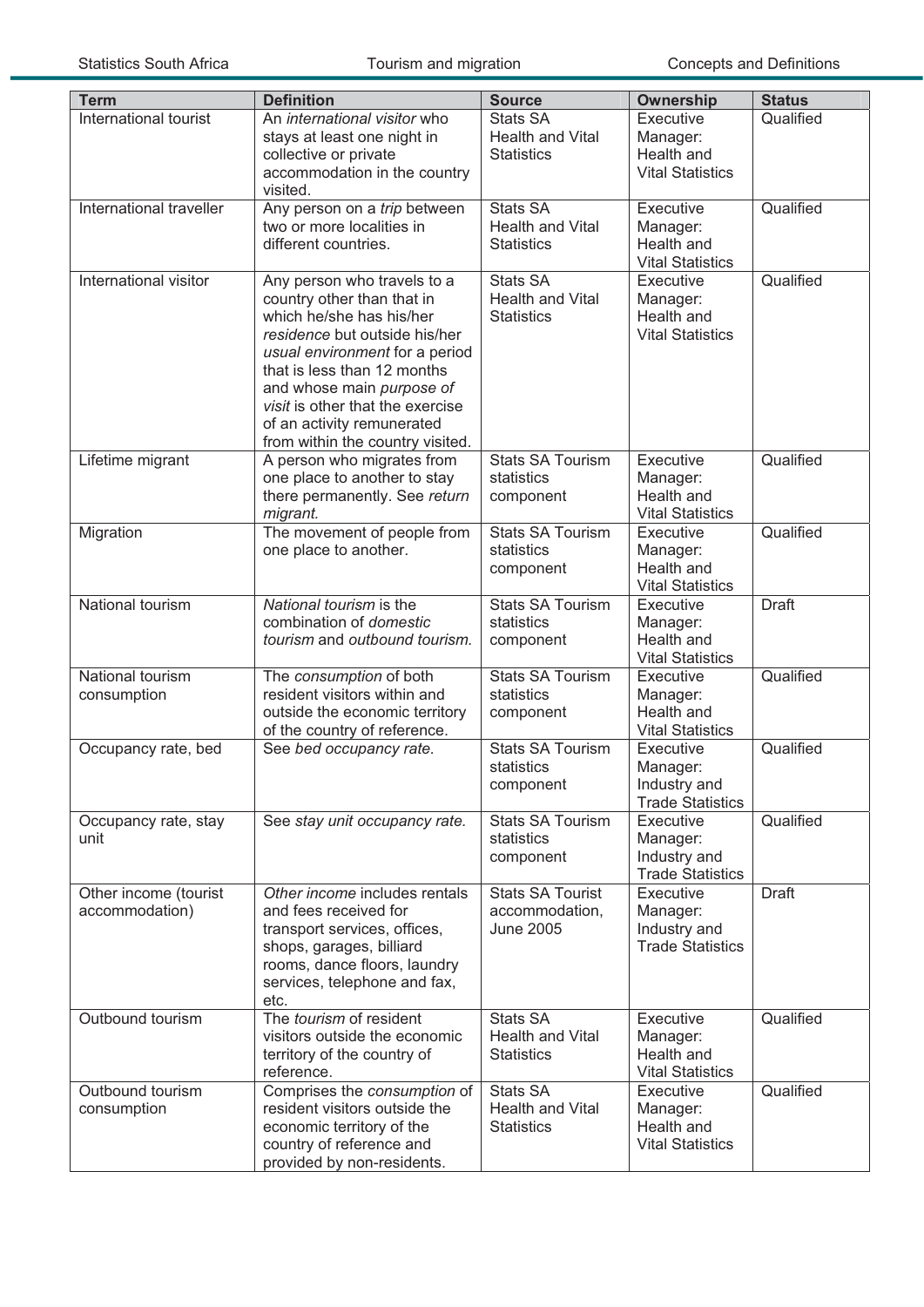| Term | Definition | Source | Ownership | Status |
|---|---|---|---|---|
| International tourist | An *international visitor* who stays at least one night in collective or private accommodation in the country visited. | Stats SA Health and Vital Statistics | Executive Manager: Health and Vital Statistics | Qualified |
| International traveller | Any person on a *trip* between two or more localities in different countries. | Stats SA Health and Vital Statistics | Executive Manager: Health and Vital Statistics | Qualified |
| International visitor | Any person who travels to a country other than that in which he/she has his/her *residence* but outside his/her *usual environment* for a period that is less than 12 months and whose main *purpose of visit* is other that the exercise of an activity remunerated from within the country visited. | Stats SA Health and Vital Statistics | Executive Manager: Health and Vital Statistics | Qualified |
| Lifetime migrant | A person who migrates from one place to another to stay there permanently. See *return migrant.* | Stats SA Tourism statistics component | Executive Manager: Health and Vital Statistics | Qualified |
| Migration | The movement of people from one place to another. | Stats SA Tourism statistics component | Executive Manager: Health and Vital Statistics | Qualified |
| National tourism | *National tourism* is the combination of *domestic tourism* and *outbound tourism.* | Stats SA Tourism statistics component | Executive Manager: Health and Vital Statistics | Draft |
| National tourism consumption | The *consumption* of both resident visitors within and outside the economic territory of the country of reference. | Stats SA Tourism statistics component | Executive Manager: Health and Vital Statistics | Qualified |
| Occupancy rate, bed | See *bed occupancy rate.* | Stats SA Tourism statistics component | Executive Manager: Industry and Trade Statistics | Qualified |
| Occupancy rate, stay unit | See *stay unit occupancy rate.* | Stats SA Tourism statistics component | Executive Manager: Industry and Trade Statistics | Qualified |
| Other income (tourist accommodation) | *Other income* includes rentals and fees received for transport services, offices, shops, garages, billiard rooms, dance floors, laundry services, telephone and fax, etc. | Stats SA Tourist accommodation, June 2005 | Executive Manager: Industry and Trade Statistics | Draft |
| Outbound tourism | The *tourism* of resident visitors outside the economic territory of the country of reference. | Stats SA Health and Vital Statistics | Executive Manager: Health and Vital Statistics | Qualified |
| Outbound tourism consumption | Comprises the *consumption* of resident visitors outside the economic territory of the country of reference and provided by non-residents. | Stats SA Health and Vital Statistics | Executive Manager: Health and Vital Statistics | Qualified |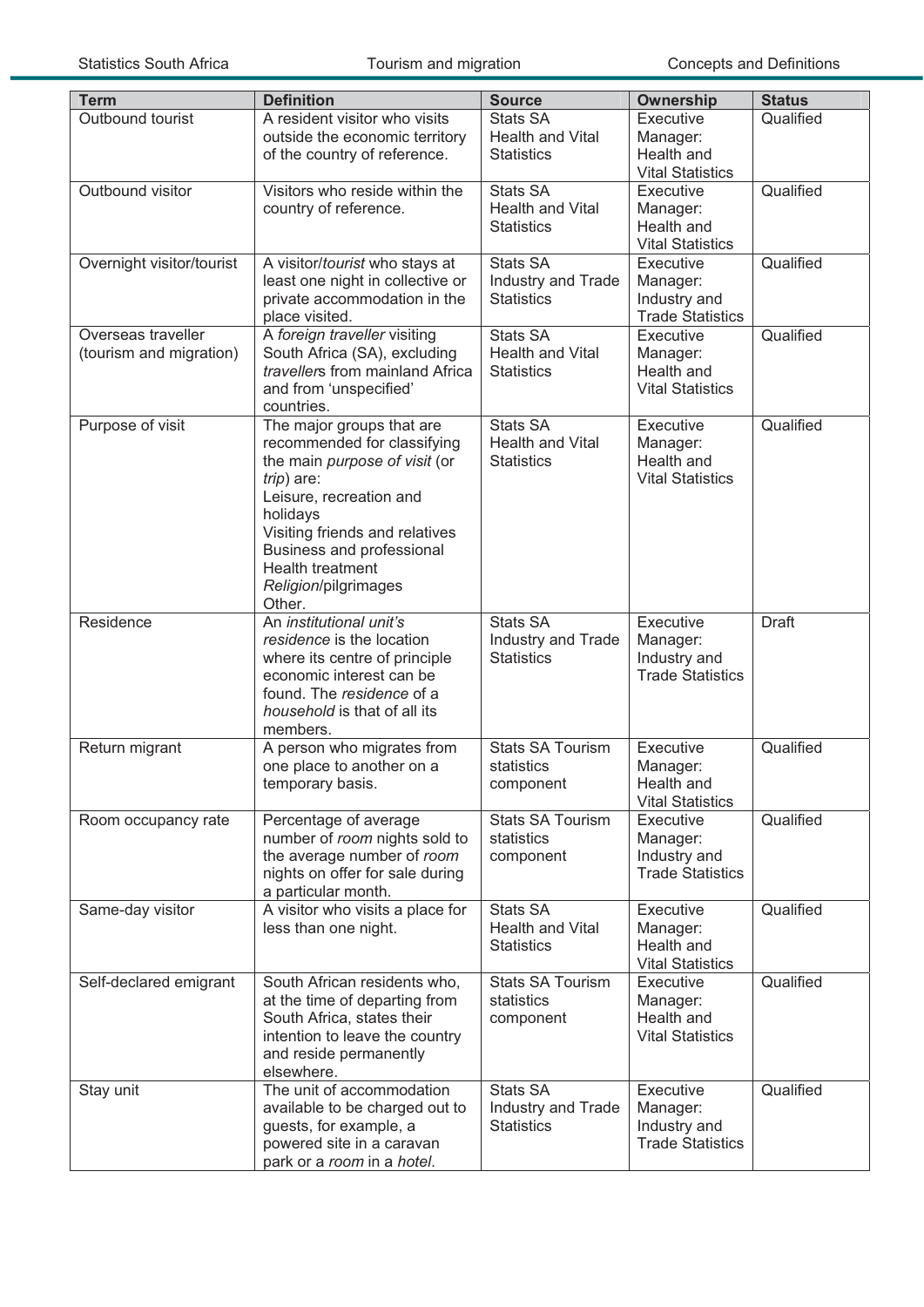| Term | Definition | Source | Ownership | Status |
|---|---|---|---|---|
| Outbound tourist | A resident visitor who visits outside the economic territory of the country of reference. | Stats SA Health and Vital Statistics | Executive Manager: Health and Vital Statistics | Qualified |
| Outbound visitor | Visitors who reside within the country of reference. | Stats SA Health and Vital Statistics | Executive Manager: Health and Vital Statistics | Qualified |
| Overnight visitor/tourist | A visitor/*tourist* who stays at least one night in collective or private accommodation in the place visited. | Stats SA Industry and Trade Statistics | Executive Manager: Industry and Trade Statistics | Qualified |
| Overseas traveller (tourism and migration) | A *foreign traveller* visiting South Africa (SA), excluding *traveller*s from mainland Africa and from 'unspecified' countries. | Stats SA Health and Vital Statistics | Executive Manager: Health and Vital Statistics | Qualified |
| Purpose of visit | The major groups that are recommended for classifying the main *purpose of visit* (or *trip*) are:<br>Leisure, recreation and holidays<br>Visiting friends and relatives<br>Business and professional<br>Health treatment<br>*Religion*/pilgrimages<br>Other. | Stats SA Health and Vital Statistics | Executive Manager: Health and Vital Statistics | Qualified |
| Residence | An *institutional unit's residence* is the location where its centre of principle economic interest can be found. The *residence* of a *household* is that of all its members. | Stats SA Industry and Trade Statistics | Executive Manager: Industry and Trade Statistics | Draft |
| Return migrant | A person who migrates from one place to another on a temporary basis. | Stats SA Tourism statistics component | Executive Manager: Health and Vital Statistics | Qualified |
| Room occupancy rate | Percentage of average number of *room* nights sold to the average number of *room* nights on offer for sale during a particular month. | Stats SA Tourism statistics component | Executive Manager: Industry and Trade Statistics | Qualified |
| Same-day visitor | A visitor who visits a place for less than one night. | Stats SA Health and Vital Statistics | Executive Manager: Health and Vital Statistics | Qualified |
| Self-declared emigrant | South African residents who, at the time of departing from South Africa, states their intention to leave the country and reside permanently elsewhere. | Stats SA Tourism statistics component | Executive Manager: Health and Vital Statistics | Qualified |
| Stay unit | The unit of accommodation available to be charged out to guests, for example, a powered site in a caravan park or a *room* in a *hotel*. | Stats SA Industry and Trade Statistics | Executive Manager: Industry and Trade Statistics | Qualified |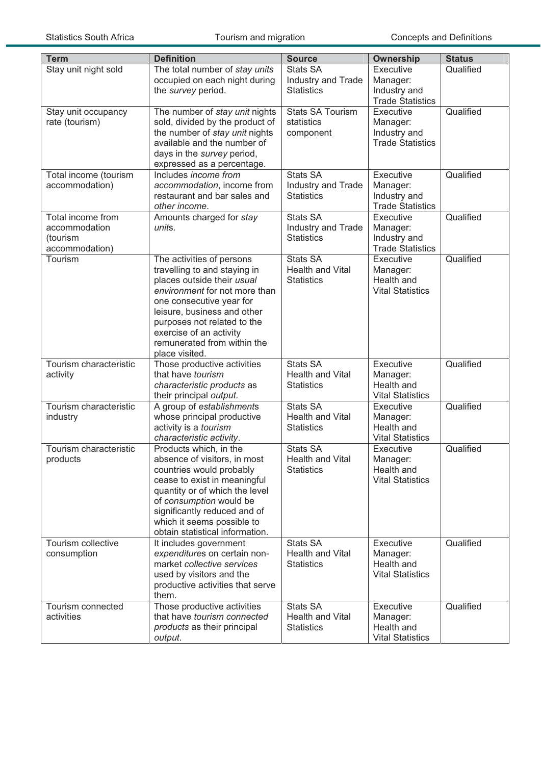| Term | Definition | Source | Ownership | Status |
|---|---|---|---|---|
| Stay unit night sold | The total number of *stay units* occupied on each night during the *survey* period. | Stats SA Industry and Trade Statistics | Executive Manager: Industry and Trade Statistics | Qualified |
| Stay unit occupancy rate (tourism) | The number of *stay unit* nights sold, divided by the product of the number of *stay unit* nights available and the number of days in the *survey* period, expressed as a percentage. | Stats SA Tourism statistics component | Executive Manager: Industry and Trade Statistics | Qualified |
| Total income (tourism accommodation) | Includes *income from accommodation*, income from restaurant and bar sales and *other income*. | Stats SA Industry and Trade Statistics | Executive Manager: Industry and Trade Statistics | Qualified |
| Total income from accommodation (tourism accommodation) | Amounts charged for *stay unit*s. | Stats SA Industry and Trade Statistics | Executive Manager: Industry and Trade Statistics | Qualified |
| Tourism | The activities of persons travelling to and staying in places outside their *usual environment* for not more than one consecutive year for leisure, business and other purposes not related to the exercise of an activity remunerated from within the place visited. | Stats SA Health and Vital Statistics | Executive Manager: Health and Vital Statistics | Qualified |
| Tourism characteristic activity | Those productive activities that have *tourism characteristic products* as their principal *output*. | Stats SA Health and Vital Statistics | Executive Manager: Health and Vital Statistics | Qualified |
| Tourism characteristic industry | A group of *establishment*s whose principal productive activity is a *tourism characteristic activity*. | Stats SA Health and Vital Statistics | Executive Manager: Health and Vital Statistics | Qualified |
| Tourism characteristic products | Products which, in the absence of visitors, in most countries would probably cease to exist in meaningful quantity or of which the level of *consumption* would be significantly reduced and of which it seems possible to obtain statistical information. | Stats SA Health and Vital Statistics | Executive Manager: Health and Vital Statistics | Qualified |
| Tourism collective consumption | It includes government *expenditure*s on certain non-market *collective services* used by visitors and the productive activities that serve them. | Stats SA Health and Vital Statistics | Executive Manager: Health and Vital Statistics | Qualified |
| Tourism connected activities | Those productive activities that have *tourism connected products* as their principal *output*. | Stats SA Health and Vital Statistics | Executive Manager: Health and Vital Statistics | Qualified |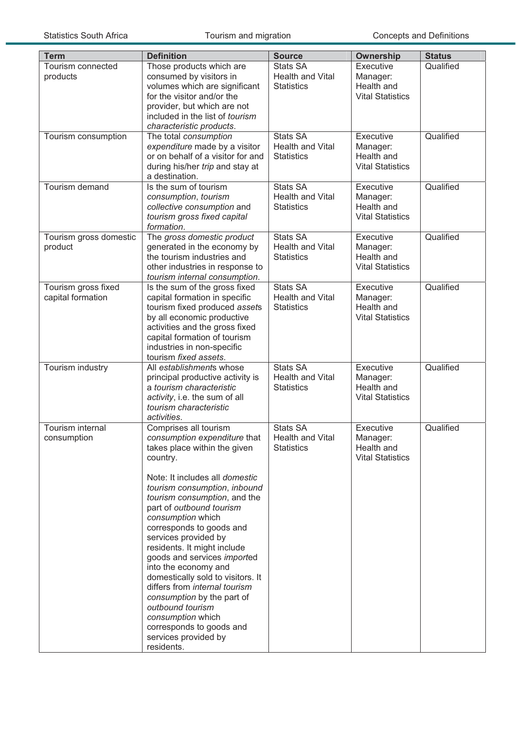| Term | Definition | Source | Ownership | Status |
|---|---|---|---|---|
| Tourism connected products | Those products which are consumed by visitors in volumes which are significant for the visitor and/or the provider, but which are not included in the list of *tourism characteristic products*. | Stats SA Health and Vital Statistics | Executive Manager: Health and Vital Statistics | Qualified |
| Tourism consumption | The total *consumption expenditure* made by a visitor or on behalf of a visitor for and during his/her *trip* and stay at a destination. | Stats SA Health and Vital Statistics | Executive Manager: Health and Vital Statistics | Qualified |
| Tourism demand | Is the sum of tourism *consumption*, *tourism collective consumption* and *tourism gross fixed capital formation*. | Stats SA Health and Vital Statistics | Executive Manager: Health and Vital Statistics | Qualified |
| Tourism gross domestic product | The *gross domestic product* generated in the economy by the tourism industries and other industries in response to *tourism internal consumption*. | Stats SA Health and Vital Statistics | Executive Manager: Health and Vital Statistics | Qualified |
| Tourism gross fixed capital formation | Is the sum of the gross fixed capital formation in specific tourism fixed produced *asset*s by all economic productive activities and the gross fixed capital formation of tourism industries in non-specific tourism *fixed assets*. | Stats SA Health and Vital Statistics | Executive Manager: Health and Vital Statistics | Qualified |
| Tourism industry | All *establishment*s whose principal productive activity is a *tourism characteristic activity*, i.e. the sum of all *tourism characteristic activities*. | Stats SA Health and Vital Statistics | Executive Manager: Health and Vital Statistics | Qualified |
| Tourism internal consumption | Comprises all tourism *consumption expenditure* that takes place within the given country.<br><br>Note: It includes all *domestic tourism consumption*, *inbound tourism consumption*, and the part of *outbound tourism consumption* which corresponds to goods and services provided by residents. It might include goods and services *import*ed into the economy and domestically sold to visitors. It differs from *internal tourism consumption* by the part of *outbound tourism consumption* which corresponds to goods and services provided by residents. | Stats SA Health and Vital Statistics | Executive Manager: Health and Vital Statistics | Qualified |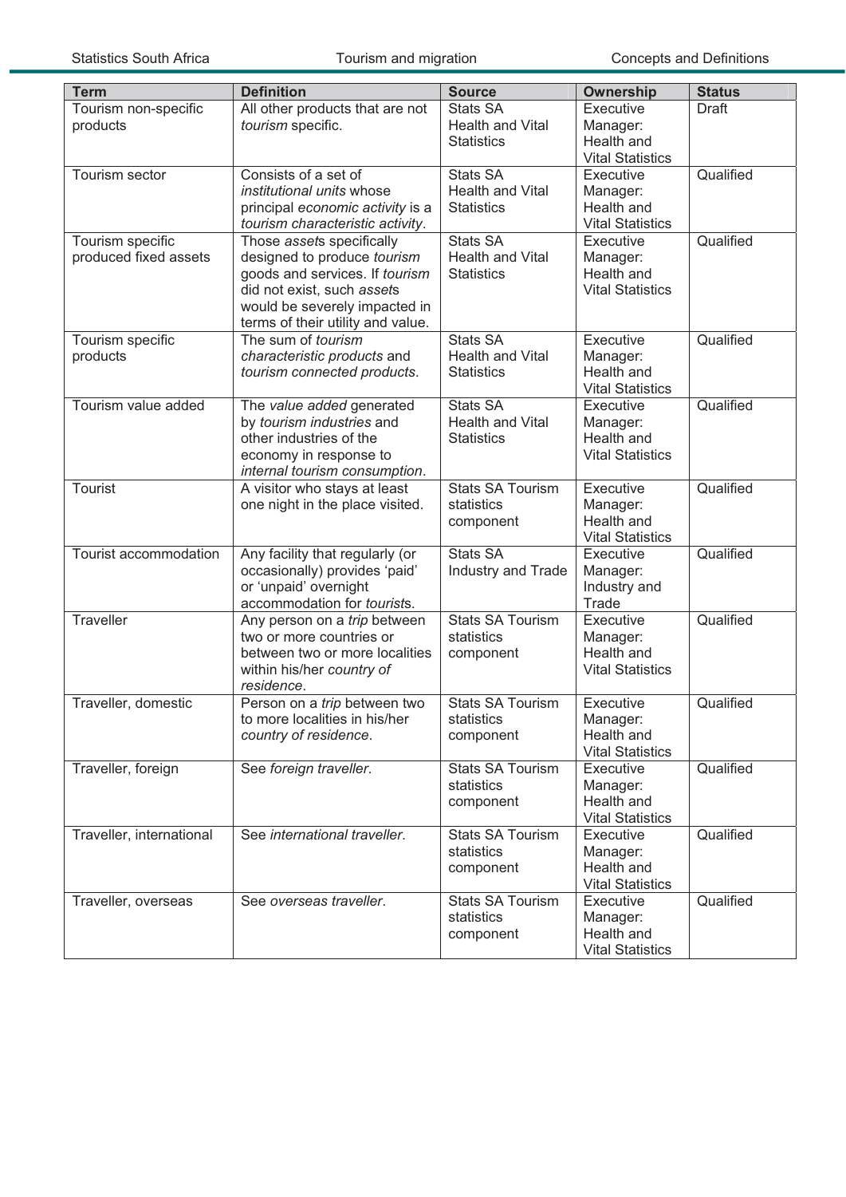| Term | Definition | Source | Ownership | Status |
|---|---|---|---|---|
| Tourism non-specific products | All other products that are not *tourism* specific. | Stats SA Health and Vital Statistics | Executive Manager: Health and Vital Statistics | Draft |
| Tourism sector | Consists of a set of *institutional units* whose principal *economic activity* is a *tourism characteristic activity*. | Stats SA Health and Vital Statistics | Executive Manager: Health and Vital Statistics | Qualified |
| Tourism specific produced fixed assets | Those *asset*s specifically designed to produce *tourism* goods and services. If *tourism* did not exist, such *asset*s would be severely impacted in terms of their utility and value. | Stats SA Health and Vital Statistics | Executive Manager: Health and Vital Statistics | Qualified |
| Tourism specific products | The sum of *tourism characteristic products* and *tourism connected products*. | Stats SA Health and Vital Statistics | Executive Manager: Health and Vital Statistics | Qualified |
| Tourism value added | The *value added* generated by *tourism industries* and other industries of the economy in response to *internal tourism consumption*. | Stats SA Health and Vital Statistics | Executive Manager: Health and Vital Statistics | Qualified |
| Tourist | A visitor who stays at least one night in the place visited. | Stats SA Tourism statistics component | Executive Manager: Health and Vital Statistics | Qualified |
| Tourist accommodation | Any facility that regularly (or occasionally) provides 'paid' or 'unpaid' overnight accommodation for *tourist*s. | Stats SA Industry and Trade | Executive Manager: Industry and Trade | Qualified |
| Traveller | Any person on a *trip* between two or more countries or between two or more localities within his/her *country of residence*. | Stats SA Tourism statistics component | Executive Manager: Health and Vital Statistics | Qualified |
| Traveller, domestic | Person on a *trip* between two to more localities in his/her *country of residence*. | Stats SA Tourism statistics component | Executive Manager: Health and Vital Statistics | Qualified |
| Traveller, foreign | See *foreign traveller*. | Stats SA Tourism statistics component | Executive Manager: Health and Vital Statistics | Qualified |
| Traveller, international | See *international traveller*. | Stats SA Tourism statistics component | Executive Manager: Health and Vital Statistics | Qualified |
| Traveller, overseas | See *overseas traveller*. | Stats SA Tourism statistics component | Executive Manager: Health and Vital Statistics | Qualified |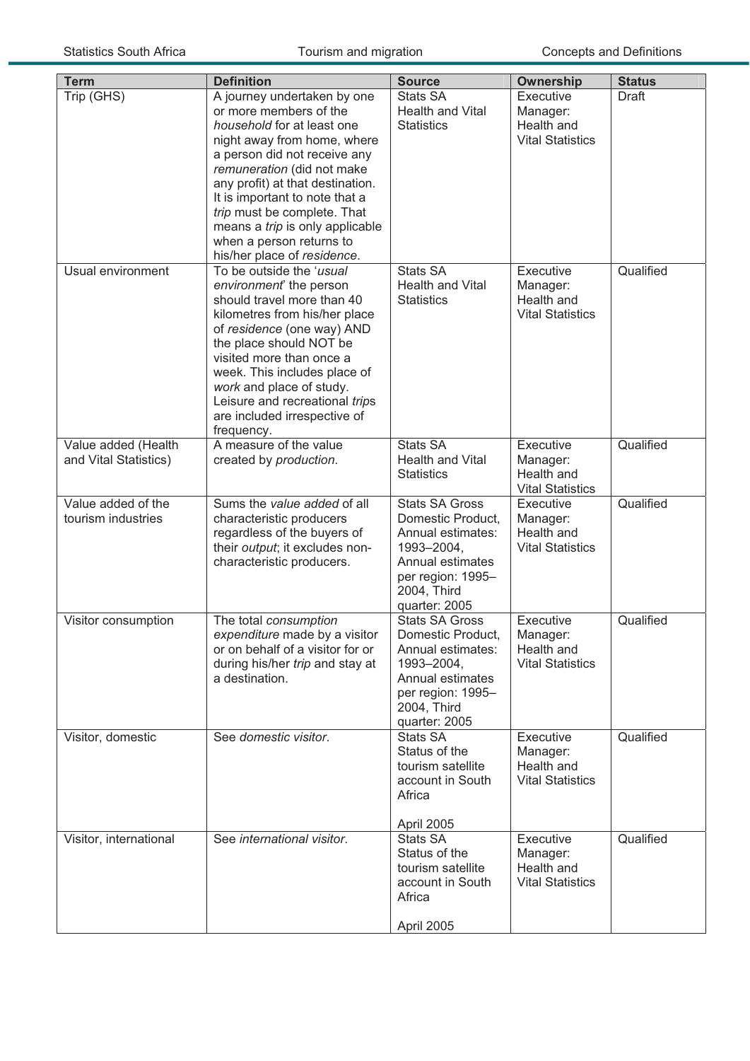| Term | Definition | Source | Ownership | Status |
| --- | --- | --- | --- | --- |
| Trip (GHS) | A journey undertaken by one or more members of the *household* for at least one night away from home, where a person did not receive any *remuneration* (did not make any profit) at that destination. It is important to note that a *trip* must be complete. That means a *trip* is only applicable when a person returns to his/her place of *residence*. | Stats SA Health and Vital Statistics | Executive Manager: Health and Vital Statistics | Draft |
| Usual environment | To be outside the '*usual environment*' the person should travel more than 40 kilometres from his/her place of *residence* (one way) AND the place should NOT be visited more than once a week. This includes place of *work* and place of study. Leisure and recreational *trip*s are included irrespective of frequency. | Stats SA Health and Vital Statistics | Executive Manager: Health and Vital Statistics | Qualified |
| Value added (Health and Vital Statistics) | A measure of the value created by *production*. | Stats SA Health and Vital Statistics | Executive Manager: Health and Vital Statistics | Qualified |
| Value added of the tourism industries | Sums the *value added* of all characteristic producers regardless of the buyers of their *output*; it excludes non-characteristic producers. | Stats SA Gross Domestic Product, Annual estimates: 1993–2004, Annual estimates per region: 1995–2004, Third quarter: 2005 | Executive Manager: Health and Vital Statistics | Qualified |
| Visitor consumption | The total *consumption expenditure* made by a visitor or on behalf of a visitor for or during his/her *trip* and stay at a destination. | Stats SA Gross Domestic Product, Annual estimates: 1993–2004, Annual estimates per region: 1995–2004, Third quarter: 2005 | Executive Manager: Health and Vital Statistics | Qualified |
| Visitor, domestic | See *domestic visitor*. | Stats SA Status of the tourism satellite account in South Africa<br><br>April 2005 | Executive Manager: Health and Vital Statistics | Qualified |
| Visitor, international | See *international visitor*. | Stats SA Status of the tourism satellite account in South Africa<br><br>April 2005 | Executive Manager: Health and Vital Statistics | Qualified |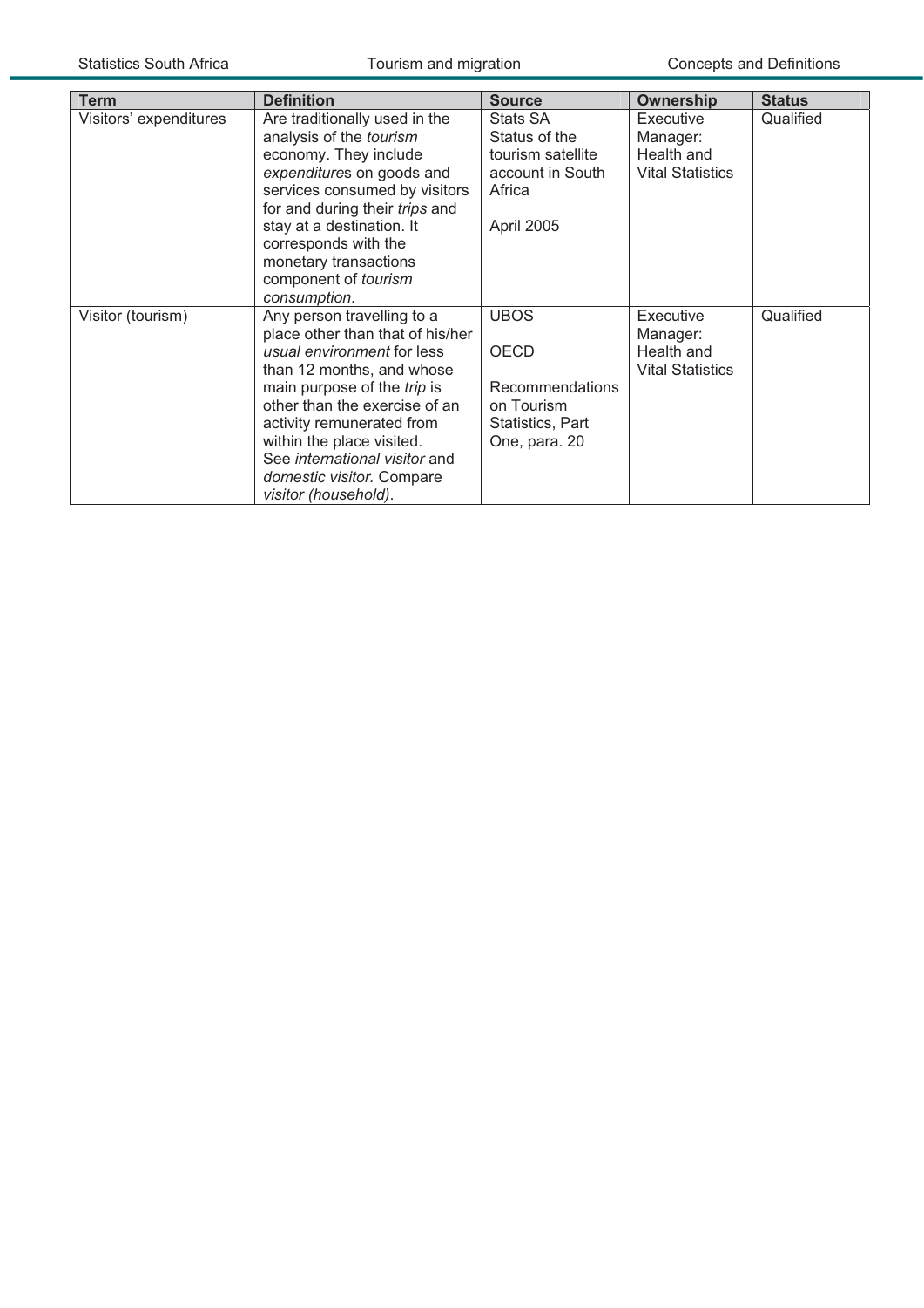| Term | Definition | Source | Ownership | Status |
|---|---|---|---|---|
| Visitors' expenditures | Are traditionally used in the analysis of the *tourism* economy. They include *expenditure*s on goods and services consumed by visitors for and during their *trips* and stay at a destination. It corresponds with the monetary transactions component of *tourism consumption*. | Stats SA Status of the tourism satellite account in South Africa<br><br>April 2005 | Executive Manager: Health and Vital Statistics | Qualified |
| Visitor (tourism) | Any person travelling to a place other than that of his/her *usual environment* for less than 12 months, and whose main purpose of the *trip* is other than the exercise of an activity remunerated from within the place visited. See *international visitor* and *domestic visitor.* Compare *visitor (household)*. | UBOS<br><br>OECD<br><br>Recommendations on Tourism Statistics, Part One, para. 20 | Executive Manager: Health and Vital Statistics | Qualified |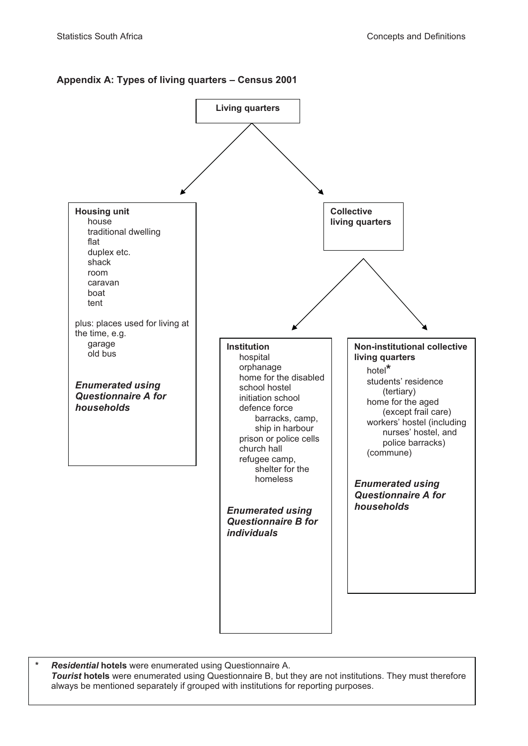## Appendix A: Types of living quarters – Census 2001

**Living quarters**

- **Housing unit**
  - house
  - traditional dwelling
  - flat
  - duplex etc.
  - shack
  - room
  - caravan
  - boat
  - tent

  plus: places used for living at the time, e.g.
  - garage
  - old bus

  ***Enumerated using Questionnaire A for households***

- **Collective living quarters**
  - **Institution**
    - hospital
    - orphanage
    - home for the disabled
    - school hostel
    - initiation school
    - defence force
      - barracks, camp, ship in harbour
    - prison or police cells
    - church hall
    - refugee camp,
      - shelter for the homeless

    ***Enumerated using Questionnaire B for individuals***

  - **Non-institutional collective living quarters**
    - hotel*
    - students' residence (tertiary)
    - home for the aged (except frail care)
    - workers' hostel (including nurses' hostel, and police barracks)
    - (commune)

    ***Enumerated using Questionnaire A for households***

\* ***Residential*** **hotels** were enumerated using Questionnaire A.
***Tourist*** **hotels** were enumerated using Questionnaire B, but they are not institutions. They must therefore always be mentioned separately if grouped with institutions for reporting purposes.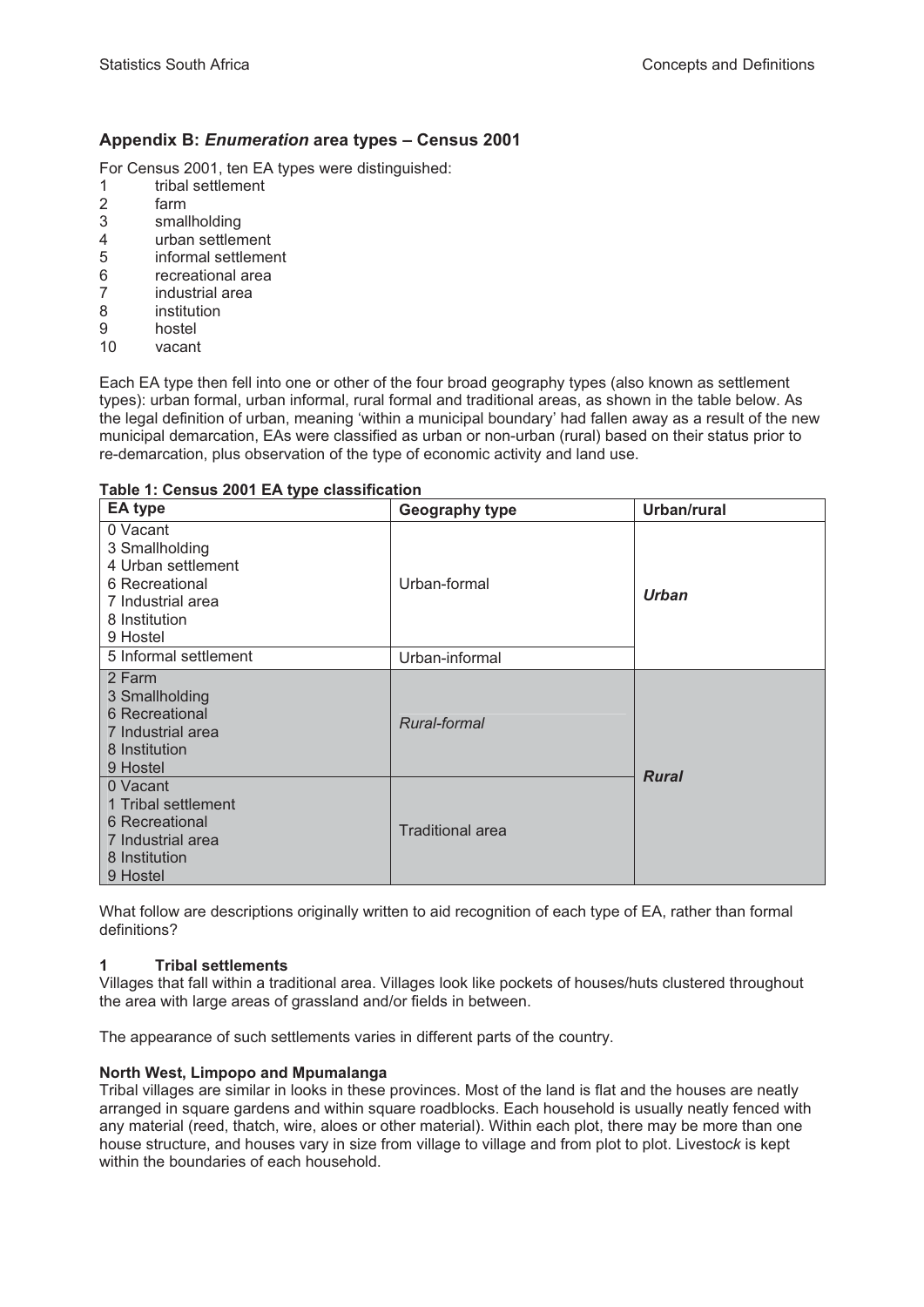## Appendix B: *Enumeration* area types – Census 2001

For Census 2001, ten EA types were distinguished:

1. tribal settlement
2. farm
3. smallholding
4. urban settlement
5. informal settlement
6. recreational area
7. industrial area
8. institution
9. hostel
10. vacant

Each EA type then fell into one or other of the four broad geography types (also known as settlement types): urban formal, urban informal, rural formal and traditional areas, as shown in the table below. As the legal definition of urban, meaning 'within a municipal boundary' had fallen away as a result of the new municipal demarcation, EAs were classified as urban or non-urban (rural) based on their status prior to re-demarcation, plus observation of the type of economic activity and land use.

**Table 1: Census 2001 EA type classification**

| EA type | Geography type | Urban/rural |
|---|---|---|
| 0 Vacant<br>3 Smallholding<br>4 Urban settlement<br>6 Recreational<br>7 Industrial area<br>8 Institution<br>9 Hostel | Urban-formal | ***Urban*** |
| 5 Informal settlement | Urban-informal | |
| 2 Farm<br>3 Smallholding<br>6 Recreational<br>7 Industrial area<br>8 Institution<br>9 Hostel | *Rural-formal* | ***Rural*** |
| 0 Vacant<br>1 Tribal settlement<br>6 Recreational<br>7 Industrial area<br>8 Institution<br>9 Hostel | Traditional area | |

What follow are descriptions originally written to aid recognition of each type of EA, rather than formal definitions?

### 1 Tribal settlements

Villages that fall within a traditional area. Villages look like pockets of houses/huts clustered throughout the area with large areas of grassland and/or fields in between.

The appearance of such settlements varies in different parts of the country.

**North West, Limpopo and Mpumalanga**

Tribal villages are similar in looks in these provinces. Most of the land is flat and the houses are neatly arranged in square gardens and within square roadblocks. Each household is usually neatly fenced with any material (reed, thatch, wire, aloes or other material). Within each plot, there may be more than one house structure, and houses vary in size from village to village and from plot to plot. Livestock is kept within the boundaries of each household.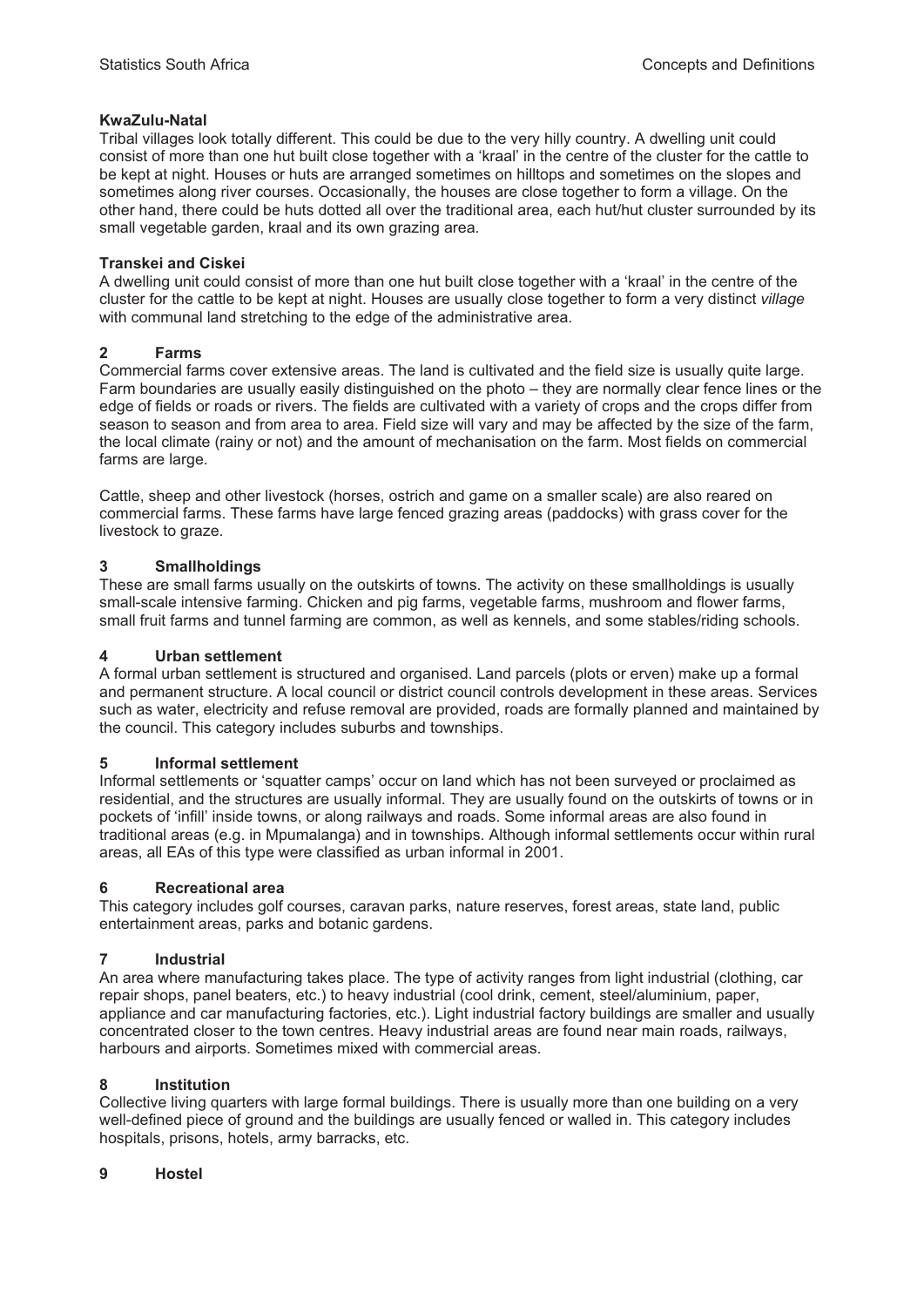**KwaZulu-Natal**

Tribal villages look totally different. This could be due to the very hilly country. A dwelling unit could consist of more than one hut built close together with a 'kraal' in the centre of the cluster for the cattle to be kept at night. Houses or huts are arranged sometimes on hilltops and sometimes on the slopes and sometimes along river courses. Occasionally, the houses are close together to form a village. On the other hand, there could be huts dotted all over the traditional area, each hut/hut cluster surrounded by its small vegetable garden, kraal and its own grazing area.

**Transkei and Ciskei**

A dwelling unit could consist of more than one hut built close together with a 'kraal' in the centre of the cluster for the cattle to be kept at night. Houses are usually close together to form a very distinct *village* with communal land stretching to the edge of the administrative area.

**2 Farms**

Commercial farms cover extensive areas. The land is cultivated and the field size is usually quite large. Farm boundaries are usually easily distinguished on the photo – they are normally clear fence lines or the edge of fields or roads or rivers. The fields are cultivated with a variety of crops and the crops differ from season to season and from area to area. Field size will vary and may be affected by the size of the farm, the local climate (rainy or not) and the amount of mechanisation on the farm. Most fields on commercial farms are large.

Cattle, sheep and other livestock (horses, ostrich and game on a smaller scale) are also reared on commercial farms. These farms have large fenced grazing areas (paddocks) with grass cover for the livestock to graze.

**3 Smallholdings**

These are small farms usually on the outskirts of towns. The activity on these smallholdings is usually small-scale intensive farming. Chicken and pig farms, vegetable farms, mushroom and flower farms, small fruit farms and tunnel farming are common, as well as kennels, and some stables/riding schools.

**4 Urban settlement**

A formal urban settlement is structured and organised. Land parcels (plots or erven) make up a formal and permanent structure. A local council or district council controls development in these areas. Services such as water, electricity and refuse removal are provided, roads are formally planned and maintained by the council. This category includes suburbs and townships.

**5 Informal settlement**

Informal settlements or 'squatter camps' occur on land which has not been surveyed or proclaimed as residential, and the structures are usually informal. They are usually found on the outskirts of towns or in pockets of 'infill' inside towns, or along railways and roads. Some informal areas are also found in traditional areas (e.g. in Mpumalanga) and in townships. Although informal settlements occur within rural areas, all EAs of this type were classified as urban informal in 2001.

**6 Recreational area**

This category includes golf courses, caravan parks, nature reserves, forest areas, state land, public entertainment areas, parks and botanic gardens.

**7 Industrial**

An area where manufacturing takes place. The type of activity ranges from light industrial (clothing, car repair shops, panel beaters, etc.) to heavy industrial (cool drink, cement, steel/aluminium, paper, appliance and car manufacturing factories, etc.). Light industrial factory buildings are smaller and usually concentrated closer to the town centres. Heavy industrial areas are found near main roads, railways, harbours and airports. Sometimes mixed with commercial areas.

**8 Institution**

Collective living quarters with large formal buildings. There is usually more than one building on a very well-defined piece of ground and the buildings are usually fenced or walled in. This category includes hospitals, prisons, hotels, army barracks, etc.

**9 Hostel**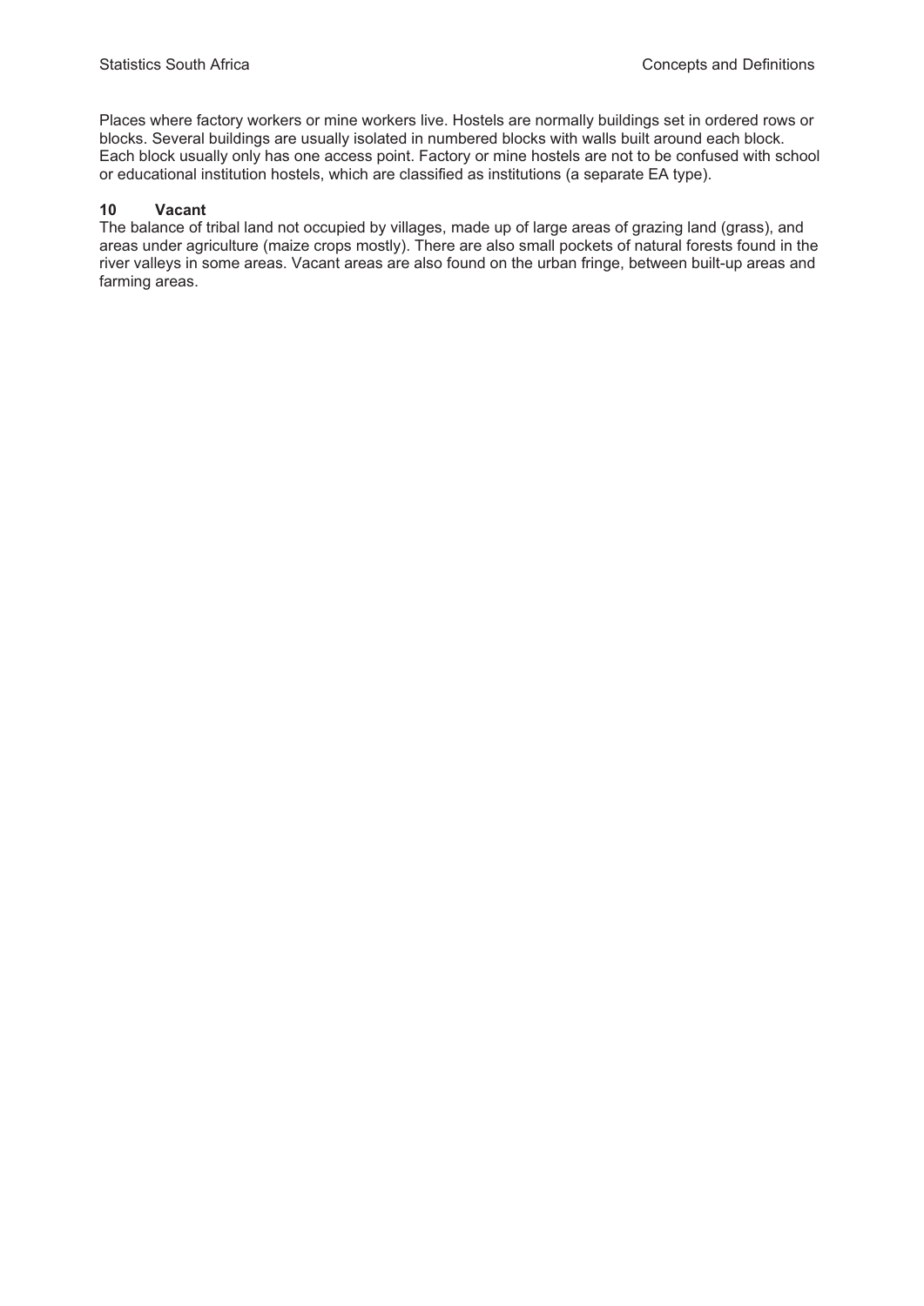Places where factory workers or mine workers live. Hostels are normally buildings set in ordered rows or blocks. Several buildings are usually isolated in numbered blocks with walls built around each block. Each block usually only has one access point. Factory or mine hostels are not to be confused with school or educational institution hostels, which are classified as institutions (a separate EA type).

**10 Vacant**

The balance of tribal land not occupied by villages, made up of large areas of grazing land (grass), and areas under agriculture (maize crops mostly). There are also small pockets of natural forests found in the river valleys in some areas. Vacant areas are also found on the urban fringe, between built-up areas and farming areas.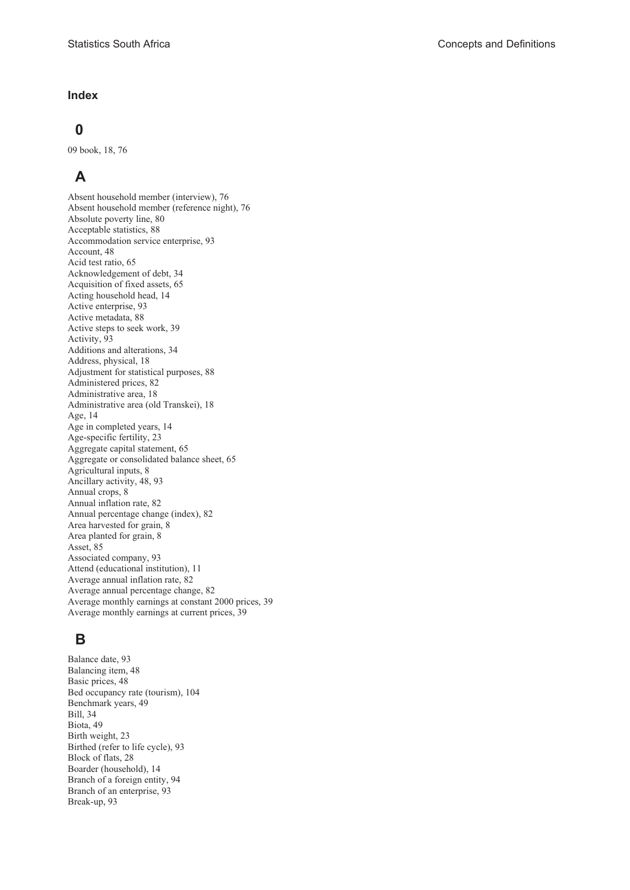## Index

### 0

09 book, 18, 76

### A

Absent household member (interview), 76
Absent household member (reference night), 76
Absolute poverty line, 80
Acceptable statistics, 88
Accommodation service enterprise, 93
Account, 48
Acid test ratio, 65
Acknowledgement of debt, 34
Acquisition of fixed assets, 65
Acting household head, 14
Active enterprise, 93
Active metadata, 88
Active steps to seek work, 39
Activity, 93
Additions and alterations, 34
Address, physical, 18
Adjustment for statistical purposes, 88
Administered prices, 82
Administrative area, 18
Administrative area (old Transkei), 18
Age, 14
Age in completed years, 14
Age-specific fertility, 23
Aggregate capital statement, 65
Aggregate or consolidated balance sheet, 65
Agricultural inputs, 8
Ancillary activity, 48, 93
Annual crops, 8
Annual inflation rate, 82
Annual percentage change (index), 82
Area harvested for grain, 8
Area planted for grain, 8
Asset, 85
Associated company, 93
Attend (educational institution), 11
Average annual inflation rate, 82
Average annual percentage change, 82
Average monthly earnings at constant 2000 prices, 39
Average monthly earnings at current prices, 39

### B

Balance date, 93
Balancing item, 48
Basic prices, 48
Bed occupancy rate (tourism), 104
Benchmark years, 49
Bill, 34
Biota, 49
Birth weight, 23
Birthed (refer to life cycle), 93
Block of flats, 28
Boarder (household), 14
Branch of a foreign entity, 94
Branch of an enterprise, 93
Break-up, 93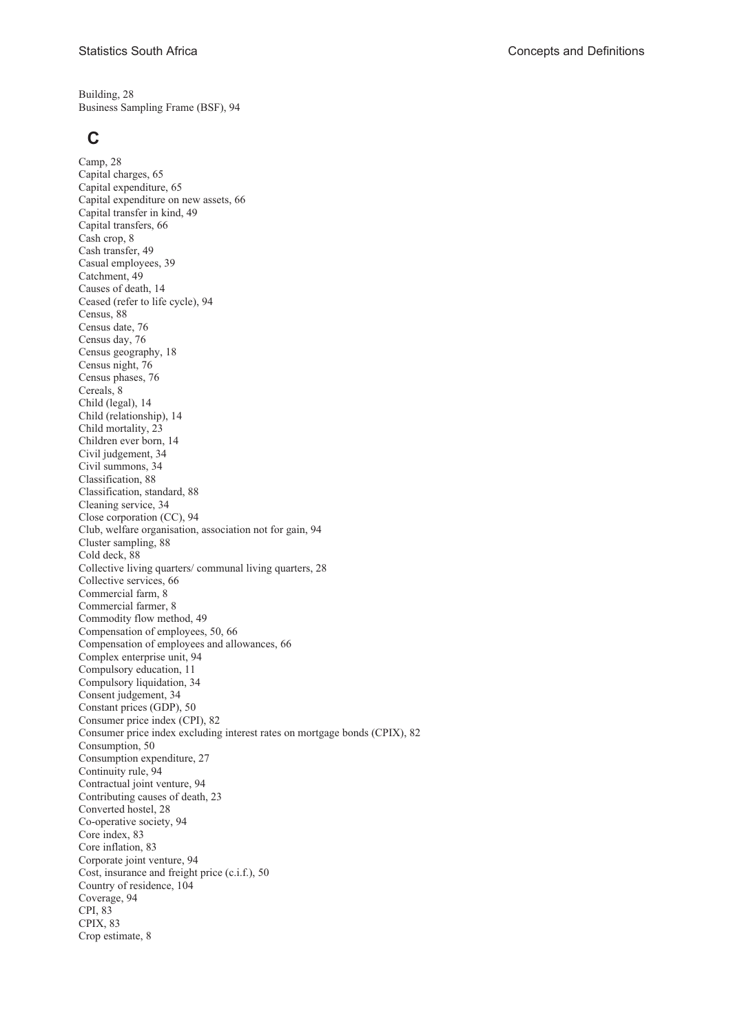Building, 28
Business Sampling Frame (BSF), 94

## C

Camp, 28
Capital charges, 65
Capital expenditure, 65
Capital expenditure on new assets, 66
Capital transfer in kind, 49
Capital transfers, 66
Cash crop, 8
Cash transfer, 49
Casual employees, 39
Catchment, 49
Causes of death, 14
Ceased (refer to life cycle), 94
Census, 88
Census date, 76
Census day, 76
Census geography, 18
Census night, 76
Census phases, 76
Cereals, 8
Child (legal), 14
Child (relationship), 14
Child mortality, 23
Children ever born, 14
Civil judgement, 34
Civil summons, 34
Classification, 88
Classification, standard, 88
Cleaning service, 34
Close corporation (CC), 94
Club, welfare organisation, association not for gain, 94
Cluster sampling, 88
Cold deck, 88
Collective living quarters/ communal living quarters, 28
Collective services, 66
Commercial farm, 8
Commercial farmer, 8
Commodity flow method, 49
Compensation of employees, 50, 66
Compensation of employees and allowances, 66
Complex enterprise unit, 94
Compulsory education, 11
Compulsory liquidation, 34
Consent judgement, 34
Constant prices (GDP), 50
Consumer price index (CPI), 82
Consumer price index excluding interest rates on mortgage bonds (CPIX), 82
Consumption, 50
Consumption expenditure, 27
Continuity rule, 94
Contractual joint venture, 94
Contributing causes of death, 23
Converted hostel, 28
Co-operative society, 94
Core index, 83
Core inflation, 83
Corporate joint venture, 94
Cost, insurance and freight price (c.i.f.), 50
Country of residence, 104
Coverage, 94
CPI, 83
CPIX, 83
Crop estimate, 8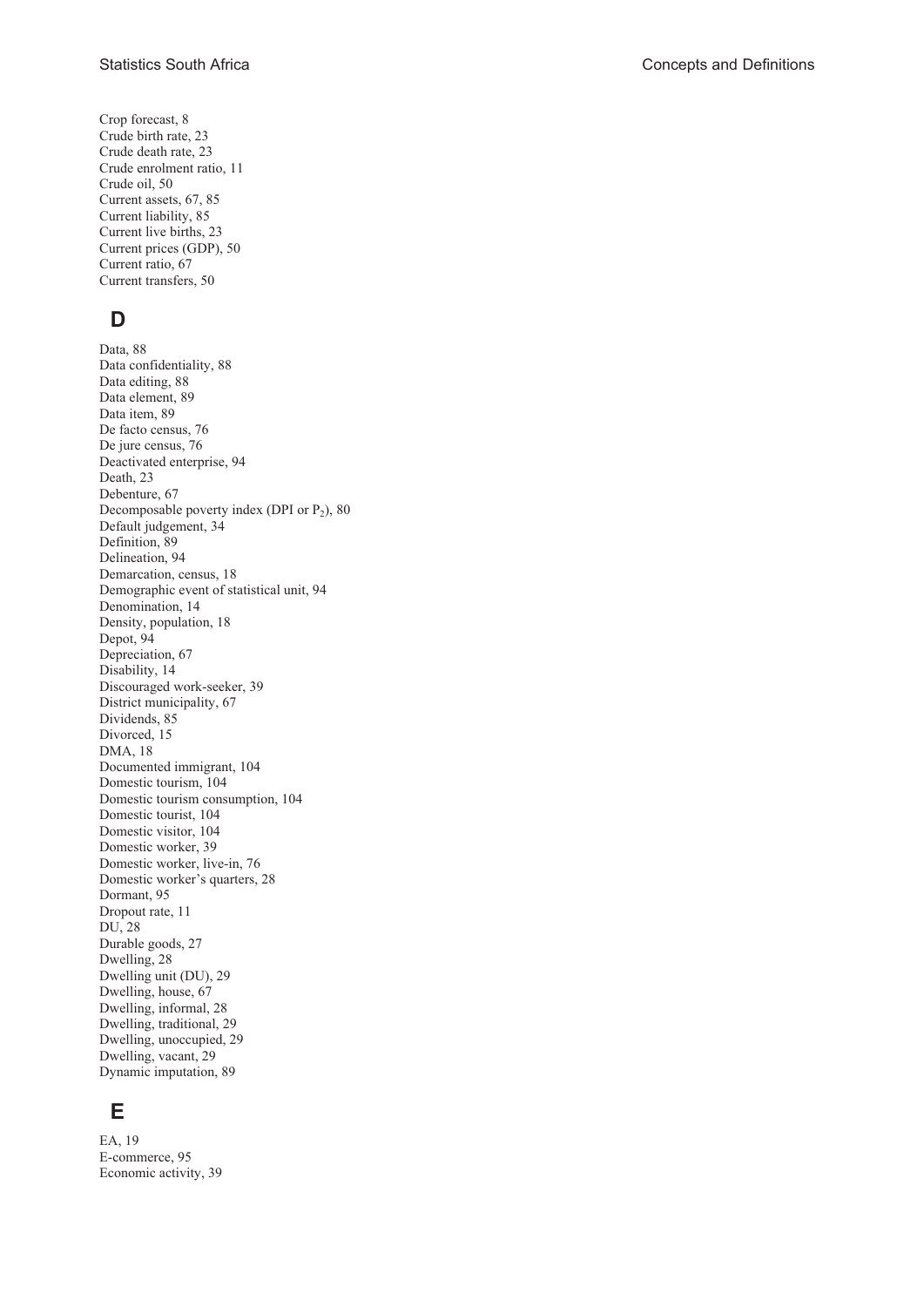Crop forecast, 8
Crude birth rate, 23
Crude death rate, 23
Crude enrolment ratio, 11
Crude oil, 50
Current assets, 67, 85
Current liability, 85
Current live births, 23
Current prices (GDP), 50
Current ratio, 67
Current transfers, 50

## D

Data, 88
Data confidentiality, 88
Data editing, 88
Data element, 89
Data item, 89
De facto census, 76
De jure census, 76
Deactivated enterprise, 94
Death, 23
Debenture, 67
Decomposable poverty index (DPI or $P_2$), 80
Default judgement, 34
Definition, 89
Delineation, 94
Demarcation, census, 18
Demographic event of statistical unit, 94
Denomination, 14
Density, population, 18
Depot, 94
Depreciation, 67
Disability, 14
Discouraged work-seeker, 39
District municipality, 67
Dividends, 85
Divorced, 15
DMA, 18
Documented immigrant, 104
Domestic tourism, 104
Domestic tourism consumption, 104
Domestic tourist, 104
Domestic visitor, 104
Domestic worker, 39
Domestic worker, live-in, 76
Domestic worker's quarters, 28
Dormant, 95
Dropout rate, 11
DU, 28
Durable goods, 27
Dwelling, 28
Dwelling unit (DU), 29
Dwelling, house, 67
Dwelling, informal, 28
Dwelling, traditional, 29
Dwelling, unoccupied, 29
Dwelling, vacant, 29
Dynamic imputation, 89

## E

EA, 19
E-commerce, 95
Economic activity, 39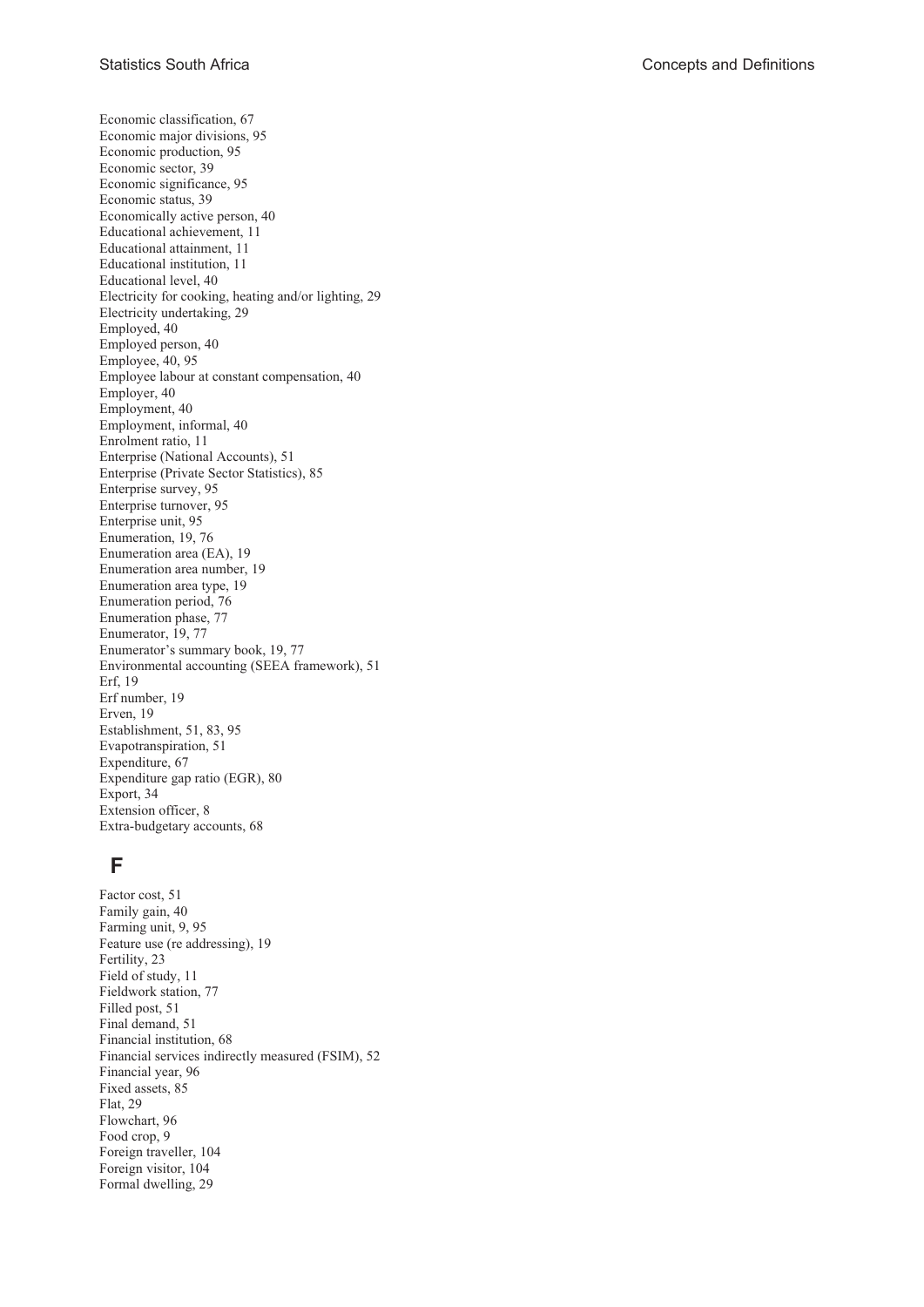Economic classification, 67
Economic major divisions, 95
Economic production, 95
Economic sector, 39
Economic significance, 95
Economic status, 39
Economically active person, 40
Educational achievement, 11
Educational attainment, 11
Educational institution, 11
Educational level, 40
Electricity for cooking, heating and/or lighting, 29
Electricity undertaking, 29
Employed, 40
Employed person, 40
Employee, 40, 95
Employee labour at constant compensation, 40
Employer, 40
Employment, 40
Employment, informal, 40
Enrolment ratio, 11
Enterprise (National Accounts), 51
Enterprise (Private Sector Statistics), 85
Enterprise survey, 95
Enterprise turnover, 95
Enterprise unit, 95
Enumeration, 19, 76
Enumeration area (EA), 19
Enumeration area number, 19
Enumeration area type, 19
Enumeration period, 76
Enumeration phase, 77
Enumerator, 19, 77
Enumerator's summary book, 19, 77
Environmental accounting (SEEA framework), 51
Erf, 19
Erf number, 19
Erven, 19
Establishment, 51, 83, 95
Evapotranspiration, 51
Expenditure, 67
Expenditure gap ratio (EGR), 80
Export, 34
Extension officer, 8
Extra-budgetary accounts, 68

## F

Factor cost, 51
Family gain, 40
Farming unit, 9, 95
Feature use (re addressing), 19
Fertility, 23
Field of study, 11
Fieldwork station, 77
Filled post, 51
Final demand, 51
Financial institution, 68
Financial services indirectly measured (FSIM), 52
Financial year, 96
Fixed assets, 85
Flat, 29
Flowchart, 96
Food crop, 9
Foreign traveller, 104
Foreign visitor, 104
Formal dwelling, 29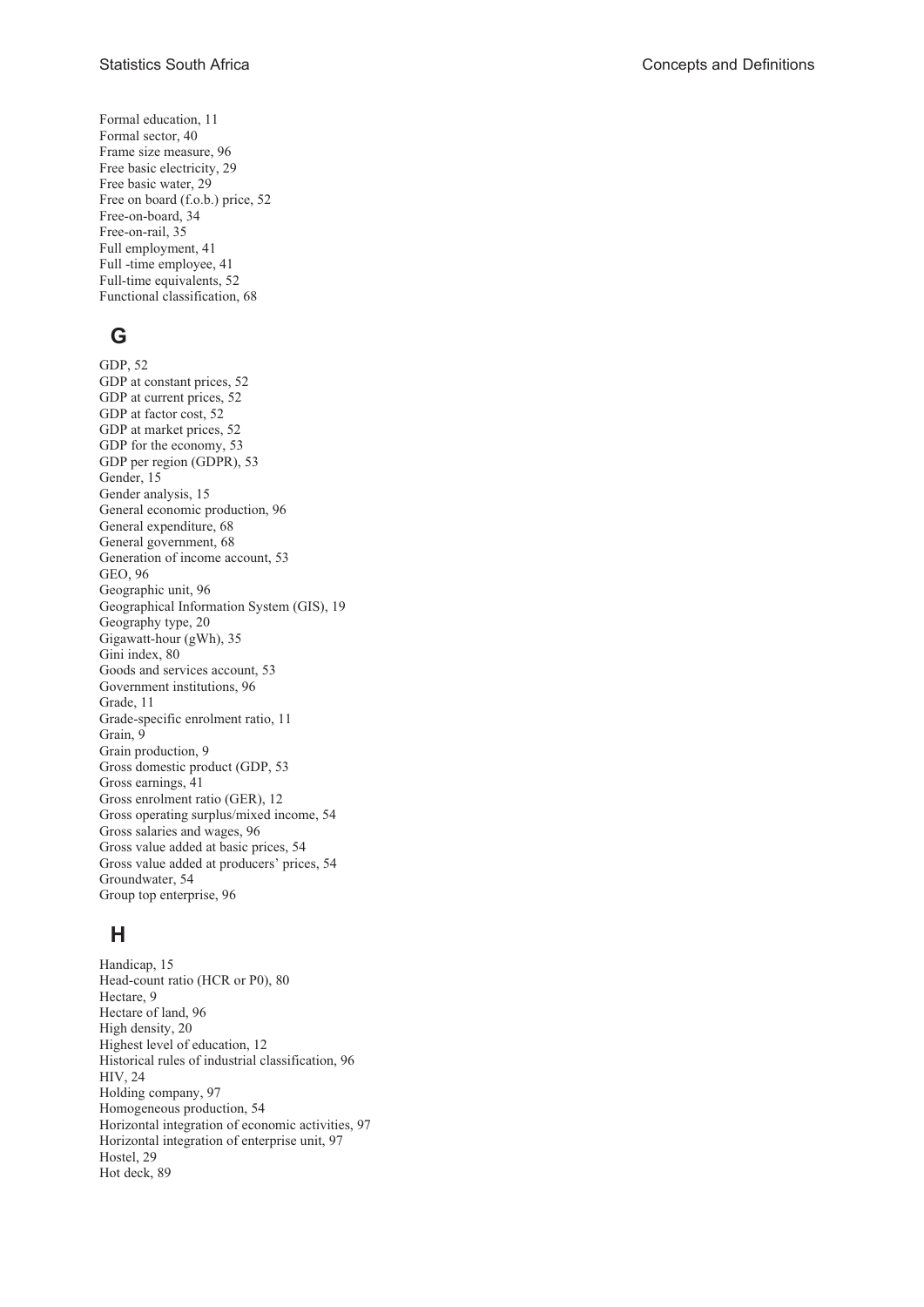Formal education, 11
Formal sector, 40
Frame size measure, 96
Free basic electricity, 29
Free basic water, 29
Free on board (f.o.b.) price, 52
Free-on-board, 34
Free-on-rail, 35
Full employment, 41
Full -time employee, 41
Full-time equivalents, 52
Functional classification, 68

## G

GDP, 52
GDP at constant prices, 52
GDP at current prices, 52
GDP at factor cost, 52
GDP at market prices, 52
GDP for the economy, 53
GDP per region (GDPR), 53
Gender, 15
Gender analysis, 15
General economic production, 96
General expenditure, 68
General government, 68
Generation of income account, 53
GEO, 96
Geographic unit, 96
Geographical Information System (GIS), 19
Geography type, 20
Gigawatt-hour (gWh), 35
Gini index, 80
Goods and services account, 53
Government institutions, 96
Grade, 11
Grade-specific enrolment ratio, 11
Grain, 9
Grain production, 9
Gross domestic product (GDP, 53
Gross earnings, 41
Gross enrolment ratio (GER), 12
Gross operating surplus/mixed income, 54
Gross salaries and wages, 96
Gross value added at basic prices, 54
Gross value added at producers' prices, 54
Groundwater, 54
Group top enterprise, 96

## H

Handicap, 15
Head-count ratio (HCR or P0), 80
Hectare, 9
Hectare of land, 96
High density, 20
Highest level of education, 12
Historical rules of industrial classification, 96
HIV, 24
Holding company, 97
Homogeneous production, 54
Horizontal integration of economic activities, 97
Horizontal integration of enterprise unit, 97
Hostel, 29
Hot deck, 89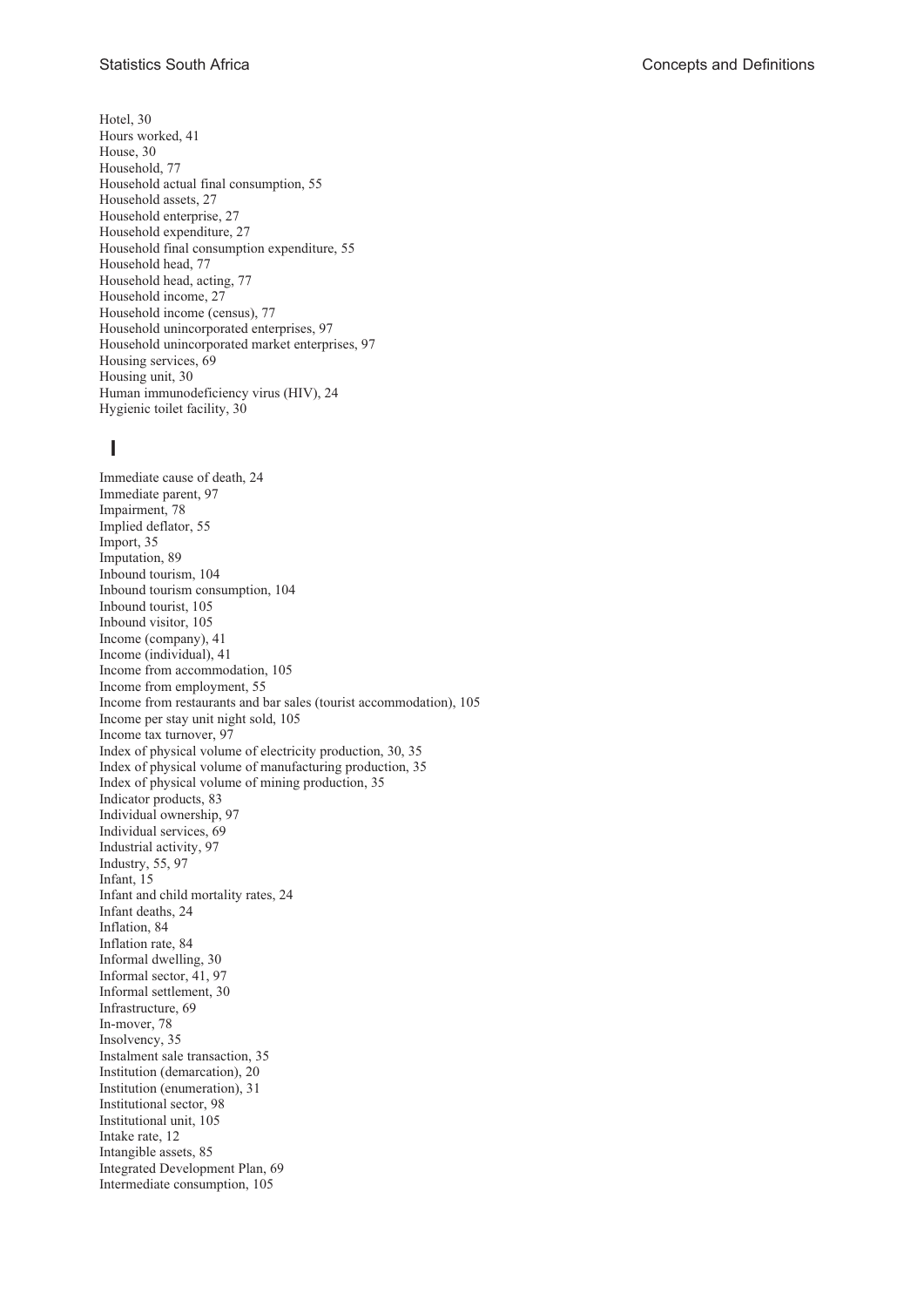Hotel, 30
Hours worked, 41
House, 30
Household, 77
Household actual final consumption, 55
Household assets, 27
Household enterprise, 27
Household expenditure, 27
Household final consumption expenditure, 55
Household head, 77
Household head, acting, 77
Household income, 27
Household income (census), 77
Household unincorporated enterprises, 97
Household unincorporated market enterprises, 97
Housing services, 69
Housing unit, 30
Human immunodeficiency virus (HIV), 24
Hygienic toilet facility, 30

## I

Immediate cause of death, 24
Immediate parent, 97
Impairment, 78
Implied deflator, 55
Import, 35
Imputation, 89
Inbound tourism, 104
Inbound tourism consumption, 104
Inbound tourist, 105
Inbound visitor, 105
Income (company), 41
Income (individual), 41
Income from accommodation, 105
Income from employment, 55
Income from restaurants and bar sales (tourist accommodation), 105
Income per stay unit night sold, 105
Income tax turnover, 97
Index of physical volume of electricity production, 30, 35
Index of physical volume of manufacturing production, 35
Index of physical volume of mining production, 35
Indicator products, 83
Individual ownership, 97
Individual services, 69
Industrial activity, 97
Industry, 55, 97
Infant, 15
Infant and child mortality rates, 24
Infant deaths, 24
Inflation, 84
Inflation rate, 84
Informal dwelling, 30
Informal sector, 41, 97
Informal settlement, 30
Infrastructure, 69
In-mover, 78
Insolvency, 35
Instalment sale transaction, 35
Institution (demarcation), 20
Institution (enumeration), 31
Institutional sector, 98
Institutional unit, 105
Intake rate, 12
Intangible assets, 85
Integrated Development Plan, 69
Intermediate consumption, 105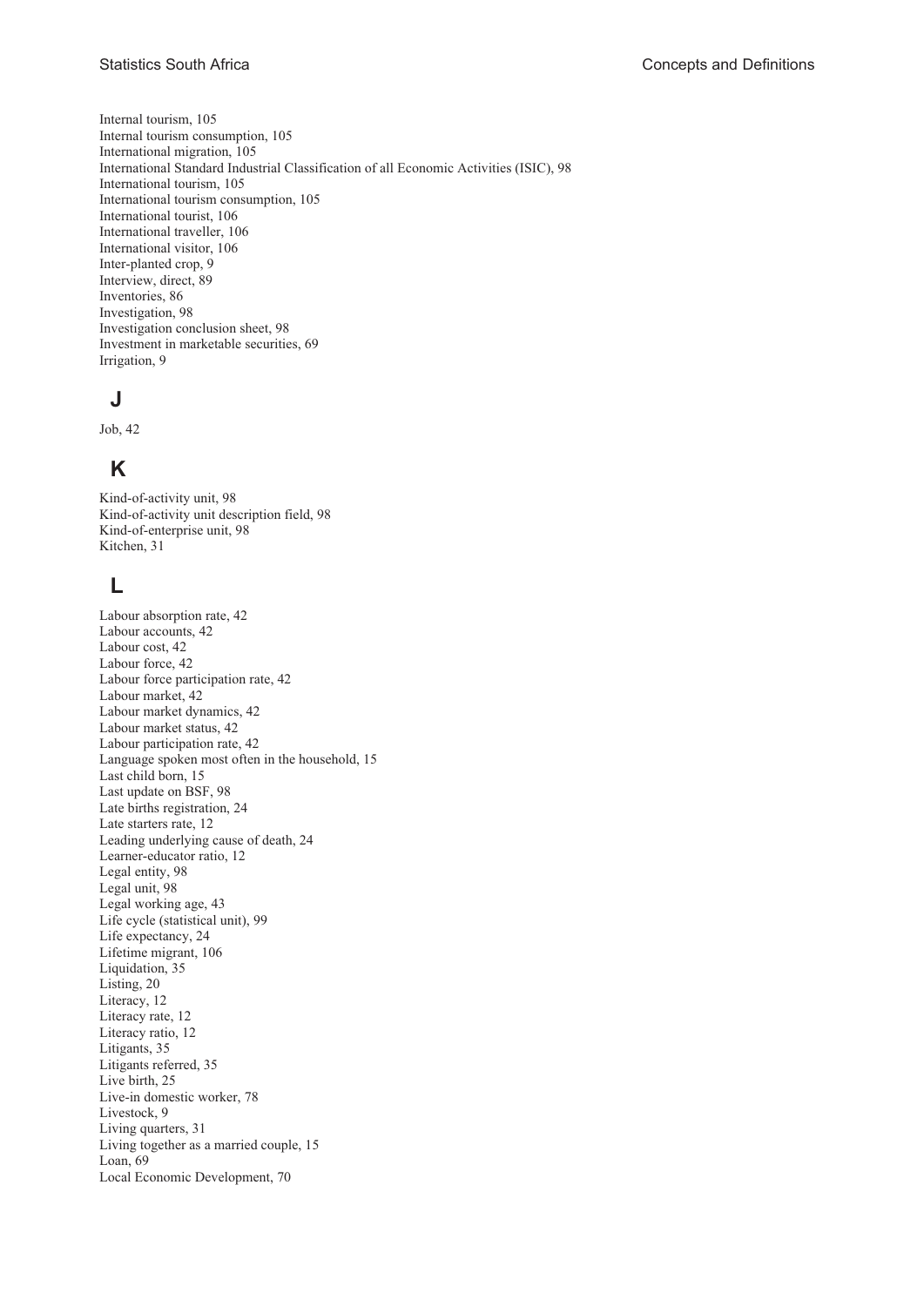Internal tourism, 105
Internal tourism consumption, 105
International migration, 105
International Standard Industrial Classification of all Economic Activities (ISIC), 98
International tourism, 105
International tourism consumption, 105
International tourist, 106
International traveller, 106
International visitor, 106
Inter-planted crop, 9
Interview, direct, 89
Inventories, 86
Investigation, 98
Investigation conclusion sheet, 98
Investment in marketable securities, 69
Irrigation, 9

## J

Job, 42

## K

Kind-of-activity unit, 98
Kind-of-activity unit description field, 98
Kind-of-enterprise unit, 98
Kitchen, 31

## L

Labour absorption rate, 42
Labour accounts, 42
Labour cost, 42
Labour force, 42
Labour force participation rate, 42
Labour market, 42
Labour market dynamics, 42
Labour market status, 42
Labour participation rate, 42
Language spoken most often in the household, 15
Last child born, 15
Last update on BSF, 98
Late births registration, 24
Late starters rate, 12
Leading underlying cause of death, 24
Learner-educator ratio, 12
Legal entity, 98
Legal unit, 98
Legal working age, 43
Life cycle (statistical unit), 99
Life expectancy, 24
Lifetime migrant, 106
Liquidation, 35
Listing, 20
Literacy, 12
Literacy rate, 12
Literacy ratio, 12
Litigants, 35
Litigants referred, 35
Live birth, 25
Live-in domestic worker, 78
Livestock, 9
Living quarters, 31
Living together as a married couple, 15
Loan, 69
Local Economic Development, 70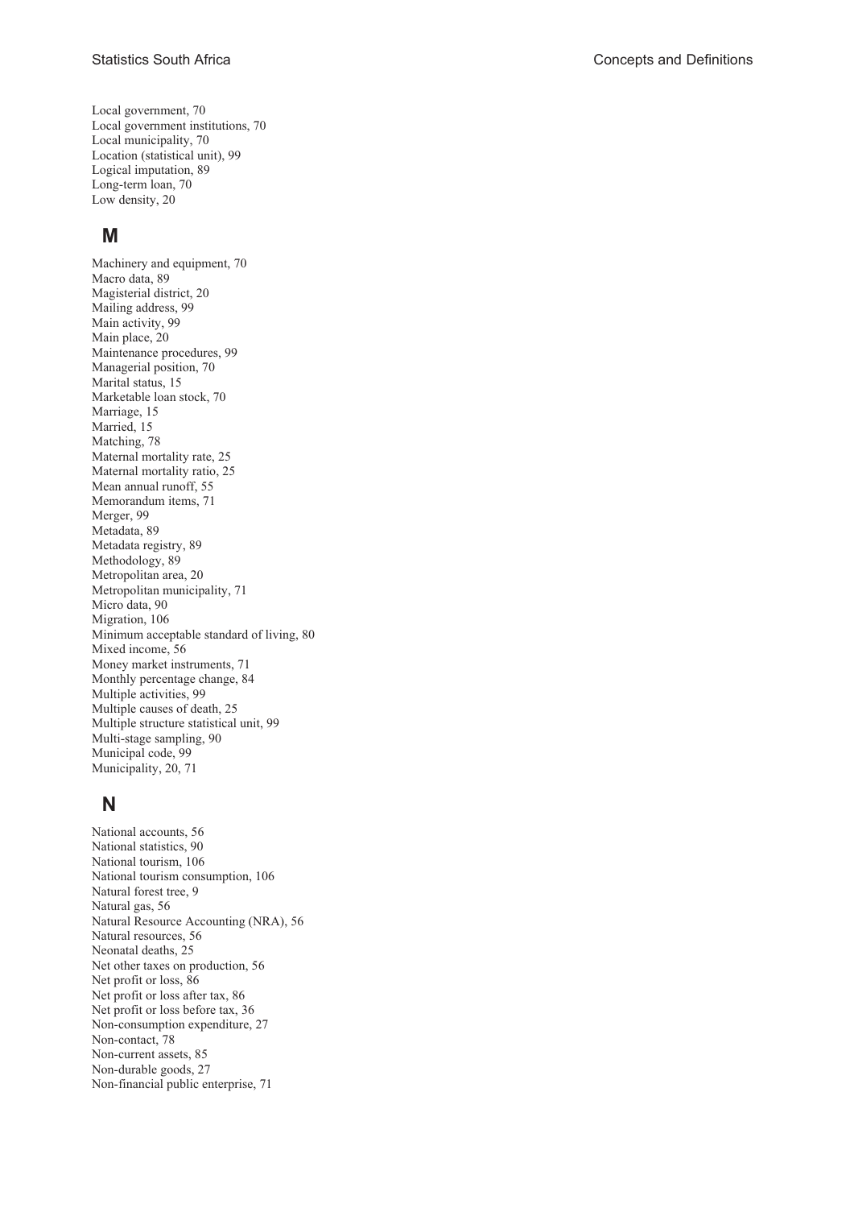Local government, 70
Local government institutions, 70
Local municipality, 70
Location (statistical unit), 99
Logical imputation, 89
Long-term loan, 70
Low density, 20

## M

Machinery and equipment, 70
Macro data, 89
Magisterial district, 20
Mailing address, 99
Main activity, 99
Main place, 20
Maintenance procedures, 99
Managerial position, 70
Marital status, 15
Marketable loan stock, 70
Marriage, 15
Married, 15
Matching, 78
Maternal mortality rate, 25
Maternal mortality ratio, 25
Mean annual runoff, 55
Memorandum items, 71
Merger, 99
Metadata, 89
Metadata registry, 89
Methodology, 89
Metropolitan area, 20
Metropolitan municipality, 71
Micro data, 90
Migration, 106
Minimum acceptable standard of living, 80
Mixed income, 56
Money market instruments, 71
Monthly percentage change, 84
Multiple activities, 99
Multiple causes of death, 25
Multiple structure statistical unit, 99
Multi-stage sampling, 90
Municipal code, 99
Municipality, 20, 71

## N

National accounts, 56
National statistics, 90
National tourism, 106
National tourism consumption, 106
Natural forest tree, 9
Natural gas, 56
Natural Resource Accounting (NRA), 56
Natural resources, 56
Neonatal deaths, 25
Net other taxes on production, 56
Net profit or loss, 86
Net profit or loss after tax, 86
Net profit or loss before tax, 36
Non-consumption expenditure, 27
Non-contact, 78
Non-current assets, 85
Non-durable goods, 27
Non-financial public enterprise, 71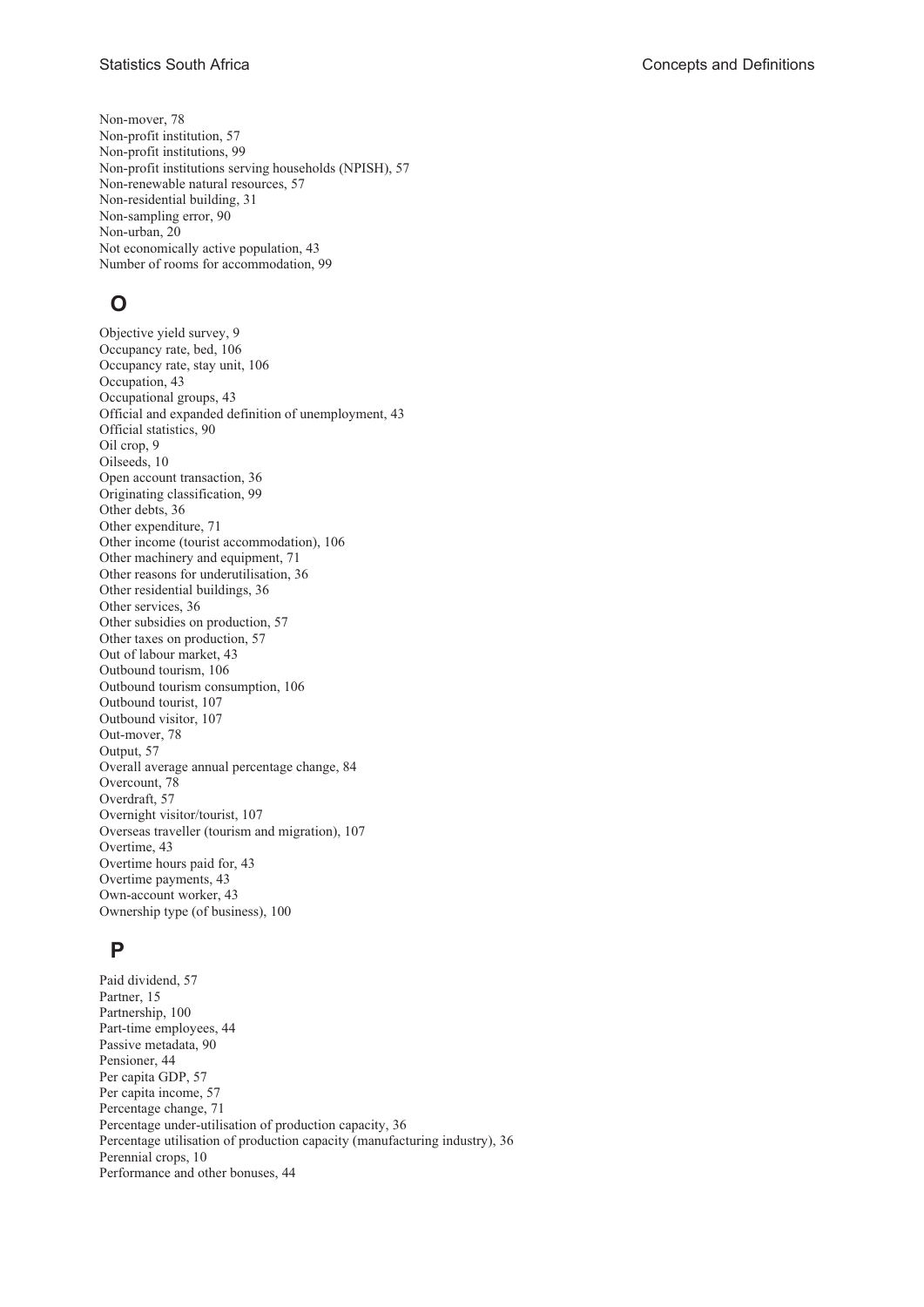Non-mover, 78
Non-profit institution, 57
Non-profit institutions, 99
Non-profit institutions serving households (NPISH), 57
Non-renewable natural resources, 57
Non-residential building, 31
Non-sampling error, 90
Non-urban, 20
Not economically active population, 43
Number of rooms for accommodation, 99

## O

Objective yield survey, 9
Occupancy rate, bed, 106
Occupancy rate, stay unit, 106
Occupation, 43
Occupational groups, 43
Official and expanded definition of unemployment, 43
Official statistics, 90
Oil crop, 9
Oilseeds, 10
Open account transaction, 36
Originating classification, 99
Other debts, 36
Other expenditure, 71
Other income (tourist accommodation), 106
Other machinery and equipment, 71
Other reasons for underutilisation, 36
Other residential buildings, 36
Other services, 36
Other subsidies on production, 57
Other taxes on production, 57
Out of labour market, 43
Outbound tourism, 106
Outbound tourism consumption, 106
Outbound tourist, 107
Outbound visitor, 107
Out-mover, 78
Output, 57
Overall average annual percentage change, 84
Overcount, 78
Overdraft, 57
Overnight visitor/tourist, 107
Overseas traveller (tourism and migration), 107
Overtime, 43
Overtime hours paid for, 43
Overtime payments, 43
Own-account worker, 43
Ownership type (of business), 100

## P

Paid dividend, 57
Partner, 15
Partnership, 100
Part-time employees, 44
Passive metadata, 90
Pensioner, 44
Per capita GDP, 57
Per capita income, 57
Percentage change, 71
Percentage under-utilisation of production capacity, 36
Percentage utilisation of production capacity (manufacturing industry), 36
Perennial crops, 10
Performance and other bonuses, 44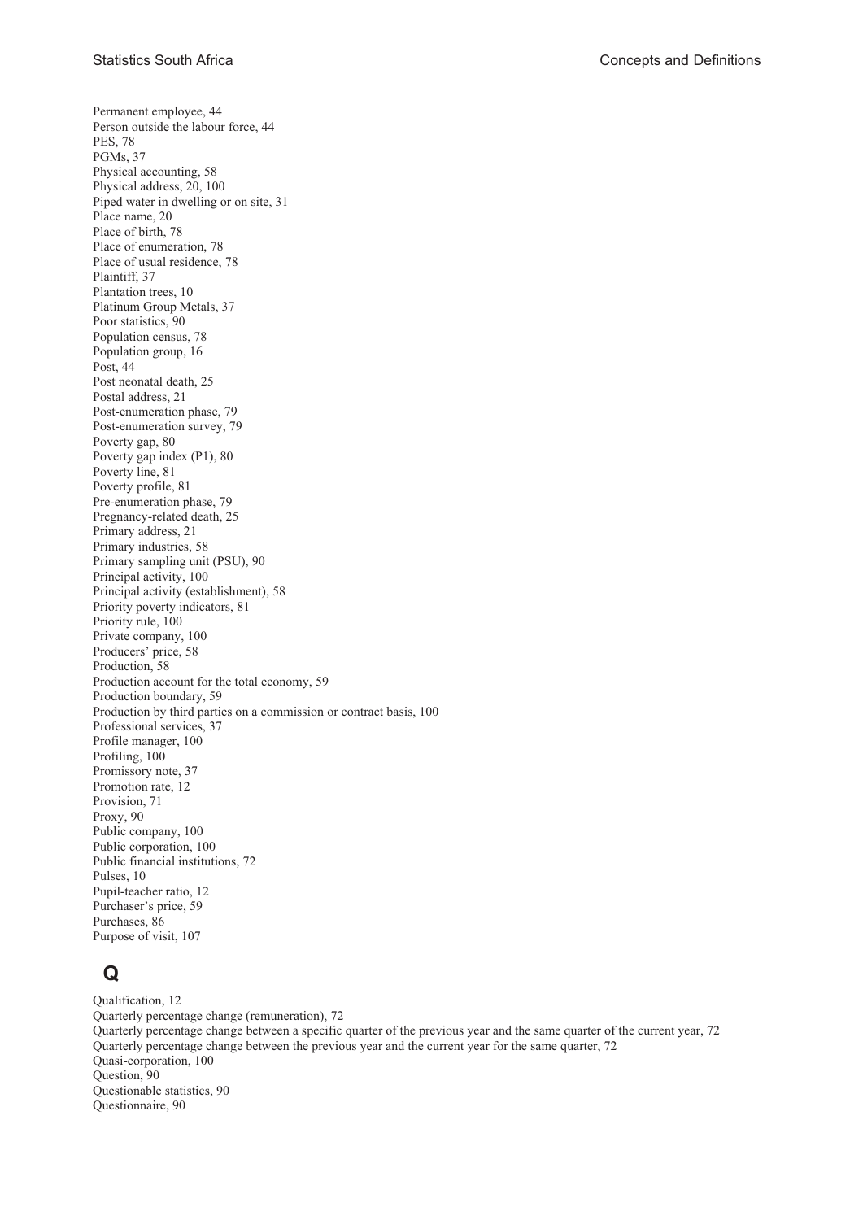Permanent employee, 44
Person outside the labour force, 44
PES, 78
PGMs, 37
Physical accounting, 58
Physical address, 20, 100
Piped water in dwelling or on site, 31
Place name, 20
Place of birth, 78
Place of enumeration, 78
Place of usual residence, 78
Plaintiff, 37
Plantation trees, 10
Platinum Group Metals, 37
Poor statistics, 90
Population census, 78
Population group, 16
Post, 44
Post neonatal death, 25
Postal address, 21
Post-enumeration phase, 79
Post-enumeration survey, 79
Poverty gap, 80
Poverty gap index (P1), 80
Poverty line, 81
Poverty profile, 81
Pre-enumeration phase, 79
Pregnancy-related death, 25
Primary address, 21
Primary industries, 58
Primary sampling unit (PSU), 90
Principal activity, 100
Principal activity (establishment), 58
Priority poverty indicators, 81
Priority rule, 100
Private company, 100
Producers' price, 58
Production, 58
Production account for the total economy, 59
Production boundary, 59
Production by third parties on a commission or contract basis, 100
Professional services, 37
Profile manager, 100
Profiling, 100
Promissory note, 37
Promotion rate, 12
Provision, 71
Proxy, 90
Public company, 100
Public corporation, 100
Public financial institutions, 72
Pulses, 10
Pupil-teacher ratio, 12
Purchaser's price, 59
Purchases, 86
Purpose of visit, 107

## Q

Qualification, 12
Quarterly percentage change (remuneration), 72
Quarterly percentage change between a specific quarter of the previous year and the same quarter of the current year, 72
Quarterly percentage change between the previous year and the current year for the same quarter, 72
Quasi-corporation, 100
Question, 90
Questionable statistics, 90
Questionnaire, 90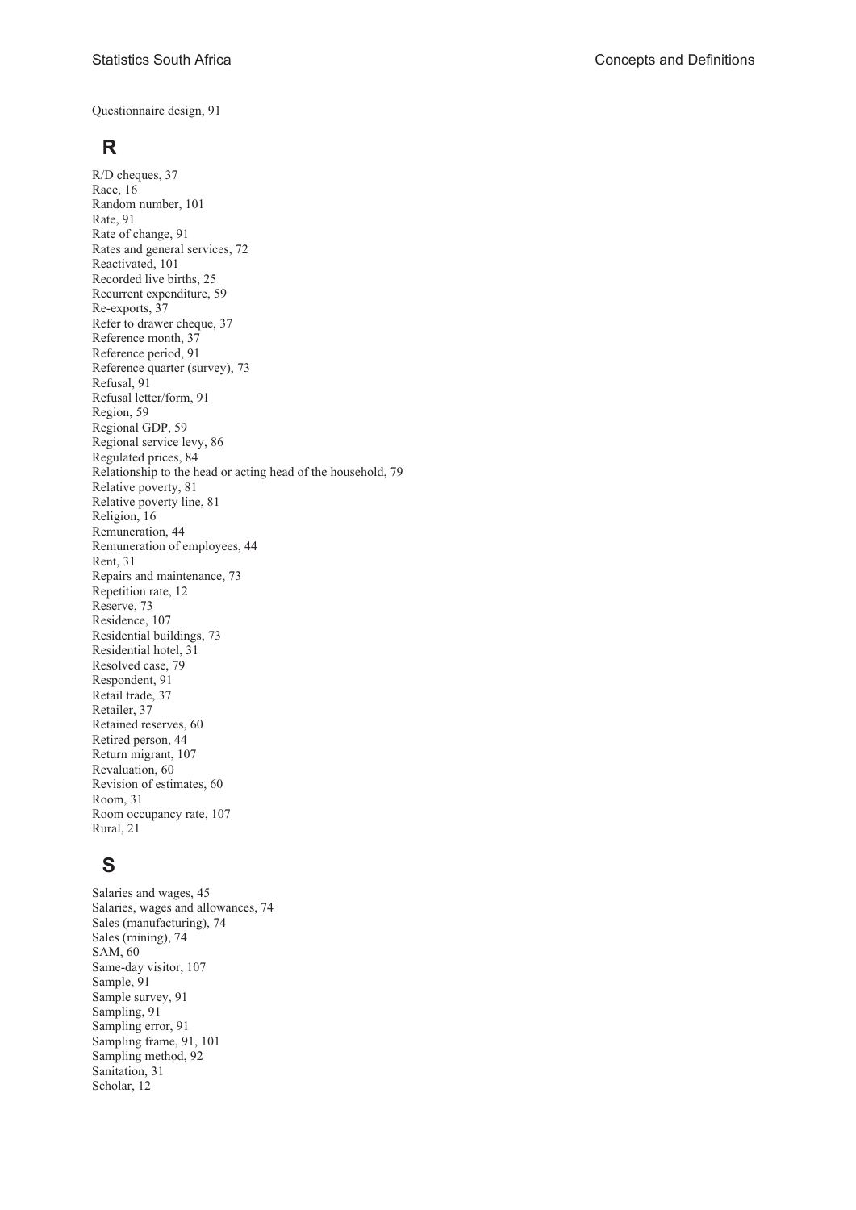Questionnaire design, 91

## R

R/D cheques, 37
Race, 16
Random number, 101
Rate, 91
Rate of change, 91
Rates and general services, 72
Reactivated, 101
Recorded live births, 25
Recurrent expenditure, 59
Re-exports, 37
Refer to drawer cheque, 37
Reference month, 37
Reference period, 91
Reference quarter (survey), 73
Refusal, 91
Refusal letter/form, 91
Region, 59
Regional GDP, 59
Regional service levy, 86
Regulated prices, 84
Relationship to the head or acting head of the household, 79
Relative poverty, 81
Relative poverty line, 81
Religion, 16
Remuneration, 44
Remuneration of employees, 44
Rent, 31
Repairs and maintenance, 73
Repetition rate, 12
Reserve, 73
Residence, 107
Residential buildings, 73
Residential hotel, 31
Resolved case, 79
Respondent, 91
Retail trade, 37
Retailer, 37
Retained reserves, 60
Retired person, 44
Return migrant, 107
Revaluation, 60
Revision of estimates, 60
Room, 31
Room occupancy rate, 107
Rural, 21

## S

Salaries and wages, 45
Salaries, wages and allowances, 74
Sales (manufacturing), 74
Sales (mining), 74
SAM, 60
Same-day visitor, 107
Sample, 91
Sample survey, 91
Sampling, 91
Sampling error, 91
Sampling frame, 91, 101
Sampling method, 92
Sanitation, 31
Scholar, 12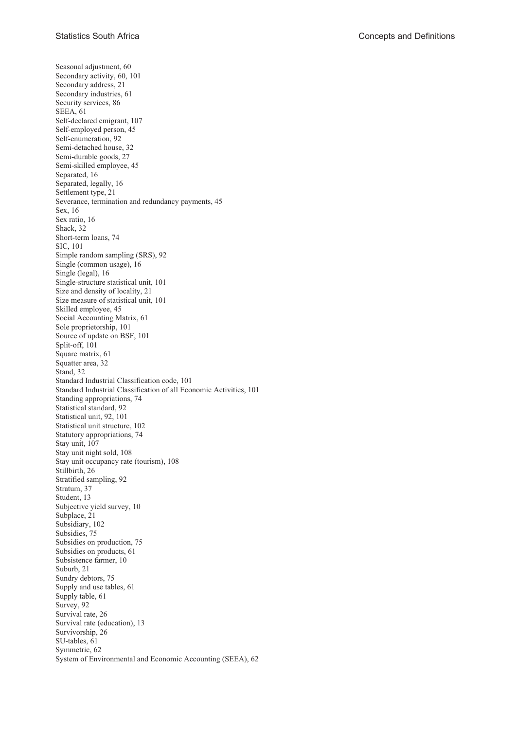Seasonal adjustment, 60
Secondary activity, 60, 101
Secondary address, 21
Secondary industries, 61
Security services, 86
SEEA, 61
Self-declared emigrant, 107
Self-employed person, 45
Self-enumeration, 92
Semi-detached house, 32
Semi-durable goods, 27
Semi-skilled employee, 45
Separated, 16
Separated, legally, 16
Settlement type, 21
Severance, termination and redundancy payments, 45
Sex, 16
Sex ratio, 16
Shack, 32
Short-term loans, 74
SIC, 101
Simple random sampling (SRS), 92
Single (common usage), 16
Single (legal), 16
Single-structure statistical unit, 101
Size and density of locality, 21
Size measure of statistical unit, 101
Skilled employee, 45
Social Accounting Matrix, 61
Sole proprietorship, 101
Source of update on BSF, 101
Split-off, 101
Square matrix, 61
Squatter area, 32
Stand, 32
Standard Industrial Classification code, 101
Standard Industrial Classification of all Economic Activities, 101
Standing appropriations, 74
Statistical standard, 92
Statistical unit, 92, 101
Statistical unit structure, 102
Statutory appropriations, 74
Stay unit, 107
Stay unit night sold, 108
Stay unit occupancy rate (tourism), 108
Stillbirth, 26
Stratified sampling, 92
Stratum, 37
Student, 13
Subjective yield survey, 10
Subplace, 21
Subsidiary, 102
Subsidies, 75
Subsidies on production, 75
Subsidies on products, 61
Subsistence farmer, 10
Suburb, 21
Sundry debtors, 75
Supply and use tables, 61
Supply table, 61
Survey, 92
Survival rate, 26
Survival rate (education), 13
Survivorship, 26
SU-tables, 61
Symmetric, 62
System of Environmental and Economic Accounting (SEEA), 62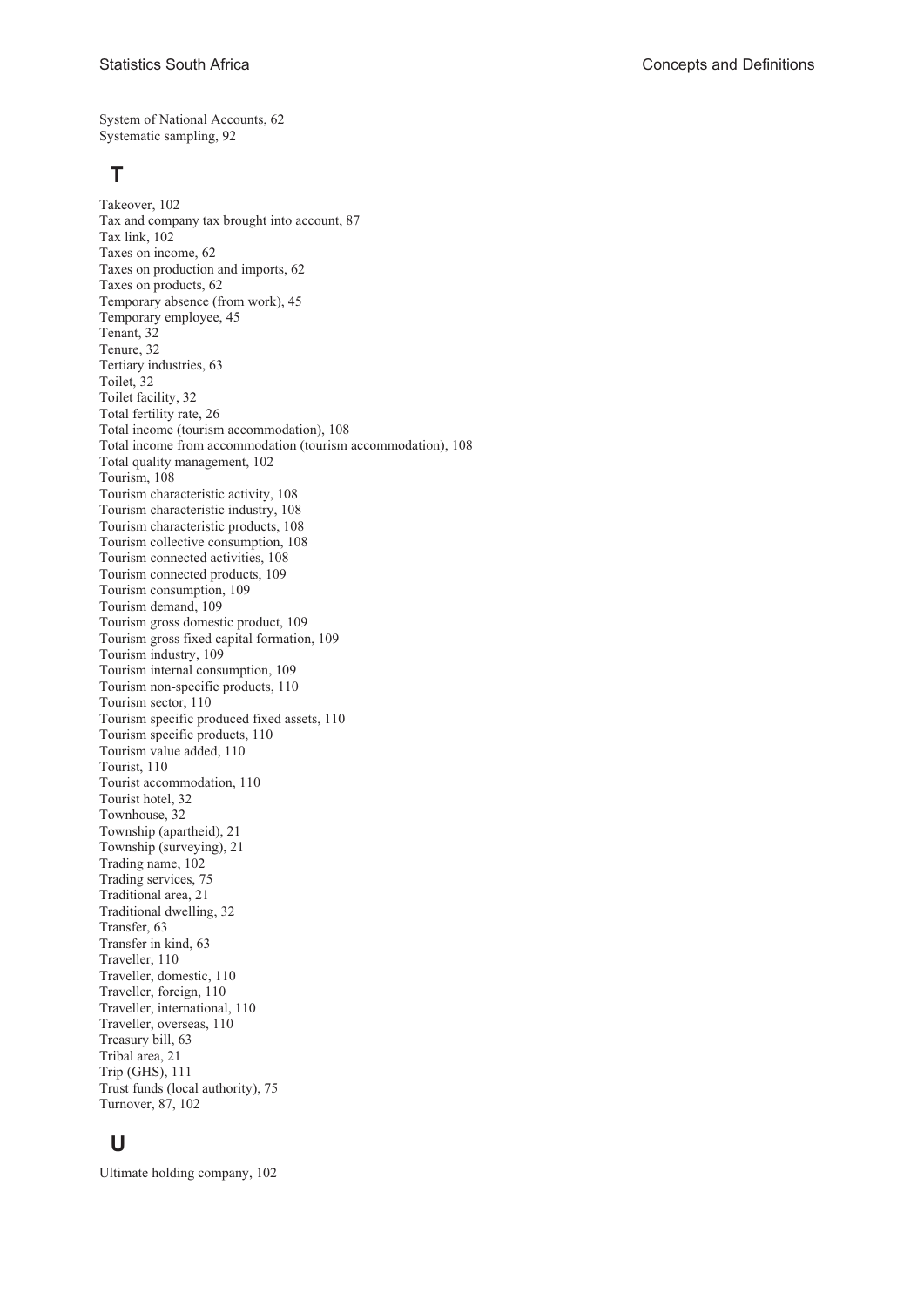System of National Accounts, 62
Systematic sampling, 92

## T

Takeover, 102
Tax and company tax brought into account, 87
Tax link, 102
Taxes on income, 62
Taxes on production and imports, 62
Taxes on products, 62
Temporary absence (from work), 45
Temporary employee, 45
Tenant, 32
Tenure, 32
Tertiary industries, 63
Toilet, 32
Toilet facility, 32
Total fertility rate, 26
Total income (tourism accommodation), 108
Total income from accommodation (tourism accommodation), 108
Total quality management, 102
Tourism, 108
Tourism characteristic activity, 108
Tourism characteristic industry, 108
Tourism characteristic products, 108
Tourism collective consumption, 108
Tourism connected activities, 108
Tourism connected products, 109
Tourism consumption, 109
Tourism demand, 109
Tourism gross domestic product, 109
Tourism gross fixed capital formation, 109
Tourism industry, 109
Tourism internal consumption, 109
Tourism non-specific products, 110
Tourism sector, 110
Tourism specific produced fixed assets, 110
Tourism specific products, 110
Tourism value added, 110
Tourist, 110
Tourist accommodation, 110
Tourist hotel, 32
Townhouse, 32
Township (apartheid), 21
Township (surveying), 21
Trading name, 102
Trading services, 75
Traditional area, 21
Traditional dwelling, 32
Transfer, 63
Transfer in kind, 63
Traveller, 110
Traveller, domestic, 110
Traveller, foreign, 110
Traveller, international, 110
Traveller, overseas, 110
Treasury bill, 63
Tribal area, 21
Trip (GHS), 111
Trust funds (local authority), 75
Turnover, 87, 102

## U

Ultimate holding company, 102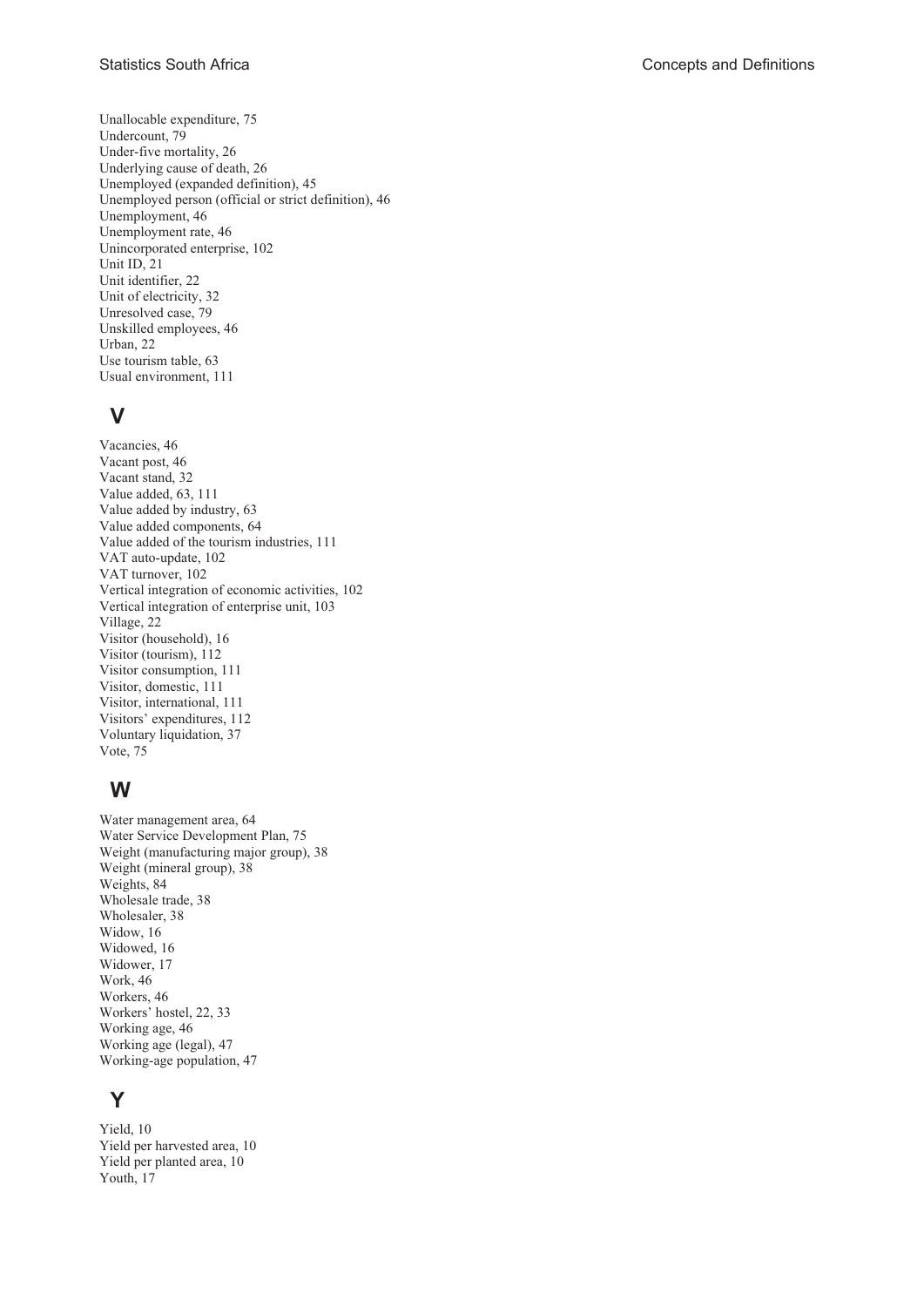Unallocable expenditure, 75
Undercount, 79
Under-five mortality, 26
Underlying cause of death, 26
Unemployed (expanded definition), 45
Unemployed person (official or strict definition), 46
Unemployment, 46
Unemployment rate, 46
Unincorporated enterprise, 102
Unit ID, 21
Unit identifier, 22
Unit of electricity, 32
Unresolved case, 79
Unskilled employees, 46
Urban, 22
Use tourism table, 63
Usual environment, 111

## V

Vacancies, 46
Vacant post, 46
Vacant stand, 32
Value added, 63, 111
Value added by industry, 63
Value added components, 64
Value added of the tourism industries, 111
VAT auto-update, 102
VAT turnover, 102
Vertical integration of economic activities, 102
Vertical integration of enterprise unit, 103
Village, 22
Visitor (household), 16
Visitor (tourism), 112
Visitor consumption, 111
Visitor, domestic, 111
Visitor, international, 111
Visitors' expenditures, 112
Voluntary liquidation, 37
Vote, 75

## W

Water management area, 64
Water Service Development Plan, 75
Weight (manufacturing major group), 38
Weight (mineral group), 38
Weights, 84
Wholesale trade, 38
Wholesaler, 38
Widow, 16
Widowed, 16
Widower, 17
Work, 46
Workers, 46
Workers' hostel, 22, 33
Working age, 46
Working age (legal), 47
Working-age population, 47

## Y

Yield, 10
Yield per harvested area, 10
Yield per planted area, 10
Youth, 17